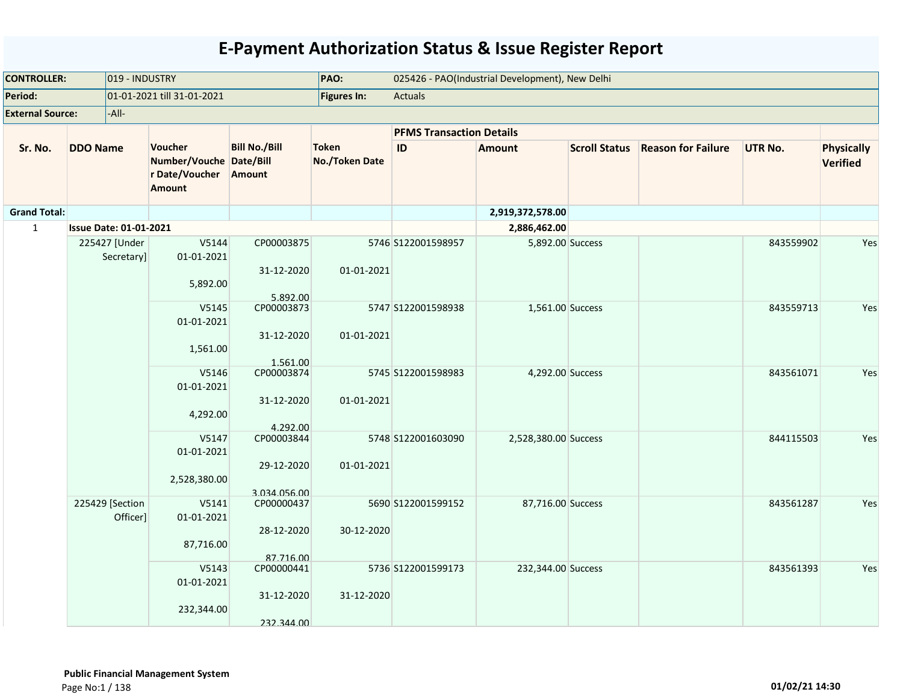# E-Payment Authorization Status & Issue Register Report

| | | | |
|---|---|---|---|
| **CONTROLLER:** | 019 - INDUSTRY | **PAO:** | 025426 - PAO(Industrial Development), New Delhi |
| **Period:** | 01-01-2021 till 31-01-2021 | **Figures In:** | Actuals |
| **External Source:** | -All- | | |

| Sr. No. | DDO Name | Voucher Number/Voucher Date/Voucher Amount | Bill No./Bill Date/Bill Amount | Token No./Token Date | PFMS Transaction Details ID | Amount | Scroll Status | Reason for Failure | UTR No. | Physically Verified |
|---|---|---|---|---|---|---|---|---|---|---|
| **Grand Total:** | | | | | | **2,919,372,578.00** | | | | |
| 1 | **Issue Date: 01-01-2021** | | | | | **2,886,462.00** | | | | |
| | 225427 [Under Secretary] | V5144 01-01-2021 5,892.00 | CP00003875 31-12-2020 5,892.00 | 5746 01-01-2021 | S122001598957 | 5,892.00 | Success | | 843559902 | Yes |
| | | V5145 01-01-2021 1,561.00 | CP00003873 31-12-2020 1,561.00 | 5747 01-01-2021 | S122001598938 | 1,561.00 | Success | | 843559713 | Yes |
| | | V5146 01-01-2021 4,292.00 | CP00003874 31-12-2020 4,292.00 | 5745 01-01-2021 | S122001598983 | 4,292.00 | Success | | 843561071 | Yes |
| | | V5147 01-01-2021 2,528,380.00 | CP00003844 29-12-2020 3,034,056.00 | 5748 01-01-2021 | S122001603090 | 2,528,380.00 | Success | | 844115503 | Yes |
| | 225429 [Section Officer] | V5141 01-01-2021 87,716.00 | CP00000437 28-12-2020 87,716.00 | 5690 30-12-2020 | S122001599152 | 87,716.00 | Success | | 843561287 | Yes |
| | | V5143 01-01-2021 232,344.00 | CP00000441 31-12-2020 232,344.00 | 5736 31-12-2020 | S122001599173 | 232,344.00 | Success | | 843561393 | Yes |

**Public Financial Management System**

01/02/21 14:30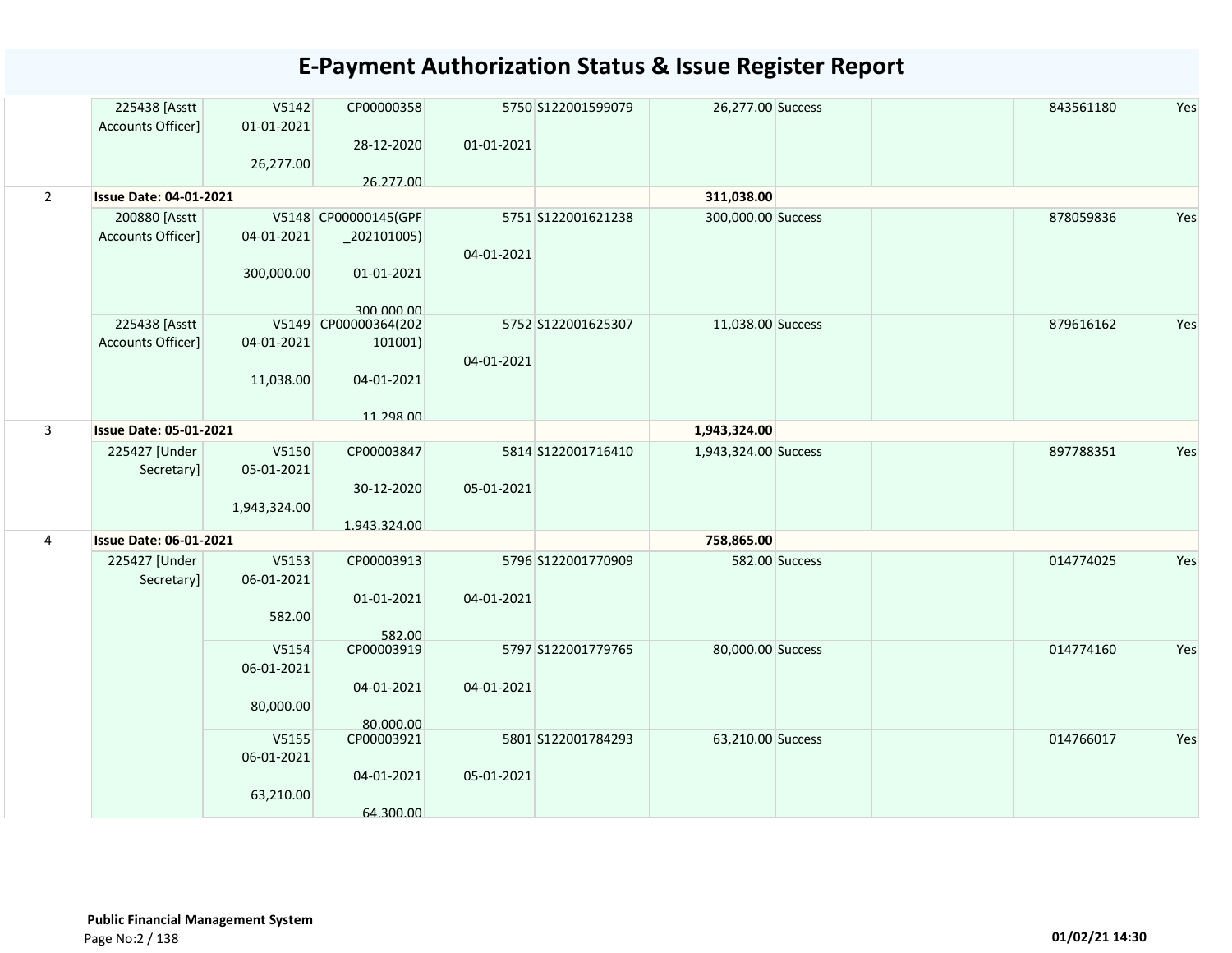# E-Payment Authorization Status & Issue Register Report

| | | | | | | | | | | |
|---|---|---|---|---|---|---|---|---|---|---|
| | 225438 [Asstt Accounts Officer] | V5142 01-01-2021 26,277.00 | CP00000358 28-12-2020 26,277.00 | 5750 01-01-2021 | S122001599079 | 26,277.00 | Success | | 843561180 | Yes |
| 2 | **Issue Date: 04-01-2021** | | | | | **311,038.00** | | | | |
| | 200880 [Asstt Accounts Officer] | V5148 04-01-2021 300,000.00 | CP00000145(GPF_202101005) 01-01-2021 300,000.00 | 5751 04-01-2021 | S122001621238 | 300,000.00 | Success | | 878059836 | Yes |
| | 225438 [Asstt Accounts Officer] | V5149 04-01-2021 11,038.00 | CP00000364(202101001) 04-01-2021 11,298.00 | 5752 04-01-2021 | S122001625307 | 11,038.00 | Success | | 879616162 | Yes |
| 3 | **Issue Date: 05-01-2021** | | | | | **1,943,324.00** | | | | |
| | 225427 [Under Secretary] | V5150 05-01-2021 1,943,324.00 | CP00003847 30-12-2020 1,943,324.00 | 5814 05-01-2021 | S122001716410 | 1,943,324.00 | Success | | 897788351 | Yes |
| 4 | **Issue Date: 06-01-2021** | | | | | **758,865.00** | | | | |
| | 225427 [Under Secretary] | V5153 06-01-2021 582.00 | CP00003913 01-01-2021 582.00 | 5796 04-01-2021 | S122001770909 | 582.00 | Success | | 014774025 | Yes |
| | | V5154 06-01-2021 80,000.00 | CP00003919 04-01-2021 80,000.00 | 5797 04-01-2021 | S122001779765 | 80,000.00 | Success | | 014774160 | Yes |
| | | V5155 06-01-2021 63,210.00 | CP00003921 04-01-2021 64,300.00 | 5801 05-01-2021 | S122001784293 | 63,210.00 | Success | | 014766017 | Yes |

**Public Financial Management System**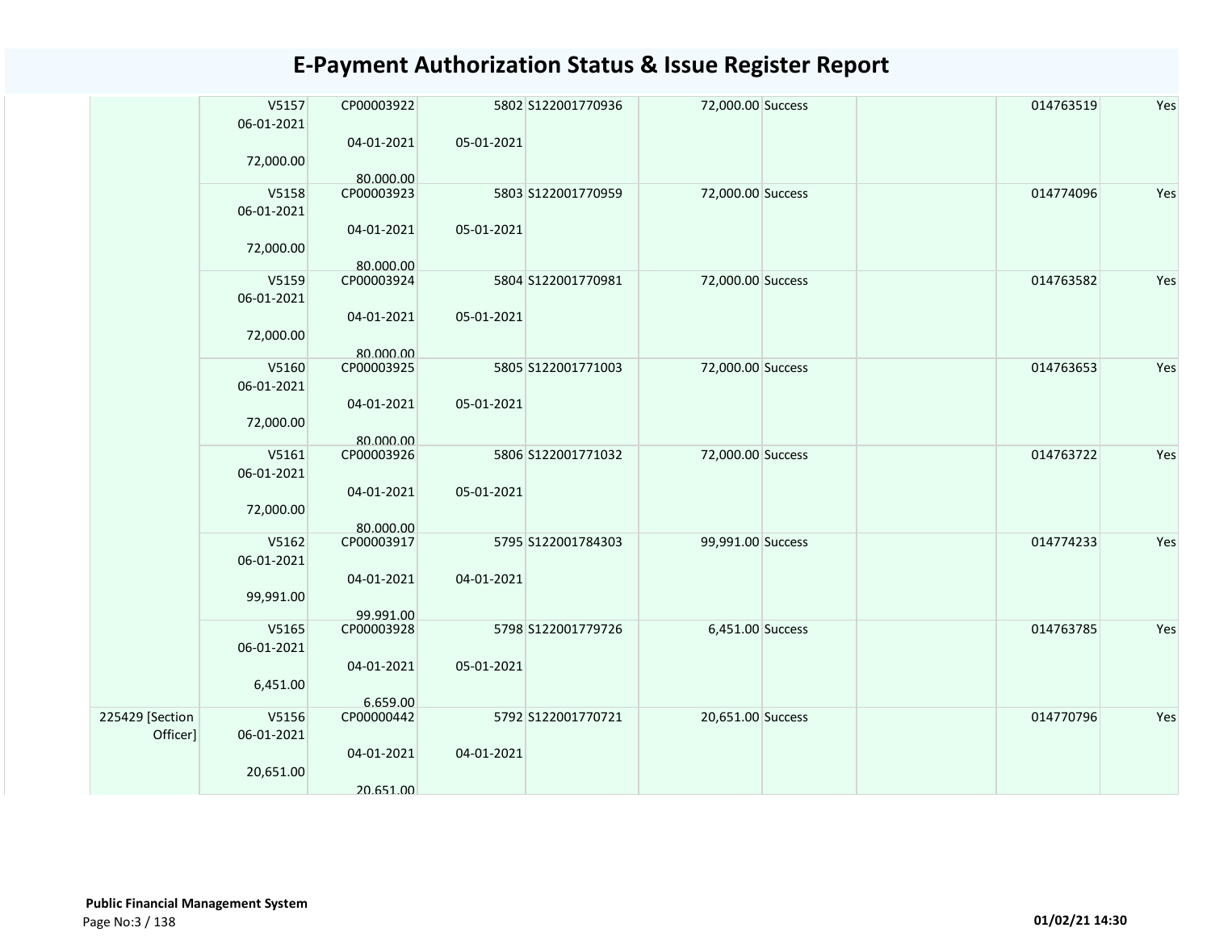# E-Payment Authorization Status & Issue Register Report

| | | | | | | | | | |
|---|---|---|---|---|---|---|---|---|---|
| | V5157<br>06-01-2021<br><br>72,000.00 | CP00003922<br><br>04-01-2021<br><br>80,000.00 | 5802<br><br>05-01-2021 | S122001770936 | 72,000.00 | Success | | 014763519 | Yes |
| | V5158<br>06-01-2021<br><br>72,000.00 | CP00003923<br><br>04-01-2021<br><br>80,000.00 | 5803<br><br>05-01-2021 | S122001770959 | 72,000.00 | Success | | 014774096 | Yes |
| | V5159<br>06-01-2021<br><br>72,000.00 | CP00003924<br><br>04-01-2021<br><br>80,000.00 | 5804<br><br>05-01-2021 | S122001770981 | 72,000.00 | Success | | 014763582 | Yes |
| | V5160<br>06-01-2021<br><br>72,000.00 | CP00003925<br><br>04-01-2021<br><br>80,000.00 | 5805<br><br>05-01-2021 | S122001771003 | 72,000.00 | Success | | 014763653 | Yes |
| | V5161<br>06-01-2021<br><br>72,000.00 | CP00003926<br><br>04-01-2021<br><br>80,000.00 | 5806<br><br>05-01-2021 | S122001771032 | 72,000.00 | Success | | 014763722 | Yes |
| | V5162<br>06-01-2021<br><br>99,991.00 | CP00003917<br><br>04-01-2021<br><br>99,991.00 | 5795<br><br>04-01-2021 | S122001784303 | 99,991.00 | Success | | 014774233 | Yes |
| | V5165<br>06-01-2021<br><br>6,451.00 | CP00003928<br><br>04-01-2021<br><br>6,659.00 | 5798<br><br>05-01-2021 | S122001779726 | 6,451.00 | Success | | 014763785 | Yes |
| 225429 [Section Officer] | V5156<br>06-01-2021<br><br>20,651.00 | CP00000442<br><br>04-01-2021<br><br>20,651.00 | 5792<br><br>04-01-2021 | S122001770721 | 20,651.00 | Success | | 014770796 | Yes |

**Public Financial Management System**

01/02/21 14:30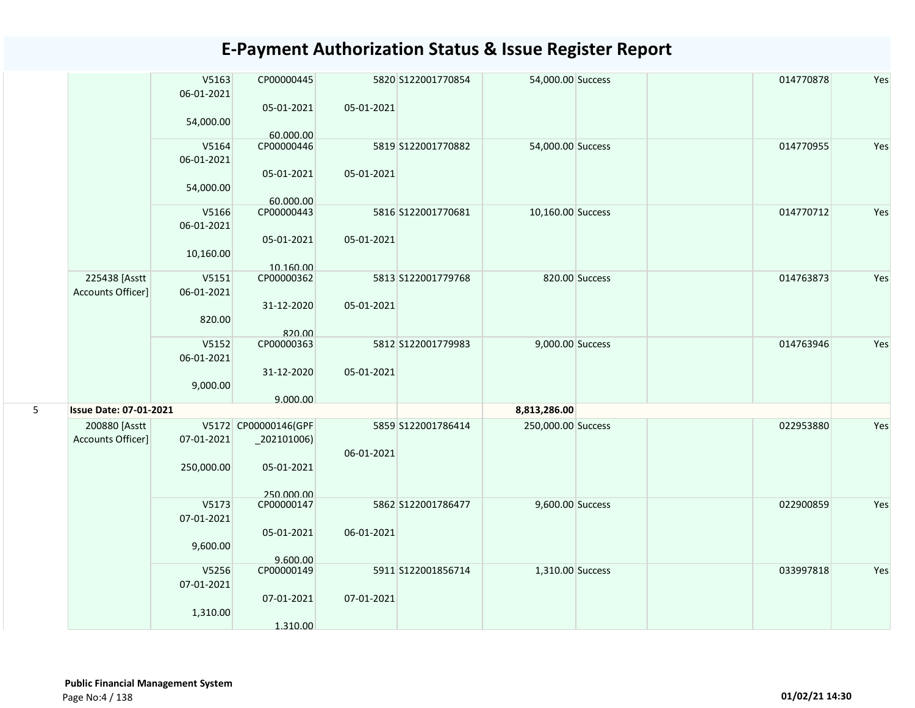# E-Payment Authorization Status & Issue Register Report

| | | | | | | | | | | |
|---|---|---|---|---|---|---|---|---|---|---|
| | | V5163 06-01-2021 54,000.00 | CP00000445 05-01-2021 60,000.00 | 5820 05-01-2021 | S122001770854 | 54,000.00 | Success | | 014770878 | Yes |
| | | V5164 06-01-2021 54,000.00 | CP00000446 05-01-2021 60,000.00 | 5819 05-01-2021 | S122001770882 | 54,000.00 | Success | | 014770955 | Yes |
| | | V5166 06-01-2021 10,160.00 | CP00000443 05-01-2021 10,160.00 | 5816 05-01-2021 | S122001770681 | 10,160.00 | Success | | 014770712 | Yes |
| | 225438 [Asstt Accounts Officer] | V5151 06-01-2021 820.00 | CP00000362 31-12-2020 820.00 | 5813 05-01-2021 | S122001779768 | 820.00 | Success | | 014763873 | Yes |
| | | V5152 06-01-2021 9,000.00 | CP00000363 31-12-2020 9,000.00 | 5812 05-01-2021 | S122001779983 | 9,000.00 | Success | | 014763946 | Yes |
| 5 | **Issue Date: 07-01-2021** | | | | | **8,813,286.00** | | | | |
| | 200880 [Asstt Accounts Officer] | V5172 07-01-2021 250,000.00 | CP00000146(GPF _202101006) 05-01-2021 250,000.00 | 5859 06-01-2021 | S122001786414 | 250,000.00 | Success | | 022953880 | Yes |
| | | V5173 07-01-2021 9,600.00 | CP00000147 05-01-2021 9,600.00 | 5862 06-01-2021 | S122001786477 | 9,600.00 | Success | | 022900859 | Yes |
| | | V5256 07-01-2021 1,310.00 | CP00000149 07-01-2021 1,310.00 | 5911 07-01-2021 | S122001856714 | 1,310.00 | Success | | 033997818 | Yes |

**Public Financial Management System**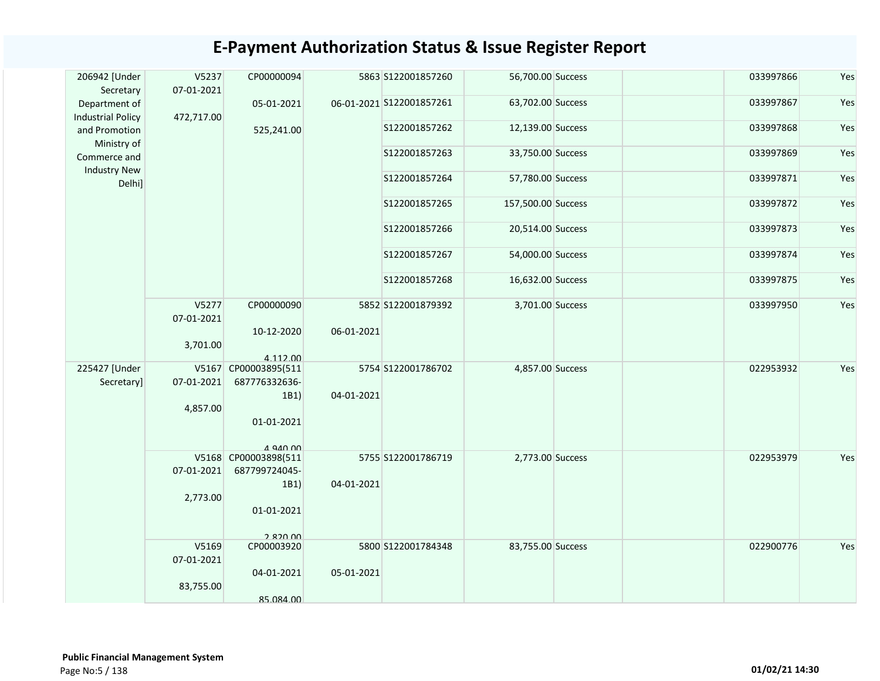# E-Payment Authorization Status & Issue Register Report

| | | | | | | | | | |
|---|---|---|---|---|---|---|---|---|---|
| 206942 [Under Secretary Department of Industrial Policy and Promotion Ministry of Commerce and Industry New Delhi] | V5237 07-01-2021 472,717.00 | CP00000094 05-01-2021 525,241.00 | 5863 06-01-2021 | S122001857260 | 56,700.00 | Success | | 033997866 | Yes |
| | | | | S122001857261 | 63,702.00 | Success | | 033997867 | Yes |
| | | | | S122001857262 | 12,139.00 | Success | | 033997868 | Yes |
| | | | | S122001857263 | 33,750.00 | Success | | 033997869 | Yes |
| | | | | S122001857264 | 57,780.00 | Success | | 033997871 | Yes |
| | | | | S122001857265 | 157,500.00 | Success | | 033997872 | Yes |
| | | | | S122001857266 | 20,514.00 | Success | | 033997873 | Yes |
| | | | | S122001857267 | 54,000.00 | Success | | 033997874 | Yes |
| | | | | S122001857268 | 16,632.00 | Success | | 033997875 | Yes |
| | V5277 07-01-2021 3,701.00 | CP00000090 10-12-2020 4,112.00 | 5852 06-01-2021 | S122001879392 | 3,701.00 | Success | | 033997950 | Yes |
| 225427 [Under Secretary] | V5167 07-01-2021 4,857.00 | CP00003895(511687776332636-1B1) 01-01-2021 4,940.00 | 5754 04-01-2021 | S122001786702 | 4,857.00 | Success | | 022953932 | Yes |
| | V5168 07-01-2021 2,773.00 | CP00003898(511687799724045-1B1) 01-01-2021 2,820.00 | 5755 04-01-2021 | S122001786719 | 2,773.00 | Success | | 022953979 | Yes |
| | V5169 07-01-2021 83,755.00 | CP00003920 04-01-2021 85,084.00 | 5800 05-01-2021 | S122001784348 | 83,755.00 | Success | | 022900776 | Yes |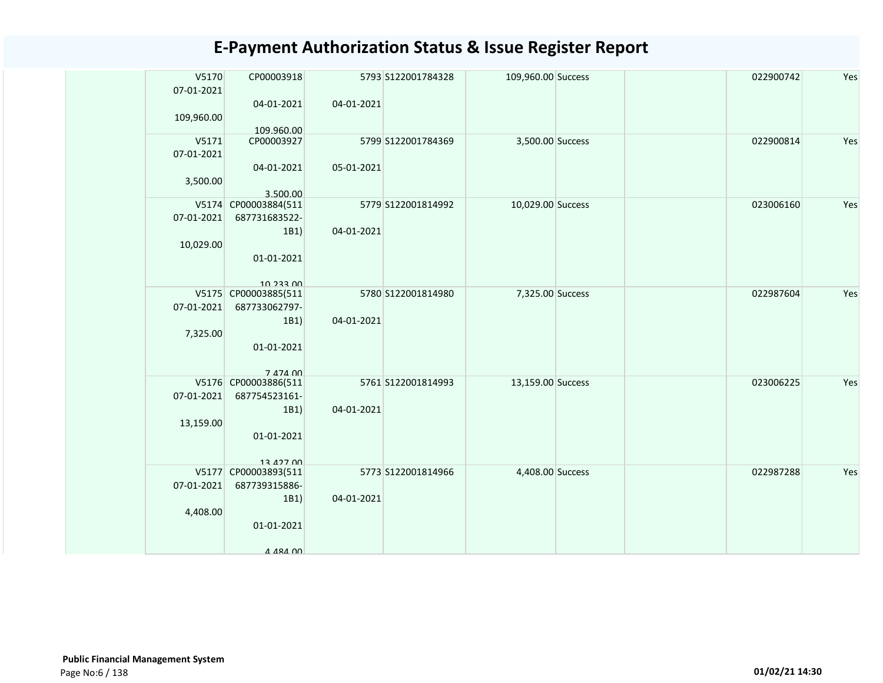# E-Payment Authorization Status & Issue Register Report

| | | | | | | | | | |
|---|---|---|---|---|---|---|---|---|---|
| | V5170 07-01-2021 109,960.00 | CP00003918 04-01-2021 109,960.00 | 5793 04-01-2021 | S122001784328 | 109,960.00 | Success | | 022900742 | Yes |
| | V5171 07-01-2021 3,500.00 | CP00003927 04-01-2021 3,500.00 | 5799 05-01-2021 | S122001784369 | 3,500.00 | Success | | 022900814 | Yes |
| | V5174 07-01-2021 10,029.00 | CP00003884(511687731683522-1B1) 01-01-2021 10,233.00 | 5779 04-01-2021 | S122001814992 | 10,029.00 | Success | | 023006160 | Yes |
| | V5175 07-01-2021 7,325.00 | CP00003885(511687733062797-1B1) 01-01-2021 7,474.00 | 5780 04-01-2021 | S122001814980 | 7,325.00 | Success | | 022987604 | Yes |
| | V5176 07-01-2021 13,159.00 | CP00003886(511687754523161-1B1) 01-01-2021 13,427.00 | 5761 04-01-2021 | S122001814993 | 13,159.00 | Success | | 023006225 | Yes |
| | V5177 07-01-2021 4,408.00 | CP00003893(511687739315886-1B1) 01-01-2021 4,484.00 | 5773 04-01-2021 | S122001814966 | 4,408.00 | Success | | 022987288 | Yes |

**Public Financial Management System**

01/02/21 14:30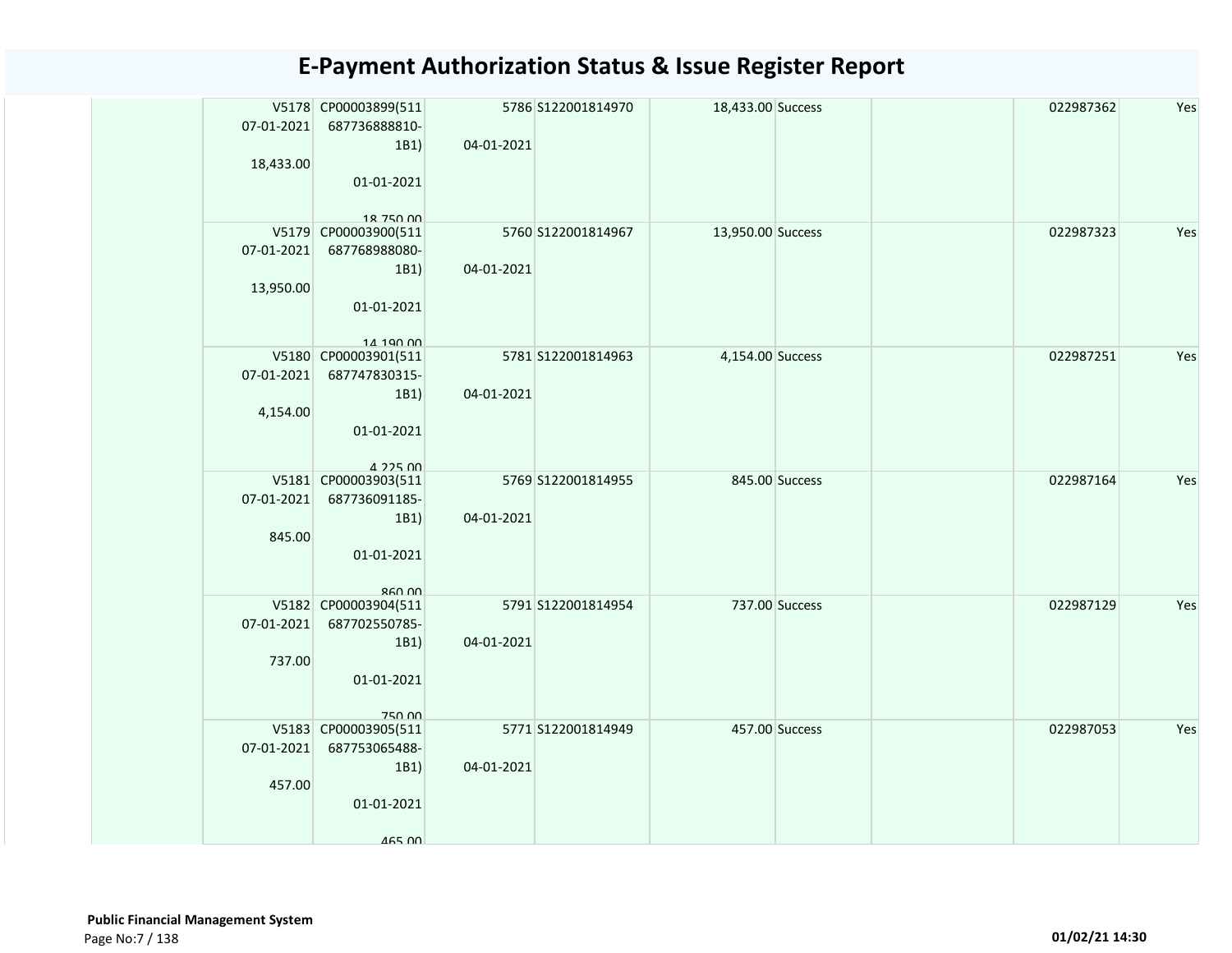# E-Payment Authorization Status & Issue Register Report

| | | | | | | | | | |
|---|---|---|---|---|---|---|---|---|---|
| | V5178 07-01-2021 18,433.00 | CP00003899(511687736888810-1B1) 01-01-2021 18,750.00 | 5786 04-01-2021 | S122001814970 | 18,433.00 | Success | | 022987362 | Yes |
| | V5179 07-01-2021 13,950.00 | CP00003900(511687768988080-1B1) 01-01-2021 14,190.00 | 5760 04-01-2021 | S122001814967 | 13,950.00 | Success | | 022987323 | Yes |
| | V5180 07-01-2021 4,154.00 | CP00003901(511687747830315-1B1) 01-01-2021 4,225.00 | 5781 04-01-2021 | S122001814963 | 4,154.00 | Success | | 022987251 | Yes |
| | V5181 07-01-2021 845.00 | CP00003903(511687736091185-1B1) 01-01-2021 860.00 | 5769 04-01-2021 | S122001814955 | 845.00 | Success | | 022987164 | Yes |
| | V5182 07-01-2021 737.00 | CP00003904(511687702550785-1B1) 01-01-2021 750.00 | 5791 04-01-2021 | S122001814954 | 737.00 | Success | | 022987129 | Yes |
| | V5183 07-01-2021 457.00 | CP00003905(511687753065488-1B1) 01-01-2021 465.00 | 5771 04-01-2021 | S122001814949 | 457.00 | Success | | 022987053 | Yes |

**Public Financial Management System**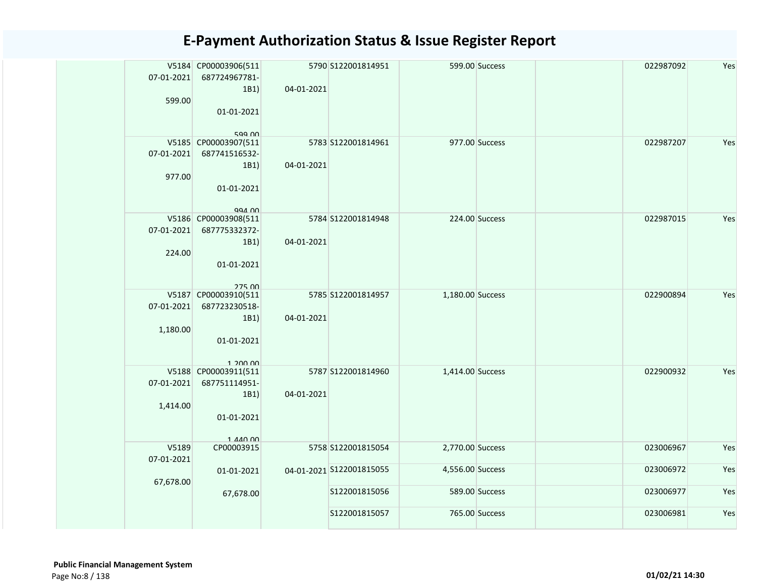# E-Payment Authorization Status & Issue Register Report

| | | | | | | | | | |
|---|---|---|---|---|---|---|---|---|---|
| | V5184 07-01-2021 599.00 | CP00003906(511 687724967781-1B1) 01-01-2021 599.00 | 5790 04-01-2021 | S122001814951 | 599.00 | Success | | 022987092 | Yes |
| | V5185 07-01-2021 977.00 | CP00003907(511 687741516532-1B1) 01-01-2021 994.00 | 5783 04-01-2021 | S122001814961 | 977.00 | Success | | 022987207 | Yes |
| | V5186 07-01-2021 224.00 | CP00003908(511 687775332372-1B1) 01-01-2021 275.00 | 5784 04-01-2021 | S122001814948 | 224.00 | Success | | 022987015 | Yes |
| | V5187 07-01-2021 1,180.00 | CP00003910(511 687723230518-1B1) 01-01-2021 1,200.00 | 5785 04-01-2021 | S122001814957 | 1,180.00 | Success | | 022900894 | Yes |
| | V5188 07-01-2021 1,414.00 | CP00003911(511 687751114951-1B1) 01-01-2021 1,440.00 | 5787 04-01-2021 | S122001814960 | 1,414.00 | Success | | 022900932 | Yes |
| | V5189 07-01-2021 67,678.00 | CP00003915 01-01-2021 67,678.00 | 5758 04-01-2021 | S122001815054 | 2,770.00 | Success | | 023006967 | Yes |
| | | | | S122001815055 | 4,556.00 | Success | | 023006972 | Yes |
| | | | | S122001815056 | 589.00 | Success | | 023006977 | Yes |
| | | | | S122001815057 | 765.00 | Success | | 023006981 | Yes |

**Public Financial Management System**

01/02/21 14:30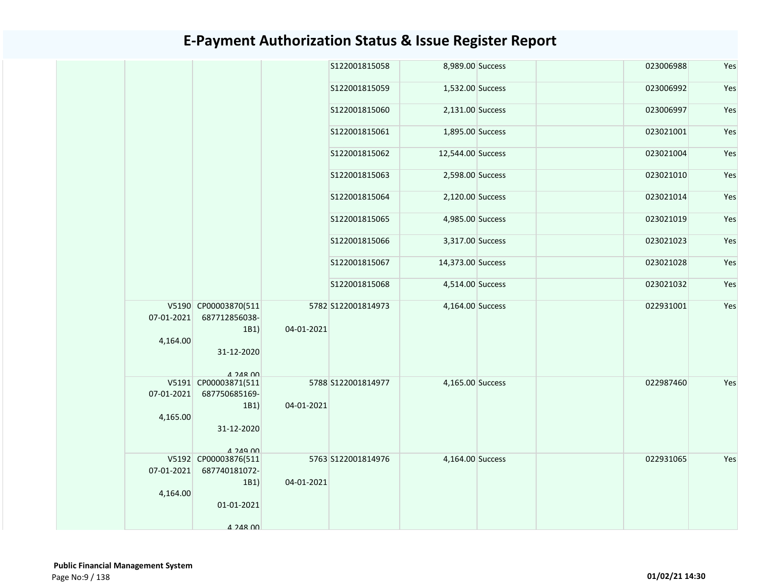# E-Payment Authorization Status & Issue Register Report

| | | | | | | | | | |
|---|---|---|---|---|---|---|---|---|---|
| | | | | S122001815058 | 8,989.00 | Success | | 023006988 | Yes |
| | | | | S122001815059 | 1,532.00 | Success | | 023006992 | Yes |
| | | | | S122001815060 | 2,131.00 | Success | | 023006997 | Yes |
| | | | | S122001815061 | 1,895.00 | Success | | 023021001 | Yes |
| | | | | S122001815062 | 12,544.00 | Success | | 023021004 | Yes |
| | | | | S122001815063 | 2,598.00 | Success | | 023021010 | Yes |
| | | | | S122001815064 | 2,120.00 | Success | | 023021014 | Yes |
| | | | | S122001815065 | 4,985.00 | Success | | 023021019 | Yes |
| | | | | S122001815066 | 3,317.00 | Success | | 023021023 | Yes |
| | | | | S122001815067 | 14,373.00 | Success | | 023021028 | Yes |
| | | | | S122001815068 | 4,514.00 | Success | | 023021032 | Yes |
| | V5190 07-01-2021 4,164.00 | CP00003870(511 687712856038-1B1) 31-12-2020 4,248.00 | 5782 04-01-2021 | S122001814973 | 4,164.00 | Success | | 022931001 | Yes |
| | V5191 07-01-2021 4,165.00 | CP00003871(511 687750685169-1B1) 31-12-2020 4,249.00 | 5788 04-01-2021 | S122001814977 | 4,165.00 | Success | | 022987460 | Yes |
| | V5192 07-01-2021 4,164.00 | CP00003876(511 687740181072-1B1) 01-01-2021 4,248.00 | 5763 04-01-2021 | S122001814976 | 4,164.00 | Success | | 022931065 | Yes |

**Public Financial Management System**

01/02/21 14:30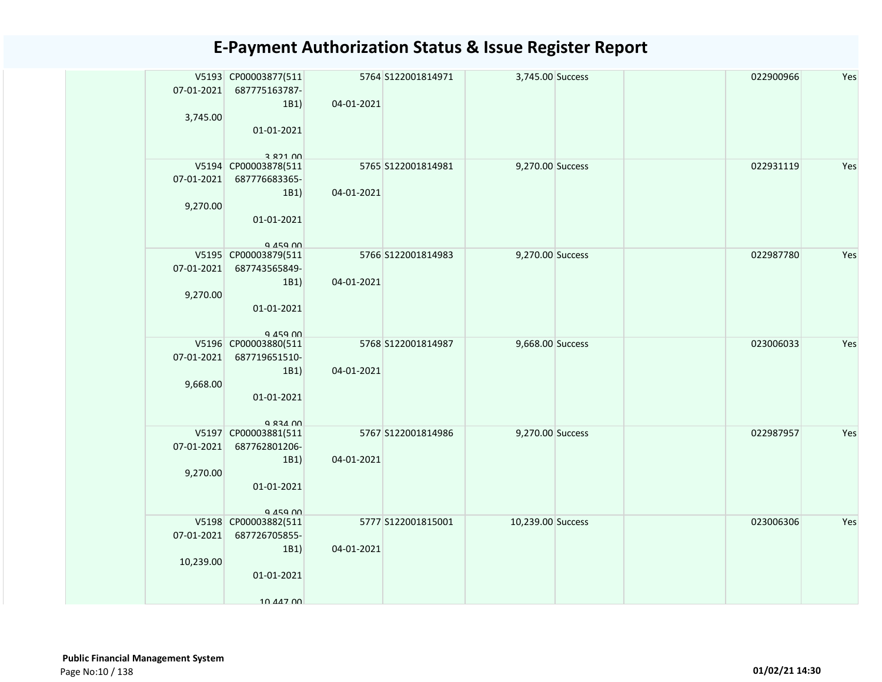# E-Payment Authorization Status & Issue Register Report

| | | | | | | | | | |
|---|---|---|---|---|---|---|---|---|---|
| | V5193 07-01-2021 3,745.00 | CP00003877(511687775163787-1B1) 01-01-2021 3,821.00 | 5764 04-01-2021 | S122001814971 | 3,745.00 | Success | | 022900966 | Yes |
| | V5194 07-01-2021 9,270.00 | CP00003878(511687776683365-1B1) 01-01-2021 9,459.00 | 5765 04-01-2021 | S122001814981 | 9,270.00 | Success | | 022931119 | Yes |
| | V5195 07-01-2021 9,270.00 | CP00003879(511687743565849-1B1) 01-01-2021 9,459.00 | 5766 04-01-2021 | S122001814983 | 9,270.00 | Success | | 022987780 | Yes |
| | V5196 07-01-2021 9,668.00 | CP00003880(511687719651510-1B1) 01-01-2021 9,834.00 | 5768 04-01-2021 | S122001814987 | 9,668.00 | Success | | 023006033 | Yes |
| | V5197 07-01-2021 9,270.00 | CP00003881(511687762801206-1B1) 01-01-2021 9,459.00 | 5767 04-01-2021 | S122001814986 | 9,270.00 | Success | | 022987957 | Yes |
| | V5198 07-01-2021 10,239.00 | CP00003882(511687726705855-1B1) 01-01-2021 10,447.00 | 5777 04-01-2021 | S122001815001 | 10,239.00 | Success | | 023006306 | Yes |

**Public Financial Management System**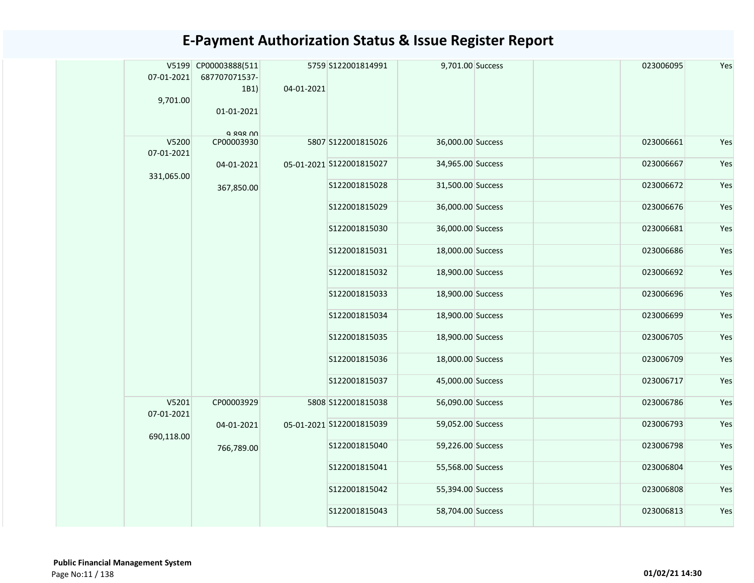# E-Payment Authorization Status & Issue Register Report

| | | | | | | | | | |
|---|---|---|---|---|---|---|---|---|---|
| | V5199 07-01-2021 9,701.00 | CP00003888(511687707071537-1B1) 01-01-2021 9,898.00 | 5759 04-01-2021 | S122001814991 | 9,701.00 | Success | | 023006095 | Yes |
| | V5200 07-01-2021 331,065.00 | CP00003930 04-01-2021 367,850.00 | 5807 05-01-2021 | S122001815026 | 36,000.00 | Success | | 023006661 | Yes |
| | | | | S122001815027 | 34,965.00 | Success | | 023006667 | Yes |
| | | | | S122001815028 | 31,500.00 | Success | | 023006672 | Yes |
| | | | | S122001815029 | 36,000.00 | Success | | 023006676 | Yes |
| | | | | S122001815030 | 36,000.00 | Success | | 023006681 | Yes |
| | | | | S122001815031 | 18,000.00 | Success | | 023006686 | Yes |
| | | | | S122001815032 | 18,900.00 | Success | | 023006692 | Yes |
| | | | | S122001815033 | 18,900.00 | Success | | 023006696 | Yes |
| | | | | S122001815034 | 18,900.00 | Success | | 023006699 | Yes |
| | | | | S122001815035 | 18,900.00 | Success | | 023006705 | Yes |
| | | | | S122001815036 | 18,000.00 | Success | | 023006709 | Yes |
| | | | | S122001815037 | 45,000.00 | Success | | 023006717 | Yes |
| | V5201 07-01-2021 690,118.00 | CP00003929 04-01-2021 766,789.00 | 5808 05-01-2021 | S122001815038 | 56,090.00 | Success | | 023006786 | Yes |
| | | | | S122001815039 | 59,052.00 | Success | | 023006793 | Yes |
| | | | | S122001815040 | 59,226.00 | Success | | 023006798 | Yes |
| | | | | S122001815041 | 55,568.00 | Success | | 023006804 | Yes |
| | | | | S122001815042 | 55,394.00 | Success | | 023006808 | Yes |
| | | | | S122001815043 | 58,704.00 | Success | | 023006813 | Yes |

**Public Financial Management System**

01/02/21 14:30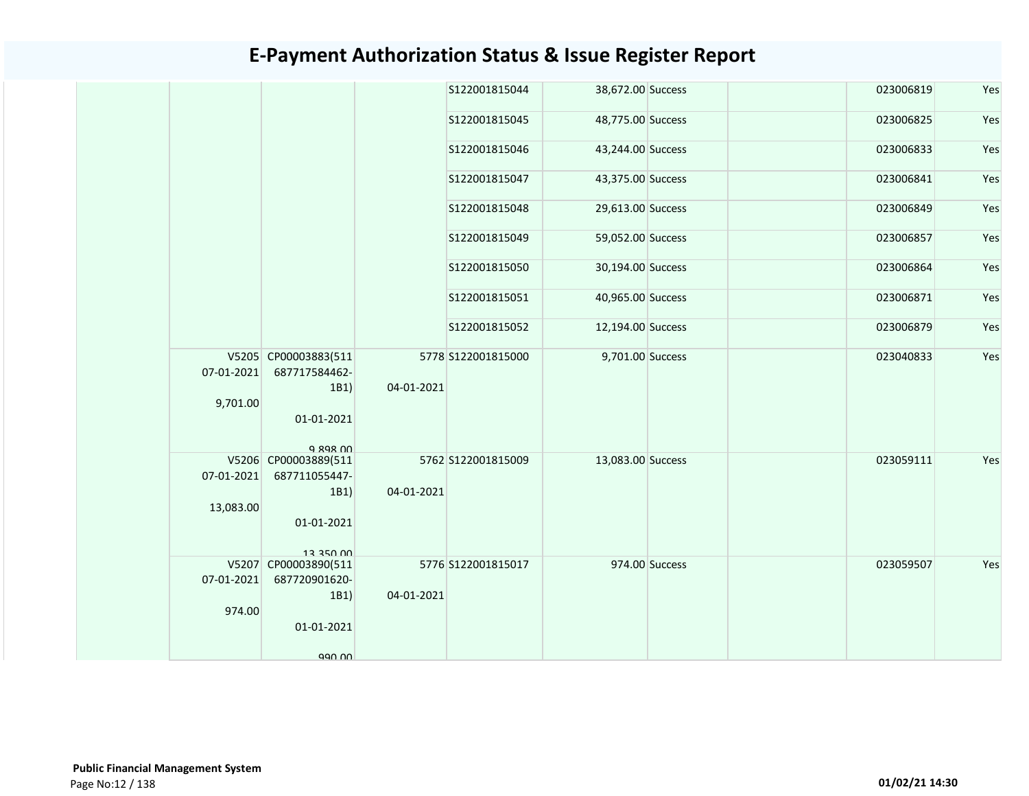# E-Payment Authorization Status & Issue Register Report

| | | | | | | | | | |
|---|---|---|---|---|---|---|---|---|---|
| | | | | S122001815044 | 38,672.00 | Success | | 023006819 | Yes |
| | | | | S122001815045 | 48,775.00 | Success | | 023006825 | Yes |
| | | | | S122001815046 | 43,244.00 | Success | | 023006833 | Yes |
| | | | | S122001815047 | 43,375.00 | Success | | 023006841 | Yes |
| | | | | S122001815048 | 29,613.00 | Success | | 023006849 | Yes |
| | | | | S122001815049 | 59,052.00 | Success | | 023006857 | Yes |
| | | | | S122001815050 | 30,194.00 | Success | | 023006864 | Yes |
| | | | | S122001815051 | 40,965.00 | Success | | 023006871 | Yes |
| | | | | S122001815052 | 12,194.00 | Success | | 023006879 | Yes |
| | V5205 07-01-2021 9,701.00 | CP00003883(511687717584462-1B1) 01-01-2021 9,898.00 | 5778 04-01-2021 | S122001815000 | 9,701.00 | Success | | 023040833 | Yes |
| | V5206 07-01-2021 13,083.00 | CP00003889(511687711055447-1B1) 01-01-2021 13,350.00 | 5762 04-01-2021 | S122001815009 | 13,083.00 | Success | | 023059111 | Yes |
| | V5207 07-01-2021 974.00 | CP00003890(511687720901620-1B1) 01-01-2021 990.00 | 5776 04-01-2021 | S122001815017 | 974.00 | Success | | 023059507 | Yes |

**Public Financial Management System**

01/02/21 14:30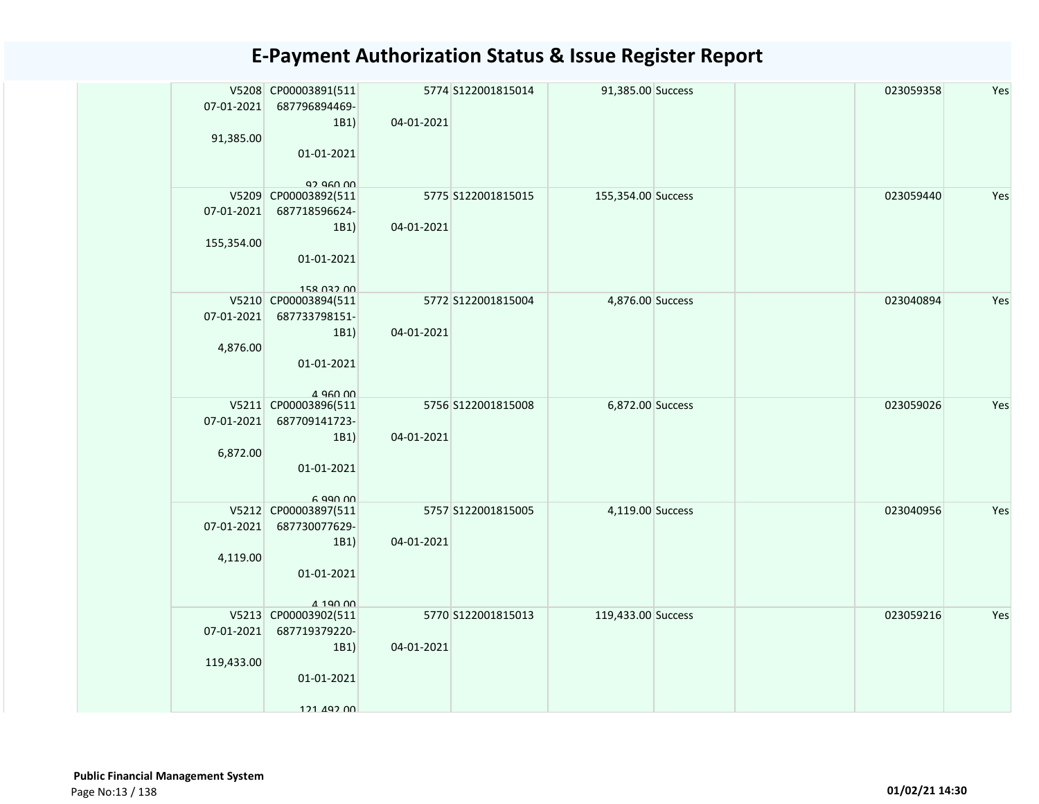# E-Payment Authorization Status & Issue Register Report

| | | | | | | | | | |
|---|---|---|---|---|---|---|---|---|---|
| | V5208<br>07-01-2021<br>91,385.00 | CP00003891(511687796894469-1B1)<br>01-01-2021<br>92,960.00 | 5774<br>04-01-2021 | S122001815014 | 91,385.00 | Success | | 023059358 | Yes |
| | V5209<br>07-01-2021<br>155,354.00 | CP00003892(511687718596624-1B1)<br>01-01-2021<br>158,032.00 | 5775<br>04-01-2021 | S122001815015 | 155,354.00 | Success | | 023059440 | Yes |
| | V5210<br>07-01-2021<br>4,876.00 | CP00003894(511687733798151-1B1)<br>01-01-2021<br>4,960.00 | 5772<br>04-01-2021 | S122001815004 | 4,876.00 | Success | | 023040894 | Yes |
| | V5211<br>07-01-2021<br>6,872.00 | CP00003896(511687709141723-1B1)<br>01-01-2021<br>6,990.00 | 5756<br>04-01-2021 | S122001815008 | 6,872.00 | Success | | 023059026 | Yes |
| | V5212<br>07-01-2021<br>4,119.00 | CP00003897(511687730077629-1B1)<br>01-01-2021<br>4,190.00 | 5757<br>04-01-2021 | S122001815005 | 4,119.00 | Success | | 023040956 | Yes |
| | V5213<br>07-01-2021<br>119,433.00 | CP00003902(511687719379220-1B1)<br>01-01-2021<br>121,492.00 | 5770<br>04-01-2021 | S122001815013 | 119,433.00 | Success | | 023059216 | Yes |

**Public Financial Management System**
Page No:13 / 138 **01/02/21 14:30**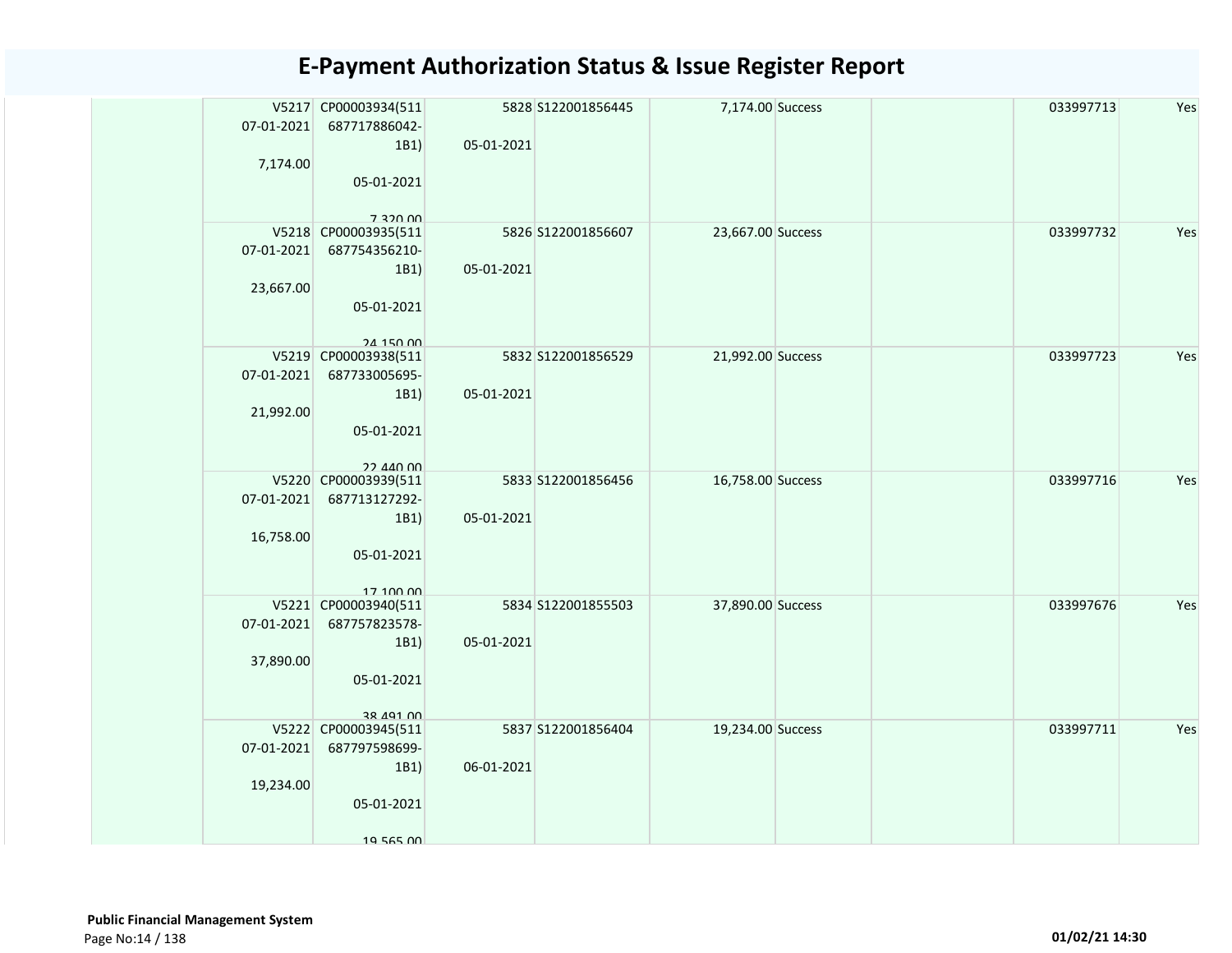# E-Payment Authorization Status & Issue Register Report

| | | | | | | | | | |
|---|---|---|---|---|---|---|---|---|---|
| | V5217 07-01-2021 7,174.00 | CP00003934(511 687717886042-1B1) 05-01-2021 7,320.00 | 5828 05-01-2021 | S122001856445 | 7,174.00 | Success | | 033997713 | Yes |
| | V5218 07-01-2021 23,667.00 | CP00003935(511 687754356210-1B1) 05-01-2021 24,150.00 | 5826 05-01-2021 | S122001856607 | 23,667.00 | Success | | 033997732 | Yes |
| | V5219 07-01-2021 21,992.00 | CP00003938(511 687733005695-1B1) 05-01-2021 22,440.00 | 5832 05-01-2021 | S122001856529 | 21,992.00 | Success | | 033997723 | Yes |
| | V5220 07-01-2021 16,758.00 | CP00003939(511 687713127292-1B1) 05-01-2021 17,100.00 | 5833 05-01-2021 | S122001856456 | 16,758.00 | Success | | 033997716 | Yes |
| | V5221 07-01-2021 37,890.00 | CP00003940(511 687757823578-1B1) 05-01-2021 38,491.00 | 5834 05-01-2021 | S122001855503 | 37,890.00 | Success | | 033997676 | Yes |
| | V5222 07-01-2021 19,234.00 | CP00003945(511 687797598699-1B1) 05-01-2021 19,565.00 | 5837 06-01-2021 | S122001856404 | 19,234.00 | Success | | 033997711 | Yes |

**Public Financial Management System**

01/02/21 14:30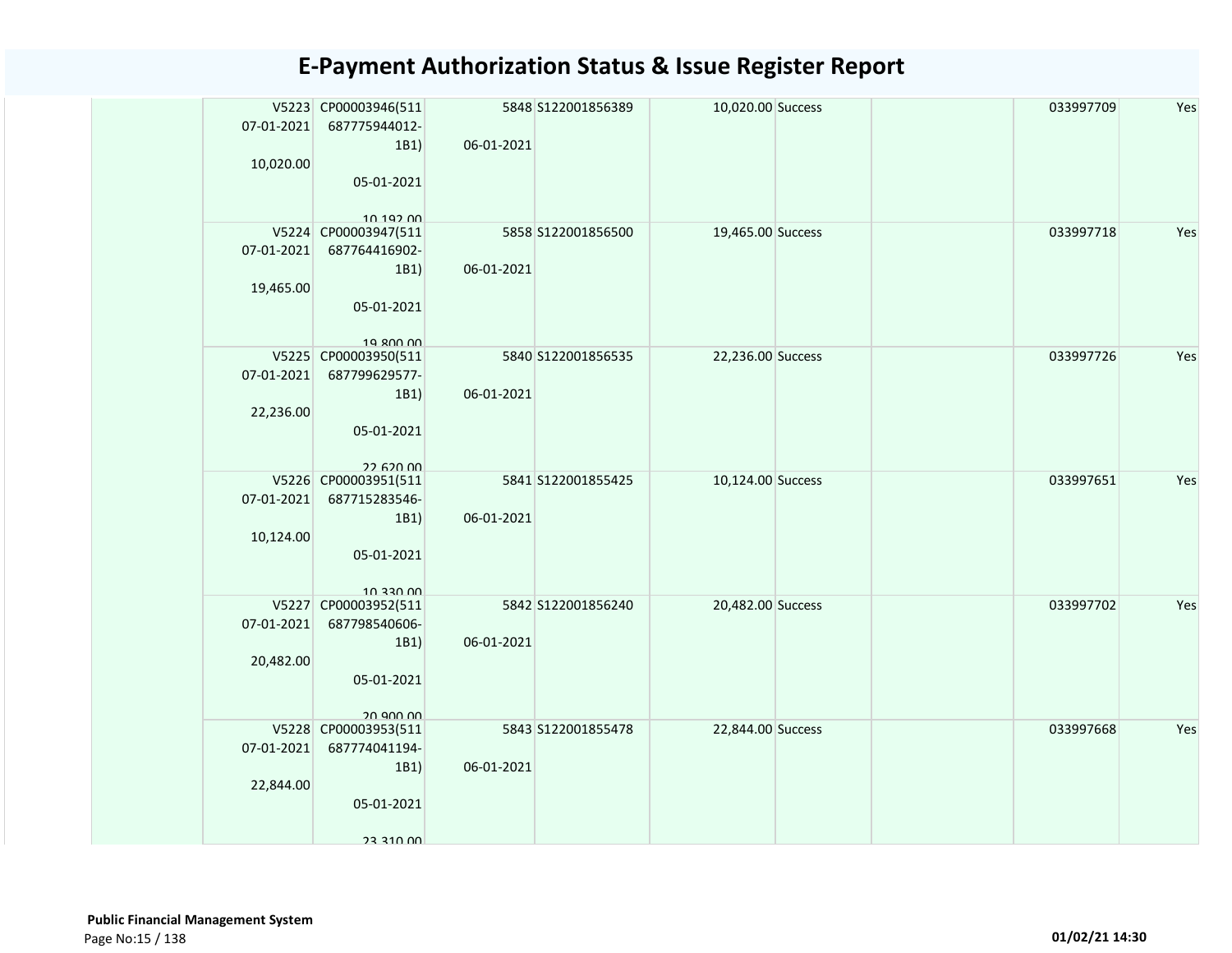# E-Payment Authorization Status & Issue Register Report

| | | | | | | | | |
|---|---|---|---|---|---|---|---|---|
| | V5223<br>07-01-2021<br>10,020.00 | CP00003946(511687775944012-1B1)<br>05-01-2021<br>10,192.00 | 5848<br>06-01-2021 | S122001856389 | 10,020.00 | Success | | 033997709 | Yes |
| | V5224<br>07-01-2021<br>19,465.00 | CP00003947(511687764416902-1B1)<br>05-01-2021<br>19,800.00 | 5858<br>06-01-2021 | S122001856500 | 19,465.00 | Success | | 033997718 | Yes |
| | V5225<br>07-01-2021<br>22,236.00 | CP00003950(511687799629577-1B1)<br>05-01-2021<br>22,620.00 | 5840<br>06-01-2021 | S122001856535 | 22,236.00 | Success | | 033997726 | Yes |
| | V5226<br>07-01-2021<br>10,124.00 | CP00003951(511687715283546-1B1)<br>05-01-2021<br>10,330.00 | 5841<br>06-01-2021 | S122001855425 | 10,124.00 | Success | | 033997651 | Yes |
| | V5227<br>07-01-2021<br>20,482.00 | CP00003952(511687798540606-1B1)<br>05-01-2021<br>20,900.00 | 5842<br>06-01-2021 | S122001856240 | 20,482.00 | Success | | 033997702 | Yes |
| | V5228<br>07-01-2021<br>22,844.00 | CP00003953(511687774041194-1B1)<br>05-01-2021<br>23,310.00 | 5843<br>06-01-2021 | S122001855478 | 22,844.00 | Success | | 033997668 | Yes |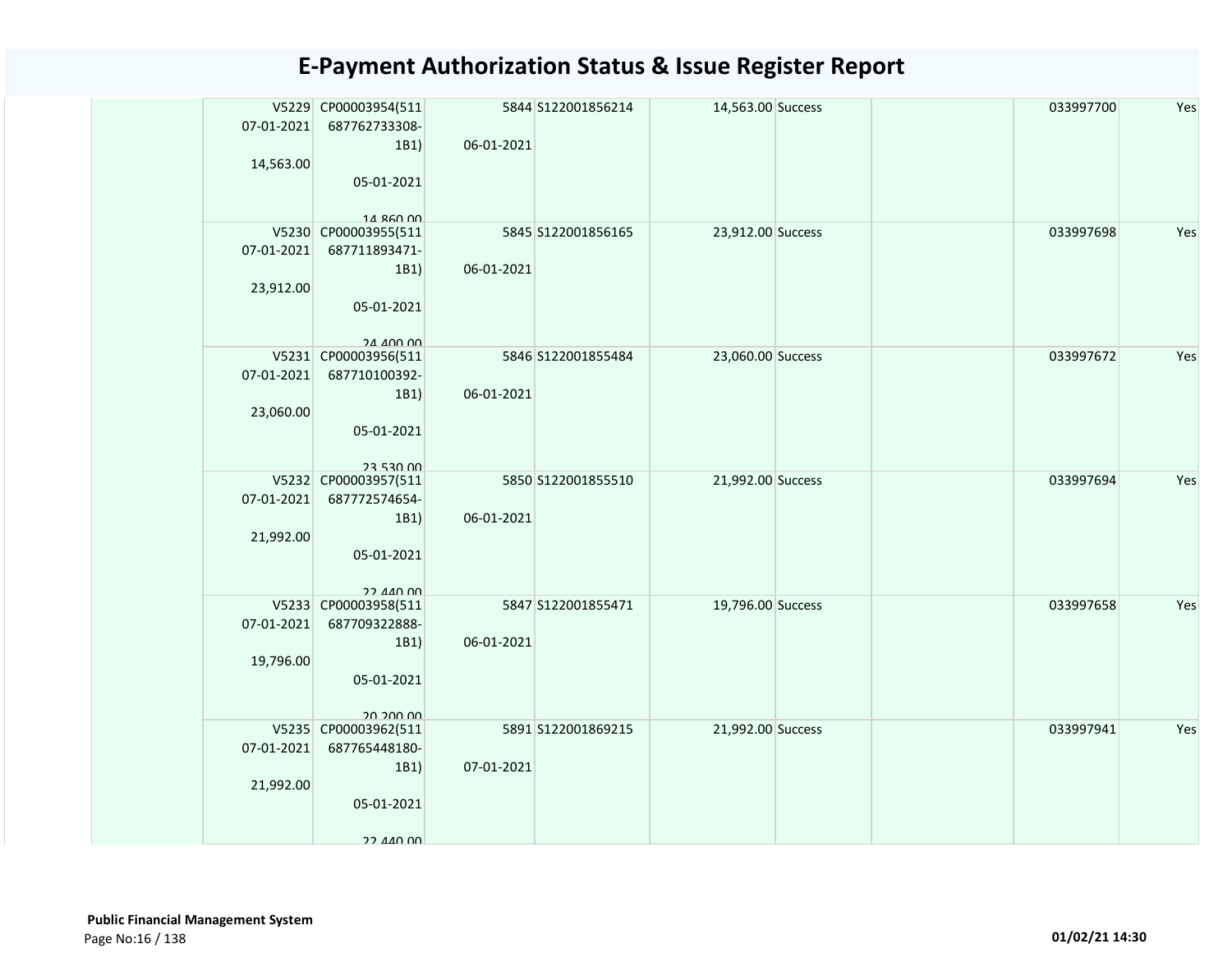# E-Payment Authorization Status & Issue Register Report

| | | | | | | | | | |
|---|---|---|---|---|---|---|---|---|---|
| | V5229 07-01-2021 14,563.00 | CP00003954(511687762733308-1B1) 05-01-2021 14,860.00 | 5844 06-01-2021 | S122001856214 | 14,563.00 | Success | | 033997700 | Yes |
| | V5230 07-01-2021 23,912.00 | CP00003955(511687711893471-1B1) 05-01-2021 24,400.00 | 5845 06-01-2021 | S122001856165 | 23,912.00 | Success | | 033997698 | Yes |
| | V5231 07-01-2021 23,060.00 | CP00003956(511687710100392-1B1) 05-01-2021 23,530.00 | 5846 06-01-2021 | S122001855484 | 23,060.00 | Success | | 033997672 | Yes |
| | V5232 07-01-2021 21,992.00 | CP00003957(511687772574654-1B1) 05-01-2021 22,440.00 | 5850 06-01-2021 | S122001855510 | 21,992.00 | Success | | 033997694 | Yes |
| | V5233 07-01-2021 19,796.00 | CP00003958(511687709322888-1B1) 05-01-2021 20,200.00 | 5847 06-01-2021 | S122001855471 | 19,796.00 | Success | | 033997658 | Yes |
| | V5235 07-01-2021 21,992.00 | CP00003962(511687765448180-1B1) 05-01-2021 22,440.00 | 5891 07-01-2021 | S122001869215 | 21,992.00 | Success | | 033997941 | Yes |

**Public Financial Management System**

01/02/21 14:30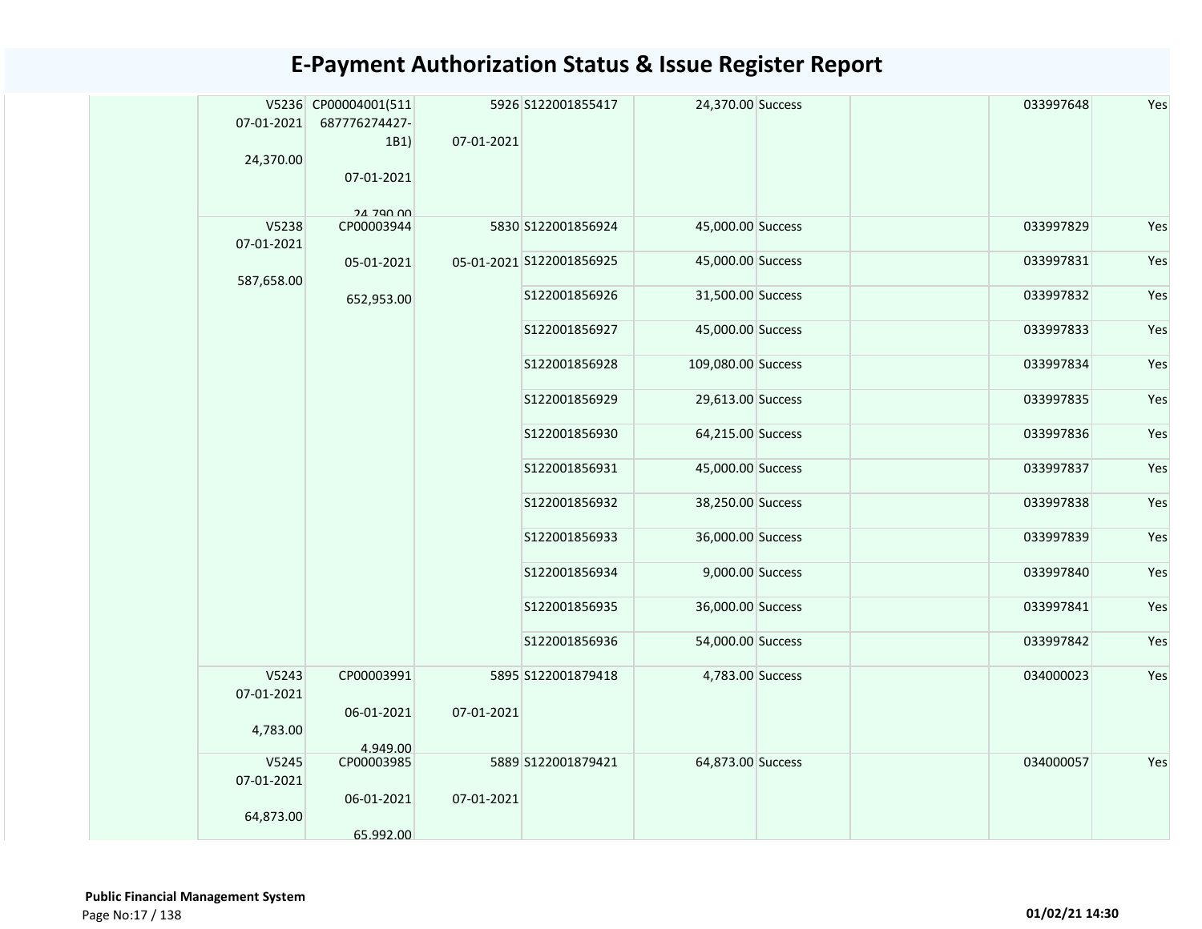# E-Payment Authorization Status & Issue Register Report

| | | | | | | | | | |
|---|---|---|---|---|---|---|---|---|---|
| | V5236 07-01-2021 24,370.00 | CP00004001(511687776274427-1B1) 07-01-2021 24,790.00 | 5926 07-01-2021 | S122001855417 | 24,370.00 | Success | | 033997648 | Yes |
| | V5238 07-01-2021 587,658.00 | CP00003944 05-01-2021 652,953.00 | 5830 05-01-2021 | S122001856924 | 45,000.00 | Success | | 033997829 | Yes |
| | | | | S122001856925 | 45,000.00 | Success | | 033997831 | Yes |
| | | | | S122001856926 | 31,500.00 | Success | | 033997832 | Yes |
| | | | | S122001856927 | 45,000.00 | Success | | 033997833 | Yes |
| | | | | S122001856928 | 109,080.00 | Success | | 033997834 | Yes |
| | | | | S122001856929 | 29,613.00 | Success | | 033997835 | Yes |
| | | | | S122001856930 | 64,215.00 | Success | | 033997836 | Yes |
| | | | | S122001856931 | 45,000.00 | Success | | 033997837 | Yes |
| | | | | S122001856932 | 38,250.00 | Success | | 033997838 | Yes |
| | | | | S122001856933 | 36,000.00 | Success | | 033997839 | Yes |
| | | | | S122001856934 | 9,000.00 | Success | | 033997840 | Yes |
| | | | | S122001856935 | 36,000.00 | Success | | 033997841 | Yes |
| | | | | S122001856936 | 54,000.00 | Success | | 033997842 | Yes |
| | V5243 07-01-2021 4,783.00 | CP00003991 06-01-2021 4,949.00 | 5895 07-01-2021 | S122001879418 | 4,783.00 | Success | | 034000023 | Yes |
| | V5245 07-01-2021 64,873.00 | CP00003985 06-01-2021 65,992.00 | 5889 07-01-2021 | S122001879421 | 64,873.00 | Success | | 034000057 | Yes |

**Public Financial Management System**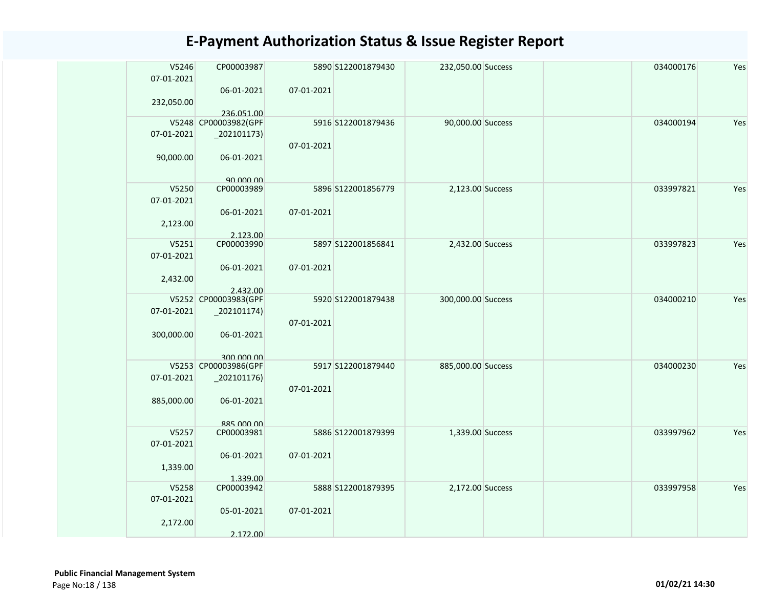# E-Payment Authorization Status & Issue Register Report

| | | | | | | | | |
|---|---|---|---|---|---|---|---|---|
| V5246<br>07-01-2021<br><br>232,050.00 | CP00003987<br><br>06-01-2021<br><br>236,051.00 | 5890<br><br>07-01-2021 | S122001879430 | 232,050.00 | Success | | 034000176 | Yes |
| V5248<br>07-01-2021<br><br>90,000.00 | CP00003982(GPF_202101173)<br><br>06-01-2021<br><br>90,000.00 | 5916<br><br>07-01-2021 | S122001879436 | 90,000.00 | Success | | 034000194 | Yes |
| V5250<br>07-01-2021<br><br>2,123.00 | CP00003989<br><br>06-01-2021<br><br>2,123.00 | 5896<br><br>07-01-2021 | S122001856779 | 2,123.00 | Success | | 033997821 | Yes |
| V5251<br>07-01-2021<br><br>2,432.00 | CP00003990<br><br>06-01-2021<br><br>2,432.00 | 5897<br><br>07-01-2021 | S122001856841 | 2,432.00 | Success | | 033997823 | Yes |
| V5252<br>07-01-2021<br><br>300,000.00 | CP00003983(GPF_202101174)<br><br>06-01-2021<br><br>300,000.00 | 5920<br><br>07-01-2021 | S122001879438 | 300,000.00 | Success | | 034000210 | Yes |
| V5253<br>07-01-2021<br><br>885,000.00 | CP00003986(GPF_202101176)<br><br>06-01-2021<br><br>885,000.00 | 5917<br><br>07-01-2021 | S122001879440 | 885,000.00 | Success | | 034000230 | Yes |
| V5257<br>07-01-2021<br><br>1,339.00 | CP00003981<br><br>06-01-2021<br><br>1,339.00 | 5886<br><br>07-01-2021 | S122001879399 | 1,339.00 | Success | | 033997962 | Yes |
| V5258<br>07-01-2021<br><br>2,172.00 | CP00003942<br><br>05-01-2021<br><br>2,172.00 | 5888<br><br>07-01-2021 | S122001879395 | 2,172.00 | Success | | 033997958 | Yes |

**Public Financial Management System**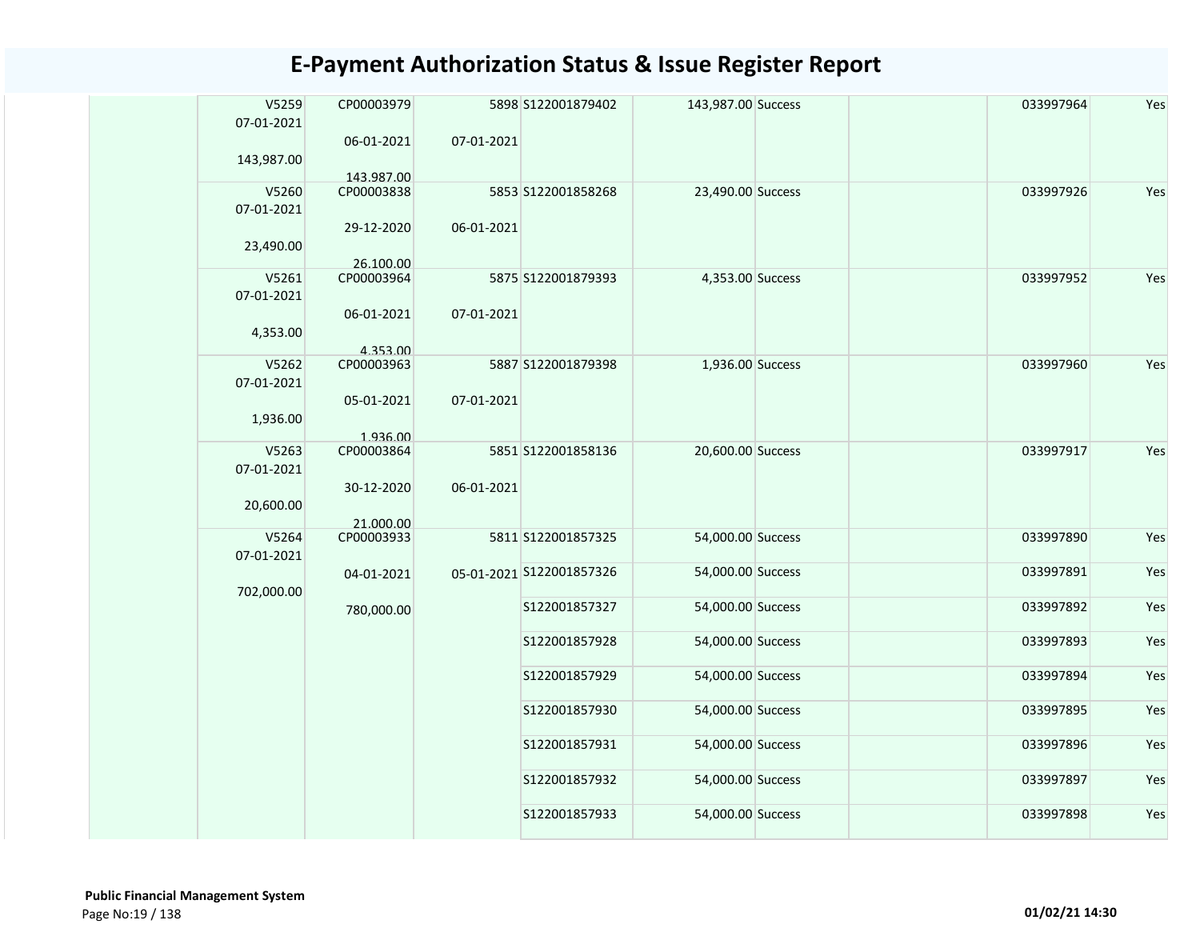# E-Payment Authorization Status & Issue Register Report

| | | | | | | | | | |
|---|---|---|---|---|---|---|---|---|---|
| | V5259<br>07-01-2021<br>143,987.00 | CP00003979<br>06-01-2021<br>143,987.00 | 5898<br>07-01-2021 | S122001879402 | 143,987.00 | Success | | 033997964 | Yes |
| | V5260<br>07-01-2021<br>23,490.00 | CP00003838<br>29-12-2020<br>26,100.00 | 5853<br>06-01-2021 | S122001858268 | 23,490.00 | Success | | 033997926 | Yes |
| | V5261<br>07-01-2021<br>4,353.00 | CP00003964<br>06-01-2021<br>4,353.00 | 5875<br>07-01-2021 | S122001879393 | 4,353.00 | Success | | 033997952 | Yes |
| | V5262<br>07-01-2021<br>1,936.00 | CP00003963<br>05-01-2021<br>1,936.00 | 5887<br>07-01-2021 | S122001879398 | 1,936.00 | Success | | 033997960 | Yes |
| | V5263<br>07-01-2021<br>20,600.00 | CP00003864<br>30-12-2020<br>21,000.00 | 5851<br>06-01-2021 | S122001858136 | 20,600.00 | Success | | 033997917 | Yes |
| | V5264<br>07-01-2021<br>702,000.00 | CP00003933<br>04-01-2021<br>780,000.00 | 5811<br>05-01-2021 | S122001857325 | 54,000.00 | Success | | 033997890 | Yes |
| | | | | S122001857326 | 54,000.00 | Success | | 033997891 | Yes |
| | | | | S122001857327 | 54,000.00 | Success | | 033997892 | Yes |
| | | | | S122001857928 | 54,000.00 | Success | | 033997893 | Yes |
| | | | | S122001857929 | 54,000.00 | Success | | 033997894 | Yes |
| | | | | S122001857930 | 54,000.00 | Success | | 033997895 | Yes |
| | | | | S122001857931 | 54,000.00 | Success | | 033997896 | Yes |
| | | | | S122001857932 | 54,000.00 | Success | | 033997897 | Yes |
| | | | | S122001857933 | 54,000.00 | Success | | 033997898 | Yes |

**Public Financial Management System**

01/02/21 14:30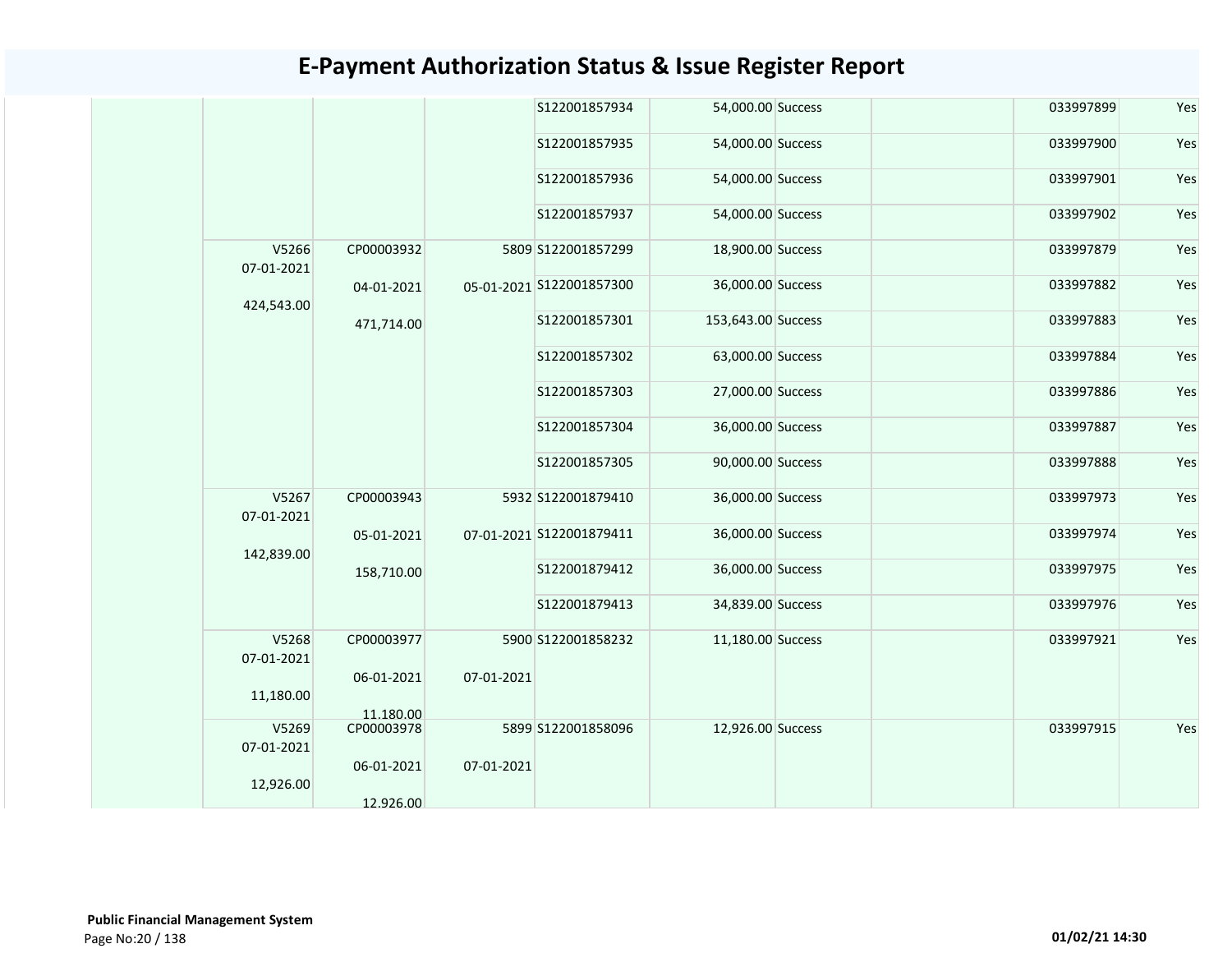# E-Payment Authorization Status & Issue Register Report

| | | | | | | | | | |
|---|---|---|---|---|---|---|---|---|---|
| | | | | S122001857934 | 54,000.00 | Success | | 033997899 | Yes |
| | | | | S122001857935 | 54,000.00 | Success | | 033997900 | Yes |
| | | | | S122001857936 | 54,000.00 | Success | | 033997901 | Yes |
| | | | | S122001857937 | 54,000.00 | Success | | 033997902 | Yes |
| | V5266 07-01-2021 424,543.00 | CP00003932 04-01-2021 471,714.00 | 5809 05-01-2021 | S122001857299 | 18,900.00 | Success | | 033997879 | Yes |
| | | | | S122001857300 | 36,000.00 | Success | | 033997882 | Yes |
| | | | | S122001857301 | 153,643.00 | Success | | 033997883 | Yes |
| | | | | S122001857302 | 63,000.00 | Success | | 033997884 | Yes |
| | | | | S122001857303 | 27,000.00 | Success | | 033997886 | Yes |
| | | | | S122001857304 | 36,000.00 | Success | | 033997887 | Yes |
| | | | | S122001857305 | 90,000.00 | Success | | 033997888 | Yes |
| | V5267 07-01-2021 142,839.00 | CP00003943 05-01-2021 158,710.00 | 5932 07-01-2021 | S122001879410 | 36,000.00 | Success | | 033997973 | Yes |
| | | | | S122001879411 | 36,000.00 | Success | | 033997974 | Yes |
| | | | | S122001879412 | 36,000.00 | Success | | 033997975 | Yes |
| | | | | S122001879413 | 34,839.00 | Success | | 033997976 | Yes |
| | V5268 07-01-2021 11,180.00 | CP00003977 06-01-2021 11,180.00 | 5900 07-01-2021 | S122001858232 | 11,180.00 | Success | | 033997921 | Yes |
| | V5269 07-01-2021 12,926.00 | CP00003978 06-01-2021 12,926.00 | 5899 07-01-2021 | S122001858096 | 12,926.00 | Success | | 033997915 | Yes |

**Public Financial Management System**

01/02/21 14:30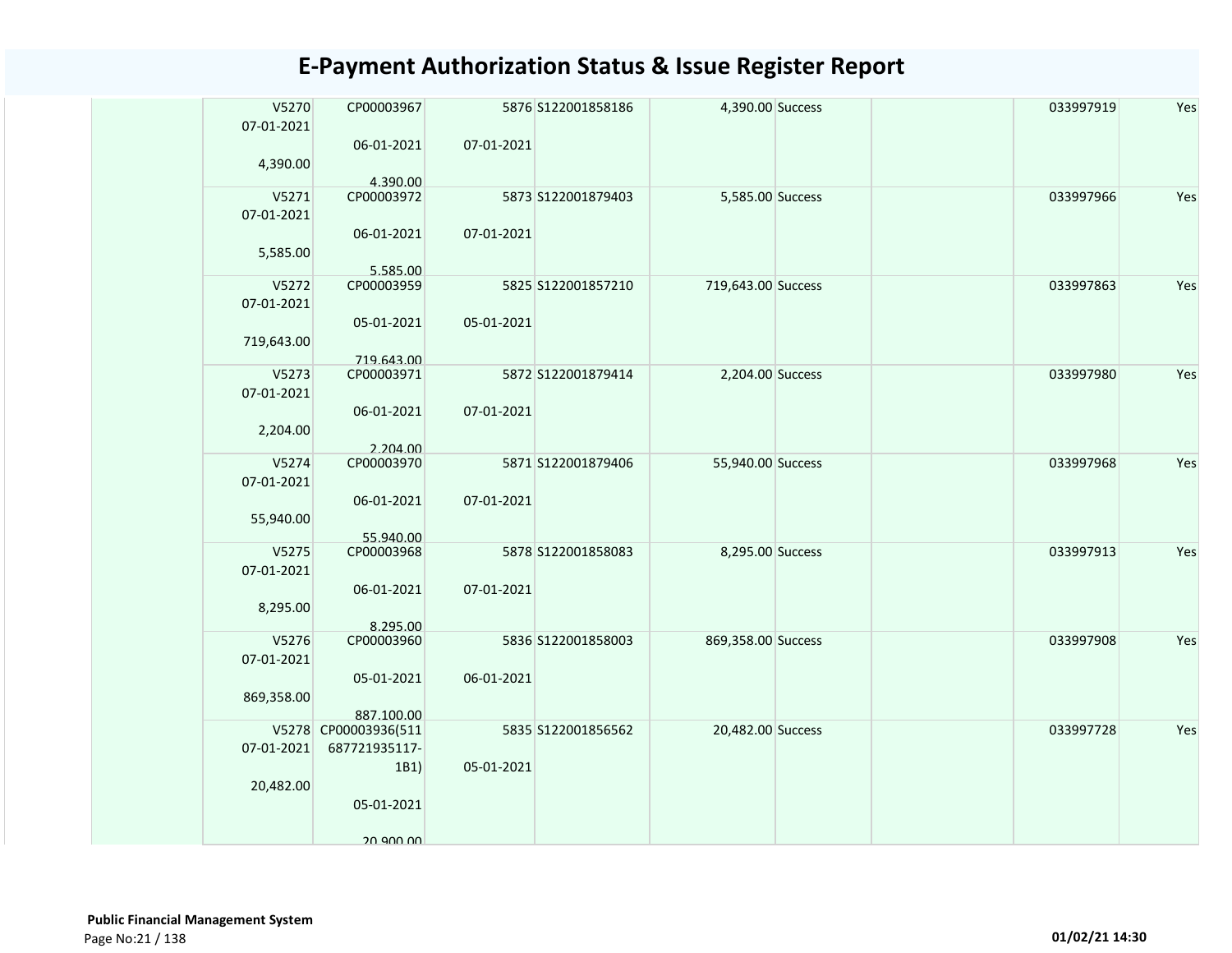# E-Payment Authorization Status & Issue Register Report

| | | | | | | | | | |
|---|---|---|---|---|---|---|---|---|---|
| | V5270 07-01-2021 4,390.00 | CP00003967 06-01-2021 4,390.00 | 5876 07-01-2021 | S122001858186 | 4,390.00 | Success | | 033997919 | Yes |
| | V5271 07-01-2021 5,585.00 | CP00003972 06-01-2021 5,585.00 | 5873 07-01-2021 | S122001879403 | 5,585.00 | Success | | 033997966 | Yes |
| | V5272 07-01-2021 719,643.00 | CP00003959 05-01-2021 719,643.00 | 5825 05-01-2021 | S122001857210 | 719,643.00 | Success | | 033997863 | Yes |
| | V5273 07-01-2021 2,204.00 | CP00003971 06-01-2021 2,204.00 | 5872 07-01-2021 | S122001879414 | 2,204.00 | Success | | 033997980 | Yes |
| | V5274 07-01-2021 55,940.00 | CP00003970 06-01-2021 55,940.00 | 5871 07-01-2021 | S122001879406 | 55,940.00 | Success | | 033997968 | Yes |
| | V5275 07-01-2021 8,295.00 | CP00003968 06-01-2021 8,295.00 | 5878 07-01-2021 | S122001858083 | 8,295.00 | Success | | 033997913 | Yes |
| | V5276 07-01-2021 869,358.00 | CP00003960 05-01-2021 887,100.00 | 5836 06-01-2021 | S122001858003 | 869,358.00 | Success | | 033997908 | Yes |
| | V5278 07-01-2021 20,482.00 | CP00003936(511687721935117-1B1) 05-01-2021 20,900.00 | 5835 05-01-2021 | S122001856562 | 20,482.00 | Success | | 033997728 | Yes |

**Public Financial Management System**

01/02/21 14:30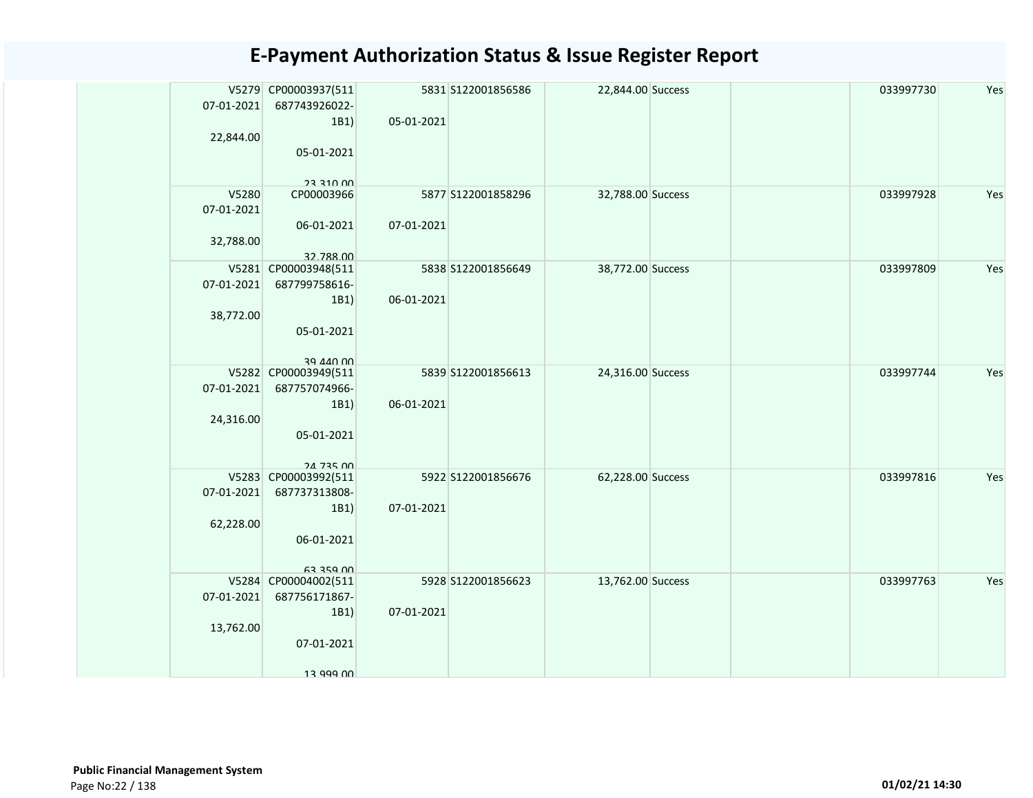# E-Payment Authorization Status & Issue Register Report

| | V5279 07-01-2021 22,844.00 | CP00003937(511687743926022-1B1) 05-01-2021 23,310.00 | 5831 05-01-2021 | S122001856586 | 22,844.00 | Success | | 033997730 | Yes |
|---|---|---|---|---|---|---|---|---|---|
| | V5280 07-01-2021 32,788.00 | CP00003966 06-01-2021 32,788.00 | 5877 07-01-2021 | S122001858296 | 32,788.00 | Success | | 033997928 | Yes |
| | V5281 07-01-2021 38,772.00 | CP00003948(511687799758616-1B1) 05-01-2021 39,440.00 | 5838 06-01-2021 | S122001856649 | 38,772.00 | Success | | 033997809 | Yes |
| | V5282 07-01-2021 24,316.00 | CP00003949(511687757074966-1B1) 05-01-2021 24,735.00 | 5839 06-01-2021 | S122001856613 | 24,316.00 | Success | | 033997744 | Yes |
| | V5283 07-01-2021 62,228.00 | CP00003992(511687737313808-1B1) 06-01-2021 63,359.00 | 5922 07-01-2021 | S122001856676 | 62,228.00 | Success | | 033997816 | Yes |
| | V5284 07-01-2021 13,762.00 | CP00004002(511687756171867-1B1) 07-01-2021 13,999.00 | 5928 07-01-2021 | S122001856623 | 13,762.00 | Success | | 033997763 | Yes |

**Public Financial Management System**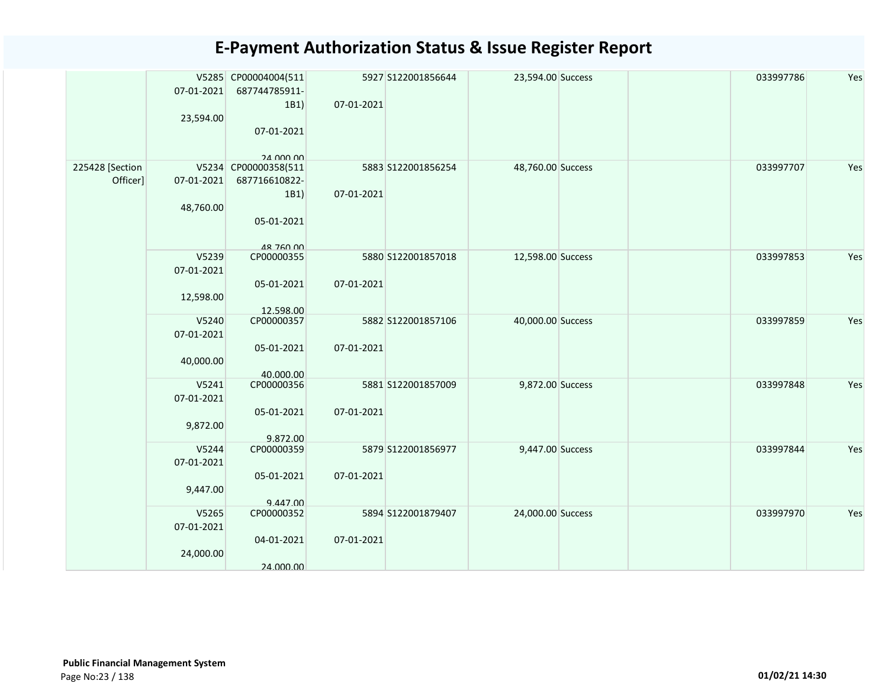# E-Payment Authorization Status & Issue Register Report

| | | | | | | | | | |
|---|---|---|---|---|---|---|---|---|---|
| | V5285 07-01-2021 23,594.00 | CP00004004(511 687744785911-1B1) 07-01-2021 24,000.00 | 5927 07-01-2021 | S122001856644 | 23,594.00 | Success | | 033997786 | Yes |
| 225428 [Section Officer] | V5234 07-01-2021 48,760.00 | CP00000358(511 687716610822-1B1) 05-01-2021 48,760.00 | 5883 07-01-2021 | S122001856254 | 48,760.00 | Success | | 033997707 | Yes |
| | V5239 07-01-2021 12,598.00 | CP00000355 05-01-2021 12,598.00 | 5880 07-01-2021 | S122001857018 | 12,598.00 | Success | | 033997853 | Yes |
| | V5240 07-01-2021 40,000.00 | CP00000357 05-01-2021 40,000.00 | 5882 07-01-2021 | S122001857106 | 40,000.00 | Success | | 033997859 | Yes |
| | V5241 07-01-2021 9,872.00 | CP00000356 05-01-2021 9,872.00 | 5881 07-01-2021 | S122001857009 | 9,872.00 | Success | | 033997848 | Yes |
| | V5244 07-01-2021 9,447.00 | CP00000359 05-01-2021 9,447.00 | 5879 07-01-2021 | S122001856977 | 9,447.00 | Success | | 033997844 | Yes |
| | V5265 07-01-2021 24,000.00 | CP00000352 04-01-2021 24,000.00 | 5894 07-01-2021 | S122001879407 | 24,000.00 | Success | | 033997970 | Yes |

**Public Financial Management System**

01/02/21 14:30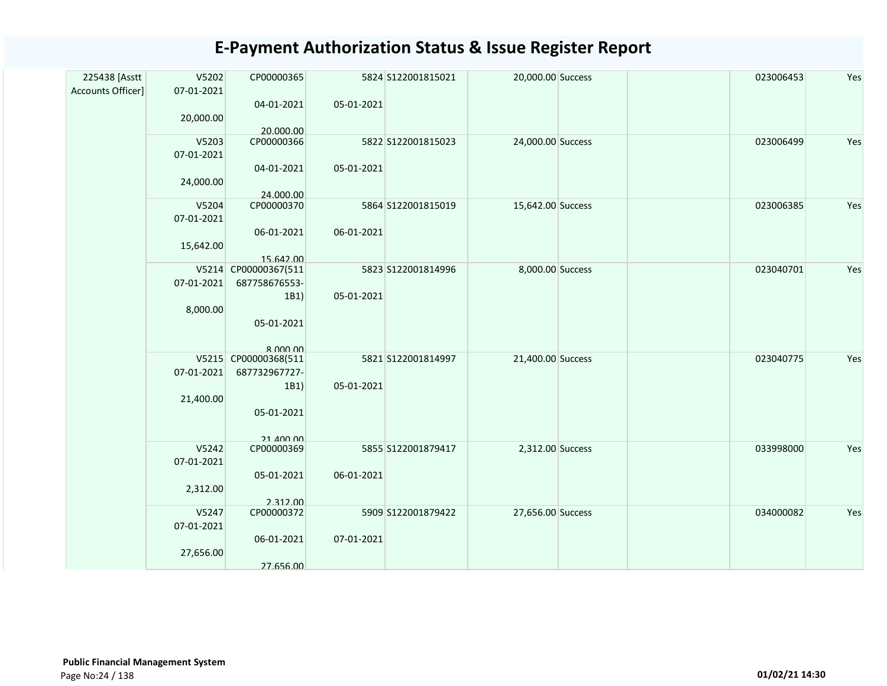# E-Payment Authorization Status & Issue Register Report

| | | | | | | | | | |
|---|---|---|---|---|---|---|---|---|---|
| 225438 [Asstt Accounts Officer] | V5202 07-01-2021 20,000.00 | CP00000365 04-01-2021 20,000.00 | 5824 05-01-2021 | S122001815021 | 20,000.00 | Success | | 023006453 | Yes |
| | V5203 07-01-2021 24,000.00 | CP00000366 04-01-2021 24,000.00 | 5822 05-01-2021 | S122001815023 | 24,000.00 | Success | | 023006499 | Yes |
| | V5204 07-01-2021 15,642.00 | CP00000370 06-01-2021 15,642.00 | 5864 06-01-2021 | S122001815019 | 15,642.00 | Success | | 023006385 | Yes |
| | V5214 07-01-2021 8,000.00 | CP00000367(511687758676553-1B1) 05-01-2021 8,000.00 | 5823 05-01-2021 | S122001814996 | 8,000.00 | Success | | 023040701 | Yes |
| | V5215 07-01-2021 21,400.00 | CP00000368(511687732967727-1B1) 05-01-2021 21,400.00 | 5821 05-01-2021 | S122001814997 | 21,400.00 | Success | | 023040775 | Yes |
| | V5242 07-01-2021 2,312.00 | CP00000369 05-01-2021 2,312.00 | 5855 06-01-2021 | S122001879417 | 2,312.00 | Success | | 033998000 | Yes |
| | V5247 07-01-2021 27,656.00 | CP00000372 06-01-2021 27,656.00 | 5909 07-01-2021 | S122001879422 | 27,656.00 | Success | | 034000082 | Yes |

**Public Financial Management System**

01/02/21 14:30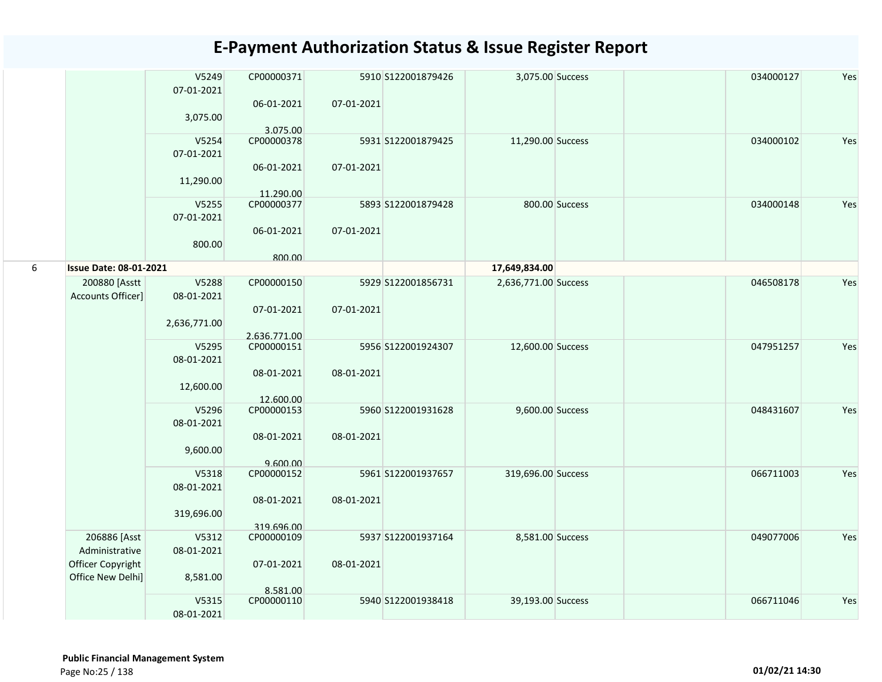# E-Payment Authorization Status & Issue Register Report

| | | | | | | | | | | |
|---|---|---|---|---|---|---|---|---|---|---|
| | | V5249<br>07-01-2021<br><br>3,075.00 | CP00000371<br><br>06-01-2021<br><br>3,075.00 | 5910<br><br>07-01-2021 | S122001879426 | 3,075.00 | Success | | 034000127 | Yes |
| | | V5254<br>07-01-2021<br><br>11,290.00 | CP00000378<br><br>06-01-2021<br><br>11,290.00 | 5931<br><br>07-01-2021 | S122001879425 | 11,290.00 | Success | | 034000102 | Yes |
| | | V5255<br>07-01-2021<br><br>800.00 | CP00000377<br><br>06-01-2021<br><br>800.00 | 5893<br><br>07-01-2021 | S122001879428 | 800.00 | Success | | 034000148 | Yes |
| 6 | **Issue Date: 08-01-2021** | | | | | **17,649,834.00** | | | | |
| | 200880 [Asstt Accounts Officer] | V5288<br>08-01-2021<br><br>2,636,771.00 | CP00000150<br><br>07-01-2021<br><br>2,636,771.00 | 5929<br><br>07-01-2021 | S122001856731 | 2,636,771.00 | Success | | 046508178 | Yes |
| | | V5295<br>08-01-2021<br><br>12,600.00 | CP00000151<br><br>08-01-2021<br><br>12,600.00 | 5956<br><br>08-01-2021 | S122001924307 | 12,600.00 | Success | | 047951257 | Yes |
| | | V5296<br>08-01-2021<br><br>9,600.00 | CP00000153<br><br>08-01-2021<br><br>9,600.00 | 5960<br><br>08-01-2021 | S122001931628 | 9,600.00 | Success | | 048431607 | Yes |
| | | V5318<br>08-01-2021<br><br>319,696.00 | CP00000152<br><br>08-01-2021<br><br>319,696.00 | 5961<br><br>08-01-2021 | S122001937657 | 319,696.00 | Success | | 066711003 | Yes |
| | 206886 [Asst Administrative Officer Copyright Office New Delhi] | V5312<br>08-01-2021<br><br>8,581.00 | CP00000109<br><br>07-01-2021<br><br>8,581.00 | 5937<br><br>08-01-2021 | S122001937164 | 8,581.00 | Success | | 049077006 | Yes |
| | | V5315<br>08-01-2021 | CP00000110 | 5940 | S122001938418 | 39,193.00 | Success | | 066711046 | Yes |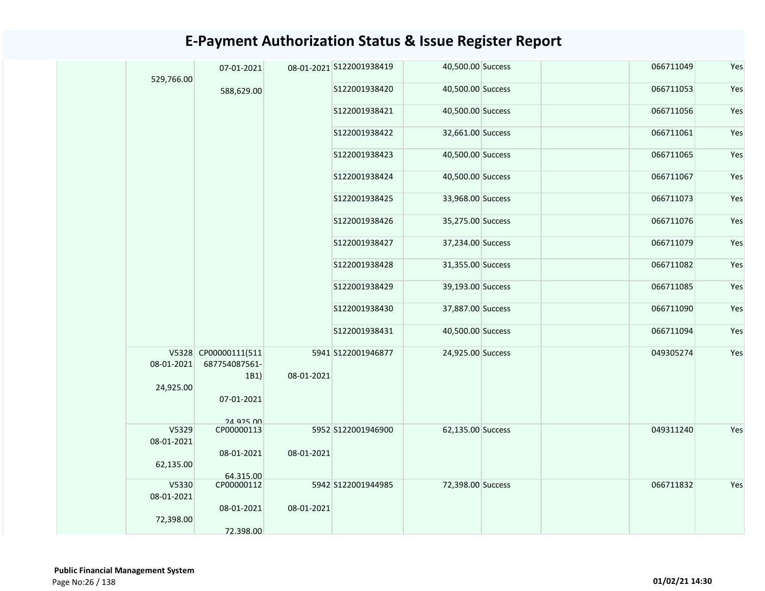# E-Payment Authorization Status & Issue Register Report

| | | | | | | | | | |
|---|---|---|---|---|---|---|---|---|---|
| | 529,766.00 | 07-01-2021<br>588,629.00 | 08-01-2021 | S122001938419 | 40,500.00 | Success | | 066711049 | Yes |
| | | | | S122001938420 | 40,500.00 | Success | | 066711053 | Yes |
| | | | | S122001938421 | 40,500.00 | Success | | 066711056 | Yes |
| | | | | S122001938422 | 32,661.00 | Success | | 066711061 | Yes |
| | | | | S122001938423 | 40,500.00 | Success | | 066711065 | Yes |
| | | | | S122001938424 | 40,500.00 | Success | | 066711067 | Yes |
| | | | | S122001938425 | 33,968.00 | Success | | 066711073 | Yes |
| | | | | S122001938426 | 35,275.00 | Success | | 066711076 | Yes |
| | | | | S122001938427 | 37,234.00 | Success | | 066711079 | Yes |
| | | | | S122001938428 | 31,355.00 | Success | | 066711082 | Yes |
| | | | | S122001938429 | 39,193.00 | Success | | 066711085 | Yes |
| | | | | S122001938430 | 37,887.00 | Success | | 066711090 | Yes |
| | | | | S122001938431 | 40,500.00 | Success | | 066711094 | Yes |
| | V5328<br>08-01-2021<br>24,925.00 | CP00000111(511687754087561-1B1)<br>07-01-2021<br>24,925.00 | 5941<br>08-01-2021 | S122001946877 | 24,925.00 | Success | | 049305274 | Yes |
| | V5329<br>08-01-2021<br>62,135.00 | CP00000113<br>08-01-2021<br>64,315.00 | 5952<br>08-01-2021 | S122001946900 | 62,135.00 | Success | | 049311240 | Yes |
| | V5330<br>08-01-2021<br>72,398.00 | CP00000112<br>08-01-2021<br>72,398.00 | 5942<br>08-01-2021 | S122001944985 | 72,398.00 | Success | | 066711832 | Yes |

**Public Financial Management System**

01/02/21 14:30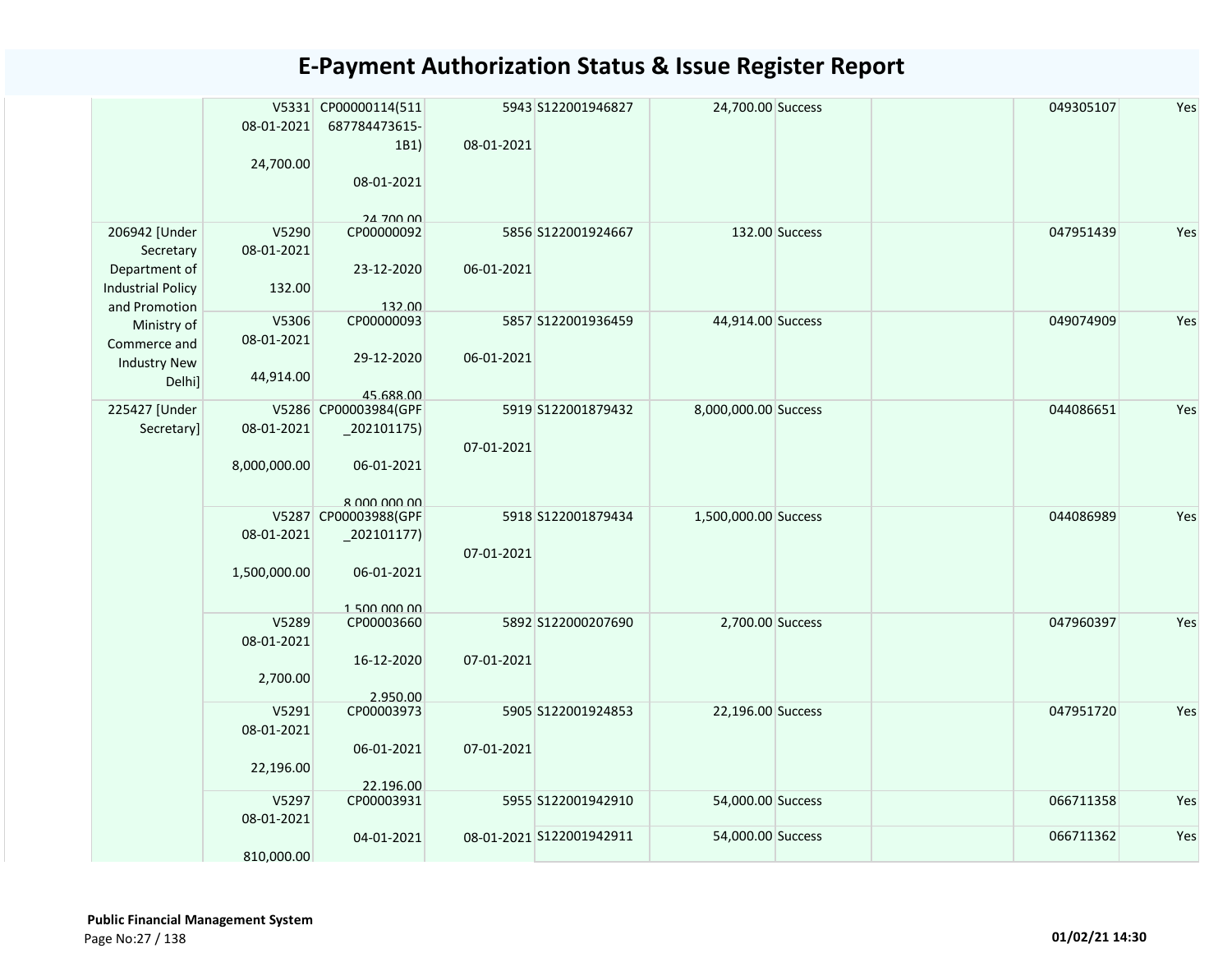# E-Payment Authorization Status & Issue Register Report

| | | | | | | | | | |
|---|---|---|---|---|---|---|---|---|---|
| | V5331 08-01-2021 24,700.00 | CP00000114(511 687784473615-1B1) 08-01-2021 24,700.00 | 5943 08-01-2021 | S122001946827 | 24,700.00 | Success | | 049305107 | Yes |
| 206942 [Under Secretary Department of Industrial Policy and Promotion Ministry of Commerce and Industry New Delhi] | V5290 08-01-2021 132.00 | CP00000092 23-12-2020 132.00 | 5856 06-01-2021 | S122001924667 | 132.00 | Success | | 047951439 | Yes |
| | V5306 08-01-2021 44,914.00 | CP00000093 29-12-2020 45,688.00 | 5857 06-01-2021 | S122001936459 | 44,914.00 | Success | | 049074909 | Yes |
| 225427 [Under Secretary] | V5286 08-01-2021 8,000,000.00 | CP00003984(GPF _202101175) 06-01-2021 8,000,000.00 | 5919 07-01-2021 | S122001879432 | 8,000,000.00 | Success | | 044086651 | Yes |
| | V5287 08-01-2021 1,500,000.00 | CP00003988(GPF _202101177) 06-01-2021 1,500,000.00 | 5918 07-01-2021 | S122001879434 | 1,500,000.00 | Success | | 044086989 | Yes |
| | V5289 08-01-2021 2,700.00 | CP00003660 16-12-2020 2,950.00 | 5892 07-01-2021 | S122000207690 | 2,700.00 | Success | | 047960397 | Yes |
| | V5291 08-01-2021 22,196.00 | CP00003973 06-01-2021 22,196.00 | 5905 07-01-2021 | S122001924853 | 22,196.00 | Success | | 047951720 | Yes |
| | V5297 08-01-2021 810,000.00 | CP00003931 04-01-2021 | 5955 08-01-2021 | S122001942910 | 54,000.00 | Success | | 066711358 | Yes |
| | | | | S122001942911 | 54,000.00 | Success | | 066711362 | Yes |

**Public Financial Management System**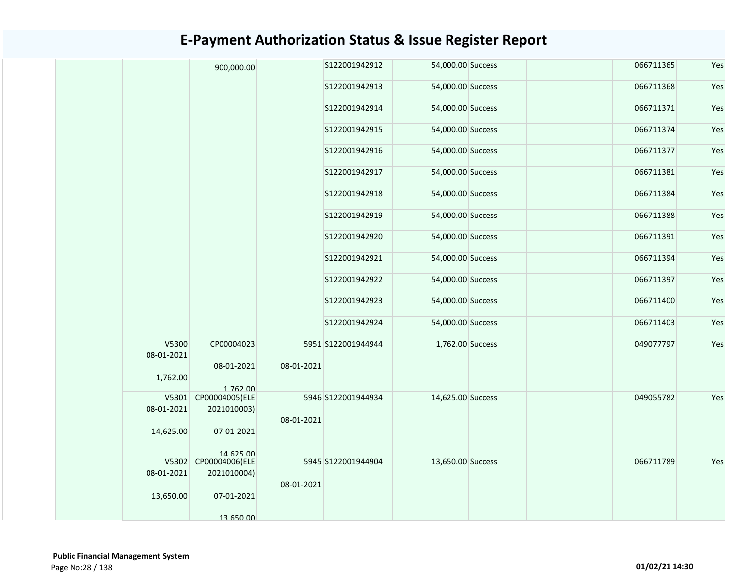# E-Payment Authorization Status & Issue Register Report

| | | | | | | | | | |
|---|---|---|---|---|---|---|---|---|---|
| | | 900,000.00 | | S122001942912 | 54,000.00 | Success | | 066711365 | Yes |
| | | | | S122001942913 | 54,000.00 | Success | | 066711368 | Yes |
| | | | | S122001942914 | 54,000.00 | Success | | 066711371 | Yes |
| | | | | S122001942915 | 54,000.00 | Success | | 066711374 | Yes |
| | | | | S122001942916 | 54,000.00 | Success | | 066711377 | Yes |
| | | | | S122001942917 | 54,000.00 | Success | | 066711381 | Yes |
| | | | | S122001942918 | 54,000.00 | Success | | 066711384 | Yes |
| | | | | S122001942919 | 54,000.00 | Success | | 066711388 | Yes |
| | | | | S122001942920 | 54,000.00 | Success | | 066711391 | Yes |
| | | | | S122001942921 | 54,000.00 | Success | | 066711394 | Yes |
| | | | | S122001942922 | 54,000.00 | Success | | 066711397 | Yes |
| | | | | S122001942923 | 54,000.00 | Success | | 066711400 | Yes |
| | | | | S122001942924 | 54,000.00 | Success | | 066711403 | Yes |
| | V5300 08-01-2021 1,762.00 | CP00004023 08-01-2021 1,762.00 | 5951 08-01-2021 | S122001944944 | 1,762.00 | Success | | 049077797 | Yes |
| | V5301 08-01-2021 14,625.00 | CP00004005(ELE 2021010003) 07-01-2021 14,625.00 | 5946 08-01-2021 | S122001944934 | 14,625.00 | Success | | 049055782 | Yes |
| | V5302 08-01-2021 13,650.00 | CP00004006(ELE 2021010004) 07-01-2021 13,650.00 | 5945 08-01-2021 | S122001944904 | 13,650.00 | Success | | 066711789 | Yes |

**Public Financial Management System**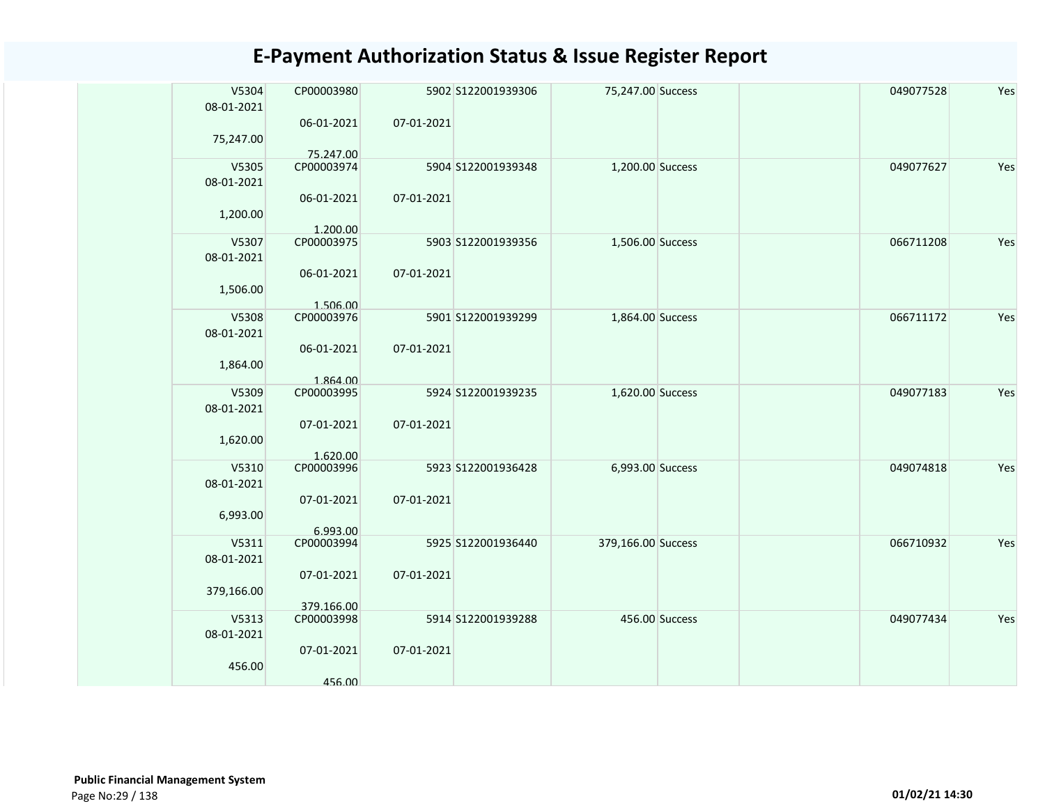# E-Payment Authorization Status & Issue Register Report

| | V5304 08-01-2021 75,247.00 | CP00003980 06-01-2021 75,247.00 | 5902 07-01-2021 | S122001939306 | 75,247.00 | Success | | 049077528 | Yes |
|---|---|---|---|---|---|---|---|---|---|
| | V5305 08-01-2021 1,200.00 | CP00003974 06-01-2021 1,200.00 | 5904 07-01-2021 | S122001939348 | 1,200.00 | Success | | 049077627 | Yes |
| | V5307 08-01-2021 1,506.00 | CP00003975 06-01-2021 1,506.00 | 5903 07-01-2021 | S122001939356 | 1,506.00 | Success | | 066711208 | Yes |
| | V5308 08-01-2021 1,864.00 | CP00003976 06-01-2021 1,864.00 | 5901 07-01-2021 | S122001939299 | 1,864.00 | Success | | 066711172 | Yes |
| | V5309 08-01-2021 1,620.00 | CP00003995 07-01-2021 1,620.00 | 5924 07-01-2021 | S122001939235 | 1,620.00 | Success | | 049077183 | Yes |
| | V5310 08-01-2021 6,993.00 | CP00003996 07-01-2021 6,993.00 | 5923 07-01-2021 | S122001936428 | 6,993.00 | Success | | 049074818 | Yes |
| | V5311 08-01-2021 379,166.00 | CP00003994 07-01-2021 379,166.00 | 5925 07-01-2021 | S122001936440 | 379,166.00 | Success | | 066710932 | Yes |
| | V5313 08-01-2021 456.00 | CP00003998 07-01-2021 456.00 | 5914 07-01-2021 | S122001939288 | 456.00 | Success | | 049077434 | Yes |

**Public Financial Management System**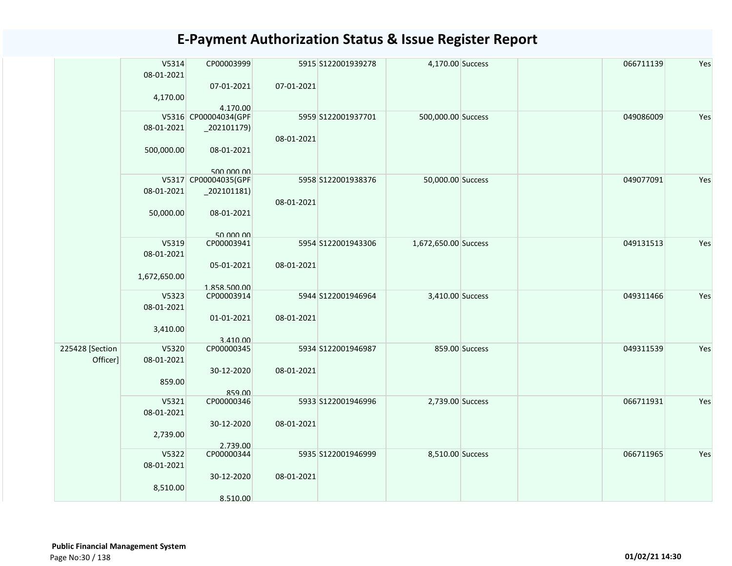# E-Payment Authorization Status & Issue Register Report

| | | | | | | | | | |
|---|---|---|---|---|---|---|---|---|---|
| | V5314 08-01-2021 4,170.00 | CP00003999 07-01-2021 4,170.00 | 5915 07-01-2021 | S122001939278 | 4,170.00 | Success | | 066711139 | Yes |
| | V5316 08-01-2021 500,000.00 | CP00004034(GPF _202101179) 08-01-2021 500,000.00 | 5959 08-01-2021 | S122001937701 | 500,000.00 | Success | | 049086009 | Yes |
| | V5317 08-01-2021 50,000.00 | CP00004035(GPF _202101181) 08-01-2021 50,000.00 | 5958 08-01-2021 | S122001938376 | 50,000.00 | Success | | 049077091 | Yes |
| | V5319 08-01-2021 1,672,650.00 | CP00003941 05-01-2021 1,858,500.00 | 5954 08-01-2021 | S122001943306 | 1,672,650.00 | Success | | 049131513 | Yes |
| | V5323 08-01-2021 3,410.00 | CP00003914 01-01-2021 3,410.00 | 5944 08-01-2021 | S122001946964 | 3,410.00 | Success | | 049311466 | Yes |
| 225428 [Section Officer] | V5320 08-01-2021 859.00 | CP00000345 30-12-2020 859.00 | 5934 08-01-2021 | S122001946987 | 859.00 | Success | | 049311539 | Yes |
| | V5321 08-01-2021 2,739.00 | CP00000346 30-12-2020 2,739.00 | 5933 08-01-2021 | S122001946996 | 2,739.00 | Success | | 066711931 | Yes |
| | V5322 08-01-2021 8,510.00 | CP00000344 30-12-2020 8,510.00 | 5935 08-01-2021 | S122001946999 | 8,510.00 | Success | | 066711965 | Yes |

**Public Financial Management System**

01/02/21 14:30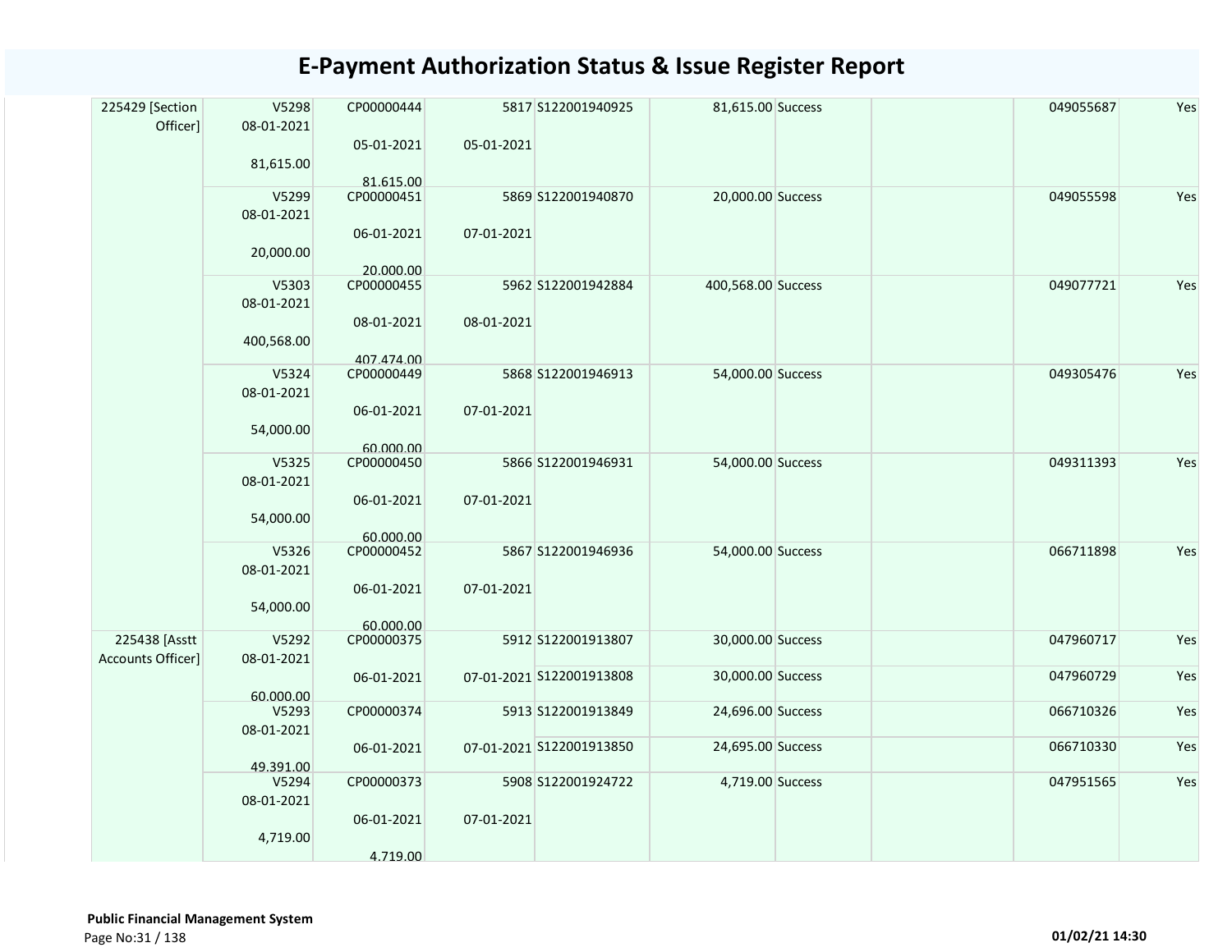# E-Payment Authorization Status & Issue Register Report

| | | | | | | | | | |
|---|---|---|---|---|---|---|---|---|---|
| 225429 [Section Officer] | V5298 08-01-2021 81,615.00 | CP00000444 05-01-2021 81,615.00 | 5817 05-01-2021 | S122001940925 | 81,615.00 | Success | | 049055687 | Yes |
| | V5299 08-01-2021 20,000.00 | CP00000451 06-01-2021 20,000.00 | 5869 07-01-2021 | S122001940870 | 20,000.00 | Success | | 049055598 | Yes |
| | V5303 08-01-2021 400,568.00 | CP00000455 08-01-2021 407,474.00 | 5962 08-01-2021 | S122001942884 | 400,568.00 | Success | | 049077721 | Yes |
| | V5324 08-01-2021 54,000.00 | CP00000449 06-01-2021 60,000.00 | 5868 07-01-2021 | S122001946913 | 54,000.00 | Success | | 049305476 | Yes |
| | V5325 08-01-2021 54,000.00 | CP00000450 06-01-2021 60,000.00 | 5866 07-01-2021 | S122001946931 | 54,000.00 | Success | | 049311393 | Yes |
| | V5326 08-01-2021 54,000.00 | CP00000452 06-01-2021 60,000.00 | 5867 07-01-2021 | S122001946936 | 54,000.00 | Success | | 066711898 | Yes |
| 225438 [Asstt Accounts Officer] | V5292 08-01-2021 60,000.00 | CP00000375 06-01-2021 | 5912 07-01-2021 | S122001913807 | 30,000.00 | Success | | 047960717 | Yes |
| | | | | S122001913808 | 30,000.00 | Success | | 047960729 | Yes |
| | V5293 08-01-2021 49,391.00 | CP00000374 06-01-2021 | 5913 07-01-2021 | S122001913849 | 24,696.00 | Success | | 066710326 | Yes |
| | | | | S122001913850 | 24,695.00 | Success | | 066710330 | Yes |
| | V5294 08-01-2021 4,719.00 | CP00000373 06-01-2021 4,719.00 | 5908 07-01-2021 | S122001924722 | 4,719.00 | Success | | 047951565 | Yes |

**Public Financial Management System**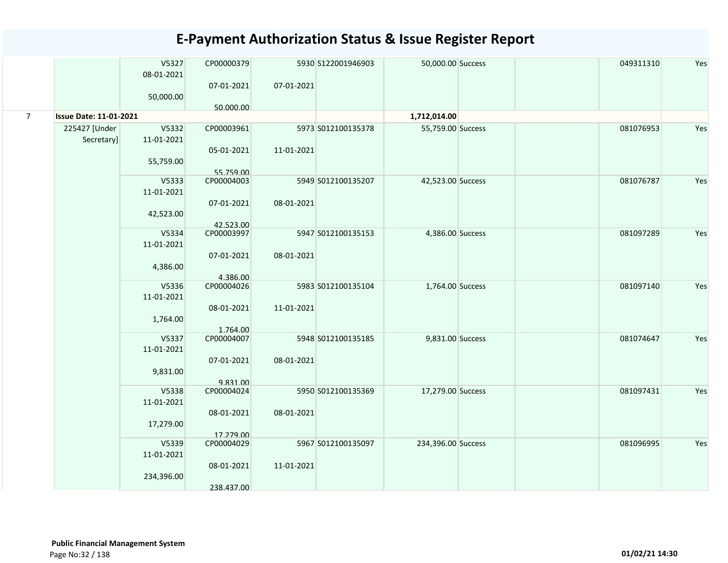# E-Payment Authorization Status & Issue Register Report

| | | | | | | | | | | |
|---|---|---|---|---|---|---|---|---|---|---|
| | | V5327<br>08-01-2021<br><br>50,000.00 | CP00000379<br><br>07-01-2021<br><br>50,000.00 | 5930<br><br>07-01-2021 | S122001946903 | 50,000.00 | Success | | 049311310 | Yes |
| 7 | **Issue Date: 11-01-2021** | | | | | **1,712,014.00** | | | | |
| | 225427 [Under Secretary] | V5332<br>11-01-2021<br><br>55,759.00 | CP00003961<br><br>05-01-2021<br><br>55,759.00 | 5973<br><br>11-01-2021 | S012100135378 | 55,759.00 | Success | | 081076953 | Yes |
| | | V5333<br>11-01-2021<br><br>42,523.00 | CP00004003<br><br>07-01-2021<br><br>42,523.00 | 5949<br><br>08-01-2021 | S012100135207 | 42,523.00 | Success | | 081076787 | Yes |
| | | V5334<br>11-01-2021<br><br>4,386.00 | CP00003997<br><br>07-01-2021<br><br>4,386.00 | 5947<br><br>08-01-2021 | S012100135153 | 4,386.00 | Success | | 081097289 | Yes |
| | | V5336<br>11-01-2021<br><br>1,764.00 | CP00004026<br><br>08-01-2021<br><br>1,764.00 | 5983<br><br>11-01-2021 | S012100135104 | 1,764.00 | Success | | 081097140 | Yes |
| | | V5337<br>11-01-2021<br><br>9,831.00 | CP00004007<br><br>07-01-2021<br><br>9,831.00 | 5948<br><br>08-01-2021 | S012100135185 | 9,831.00 | Success | | 081074647 | Yes |
| | | V5338<br>11-01-2021<br><br>17,279.00 | CP00004024<br><br>08-01-2021<br><br>17,279.00 | 5950<br><br>08-01-2021 | S012100135369 | 17,279.00 | Success | | 081097431 | Yes |
| | | V5339<br>11-01-2021<br><br>234,396.00 | CP00004029<br><br>08-01-2021<br><br>238,437.00 | 5967<br><br>11-01-2021 | S012100135097 | 234,396.00 | Success | | 081096995 | Yes |

**Public Financial Management System**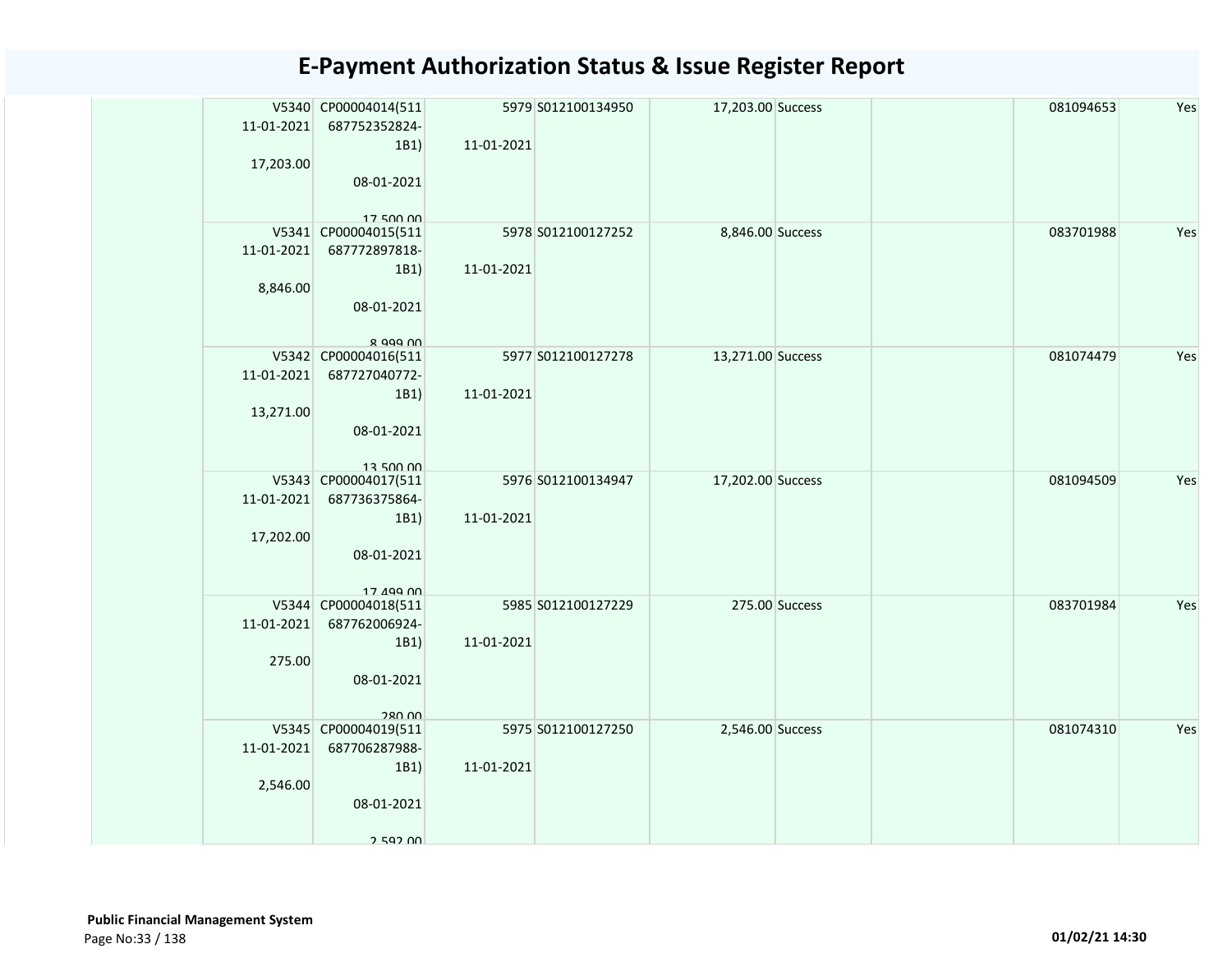# E-Payment Authorization Status & Issue Register Report

| | | | | | | | | | |
|---|---|---|---|---|---|---|---|---|---|
| | V5340 11-01-2021 17,203.00 | CP00004014(511 687752352824-1B1) 08-01-2021 17,500.00 | 5979 11-01-2021 | S012100134950 | 17,203.00 | Success | | 081094653 | Yes |
| | V5341 11-01-2021 8,846.00 | CP00004015(511 687772897818-1B1) 08-01-2021 8,999.00 | 5978 11-01-2021 | S012100127252 | 8,846.00 | Success | | 083701988 | Yes |
| | V5342 11-01-2021 13,271.00 | CP00004016(511 687727040772-1B1) 08-01-2021 13,500.00 | 5977 11-01-2021 | S012100127278 | 13,271.00 | Success | | 081074479 | Yes |
| | V5343 11-01-2021 17,202.00 | CP00004017(511 687736375864-1B1) 08-01-2021 17,499.00 | 5976 11-01-2021 | S012100134947 | 17,202.00 | Success | | 081094509 | Yes |
| | V5344 11-01-2021 275.00 | CP00004018(511 687762006924-1B1) 08-01-2021 280.00 | 5985 11-01-2021 | S012100127229 | 275.00 | Success | | 083701984 | Yes |
| | V5345 11-01-2021 2,546.00 | CP00004019(511 687706287988-1B1) 08-01-2021 2,592.00 | 5975 11-01-2021 | S012100127250 | 2,546.00 | Success | | 081074310 | Yes |

**Public Financial Management System**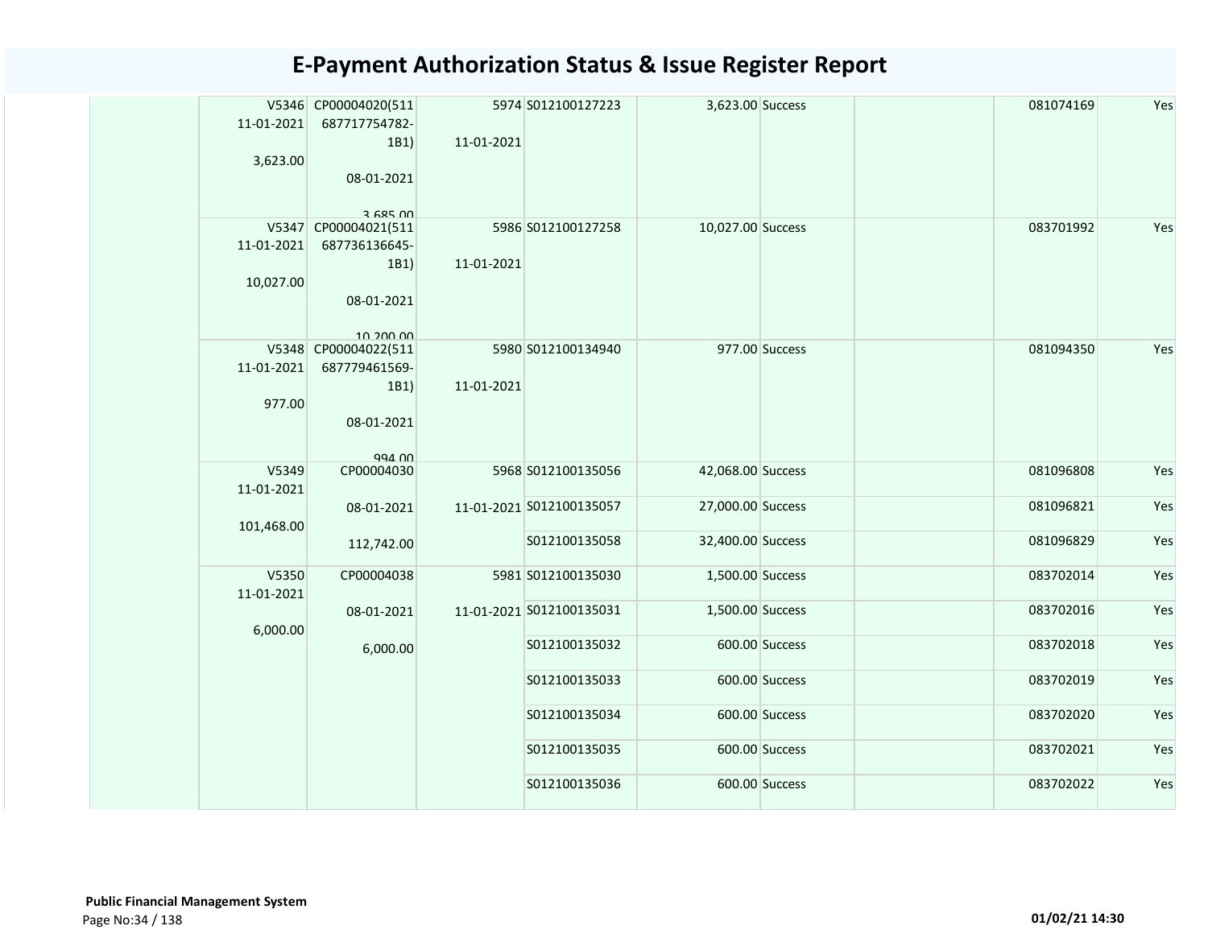# E-Payment Authorization Status & Issue Register Report

| | | | | | | | | | |
|---|---|---|---|---|---|---|---|---|---|
| | V5346 11-01-2021 3,623.00 | CP00004020(511 687717754782-1B1) 08-01-2021 3,685.00 | 5974 11-01-2021 | S012100127223 | 3,623.00 | Success | | 081074169 | Yes |
| | V5347 11-01-2021 10,027.00 | CP00004021(511 687736136645-1B1) 08-01-2021 10,200.00 | 5986 11-01-2021 | S012100127258 | 10,027.00 | Success | | 083701992 | Yes |
| | V5348 11-01-2021 977.00 | CP00004022(511 687779461569-1B1) 08-01-2021 994.00 | 5980 11-01-2021 | S012100134940 | 977.00 | Success | | 081094350 | Yes |
| | V5349 11-01-2021 101,468.00 | CP00004030 08-01-2021 112,742.00 | 5968 11-01-2021 | S012100135056 | 42,068.00 | Success | | 081096808 | Yes |
| | | | | S012100135057 | 27,000.00 | Success | | 081096821 | Yes |
| | | | | S012100135058 | 32,400.00 | Success | | 081096829 | Yes |
| | V5350 11-01-2021 6,000.00 | CP00004038 08-01-2021 6,000.00 | 5981 11-01-2021 | S012100135030 | 1,500.00 | Success | | 083702014 | Yes |
| | | | | S012100135031 | 1,500.00 | Success | | 083702016 | Yes |
| | | | | S012100135032 | 600.00 | Success | | 083702018 | Yes |
| | | | | S012100135033 | 600.00 | Success | | 083702019 | Yes |
| | | | | S012100135034 | 600.00 | Success | | 083702020 | Yes |
| | | | | S012100135035 | 600.00 | Success | | 083702021 | Yes |
| | | | | S012100135036 | 600.00 | Success | | 083702022 | Yes |

**Public Financial Management System**

01/02/21 14:30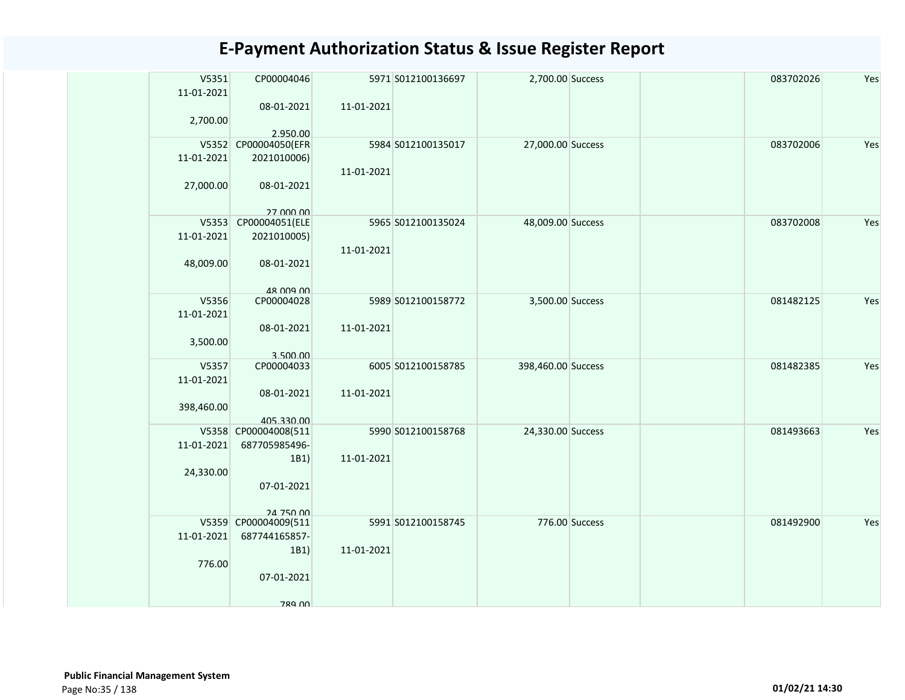# E-Payment Authorization Status & Issue Register Report

| | | | | | | | | | |
|---|---|---|---|---|---|---|---|---|---|
| | V5351<br>11-01-2021<br><br>2,700.00 | CP00004046<br><br>08-01-2021<br><br>2,950.00 | 5971<br><br>11-01-2021 | S012100136697 | 2,700.00 | Success | | 083702026 | Yes |
| | V5352<br>11-01-2021<br><br>27,000.00 | CP00004050(EFR 2021010006)<br><br>08-01-2021<br><br>27,000.00 | 5984<br><br>11-01-2021 | S012100135017 | 27,000.00 | Success | | 083702006 | Yes |
| | V5353<br>11-01-2021<br><br>48,009.00 | CP00004051(ELE 2021010005)<br><br>08-01-2021<br><br>48,009.00 | 5965<br><br>11-01-2021 | S012100135024 | 48,009.00 | Success | | 083702008 | Yes |
| | V5356<br>11-01-2021<br><br>3,500.00 | CP00004028<br><br>08-01-2021<br><br>3,500.00 | 5989<br><br>11-01-2021 | S012100158772 | 3,500.00 | Success | | 081482125 | Yes |
| | V5357<br>11-01-2021<br><br>398,460.00 | CP00004033<br><br>08-01-2021<br><br>405,330.00 | 6005<br><br>11-01-2021 | S012100158785 | 398,460.00 | Success | | 081482385 | Yes |
| | V5358<br>11-01-2021<br><br>24,330.00 | CP00004008(511 687705985496-1B1)<br><br>07-01-2021<br><br>24,750.00 | 5990<br><br>11-01-2021 | S012100158768 | 24,330.00 | Success | | 081493663 | Yes |
| | V5359<br>11-01-2021<br><br>776.00 | CP00004009(511 687744165857-1B1)<br><br>07-01-2021<br><br>789.00 | 5991<br><br>11-01-2021 | S012100158745 | 776.00 | Success | | 081492900 | Yes |

**Public Financial Management System**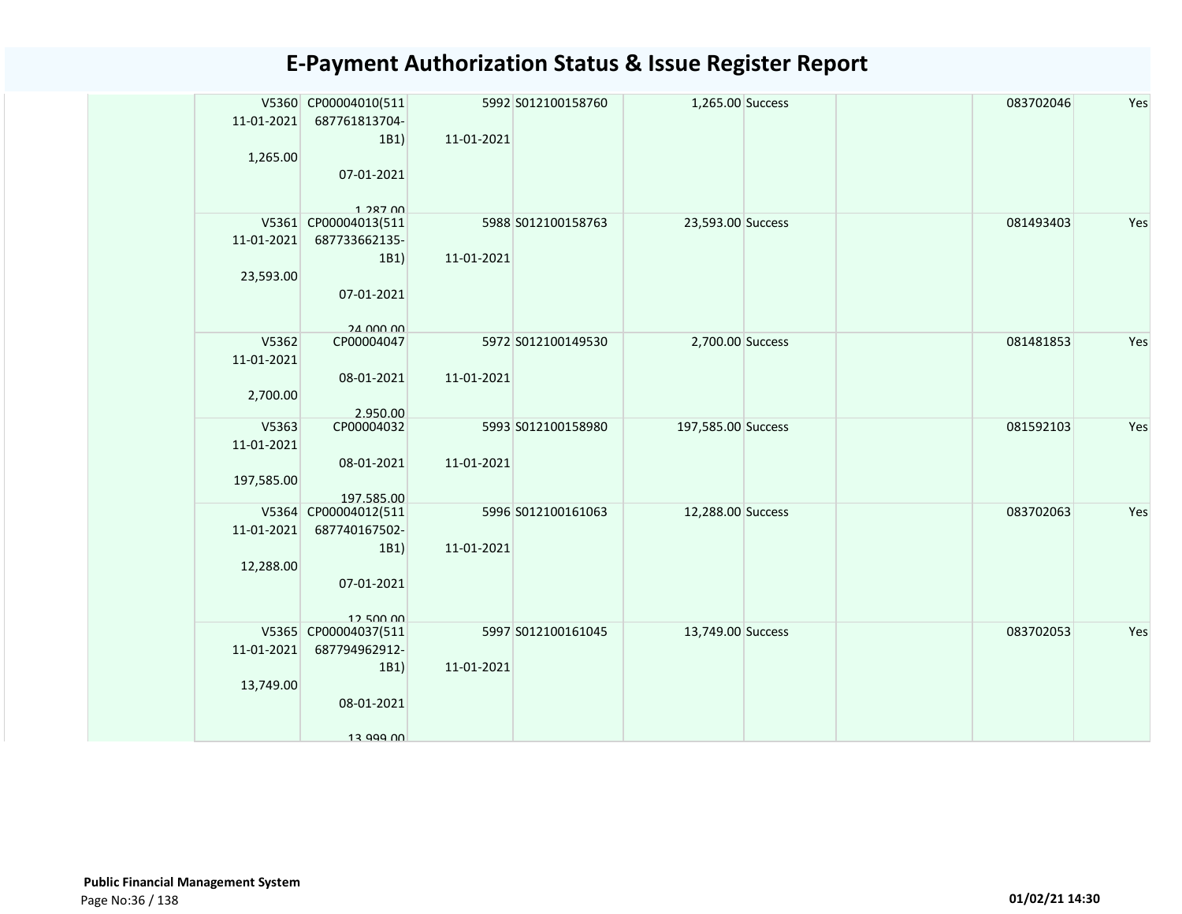# E-Payment Authorization Status & Issue Register Report

| | | | | | | | | | |
|---|---|---|---|---|---|---|---|---|---|
| | V5360<br>11-01-2021<br><br>1,265.00 | CP00004010(511687761813704-1B1)<br><br>07-01-2021<br><br>1,287.00 | 5992<br><br>11-01-2021 | S012100158760 | 1,265.00 | Success | | 083702046 | Yes |
| | V5361<br>11-01-2021<br><br>23,593.00 | CP00004013(511687733662135-1B1)<br><br>07-01-2021<br><br>24,000.00 | 5988<br><br>11-01-2021 | S012100158763 | 23,593.00 | Success | | 081493403 | Yes |
| | V5362<br>11-01-2021<br><br>2,700.00 | CP00004047<br><br>08-01-2021<br><br>2,950.00 | 5972<br><br>11-01-2021 | S012100149530 | 2,700.00 | Success | | 081481853 | Yes |
| | V5363<br>11-01-2021<br><br>197,585.00 | CP00004032<br><br>08-01-2021<br><br>197,585.00 | 5993<br><br>11-01-2021 | S012100158980 | 197,585.00 | Success | | 081592103 | Yes |
| | V5364<br>11-01-2021<br><br>12,288.00 | CP00004012(511687740167502-1B1)<br><br>07-01-2021<br><br>12,500.00 | 5996<br><br>11-01-2021 | S012100161063 | 12,288.00 | Success | | 083702063 | Yes |
| | V5365<br>11-01-2021<br><br>13,749.00 | CP00004037(511687794962912-1B1)<br><br>08-01-2021<br><br>13,999.00 | 5997<br><br>11-01-2021 | S012100161045 | 13,749.00 | Success | | 083702053 | Yes |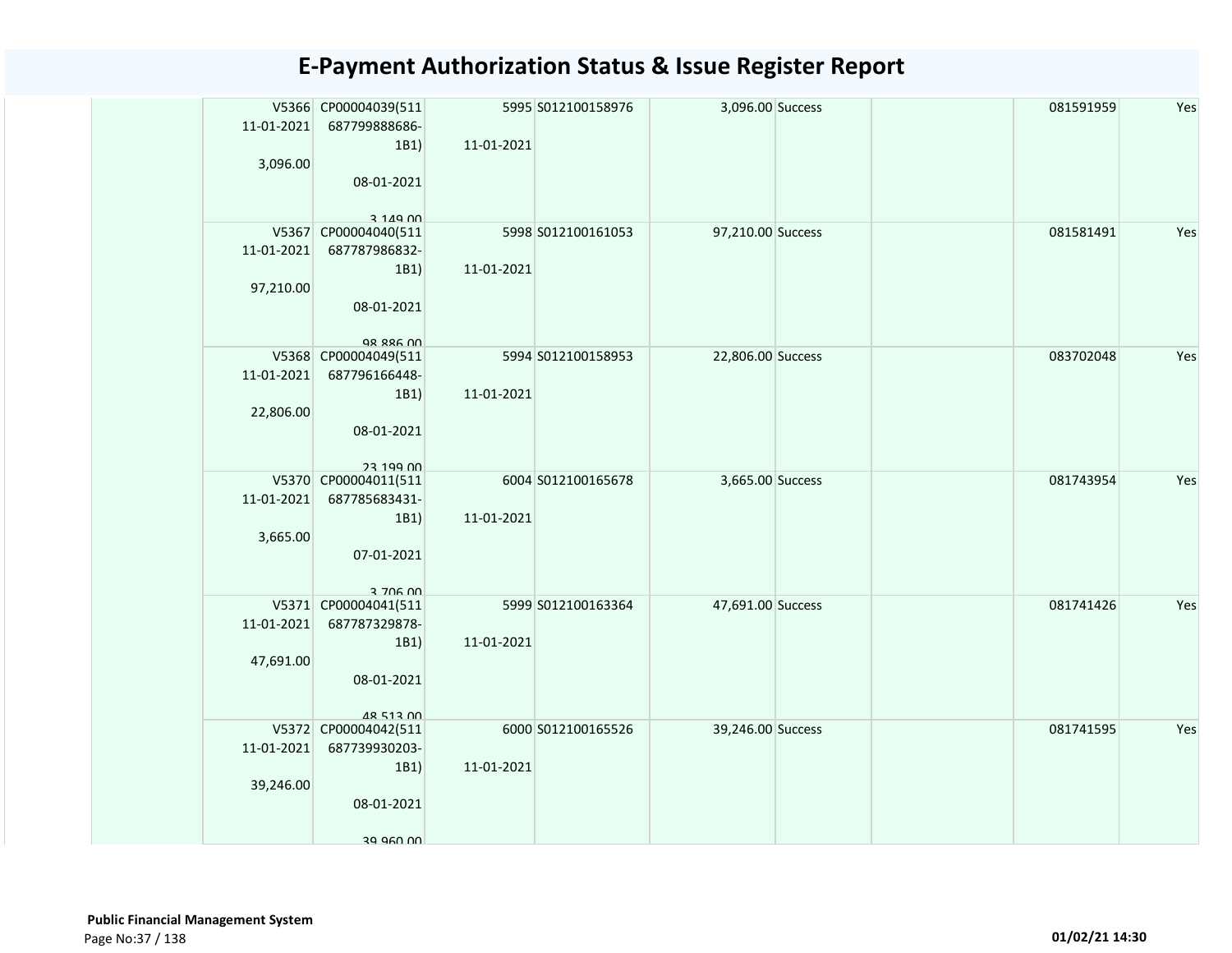# E-Payment Authorization Status & Issue Register Report

| | | | | | | | | |
|---|---|---|---|---|---|---|---|---|
| | V5366 11-01-2021 3,096.00 | CP00004039(511 687799888686-1B1) 08-01-2021 3,149.00 | 5995 11-01-2021 | S012100158976 | 3,096.00 | Success | | 081591959 | Yes |
| | V5367 11-01-2021 97,210.00 | CP00004040(511 687787986832-1B1) 08-01-2021 98,886.00 | 5998 11-01-2021 | S012100161053 | 97,210.00 | Success | | 081581491 | Yes |
| | V5368 11-01-2021 22,806.00 | CP00004049(511 687796166448-1B1) 08-01-2021 23,199.00 | 5994 11-01-2021 | S012100158953 | 22,806.00 | Success | | 083702048 | Yes |
| | V5370 11-01-2021 3,665.00 | CP00004011(511 687785683431-1B1) 07-01-2021 3,706.00 | 6004 11-01-2021 | S012100165678 | 3,665.00 | Success | | 081743954 | Yes |
| | V5371 11-01-2021 47,691.00 | CP00004041(511 687787329878-1B1) 08-01-2021 48,513.00 | 5999 11-01-2021 | S012100163364 | 47,691.00 | Success | | 081741426 | Yes |
| | V5372 11-01-2021 39,246.00 | CP00004042(511 687739930203-1B1) 08-01-2021 39,960.00 | 6000 11-01-2021 | S012100165526 | 39,246.00 | Success | | 081741595 | Yes |

**Public Financial Management System**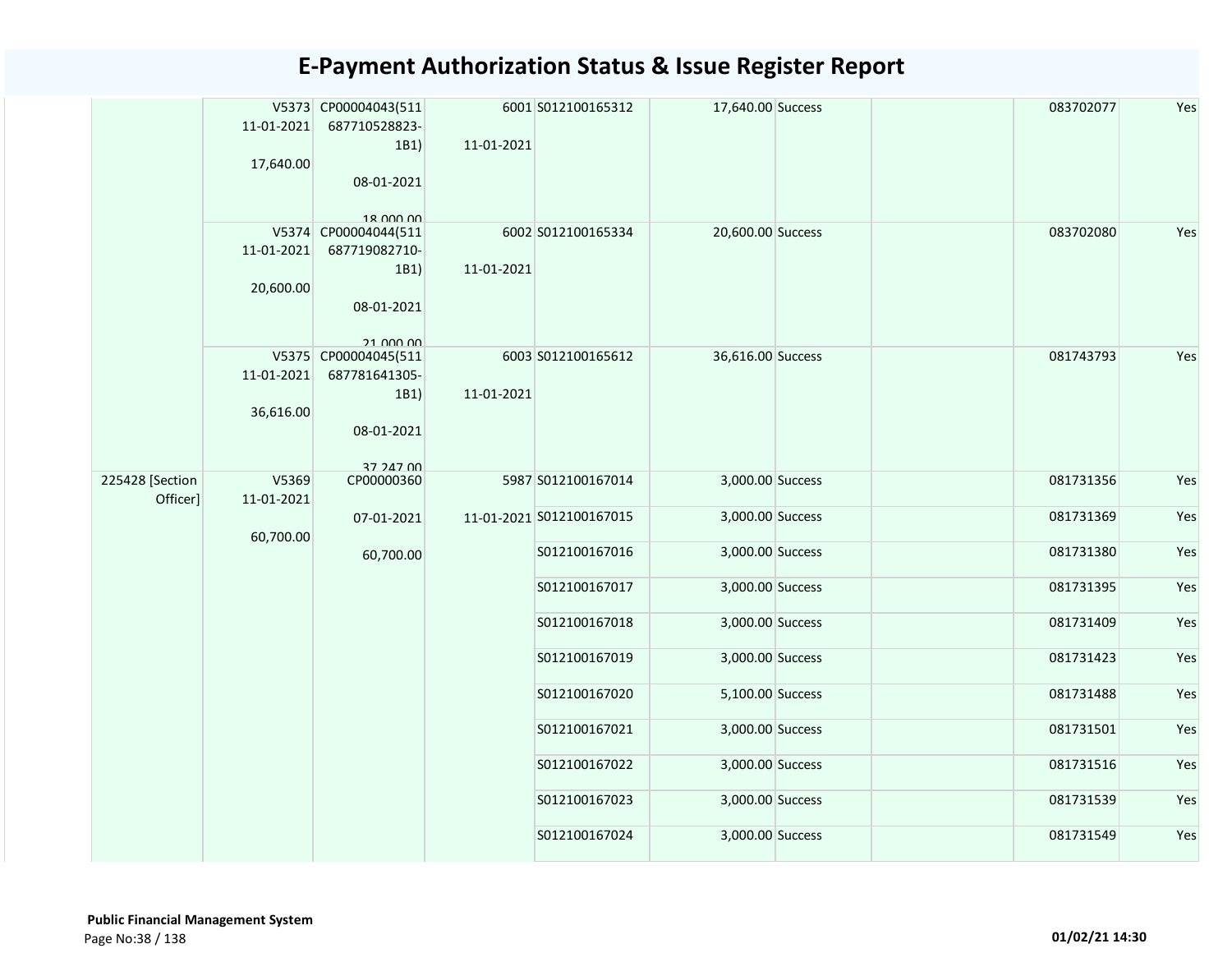# E-Payment Authorization Status & Issue Register Report

| | | | | | | | | | |
|---|---|---|---|---|---|---|---|---|---|
| | V5373 11-01-2021 17,640.00 | CP00004043(511687710528823-1B1) 08-01-2021 18,000.00 | 6001 11-01-2021 | S012100165312 | 17,640.00 | Success | | 083702077 | Yes |
| | V5374 11-01-2021 20,600.00 | CP00004044(511687719082710-1B1) 08-01-2021 21,000.00 | 6002 11-01-2021 | S012100165334 | 20,600.00 | Success | | 083702080 | Yes |
| | V5375 11-01-2021 36,616.00 | CP00004045(511687781641305-1B1) 08-01-2021 37,247.00 | 6003 11-01-2021 | S012100165612 | 36,616.00 | Success | | 081743793 | Yes |
| 225428 [Section Officer] | V5369 11-01-2021 60,700.00 | CP00000360 07-01-2021 60,700.00 | 5987 11-01-2021 | S012100167014 | 3,000.00 | Success | | 081731356 | Yes |
| | | | | S012100167015 | 3,000.00 | Success | | 081731369 | Yes |
| | | | | S012100167016 | 3,000.00 | Success | | 081731380 | Yes |
| | | | | S012100167017 | 3,000.00 | Success | | 081731395 | Yes |
| | | | | S012100167018 | 3,000.00 | Success | | 081731409 | Yes |
| | | | | S012100167019 | 3,000.00 | Success | | 081731423 | Yes |
| | | | | S012100167020 | 5,100.00 | Success | | 081731488 | Yes |
| | | | | S012100167021 | 3,000.00 | Success | | 081731501 | Yes |
| | | | | S012100167022 | 3,000.00 | Success | | 081731516 | Yes |
| | | | | S012100167023 | 3,000.00 | Success | | 081731539 | Yes |
| | | | | S012100167024 | 3,000.00 | Success | | 081731549 | Yes |

**Public Financial Management System**

01/02/21 14:30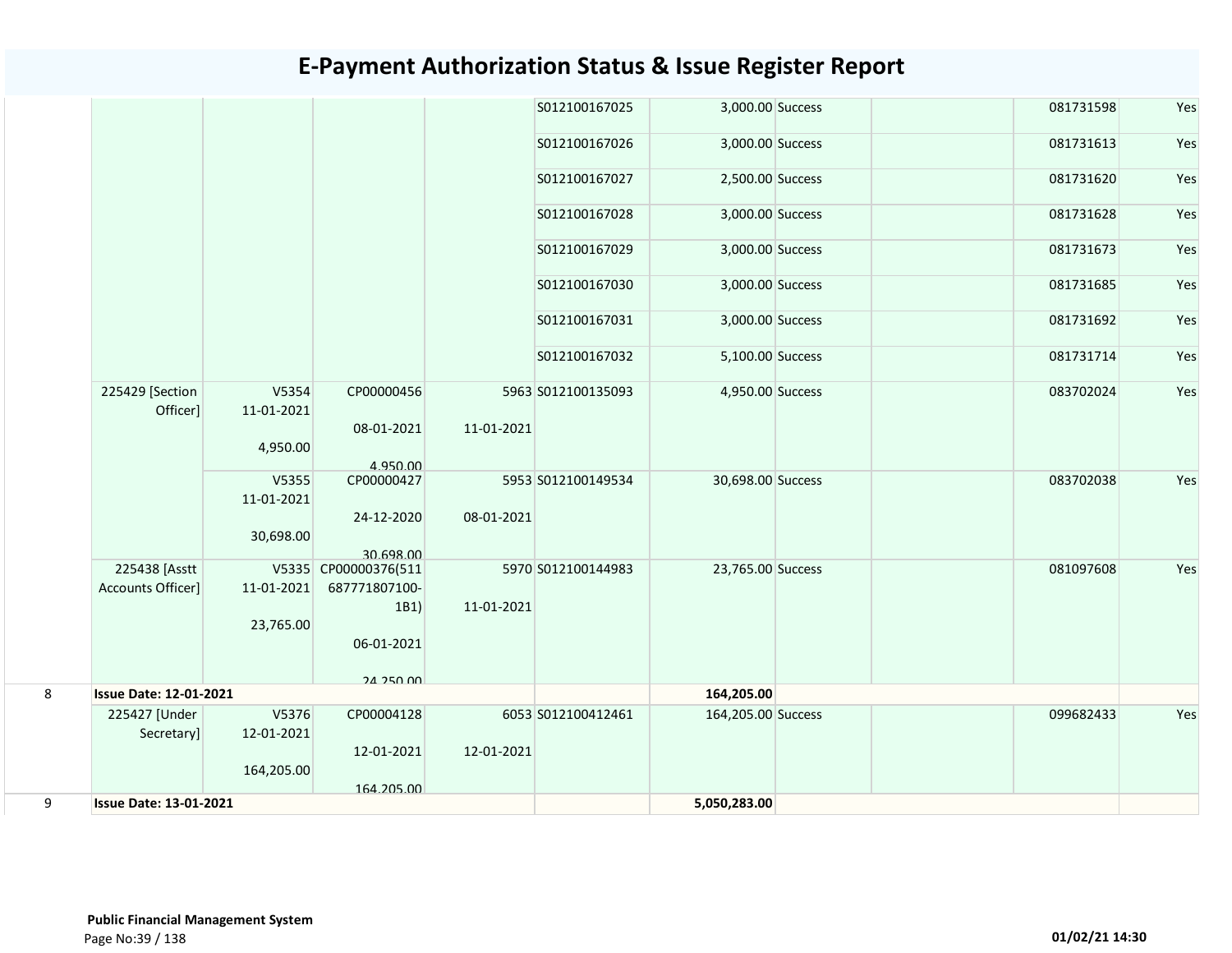# E-Payment Authorization Status & Issue Register Report

| | | | | | | | | | | |
|---|---|---|---|---|---|---|---|---|---|---|
| | | | | | S012100167025 | 3,000.00 | Success | | 081731598 | Yes |
| | | | | | S012100167026 | 3,000.00 | Success | | 081731613 | Yes |
| | | | | | S012100167027 | 2,500.00 | Success | | 081731620 | Yes |
| | | | | | S012100167028 | 3,000.00 | Success | | 081731628 | Yes |
| | | | | | S012100167029 | 3,000.00 | Success | | 081731673 | Yes |
| | | | | | S012100167030 | 3,000.00 | Success | | 081731685 | Yes |
| | | | | | S012100167031 | 3,000.00 | Success | | 081731692 | Yes |
| | | | | | S012100167032 | 5,100.00 | Success | | 081731714 | Yes |
| | 225429 [Section Officer] | V5354 11-01-2021 4,950.00 | CP00000456 08-01-2021 4,950.00 | 5963 11-01-2021 | S012100135093 | 4,950.00 | Success | | 083702024 | Yes |
| | | V5355 11-01-2021 30,698.00 | CP00000427 24-12-2020 30,698.00 | 5953 08-01-2021 | S012100149534 | 30,698.00 | Success | | 083702038 | Yes |
| | 225438 [Asstt Accounts Officer] | V5335 11-01-2021 23,765.00 | CP00000376(511687771807100-1B1) 06-01-2021 24,250.00 | 5970 11-01-2021 | S012100144983 | 23,765.00 | Success | | 081097608 | Yes |
| 8 | **Issue Date: 12-01-2021** | | | | | **164,205.00** | | | | |
| | 225427 [Under Secretary] | V5376 12-01-2021 164,205.00 | CP00004128 12-01-2021 164,205.00 | 6053 12-01-2021 | S012100412461 | 164,205.00 | Success | | 099682433 | Yes |
| 9 | **Issue Date: 13-01-2021** | | | | | **5,050,283.00** | | | | |

**Public Financial Management System**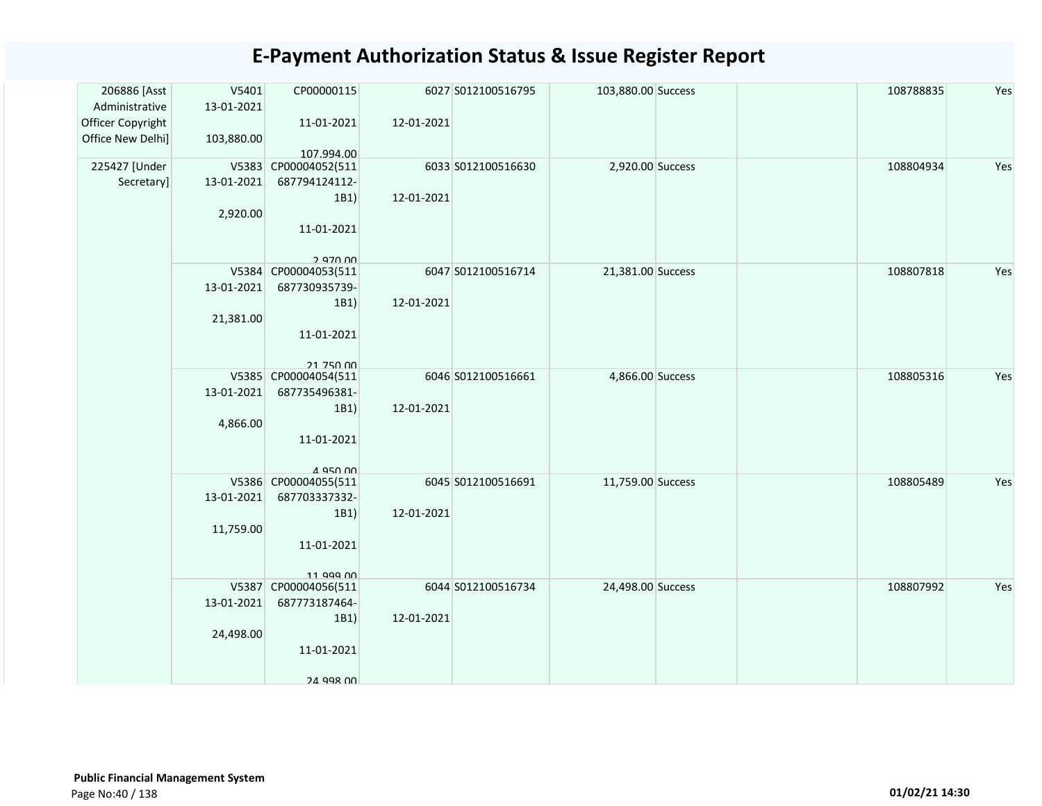# E-Payment Authorization Status & Issue Register Report

| | | | | | | | | | |
|---|---|---|---|---|---|---|---|---|---|
| 206886 [Asst Administrative Officer Copyright Office New Delhi] | V5401 13-01-2021 103,880.00 | CP00000115 11-01-2021 107,994.00 | 6027 12-01-2021 | S012100516795 | 103,880.00 | Success | | 108788835 | Yes |
| 225427 [Under Secretary] | V5383 13-01-2021 2,920.00 | CP00004052(511687794124112-1B1) 11-01-2021 2,970.00 | 6033 12-01-2021 | S012100516630 | 2,920.00 | Success | | 108804934 | Yes |
| | V5384 13-01-2021 21,381.00 | CP00004053(511687730935739-1B1) 11-01-2021 21,750.00 | 6047 12-01-2021 | S012100516714 | 21,381.00 | Success | | 108807818 | Yes |
| | V5385 13-01-2021 4,866.00 | CP00004054(511687735496381-1B1) 11-01-2021 4,950.00 | 6046 12-01-2021 | S012100516661 | 4,866.00 | Success | | 108805316 | Yes |
| | V5386 13-01-2021 11,759.00 | CP00004055(511687703337332-1B1) 11-01-2021 11,999.00 | 6045 12-01-2021 | S012100516691 | 11,759.00 | Success | | 108805489 | Yes |
| | V5387 13-01-2021 24,498.00 | CP00004056(511687773187464-1B1) 11-01-2021 24,998.00 | 6044 12-01-2021 | S012100516734 | 24,498.00 | Success | | 108807992 | Yes |

**Public Financial Management System**

01/02/21 14:30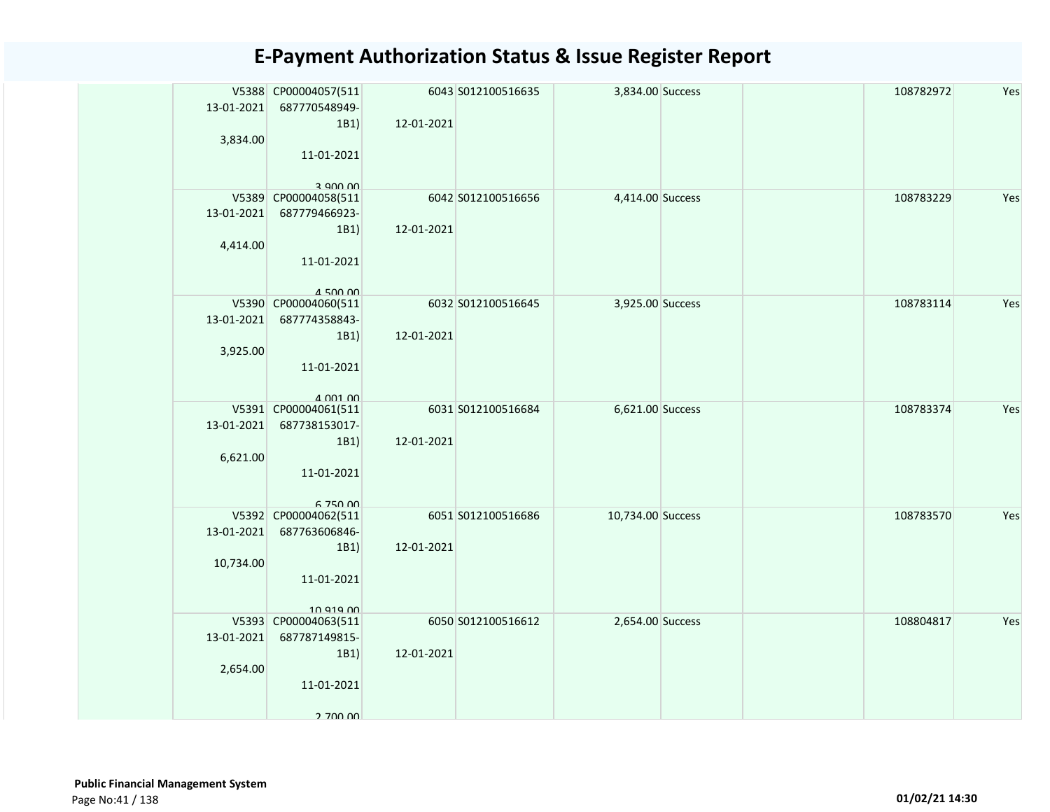# E-Payment Authorization Status & Issue Register Report

| | | | | | | | | | |
|---|---|---|---|---|---|---|---|---|---|
| | V5388 13-01-2021 3,834.00 | CP00004057(511 687770548949-1B1) 11-01-2021 3,900.00 | 6043 12-01-2021 | S012100516635 | 3,834.00 | Success | | 108782972 | Yes |
| | V5389 13-01-2021 4,414.00 | CP00004058(511 687779466923-1B1) 11-01-2021 4,500.00 | 6042 12-01-2021 | S012100516656 | 4,414.00 | Success | | 108783229 | Yes |
| | V5390 13-01-2021 3,925.00 | CP00004060(511 687774358843-1B1) 11-01-2021 4,001.00 | 6032 12-01-2021 | S012100516645 | 3,925.00 | Success | | 108783114 | Yes |
| | V5391 13-01-2021 6,621.00 | CP00004061(511 687738153017-1B1) 11-01-2021 6,750.00 | 6031 12-01-2021 | S012100516684 | 6,621.00 | Success | | 108783374 | Yes |
| | V5392 13-01-2021 10,734.00 | CP00004062(511 687763606846-1B1) 11-01-2021 10,919.00 | 6051 12-01-2021 | S012100516686 | 10,734.00 | Success | | 108783570 | Yes |
| | V5393 13-01-2021 2,654.00 | CP00004063(511 687787149815-1B1) 11-01-2021 2,700.00 | 6050 12-01-2021 | S012100516612 | 2,654.00 | Success | | 108804817 | Yes |

**Public Financial Management System**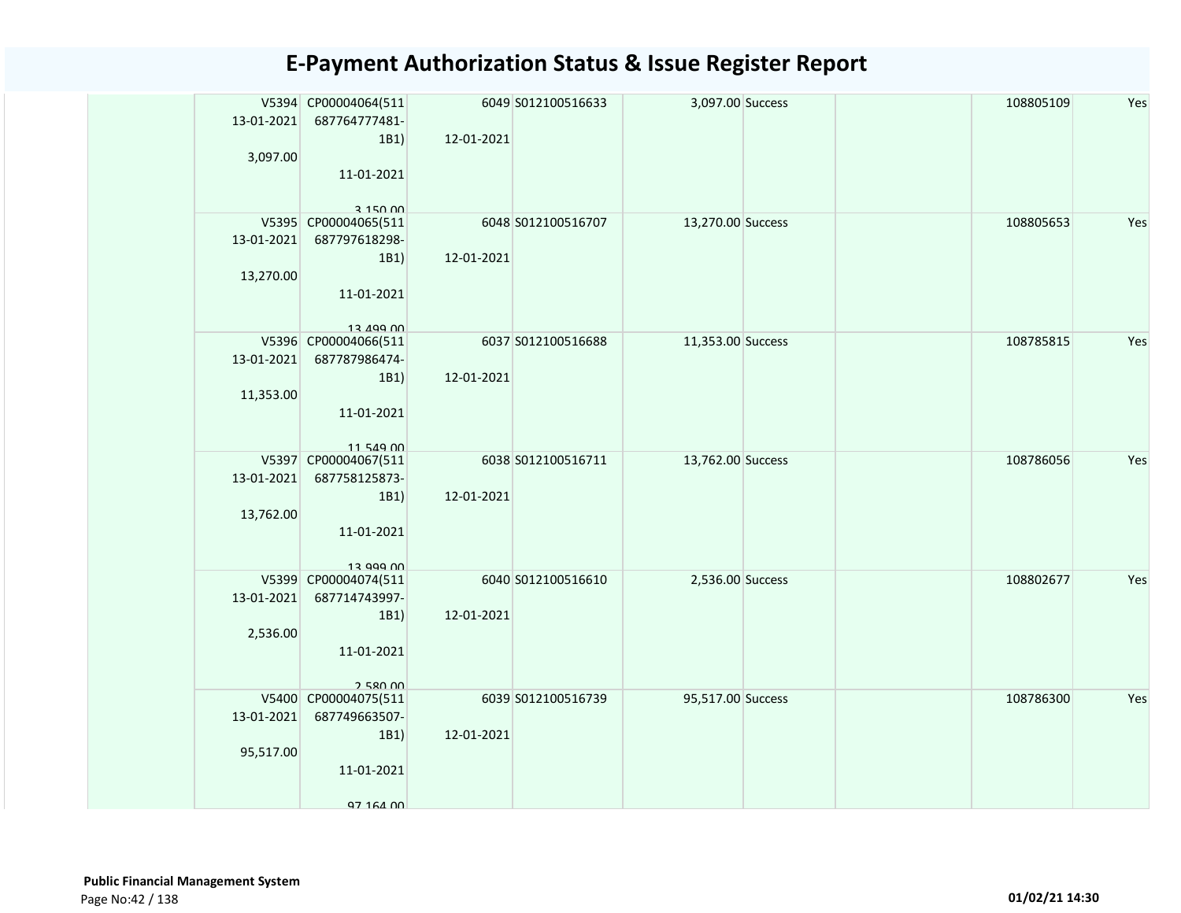# E-Payment Authorization Status & Issue Register Report

| | | | | | | | | |
|---|---|---|---|---|---|---|---|---|
| | V5394 13-01-2021 3,097.00 | CP00004064(511687764777481-1B1) 11-01-2021 3,150.00 | 6049 12-01-2021 | S012100516633 | 3,097.00 | Success | | 108805109 | Yes |
| | V5395 13-01-2021 13,270.00 | CP00004065(511687797618298-1B1) 11-01-2021 13,499.00 | 6048 12-01-2021 | S012100516707 | 13,270.00 | Success | | 108805653 | Yes |
| | V5396 13-01-2021 11,353.00 | CP00004066(511687787986474-1B1) 11-01-2021 11,549.00 | 6037 12-01-2021 | S012100516688 | 11,353.00 | Success | | 108785815 | Yes |
| | V5397 13-01-2021 13,762.00 | CP00004067(511687758125873-1B1) 11-01-2021 13,999.00 | 6038 12-01-2021 | S012100516711 | 13,762.00 | Success | | 108786056 | Yes |
| | V5399 13-01-2021 2,536.00 | CP00004074(511687714743997-1B1) 11-01-2021 2,580.00 | 6040 12-01-2021 | S012100516610 | 2,536.00 | Success | | 108802677 | Yes |
| | V5400 13-01-2021 95,517.00 | CP00004075(511687749663507-1B1) 11-01-2021 97,164.00 | 6039 12-01-2021 | S012100516739 | 95,517.00 | Success | | 108786300 | Yes |

**Public Financial Management System**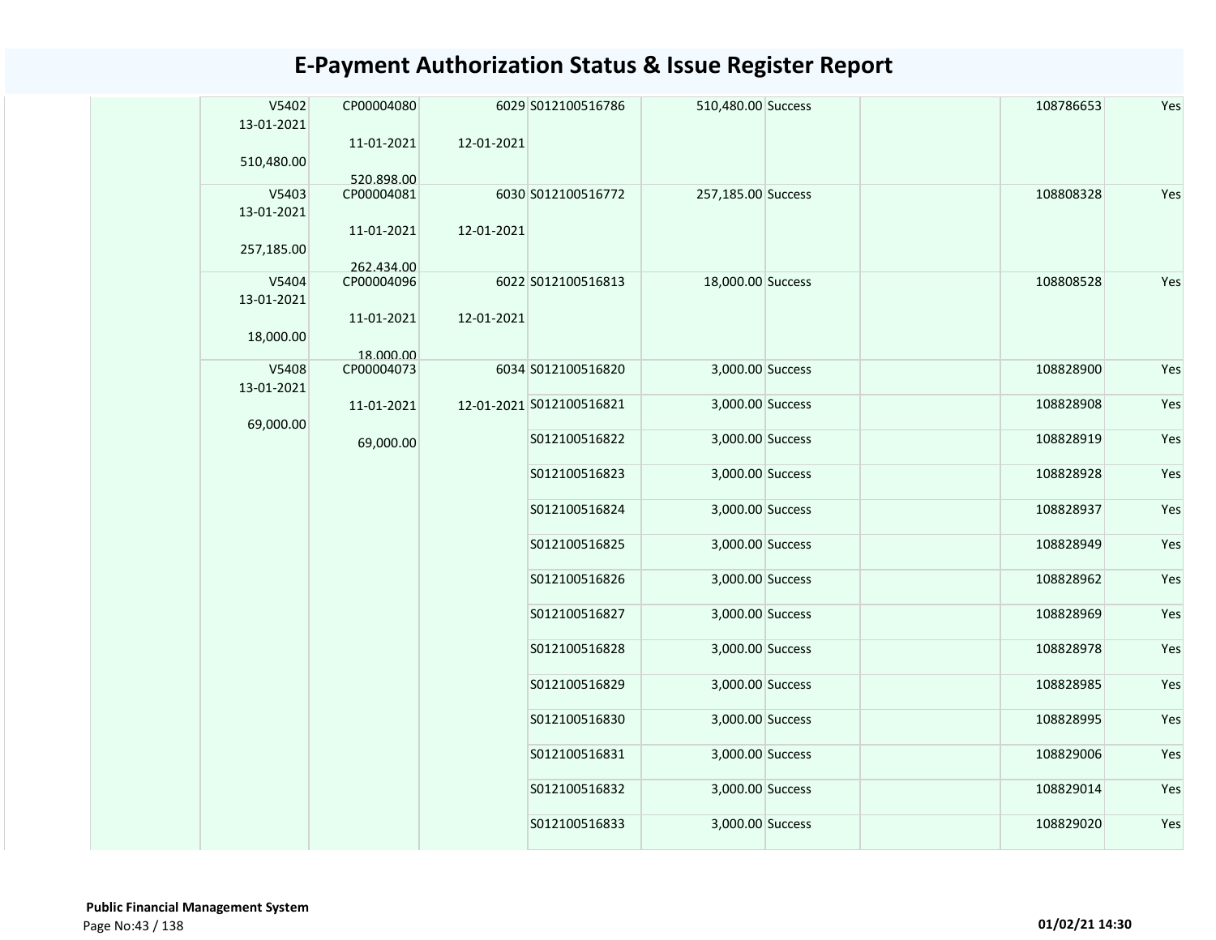# E-Payment Authorization Status & Issue Register Report

| | | | | | | | | | |
|---|---|---|---|---|---|---|---|---|---|
| | V5402 13-01-2021 510,480.00 | CP00004080 11-01-2021 520,898.00 | 6029 12-01-2021 | S012100516786 | 510,480.00 | Success | | 108786653 | Yes |
| | V5403 13-01-2021 257,185.00 | CP00004081 11-01-2021 262,434.00 | 6030 12-01-2021 | S012100516772 | 257,185.00 | Success | | 108808328 | Yes |
| | V5404 13-01-2021 18,000.00 | CP00004096 11-01-2021 18,000.00 | 6022 12-01-2021 | S012100516813 | 18,000.00 | Success | | 108808528 | Yes |
| | V5408 13-01-2021 69,000.00 | CP00004073 11-01-2021 69,000.00 | 6034 12-01-2021 | S012100516820 | 3,000.00 | Success | | 108828900 | Yes |
| | | | | S012100516821 | 3,000.00 | Success | | 108828908 | Yes |
| | | | | S012100516822 | 3,000.00 | Success | | 108828919 | Yes |
| | | | | S012100516823 | 3,000.00 | Success | | 108828928 | Yes |
| | | | | S012100516824 | 3,000.00 | Success | | 108828937 | Yes |
| | | | | S012100516825 | 3,000.00 | Success | | 108828949 | Yes |
| | | | | S012100516826 | 3,000.00 | Success | | 108828962 | Yes |
| | | | | S012100516827 | 3,000.00 | Success | | 108828969 | Yes |
| | | | | S012100516828 | 3,000.00 | Success | | 108828978 | Yes |
| | | | | S012100516829 | 3,000.00 | Success | | 108828985 | Yes |
| | | | | S012100516830 | 3,000.00 | Success | | 108828995 | Yes |
| | | | | S012100516831 | 3,000.00 | Success | | 108829006 | Yes |
| | | | | S012100516832 | 3,000.00 | Success | | 108829014 | Yes |
| | | | | S012100516833 | 3,000.00 | Success | | 108829020 | Yes |

**Public Financial Management System**

01/02/21 14:30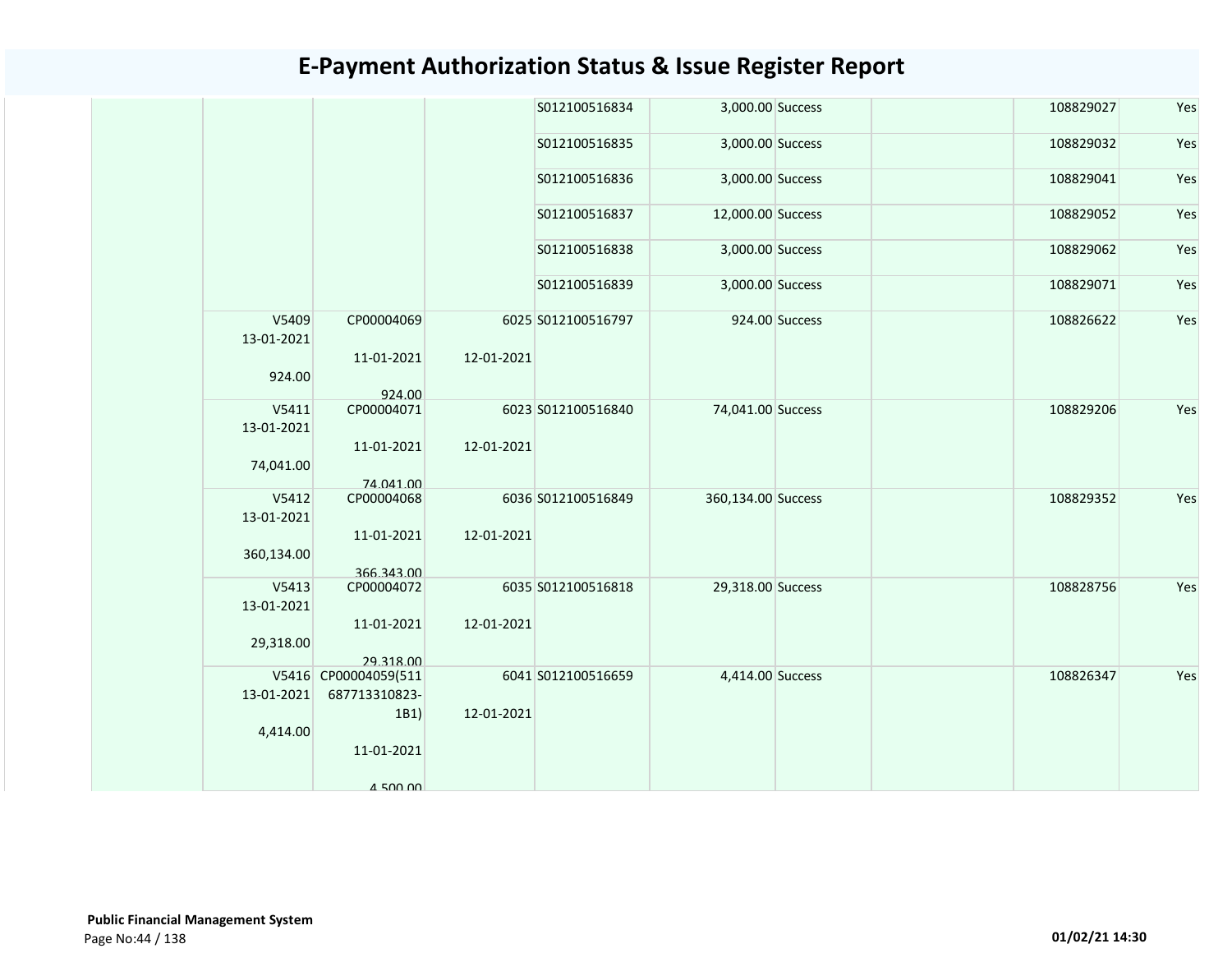# E-Payment Authorization Status & Issue Register Report

| | | | | | | | | | |
|---|---|---|---|---|---|---|---|---|---|
| | | | | S012100516834 | 3,000.00 | Success | | 108829027 | Yes |
| | | | | S012100516835 | 3,000.00 | Success | | 108829032 | Yes |
| | | | | S012100516836 | 3,000.00 | Success | | 108829041 | Yes |
| | | | | S012100516837 | 12,000.00 | Success | | 108829052 | Yes |
| | | | | S012100516838 | 3,000.00 | Success | | 108829062 | Yes |
| | | | | S012100516839 | 3,000.00 | Success | | 108829071 | Yes |
| | V5409 13-01-2021 924.00 | CP00004069 11-01-2021 924.00 | 6025 12-01-2021 | S012100516797 | 924.00 | Success | | 108826622 | Yes |
| | V5411 13-01-2021 74,041.00 | CP00004071 11-01-2021 74,041.00 | 6023 12-01-2021 | S012100516840 | 74,041.00 | Success | | 108829206 | Yes |
| | V5412 13-01-2021 360,134.00 | CP00004068 11-01-2021 366,343.00 | 6036 12-01-2021 | S012100516849 | 360,134.00 | Success | | 108829352 | Yes |
| | V5413 13-01-2021 29,318.00 | CP00004072 11-01-2021 29,318.00 | 6035 12-01-2021 | S012100516818 | 29,318.00 | Success | | 108828756 | Yes |
| | V5416 13-01-2021 4,414.00 | CP00004059(511687713310823-1B1) 11-01-2021 4,500.00 | 6041 12-01-2021 | S012100516659 | 4,414.00 | Success | | 108826347 | Yes |

**Public Financial Management System**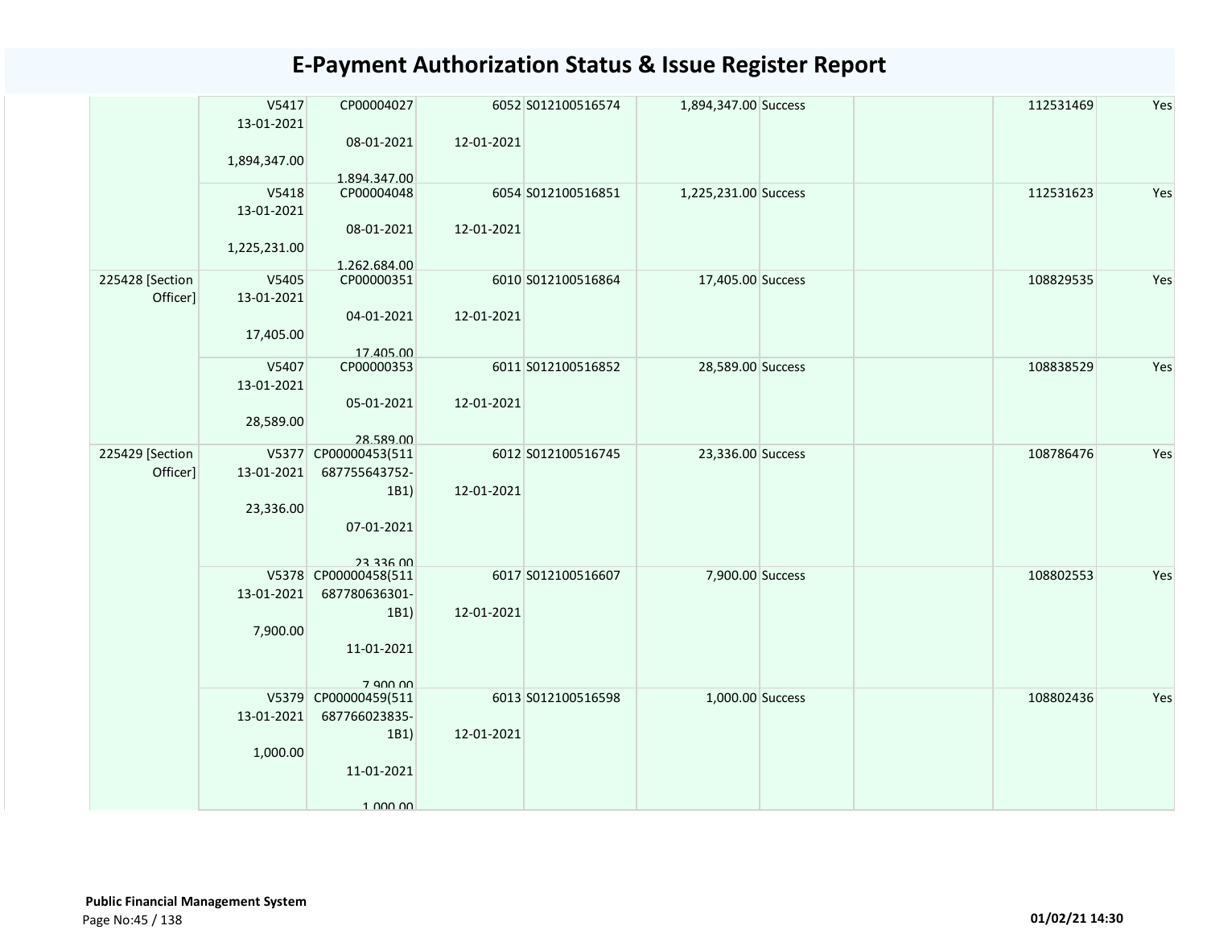# E-Payment Authorization Status & Issue Register Report

| | | | | | | | | | |
|---|---|---|---|---|---|---|---|---|---|
| | V5417<br>13-01-2021<br><br>1,894,347.00 | CP00004027<br><br>08-01-2021<br><br>1,894,347.00 | 6052<br><br>12-01-2021 | S012100516574 | 1,894,347.00 | Success | | 112531469 | Yes |
| | V5418<br>13-01-2021<br><br>1,225,231.00 | CP00004048<br><br>08-01-2021<br><br>1,262,684.00 | 6054<br><br>12-01-2021 | S012100516851 | 1,225,231.00 | Success | | 112531623 | Yes |
| 225428 [Section Officer] | V5405<br>13-01-2021<br><br>17,405.00 | CP00000351<br><br>04-01-2021<br><br>17,405.00 | 6010<br><br>12-01-2021 | S012100516864 | 17,405.00 | Success | | 108829535 | Yes |
| | V5407<br>13-01-2021<br><br>28,589.00 | CP00000353<br><br>05-01-2021<br><br>28,589.00 | 6011<br><br>12-01-2021 | S012100516852 | 28,589.00 | Success | | 108838529 | Yes |
| 225429 [Section Officer] | V5377<br>13-01-2021<br><br>23,336.00 | CP00000453(511687755643752-1B1)<br><br>07-01-2021<br><br>23,336.00 | 6012<br><br>12-01-2021 | S012100516745 | 23,336.00 | Success | | 108786476 | Yes |
| | V5378<br>13-01-2021<br><br>7,900.00 | CP00000458(511687780636301-1B1)<br><br>11-01-2021<br><br>7,900.00 | 6017<br><br>12-01-2021 | S012100516607 | 7,900.00 | Success | | 108802553 | Yes |
| | V5379<br>13-01-2021<br><br>1,000.00 | CP00000459(511687766023835-1B1)<br><br>11-01-2021<br><br>1,000.00 | 6013<br><br>12-01-2021 | S012100516598 | 1,000.00 | Success | | 108802436 | Yes |

**Public Financial Management System**

01/02/21 14:30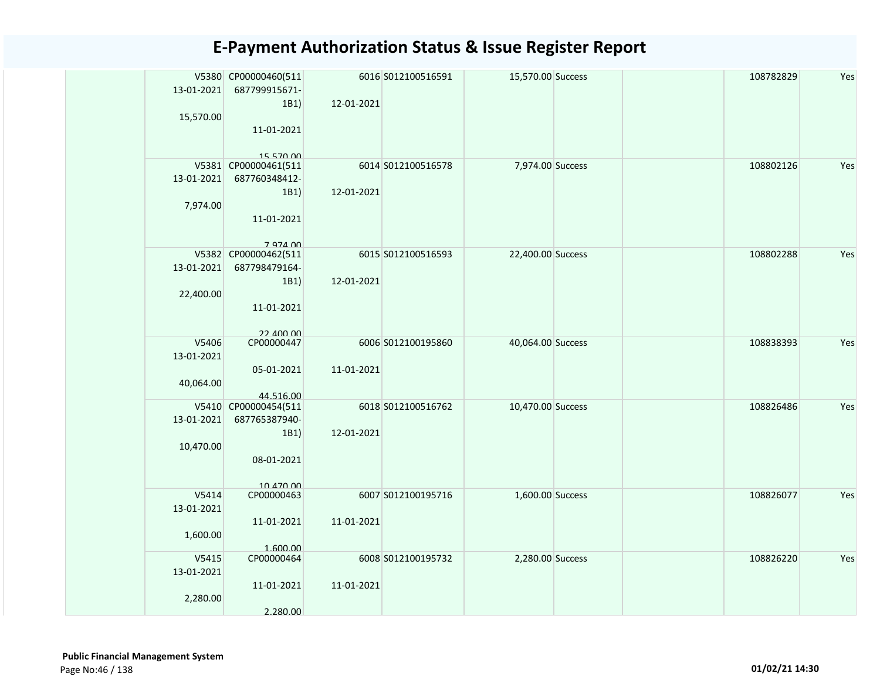# E-Payment Authorization Status & Issue Register Report

| | | | | | | | | |
|---|---|---|---|---|---|---|---|---|
| | V5380 13-01-2021 15,570.00 | CP00000460(511687799915671-1B1) 11-01-2021 15,570.00 | 6016 12-01-2021 | S012100516591 | 15,570.00 | Success | | 108782829 | Yes |
| | V5381 13-01-2021 7,974.00 | CP00000461(511687760348412-1B1) 11-01-2021 7,974.00 | 6014 12-01-2021 | S012100516578 | 7,974.00 | Success | | 108802126 | Yes |
| | V5382 13-01-2021 22,400.00 | CP00000462(511687798479164-1B1) 11-01-2021 22,400.00 | 6015 12-01-2021 | S012100516593 | 22,400.00 | Success | | 108802288 | Yes |
| | V5406 13-01-2021 40,064.00 | CP00000447 05-01-2021 44,516.00 | 6006 11-01-2021 | S012100195860 | 40,064.00 | Success | | 108838393 | Yes |
| | V5410 13-01-2021 10,470.00 | CP00000454(511687765387940-1B1) 08-01-2021 10,470.00 | 6018 12-01-2021 | S012100516762 | 10,470.00 | Success | | 108826486 | Yes |
| | V5414 13-01-2021 1,600.00 | CP00000463 11-01-2021 1,600.00 | 6007 11-01-2021 | S012100195716 | 1,600.00 | Success | | 108826077 | Yes |
| | V5415 13-01-2021 2,280.00 | CP00000464 11-01-2021 2,280.00 | 6008 11-01-2021 | S012100195732 | 2,280.00 | Success | | 108826220 | Yes |

**Public Financial Management System**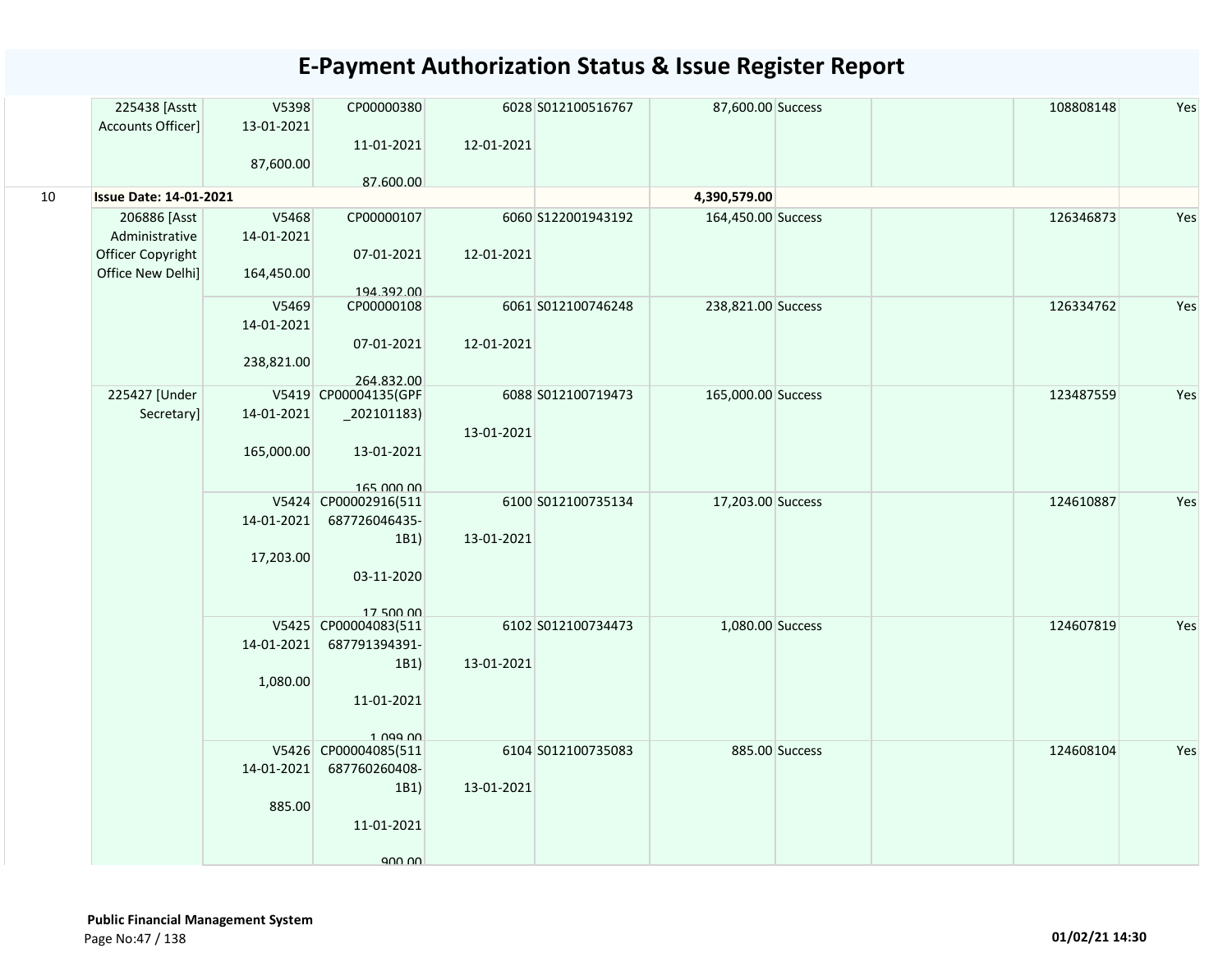# E-Payment Authorization Status & Issue Register Report

| | | | | | | | | | | |
|---|---|---|---|---|---|---|---|---|---|---|
| | 225438 [Asstt Accounts Officer] | V5398 13-01-2021 87,600.00 | CP00000380 11-01-2021 87,600.00 | 6028 12-01-2021 | S012100516767 | 87,600.00 | Success | | 108808148 | Yes |
| 10 | **Issue Date: 14-01-2021** | | | | | **4,390,579.00** | | | | |
| | 206886 [Asst Administrative Officer Copyright Office New Delhi] | V5468 14-01-2021 164,450.00 | CP00000107 07-01-2021 194,392.00 | 6060 12-01-2021 | S122001943192 | 164,450.00 | Success | | 126346873 | Yes |
| | | V5469 14-01-2021 238,821.00 | CP00000108 07-01-2021 264,832.00 | 6061 12-01-2021 | S012100746248 | 238,821.00 | Success | | 126334762 | Yes |
| | 225427 [Under Secretary] | V5419 14-01-2021 165,000.00 | CP00004135(GPF_202101183) 13-01-2021 165,000.00 | 6088 13-01-2021 | S012100719473 | 165,000.00 | Success | | 123487559 | Yes |
| | | V5424 14-01-2021 17,203.00 | CP00002916(511687726046435-1B1) 03-11-2020 17,500.00 | 6100 13-01-2021 | S012100735134 | 17,203.00 | Success | | 124610887 | Yes |
| | | V5425 14-01-2021 1,080.00 | CP00004083(511687791394391-1B1) 11-01-2021 1,099.00 | 6102 13-01-2021 | S012100734473 | 1,080.00 | Success | | 124607819 | Yes |
| | | V5426 14-01-2021 885.00 | CP00004085(511687760260408-1B1) 11-01-2021 900.00 | 6104 13-01-2021 | S012100735083 | 885.00 | Success | | 124608104 | Yes |

**Public Financial Management System**

01/02/21 14:30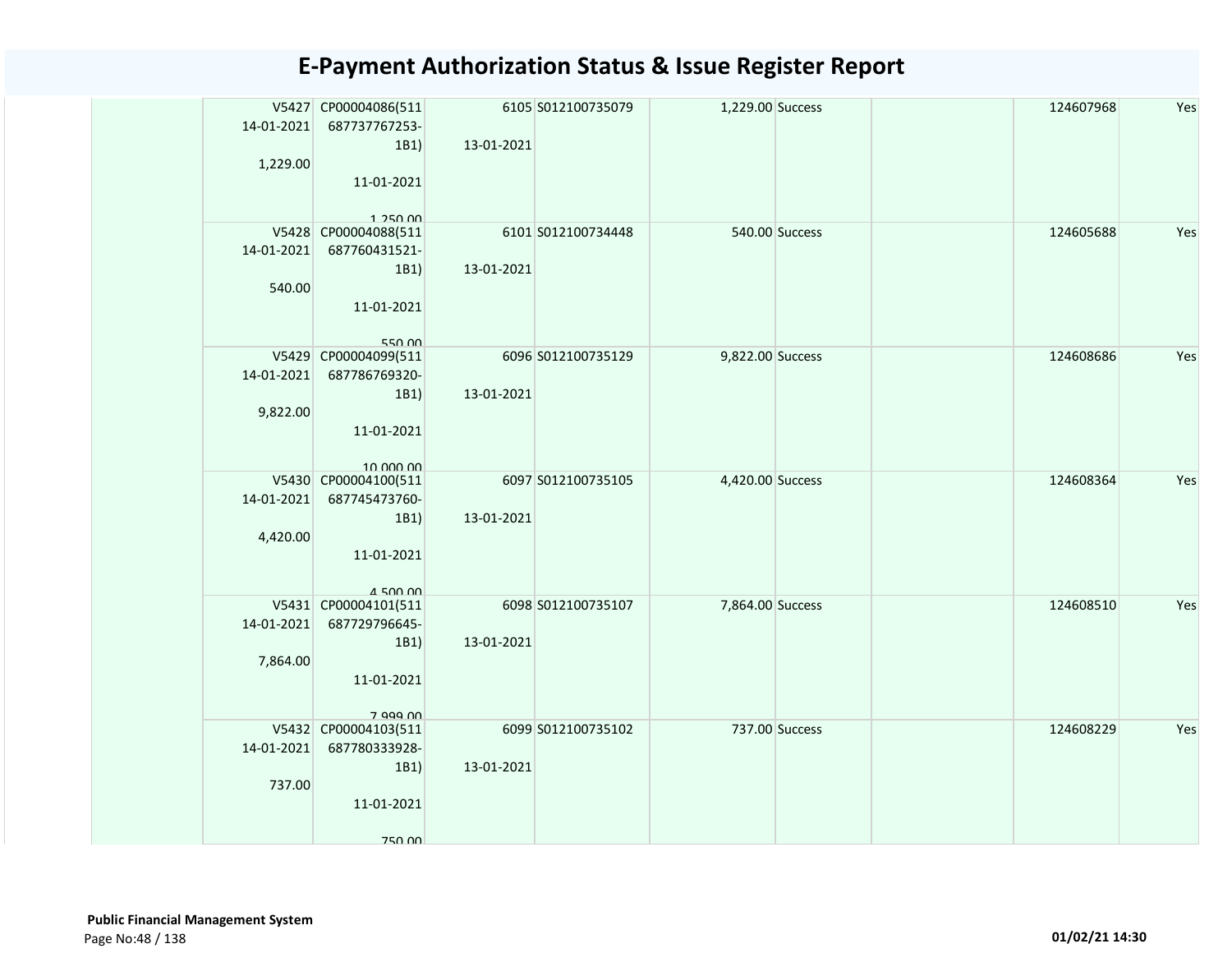# E-Payment Authorization Status & Issue Register Report

| | | | | | | | | |
|---|---|---|---|---|---|---|---|---|
| | V5427 14-01-2021 1,229.00 | CP00004086(511 687737767253-1B1) 11-01-2021 1,250.00 | 6105 13-01-2021 | S012100735079 | 1,229.00 | Success | | 124607968 | Yes |
| | V5428 14-01-2021 540.00 | CP00004088(511 687760431521-1B1) 11-01-2021 550.00 | 6101 13-01-2021 | S012100734448 | 540.00 | Success | | 124605688 | Yes |
| | V5429 14-01-2021 9,822.00 | CP00004099(511 687786769320-1B1) 11-01-2021 10,000.00 | 6096 13-01-2021 | S012100735129 | 9,822.00 | Success | | 124608686 | Yes |
| | V5430 14-01-2021 4,420.00 | CP00004100(511 687745473760-1B1) 11-01-2021 4,500.00 | 6097 13-01-2021 | S012100735105 | 4,420.00 | Success | | 124608364 | Yes |
| | V5431 14-01-2021 7,864.00 | CP00004101(511 687729796645-1B1) 11-01-2021 7,999.00 | 6098 13-01-2021 | S012100735107 | 7,864.00 | Success | | 124608510 | Yes |
| | V5432 14-01-2021 737.00 | CP00004103(511 687780333928-1B1) 11-01-2021 750.00 | 6099 13-01-2021 | S012100735102 | 737.00 | Success | | 124608229 | Yes |

**Public Financial Management System**

01/02/21 14:30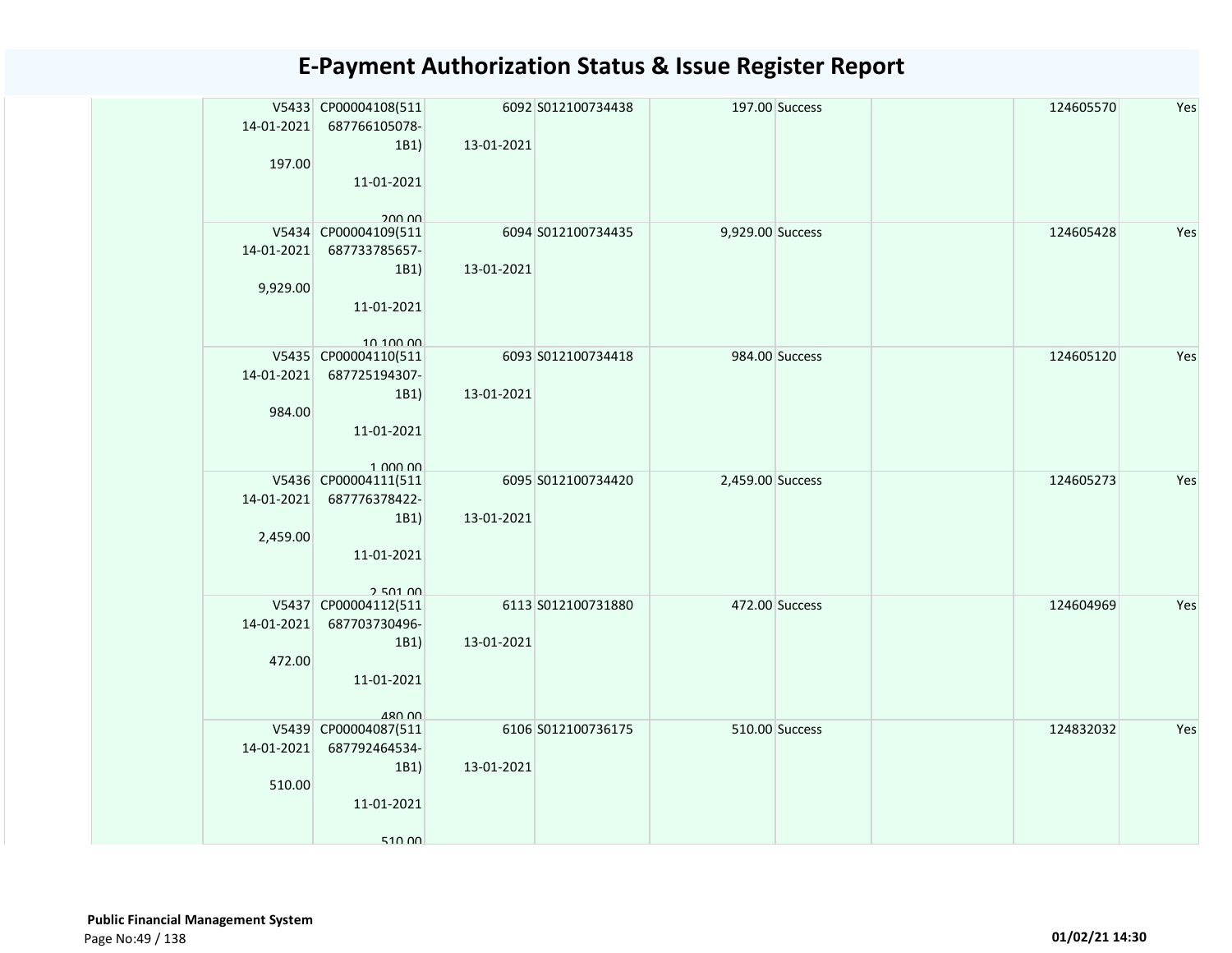# E-Payment Authorization Status & Issue Register Report

| | | | | | | | | |
|---|---|---|---|---|---|---|---|---|
| | V5433 14-01-2021 197.00 | CP00004108(511687766105078-1B1) 11-01-2021 200.00 | 6092 13-01-2021 | S012100734438 | 197.00 | Success | | 124605570 | Yes |
| | V5434 14-01-2021 9,929.00 | CP00004109(511687733785657-1B1) 11-01-2021 10,100.00 | 6094 13-01-2021 | S012100734435 | 9,929.00 | Success | | 124605428 | Yes |
| | V5435 14-01-2021 984.00 | CP00004110(511687725194307-1B1) 11-01-2021 1,000.00 | 6093 13-01-2021 | S012100734418 | 984.00 | Success | | 124605120 | Yes |
| | V5436 14-01-2021 2,459.00 | CP00004111(511687776378422-1B1) 11-01-2021 2,501.00 | 6095 13-01-2021 | S012100734420 | 2,459.00 | Success | | 124605273 | Yes |
| | V5437 14-01-2021 472.00 | CP00004112(511687703730496-1B1) 11-01-2021 480.00 | 6113 13-01-2021 | S012100731880 | 472.00 | Success | | 124604969 | Yes |
| | V5439 14-01-2021 510.00 | CP00004087(511687792464534-1B1) 11-01-2021 510.00 | 6106 13-01-2021 | S012100736175 | 510.00 | Success | | 124832032 | Yes |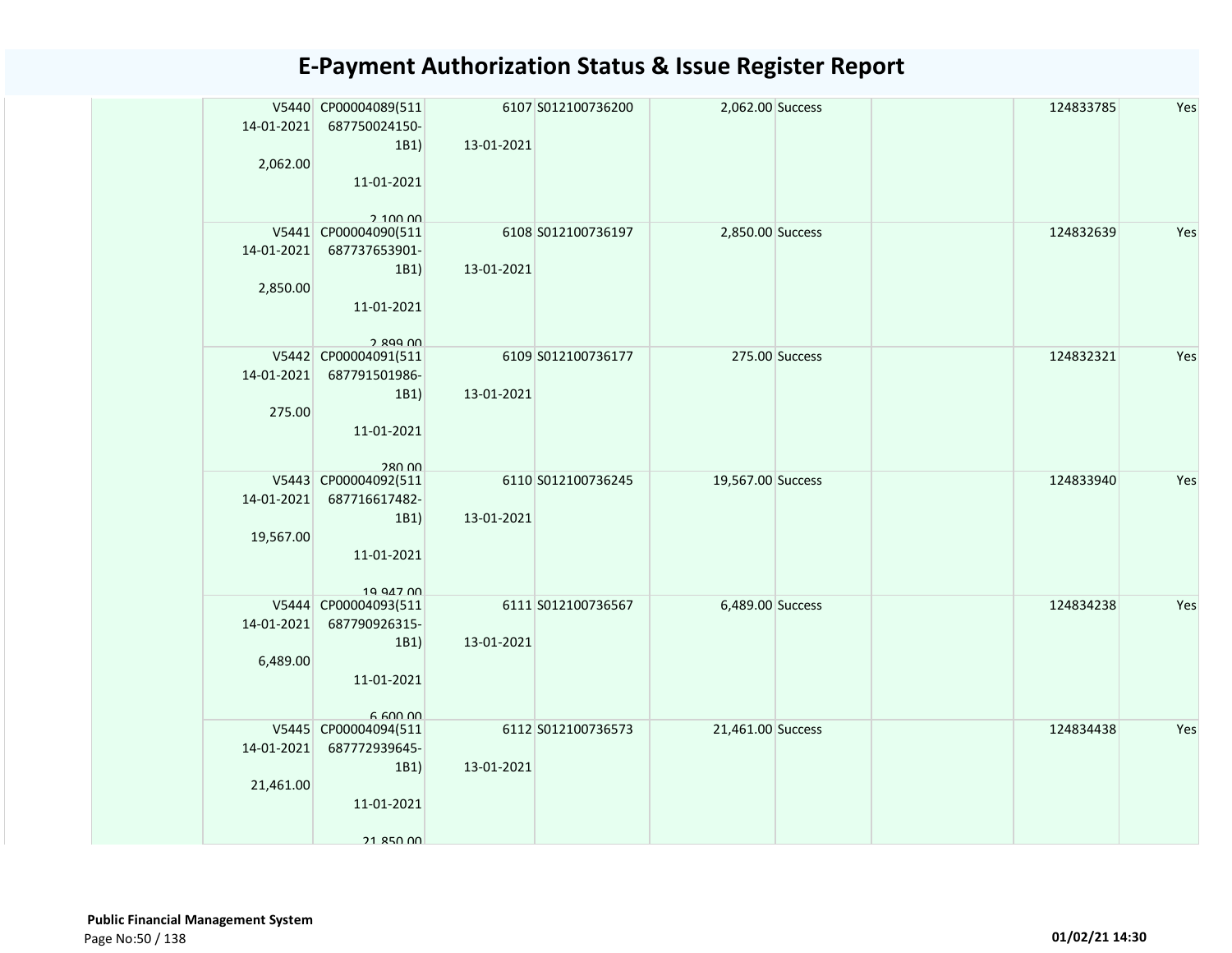# E-Payment Authorization Status & Issue Register Report

| | V5440 14-01-2021 2,062.00 | CP00004089(511 687750024150-1B1) 11-01-2021 2,100.00 | 6107 13-01-2021 | S012100736200 | 2,062.00 | Success | | 124833785 | Yes |
|---|---|---|---|---|---|---|---|---|---|
| | V5441 14-01-2021 2,850.00 | CP00004090(511 687737653901-1B1) 11-01-2021 2,899.00 | 6108 13-01-2021 | S012100736197 | 2,850.00 | Success | | 124832639 | Yes |
| | V5442 14-01-2021 275.00 | CP00004091(511 687791501986-1B1) 11-01-2021 280.00 | 6109 13-01-2021 | S012100736177 | 275.00 | Success | | 124832321 | Yes |
| | V5443 14-01-2021 19,567.00 | CP00004092(511 687716617482-1B1) 11-01-2021 19,947.00 | 6110 13-01-2021 | S012100736245 | 19,567.00 | Success | | 124833940 | Yes |
| | V5444 14-01-2021 6,489.00 | CP00004093(511 687790926315-1B1) 11-01-2021 6,600.00 | 6111 13-01-2021 | S012100736567 | 6,489.00 | Success | | 124834238 | Yes |
| | V5445 14-01-2021 21,461.00 | CP00004094(511 687772939645-1B1) 11-01-2021 21,850.00 | 6112 13-01-2021 | S012100736573 | 21,461.00 | Success | | 124834438 | Yes |

**Public Financial Management System**

01/02/21 14:30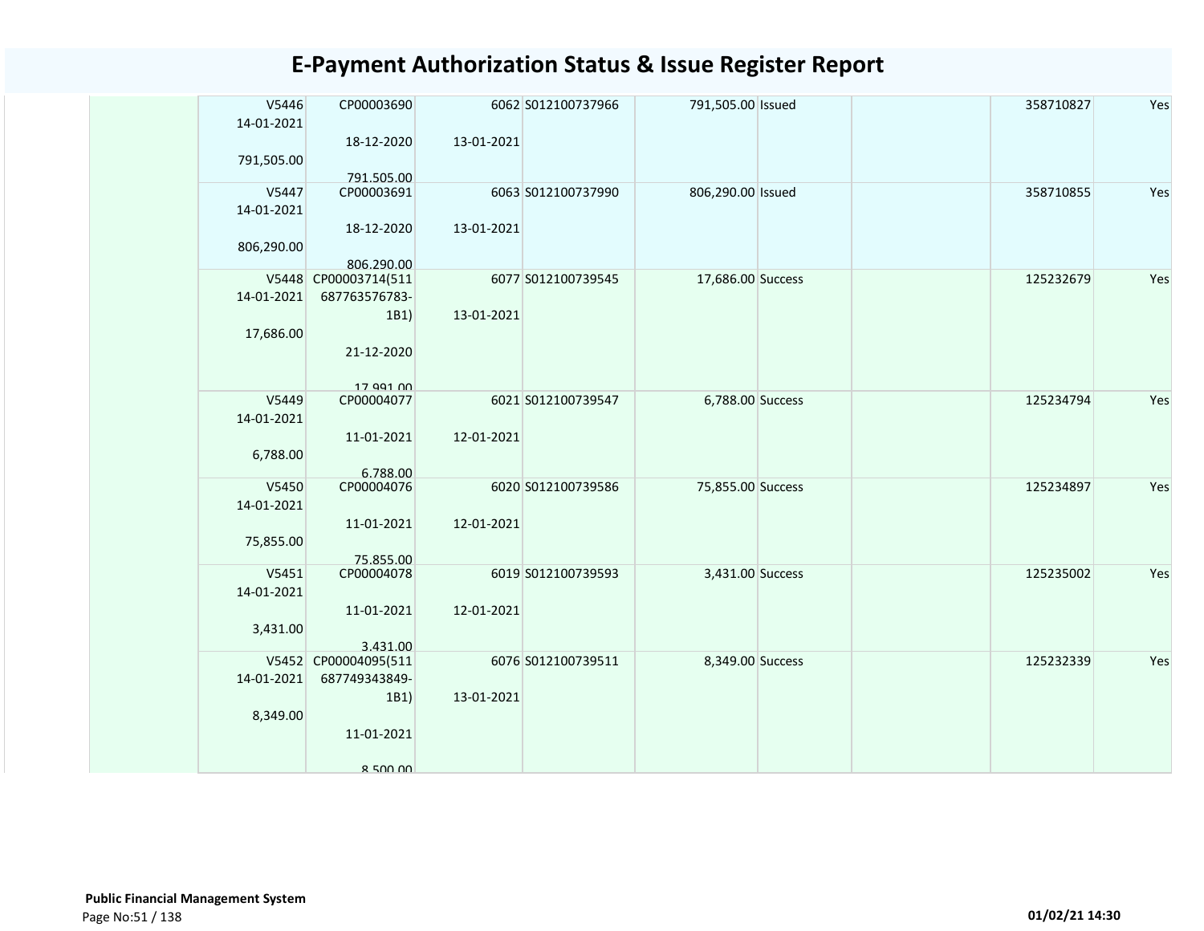# E-Payment Authorization Status & Issue Register Report

| | | | | | | | | | |
|---|---|---|---|---|---|---|---|---|---|
| | V5446 14-01-2021 791,505.00 | CP00003690 18-12-2020 791,505.00 | 6062 13-01-2021 | S012100737966 | 791,505.00 | Issued | | 358710827 | Yes |
| | V5447 14-01-2021 806,290.00 | CP00003691 18-12-2020 806,290.00 | 6063 13-01-2021 | S012100737990 | 806,290.00 | Issued | | 358710855 | Yes |
| | V5448 14-01-2021 17,686.00 | CP00003714(511687763576783-1B1) 21-12-2020 17,991.00 | 6077 13-01-2021 | S012100739545 | 17,686.00 | Success | | 125232679 | Yes |
| | V5449 14-01-2021 6,788.00 | CP00004077 11-01-2021 6,788.00 | 6021 12-01-2021 | S012100739547 | 6,788.00 | Success | | 125234794 | Yes |
| | V5450 14-01-2021 75,855.00 | CP00004076 11-01-2021 75,855.00 | 6020 12-01-2021 | S012100739586 | 75,855.00 | Success | | 125234897 | Yes |
| | V5451 14-01-2021 3,431.00 | CP00004078 11-01-2021 3,431.00 | 6019 12-01-2021 | S012100739593 | 3,431.00 | Success | | 125235002 | Yes |
| | V5452 14-01-2021 8,349.00 | CP00004095(511687749343849-1B1) 11-01-2021 8,500.00 | 6076 13-01-2021 | S012100739511 | 8,349.00 | Success | | 125232339 | Yes |

**Public Financial Management System**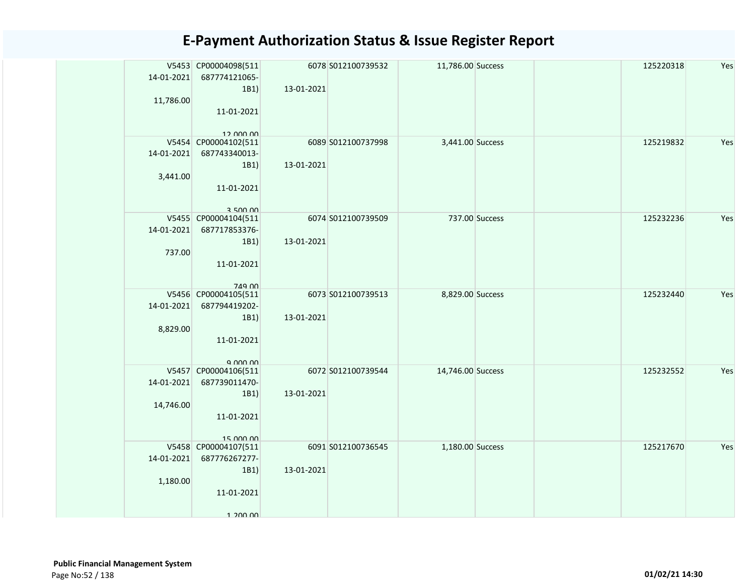# E-Payment Authorization Status & Issue Register Report

| | | | | | | | | | |
|---|---|---|---|---|---|---|---|---|---|
| | V5453<br>14-01-2021<br>11,786.00 | CP00004098(511687774121065-1B1)<br>11-01-2021<br>12,000.00 | 6078<br>13-01-2021 | S012100739532 | 11,786.00 | Success | | 125220318 | Yes |
| | V5454<br>14-01-2021<br>3,441.00 | CP00004102(511687743340013-1B1)<br>11-01-2021<br>3,500.00 | 6089<br>13-01-2021 | S012100737998 | 3,441.00 | Success | | 125219832 | Yes |
| | V5455<br>14-01-2021<br>737.00 | CP00004104(511687717853376-1B1)<br>11-01-2021<br>749.00 | 6074<br>13-01-2021 | S012100739509 | 737.00 | Success | | 125232236 | Yes |
| | V5456<br>14-01-2021<br>8,829.00 | CP00004105(511687794419202-1B1)<br>11-01-2021<br>9,000.00 | 6073<br>13-01-2021 | S012100739513 | 8,829.00 | Success | | 125232440 | Yes |
| | V5457<br>14-01-2021<br>14,746.00 | CP00004106(511687739011470-1B1)<br>11-01-2021<br>15,000.00 | 6072<br>13-01-2021 | S012100739544 | 14,746.00 | Success | | 125232552 | Yes |
| | V5458<br>14-01-2021<br>1,180.00 | CP00004107(511687776267277-1B1)<br>11-01-2021<br>1,200.00 | 6091<br>13-01-2021 | S012100736545 | 1,180.00 | Success | | 125217670 | Yes |

**Public Financial Management System**

01/02/21 14:30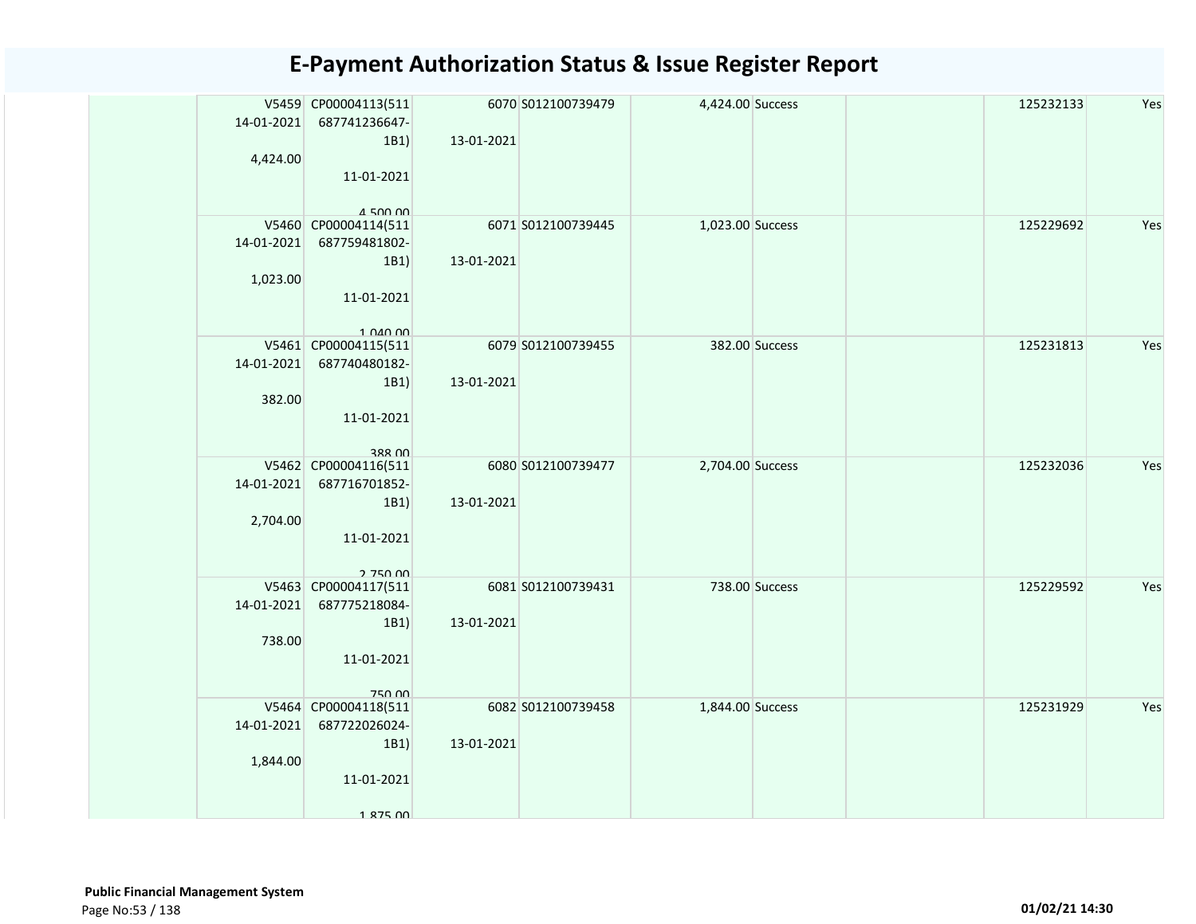# E-Payment Authorization Status & Issue Register Report

| | | | | | | | | |
|---|---|---|---|---|---|---|---|---|
| | V5459 14-01-2021 4,424.00 | CP00004113(511687741236647-1B1) 11-01-2021 4,500.00 | 6070 13-01-2021 | S012100739479 | 4,424.00 Success | | 125232133 | Yes |
| | V5460 14-01-2021 1,023.00 | CP00004114(511687759481802-1B1) 11-01-2021 1,040.00 | 6071 13-01-2021 | S012100739445 | 1,023.00 Success | | 125229692 | Yes |
| | V5461 14-01-2021 382.00 | CP00004115(511687740480182-1B1) 11-01-2021 388.00 | 6079 13-01-2021 | S012100739455 | 382.00 Success | | 125231813 | Yes |
| | V5462 14-01-2021 2,704.00 | CP00004116(511687716701852-1B1) 11-01-2021 2,750.00 | 6080 13-01-2021 | S012100739477 | 2,704.00 Success | | 125232036 | Yes |
| | V5463 14-01-2021 738.00 | CP00004117(511687775218084-1B1) 11-01-2021 750.00 | 6081 13-01-2021 | S012100739431 | 738.00 Success | | 125229592 | Yes |
| | V5464 14-01-2021 1,844.00 | CP00004118(511687722026024-1B1) 11-01-2021 1,875.00 | 6082 13-01-2021 | S012100739458 | 1,844.00 Success | | 125231929 | Yes |

**Public Financial Management System**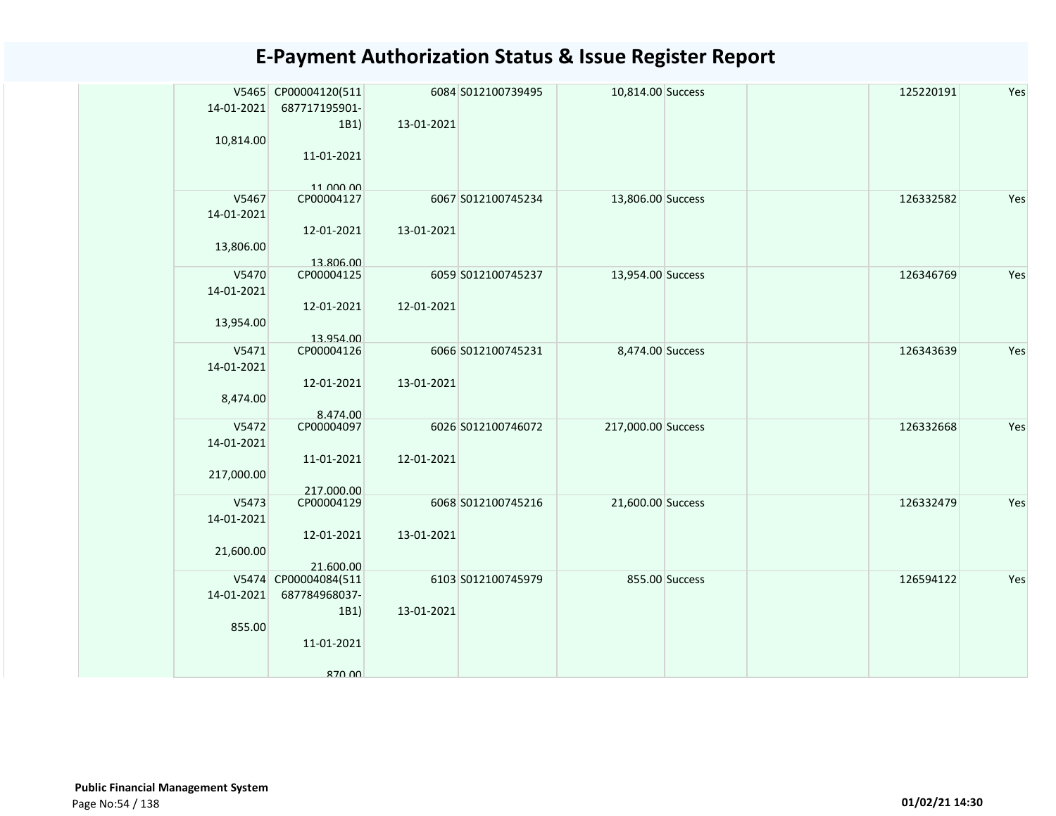# E-Payment Authorization Status & Issue Register Report

| | | | | | | | | | |
|---|---|---|---|---|---|---|---|---|---|
| | V5465 14-01-2021 10,814.00 | CP00004120(511687717195901-1B1) 11-01-2021 11,000.00 | 6084 13-01-2021 | S012100739495 | 10,814.00 | Success | | 125220191 | Yes |
| | V5467 14-01-2021 13,806.00 | CP00004127 12-01-2021 13,806.00 | 6067 13-01-2021 | S012100745234 | 13,806.00 | Success | | 126332582 | Yes |
| | V5470 14-01-2021 13,954.00 | CP00004125 12-01-2021 13,954.00 | 6059 12-01-2021 | S012100745237 | 13,954.00 | Success | | 126346769 | Yes |
| | V5471 14-01-2021 8,474.00 | CP00004126 12-01-2021 8,474.00 | 6066 13-01-2021 | S012100745231 | 8,474.00 | Success | | 126343639 | Yes |
| | V5472 14-01-2021 217,000.00 | CP00004097 11-01-2021 217,000.00 | 6026 12-01-2021 | S012100746072 | 217,000.00 | Success | | 126332668 | Yes |
| | V5473 14-01-2021 21,600.00 | CP00004129 12-01-2021 21,600.00 | 6068 13-01-2021 | S012100745216 | 21,600.00 | Success | | 126332479 | Yes |
| | V5474 14-01-2021 855.00 | CP00004084(511687784968037-1B1) 11-01-2021 870.00 | 6103 13-01-2021 | S012100745979 | 855.00 | Success | | 126594122 | Yes |

**Public Financial Management System**

01/02/21 14:30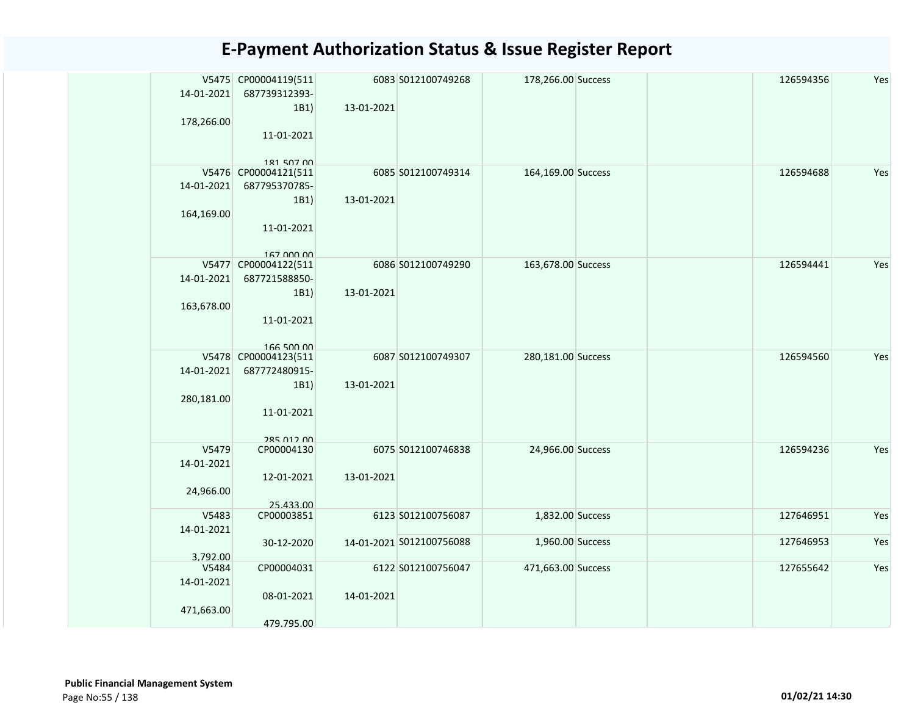# E-Payment Authorization Status & Issue Register Report

| | | | | | | | | | |
|---|---|---|---|---|---|---|---|---|---|
| | V5475 14-01-2021 178,266.00 | CP00004119(511 687739312393-1B1) 11-01-2021 181,507.00 | 6083 13-01-2021 | S012100749268 | 178,266.00 | Success | | 126594356 | Yes |
| | V5476 14-01-2021 164,169.00 | CP00004121(511 687795370785-1B1) 11-01-2021 167,000.00 | 6085 13-01-2021 | S012100749314 | 164,169.00 | Success | | 126594688 | Yes |
| | V5477 14-01-2021 163,678.00 | CP00004122(511 687721588850-1B1) 11-01-2021 166,500.00 | 6086 13-01-2021 | S012100749290 | 163,678.00 | Success | | 126594441 | Yes |
| | V5478 14-01-2021 280,181.00 | CP00004123(511 687772480915-1B1) 11-01-2021 285,012.00 | 6087 13-01-2021 | S012100749307 | 280,181.00 | Success | | 126594560 | Yes |
| | V5479 14-01-2021 24,966.00 | CP00004130 12-01-2021 25,433.00 | 6075 13-01-2021 | S012100746838 | 24,966.00 | Success | | 126594236 | Yes |
| | V5483 14-01-2021 3,792.00 | CP00003851 30-12-2020 | 6123 14-01-2021 | S012100756087 | 1,832.00 | Success | | 127646951 | Yes |
| | | | | S012100756088 | 1,960.00 | Success | | 127646953 | Yes |
| | V5484 14-01-2021 471,663.00 | CP00004031 08-01-2021 479,795.00 | 6122 14-01-2021 | S012100756047 | 471,663.00 | Success | | 127655642 | Yes |

**Public Financial Management System**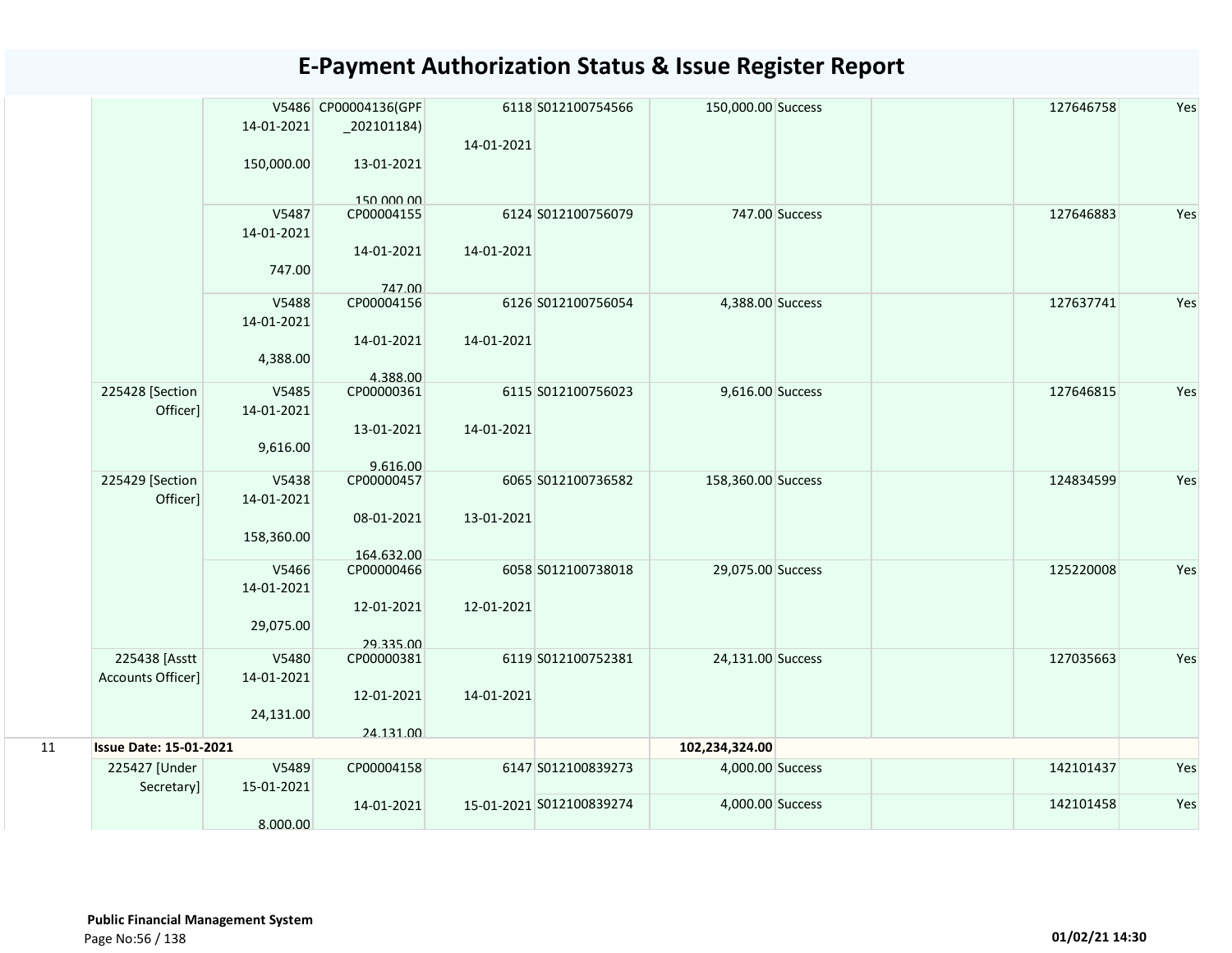# E-Payment Authorization Status & Issue Register Report

| | | | | | | | | | | |
|---|---|---|---|---|---|---|---|---|---|---|
| | | V5486 14-01-2021 150,000.00 | CP00004136(GPF _202101184) 13-01-2021 150,000.00 | 6118 14-01-2021 | S012100754566 | 150,000.00 | Success | | 127646758 | Yes |
| | | V5487 14-01-2021 747.00 | CP00004155 14-01-2021 747.00 | 6124 14-01-2021 | S012100756079 | 747.00 | Success | | 127646883 | Yes |
| | | V5488 14-01-2021 4,388.00 | CP00004156 14-01-2021 4,388.00 | 6126 14-01-2021 | S012100756054 | 4,388.00 | Success | | 127637741 | Yes |
| | 225428 [Section Officer] | V5485 14-01-2021 9,616.00 | CP00000361 13-01-2021 9,616.00 | 6115 14-01-2021 | S012100756023 | 9,616.00 | Success | | 127646815 | Yes |
| | 225429 [Section Officer] | V5438 14-01-2021 158,360.00 | CP00000457 08-01-2021 164,632.00 | 6065 13-01-2021 | S012100736582 | 158,360.00 | Success | | 124834599 | Yes |
| | | V5466 14-01-2021 29,075.00 | CP00000466 12-01-2021 29,335.00 | 6058 12-01-2021 | S012100738018 | 29,075.00 | Success | | 125220008 | Yes |
| | 225438 [Asstt Accounts Officer] | V5480 14-01-2021 24,131.00 | CP00000381 12-01-2021 24,131.00 | 6119 14-01-2021 | S012100752381 | 24,131.00 | Success | | 127035663 | Yes |
| 11 | **Issue Date: 15-01-2021** | | | | | **102,234,324.00** | | | | |
| | 225427 [Under Secretary] | V5489 15-01-2021 8,000.00 | CP00004158 14-01-2021 | 6147 15-01-2021 | S012100839273 | 4,000.00 | Success | | 142101437 | Yes |
| | | | | | S012100839274 | 4,000.00 | Success | | 142101458 | Yes |

**Public Financial Management System**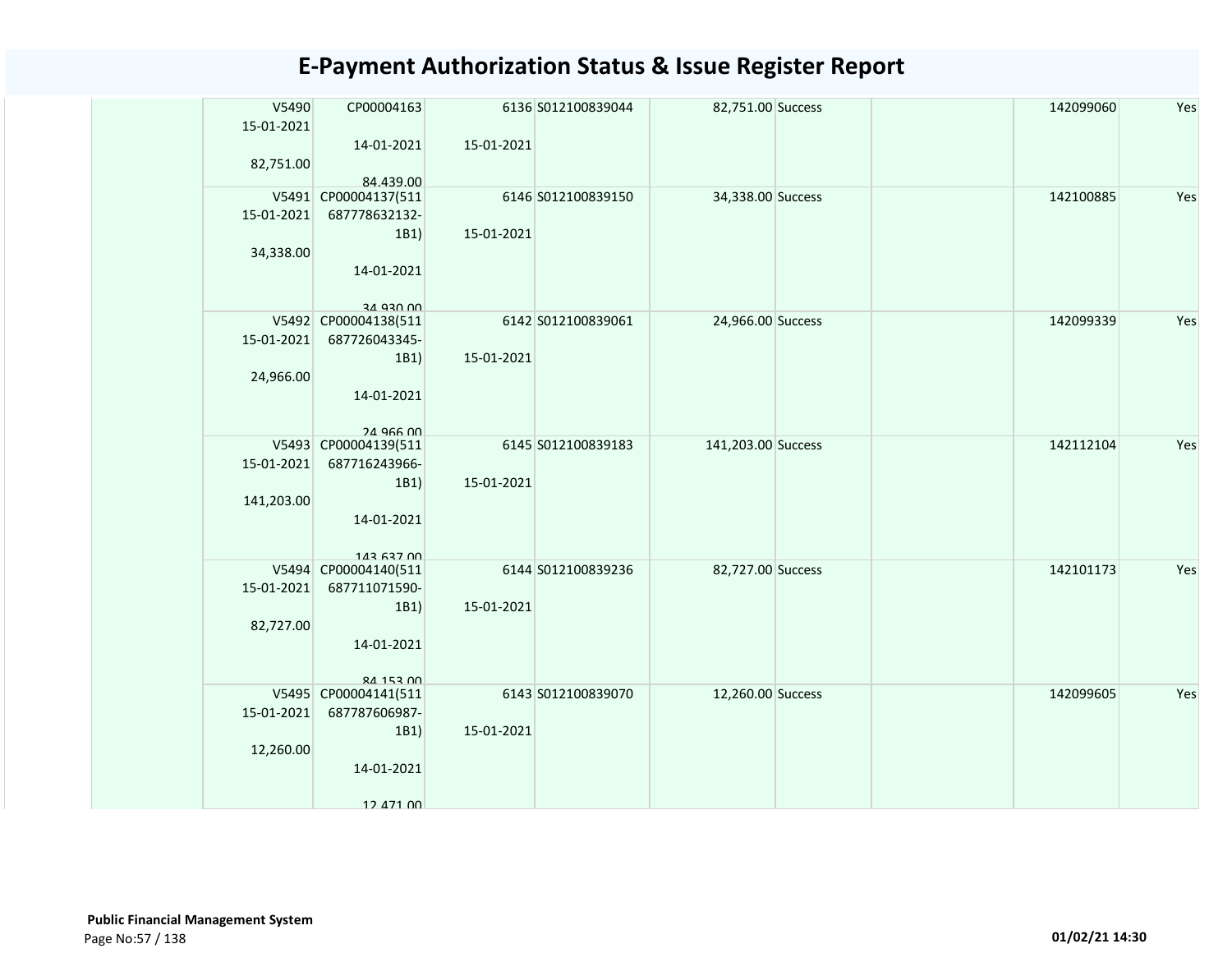# E-Payment Authorization Status & Issue Register Report

| | | | | | | | | | |
|---|---|---|---|---|---|---|---|---|---|
| | V5490 15-01-2021 82,751.00 | CP00004163 14-01-2021 84,439.00 | 6136 15-01-2021 | S012100839044 | 82,751.00 | Success | | 142099060 | Yes |
| | V5491 15-01-2021 34,338.00 | CP00004137(511687778632132-1B1) 14-01-2021 34,930.00 | 6146 15-01-2021 | S012100839150 | 34,338.00 | Success | | 142100885 | Yes |
| | V5492 15-01-2021 24,966.00 | CP00004138(511687726043345-1B1) 14-01-2021 24,966.00 | 6142 15-01-2021 | S012100839061 | 24,966.00 | Success | | 142099339 | Yes |
| | V5493 15-01-2021 141,203.00 | CP00004139(511687716243966-1B1) 14-01-2021 143,637.00 | 6145 15-01-2021 | S012100839183 | 141,203.00 | Success | | 142112104 | Yes |
| | V5494 15-01-2021 82,727.00 | CP00004140(511687711071590-1B1) 14-01-2021 84,153.00 | 6144 15-01-2021 | S012100839236 | 82,727.00 | Success | | 142101173 | Yes |
| | V5495 15-01-2021 12,260.00 | CP00004141(511687787606987-1B1) 14-01-2021 12,471.00 | 6143 15-01-2021 | S012100839070 | 12,260.00 | Success | | 142099605 | Yes |

**Public Financial Management System**

01/02/21 14:30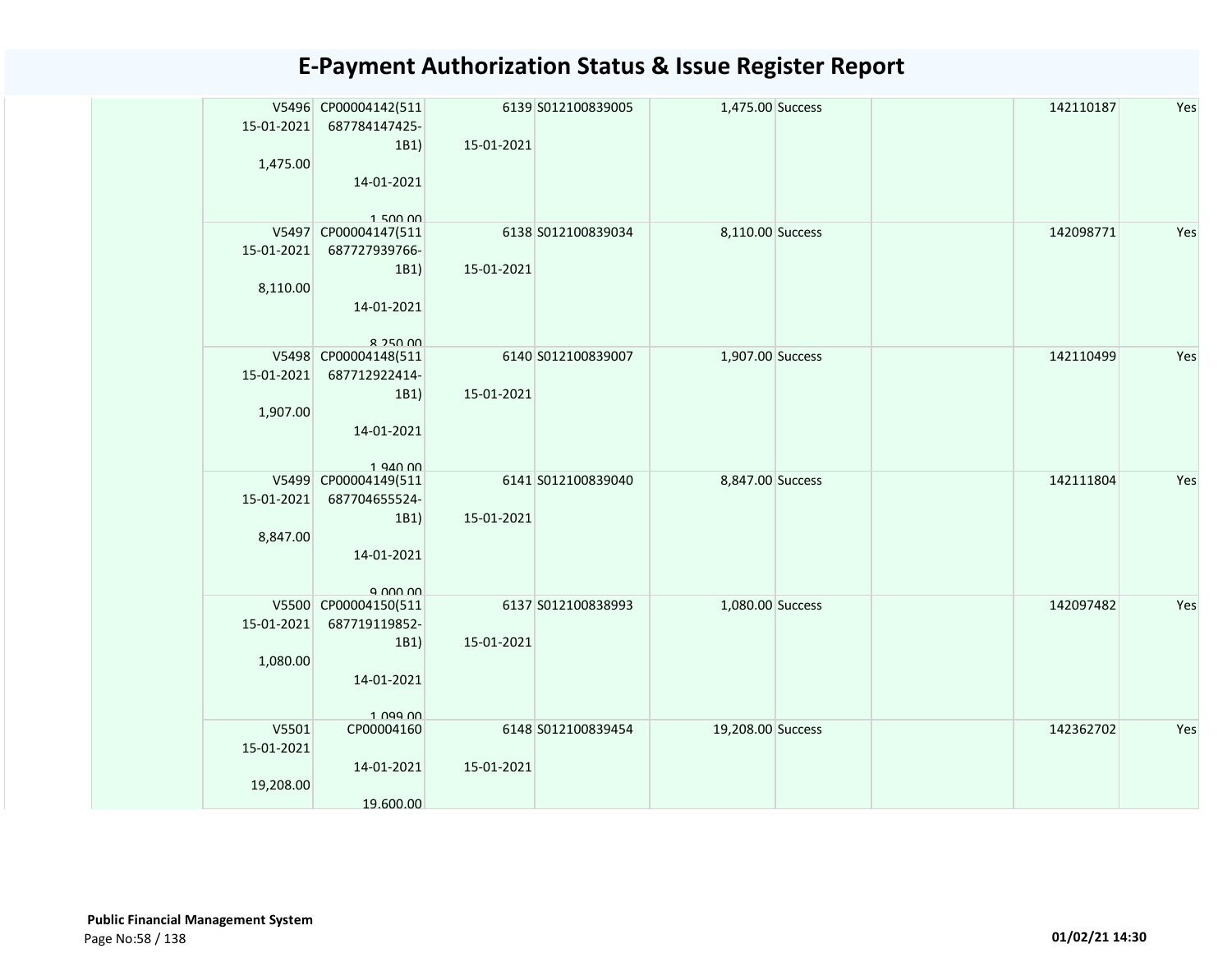# E-Payment Authorization Status & Issue Register Report

| | | | | | | | | |
|---|---|---|---|---|---|---|---|---|
| | V5496 15-01-2021 1,475.00 | CP00004142(511 687784147425-1B1) 14-01-2021 1,500.00 | 6139 15-01-2021 | S012100839005 | 1,475.00 | Success | | 142110187 | Yes |
| | V5497 15-01-2021 8,110.00 | CP00004147(511 687727939766-1B1) 14-01-2021 8,250.00 | 6138 15-01-2021 | S012100839034 | 8,110.00 | Success | | 142098771 | Yes |
| | V5498 15-01-2021 1,907.00 | CP00004148(511 687712922414-1B1) 14-01-2021 1,940.00 | 6140 15-01-2021 | S012100839007 | 1,907.00 | Success | | 142110499 | Yes |
| | V5499 15-01-2021 8,847.00 | CP00004149(511 687704655524-1B1) 14-01-2021 9,000.00 | 6141 15-01-2021 | S012100839040 | 8,847.00 | Success | | 142111804 | Yes |
| | V5500 15-01-2021 1,080.00 | CP00004150(511 687719119852-1B1) 14-01-2021 1,099.00 | 6137 15-01-2021 | S012100838993 | 1,080.00 | Success | | 142097482 | Yes |
| | V5501 15-01-2021 19,208.00 | CP00004160 14-01-2021 19,600.00 | 6148 15-01-2021 | S012100839454 | 19,208.00 | Success | | 142362702 | Yes |

**Public Financial Management System**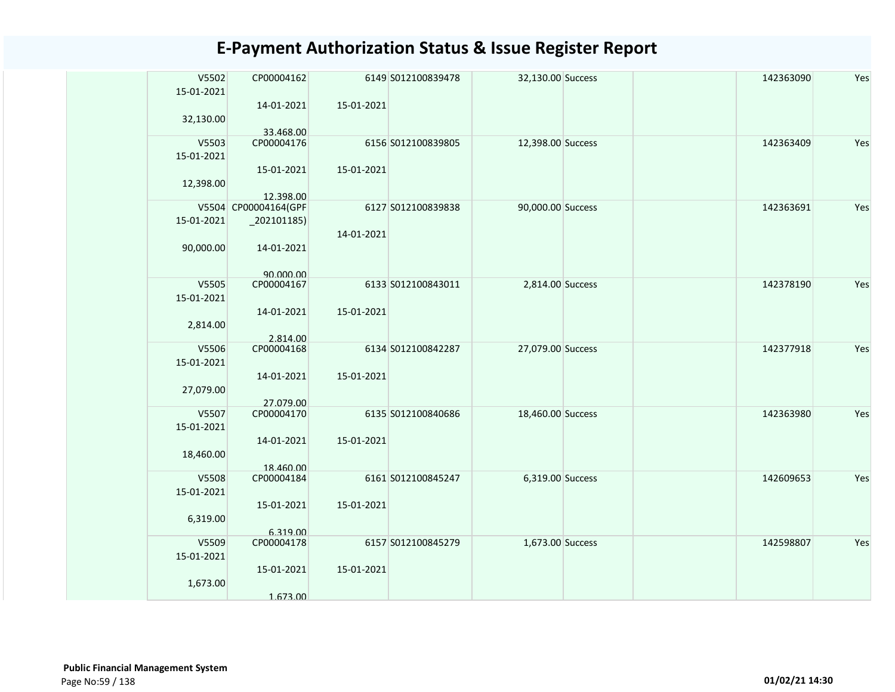# E-Payment Authorization Status & Issue Register Report

| | | | | | | | | | |
|---|---|---|---|---|---|---|---|---|---|
| | V5502 15-01-2021 32,130.00 | CP00004162 14-01-2021 33,468.00 | 6149 15-01-2021 | S012100839478 | 32,130.00 | Success | | 142363090 | Yes |
| | V5503 15-01-2021 12,398.00 | CP00004176 15-01-2021 12,398.00 | 6156 15-01-2021 | S012100839805 | 12,398.00 | Success | | 142363409 | Yes |
| | V5504 15-01-2021 90,000.00 | CP00004164(GPF _202101185) 14-01-2021 90,000.00 | 6127 14-01-2021 | S012100839838 | 90,000.00 | Success | | 142363691 | Yes |
| | V5505 15-01-2021 2,814.00 | CP00004167 14-01-2021 2,814.00 | 6133 15-01-2021 | S012100843011 | 2,814.00 | Success | | 142378190 | Yes |
| | V5506 15-01-2021 27,079.00 | CP00004168 14-01-2021 27,079.00 | 6134 15-01-2021 | S012100842287 | 27,079.00 | Success | | 142377918 | Yes |
| | V5507 15-01-2021 18,460.00 | CP00004170 14-01-2021 18,460.00 | 6135 15-01-2021 | S012100840686 | 18,460.00 | Success | | 142363980 | Yes |
| | V5508 15-01-2021 6,319.00 | CP00004184 15-01-2021 6,319.00 | 6161 15-01-2021 | S012100845247 | 6,319.00 | Success | | 142609653 | Yes |
| | V5509 15-01-2021 1,673.00 | CP00004178 15-01-2021 1,673.00 | 6157 15-01-2021 | S012100845279 | 1,673.00 | Success | | 142598807 | Yes |

**Public Financial Management System**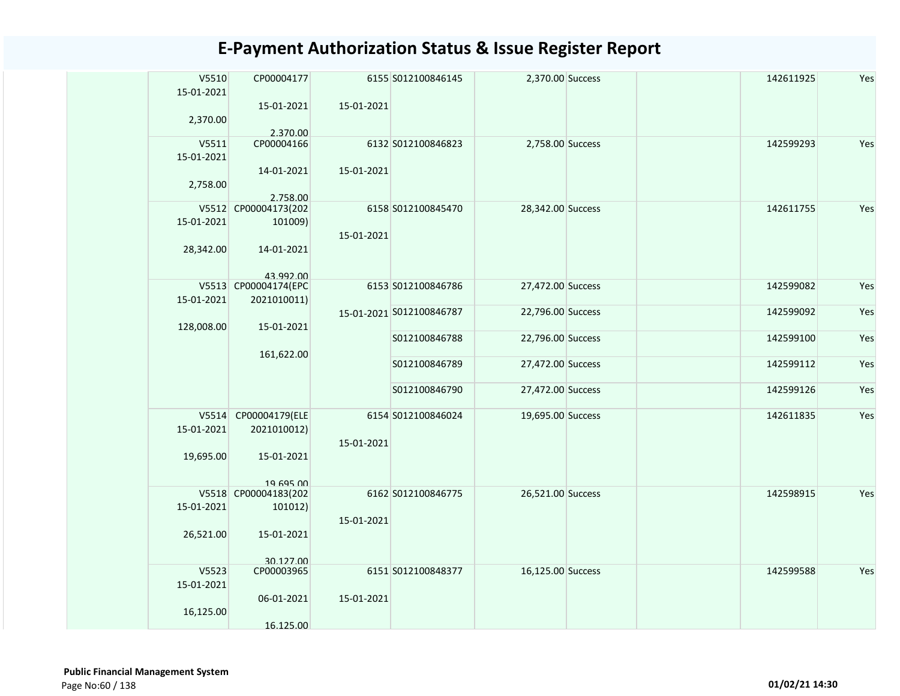# E-Payment Authorization Status & Issue Register Report

| | | | | | | | | | |
|---|---|---|---|---|---|---|---|---|---|
| | V5510 15-01-2021 2,370.00 | CP00004177 15-01-2021 2,370.00 | 6155 15-01-2021 | S012100846145 | 2,370.00 | Success | | 142611925 | Yes |
| | V5511 15-01-2021 2,758.00 | CP00004166 14-01-2021 2,758.00 | 6132 15-01-2021 | S012100846823 | 2,758.00 | Success | | 142599293 | Yes |
| | V5512 15-01-2021 28,342.00 | CP00004173(202101009) 14-01-2021 43,992.00 | 6158 15-01-2021 | S012100845470 | 28,342.00 | Success | | 142611755 | Yes |
| | V5513 15-01-2021 128,008.00 | CP00004174(EPC2021010011) 15-01-2021 161,622.00 | 6153 15-01-2021 | S012100846786 | 27,472.00 | Success | | 142599082 | Yes |
| | | | | S012100846787 | 22,796.00 | Success | | 142599092 | Yes |
| | | | | S012100846788 | 22,796.00 | Success | | 142599100 | Yes |
| | | | | S012100846789 | 27,472.00 | Success | | 142599112 | Yes |
| | | | | S012100846790 | 27,472.00 | Success | | 142599126 | Yes |
| | V5514 15-01-2021 19,695.00 | CP00004179(ELE2021010012) 15-01-2021 19,695.00 | 6154 15-01-2021 | S012100846024 | 19,695.00 | Success | | 142611835 | Yes |
| | V5518 15-01-2021 26,521.00 | CP00004183(202101012) 15-01-2021 30,127.00 | 6162 15-01-2021 | S012100846775 | 26,521.00 | Success | | 142598915 | Yes |
| | V5523 15-01-2021 16,125.00 | CP00003965 06-01-2021 16,125.00 | 6151 15-01-2021 | S012100848377 | 16,125.00 | Success | | 142599588 | Yes |

**Public Financial Management System**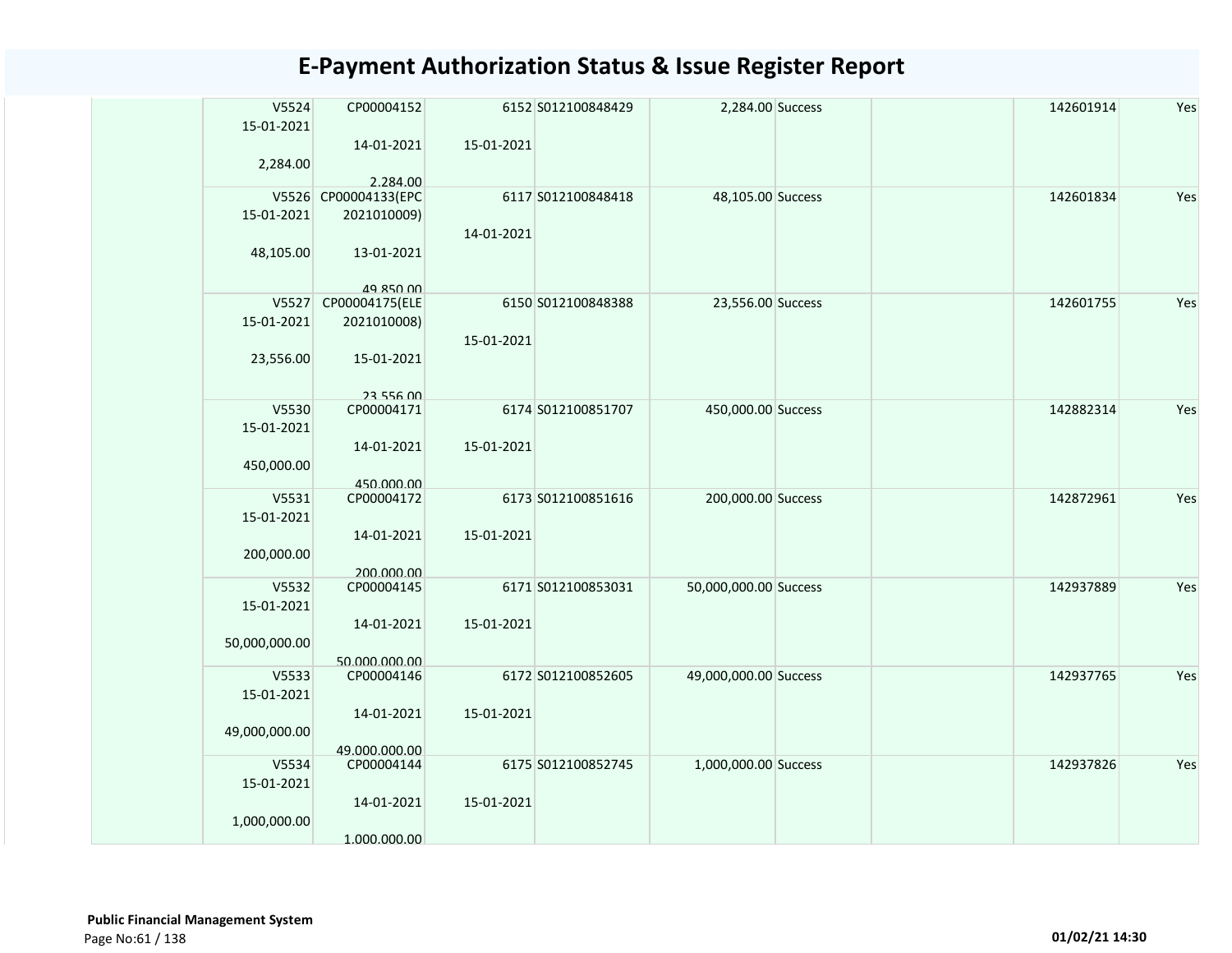# E-Payment Authorization Status & Issue Register Report

| | | | | | | | | | |
|---|---|---|---|---|---|---|---|---|---|
| | V5524<br>15-01-2021<br><br>2,284.00 | CP00004152<br><br>14-01-2021<br><br>2,284.00 | 6152<br><br>15-01-2021 | S012100848429 | 2,284.00 | Success | | 142601914 | Yes |
| | V5526<br>15-01-2021<br><br>48,105.00 | CP00004133(EPC 2021010009)<br><br>13-01-2021<br><br>49,850.00 | 6117<br><br>14-01-2021 | S012100848418 | 48,105.00 | Success | | 142601834 | Yes |
| | V5527<br>15-01-2021<br><br>23,556.00 | CP00004175(ELE 2021010008)<br><br>15-01-2021<br><br>23,556.00 | 6150<br><br>15-01-2021 | S012100848388 | 23,556.00 | Success | | 142601755 | Yes |
| | V5530<br>15-01-2021<br><br>450,000.00 | CP00004171<br><br>14-01-2021<br><br>450,000.00 | 6174<br><br>15-01-2021 | S012100851707 | 450,000.00 | Success | | 142882314 | Yes |
| | V5531<br>15-01-2021<br><br>200,000.00 | CP00004172<br><br>14-01-2021<br><br>200,000.00 | 6173<br><br>15-01-2021 | S012100851616 | 200,000.00 | Success | | 142872961 | Yes |
| | V5532<br>15-01-2021<br><br>50,000,000.00 | CP00004145<br><br>14-01-2021<br><br>50,000,000.00 | 6171<br><br>15-01-2021 | S012100853031 | 50,000,000.00 | Success | | 142937889 | Yes |
| | V5533<br>15-01-2021<br><br>49,000,000.00 | CP00004146<br><br>14-01-2021<br><br>49,000,000.00 | 6172<br><br>15-01-2021 | S012100852605 | 49,000,000.00 | Success | | 142937765 | Yes |
| | V5534<br>15-01-2021<br><br>1,000,000.00 | CP00004144<br><br>14-01-2021<br><br>1,000,000.00 | 6175<br><br>15-01-2021 | S012100852745 | 1,000,000.00 | Success | | 142937826 | Yes |

**Public Financial Management System**

01/02/21 14:30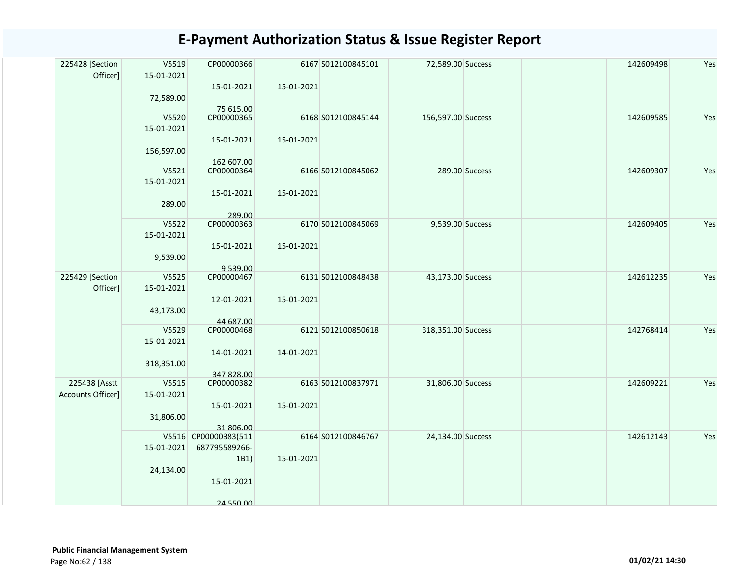# E-Payment Authorization Status & Issue Register Report

| | | | | | | | | | |
|---|---|---|---|---|---|---|---|---|---|
| 225428 [Section Officer] | V5519 15-01-2021 72,589.00 | CP00000366 15-01-2021 75,615.00 | 6167 15-01-2021 | S012100845101 | 72,589.00 | Success | | 142609498 | Yes |
| | V5520 15-01-2021 156,597.00 | CP00000365 15-01-2021 162,607.00 | 6168 15-01-2021 | S012100845144 | 156,597.00 | Success | | 142609585 | Yes |
| | V5521 15-01-2021 289.00 | CP00000364 15-01-2021 289.00 | 6166 15-01-2021 | S012100845062 | 289.00 | Success | | 142609307 | Yes |
| | V5522 15-01-2021 9,539.00 | CP00000363 15-01-2021 9,539.00 | 6170 15-01-2021 | S012100845069 | 9,539.00 | Success | | 142609405 | Yes |
| 225429 [Section Officer] | V5525 15-01-2021 43,173.00 | CP00000467 12-01-2021 44,687.00 | 6131 15-01-2021 | S012100848438 | 43,173.00 | Success | | 142612235 | Yes |
| | V5529 15-01-2021 318,351.00 | CP00000468 14-01-2021 347,828.00 | 6121 14-01-2021 | S012100850618 | 318,351.00 | Success | | 142768414 | Yes |
| 225438 [Asstt Accounts Officer] | V5515 15-01-2021 31,806.00 | CP00000382 15-01-2021 31,806.00 | 6163 15-01-2021 | S012100837971 | 31,806.00 | Success | | 142609221 | Yes |
| | V5516 15-01-2021 24,134.00 | CP00000383(511687795589266-1B1) 15-01-2021 24,550.00 | 6164 15-01-2021 | S012100846767 | 24,134.00 | Success | | 142612143 | Yes |

**Public Financial Management System**

01/02/21 14:30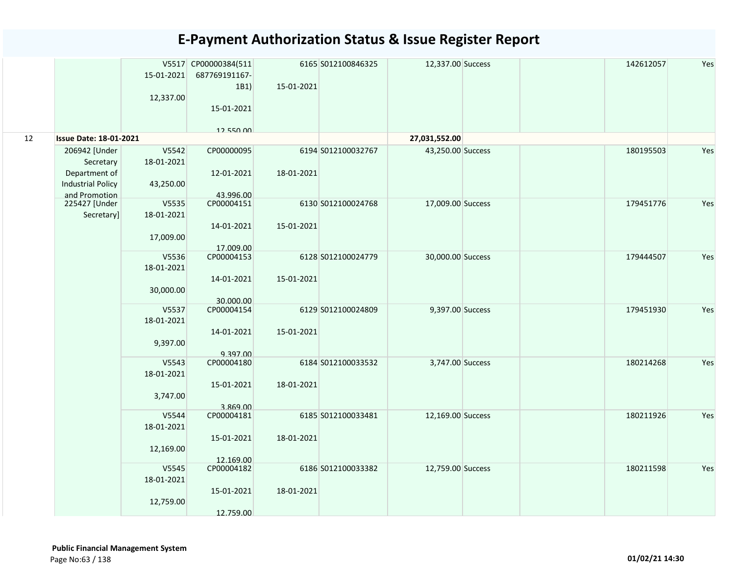# E-Payment Authorization Status & Issue Register Report

| | | | | | | | | | | |
|---|---|---|---|---|---|---|---|---|---|---|
| | | V5517 15-01-2021 12,337.00 | CP00000384(511687769191167-1B1) 15-01-2021 12,550.00 | 6165 15-01-2021 | S012100846325 | 12,337.00 | Success | | 142612057 | Yes |
| 12 | **Issue Date: 18-01-2021** | | | | | 27,031,552.00 | | | | |
| | 206942 [Under Secretary Department of Industrial Policy and Promotion | V5542 18-01-2021 43,250.00 | CP00000095 12-01-2021 43,996.00 | 6194 18-01-2021 | S012100032767 | 43,250.00 | Success | | 180195503 | Yes |
| | 225427 [Under Secretary] | V5535 18-01-2021 17,009.00 | CP00004151 14-01-2021 17,009.00 | 6130 15-01-2021 | S012100024768 | 17,009.00 | Success | | 179451776 | Yes |
| | | V5536 18-01-2021 30,000.00 | CP00004153 14-01-2021 30,000.00 | 6128 15-01-2021 | S012100024779 | 30,000.00 | Success | | 179444507 | Yes |
| | | V5537 18-01-2021 9,397.00 | CP00004154 14-01-2021 9,397.00 | 6129 15-01-2021 | S012100024809 | 9,397.00 | Success | | 179451930 | Yes |
| | | V5543 18-01-2021 3,747.00 | CP00004180 15-01-2021 3,869.00 | 6184 18-01-2021 | S012100033532 | 3,747.00 | Success | | 180214268 | Yes |
| | | V5544 18-01-2021 12,169.00 | CP00004181 15-01-2021 12,169.00 | 6185 18-01-2021 | S012100033481 | 12,169.00 | Success | | 180211926 | Yes |
| | | V5545 18-01-2021 12,759.00 | CP00004182 15-01-2021 12,759.00 | 6186 18-01-2021 | S012100033382 | 12,759.00 | Success | | 180211598 | Yes |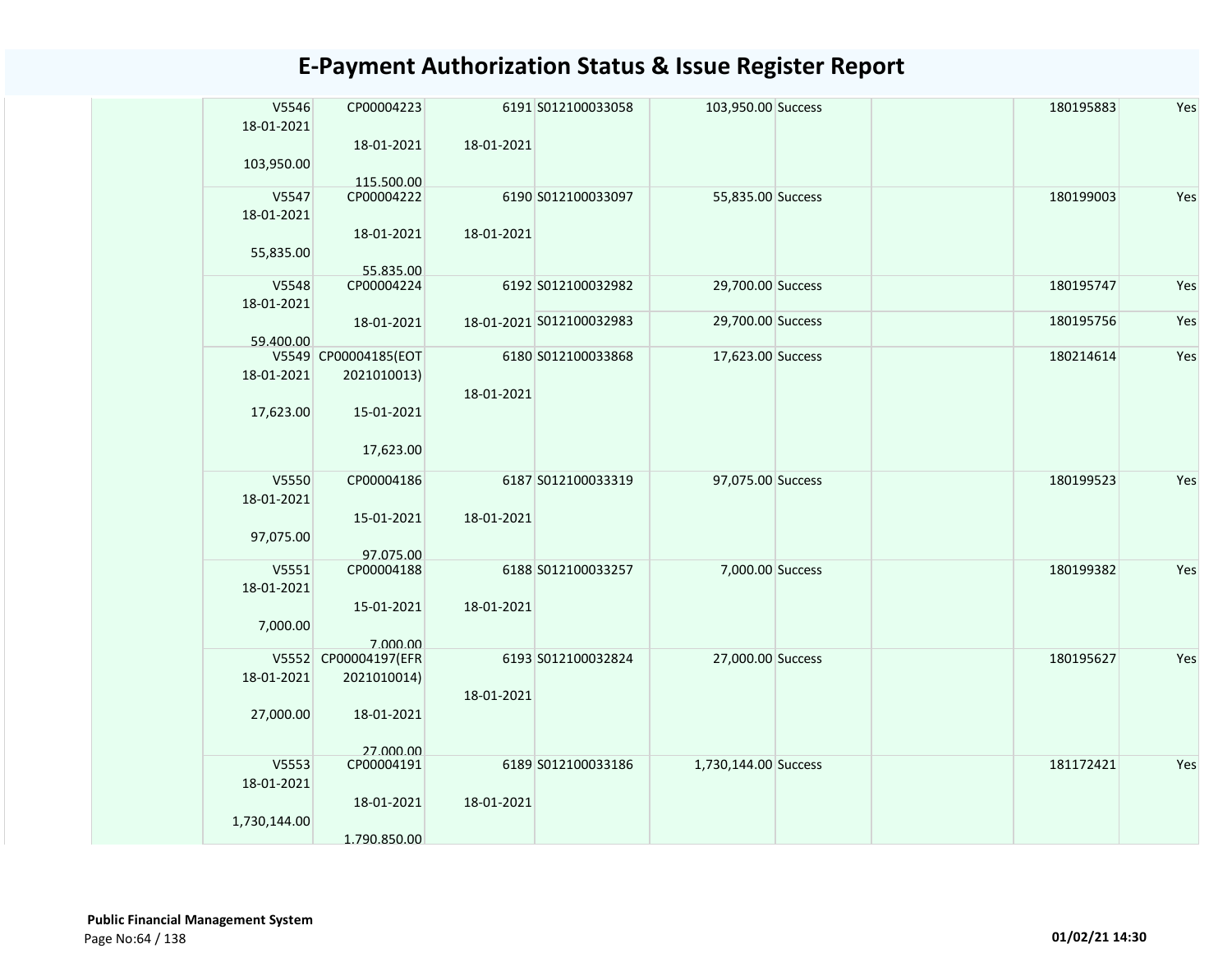# E-Payment Authorization Status & Issue Register Report

| | | | | | | | | | |
|---|---|---|---|---|---|---|---|---|---|
| | V5546 18-01-2021 103,950.00 | CP00004223 18-01-2021 115,500.00 | 6191 18-01-2021 | S012100033058 | 103,950.00 | Success | | 180195883 | Yes |
| | V5547 18-01-2021 55,835.00 | CP00004222 18-01-2021 55,835.00 | 6190 18-01-2021 | S012100033097 | 55,835.00 | Success | | 180199003 | Yes |
| | V5548 18-01-2021 59,400.00 | CP00004224 18-01-2021 | 6192 18-01-2021 | S012100032982 | 29,700.00 | Success | | 180195747 | Yes |
| | | | | S012100032983 | 29,700.00 | Success | | 180195756 | Yes |
| | V5549 18-01-2021 17,623.00 | CP00004185(EOT 2021010013) 15-01-2021 17,623.00 | 6180 18-01-2021 | S012100033868 | 17,623.00 | Success | | 180214614 | Yes |
| | V5550 18-01-2021 97,075.00 | CP00004186 15-01-2021 97,075.00 | 6187 18-01-2021 | S012100033319 | 97,075.00 | Success | | 180199523 | Yes |
| | V5551 18-01-2021 7,000.00 | CP00004188 15-01-2021 7,000.00 | 6188 18-01-2021 | S012100033257 | 7,000.00 | Success | | 180199382 | Yes |
| | V5552 18-01-2021 27,000.00 | CP00004197(EFR 2021010014) 18-01-2021 27,000.00 | 6193 18-01-2021 | S012100032824 | 27,000.00 | Success | | 180195627 | Yes |
| | V5553 18-01-2021 1,730,144.00 | CP00004191 18-01-2021 1,790,850.00 | 6189 18-01-2021 | S012100033186 | 1,730,144.00 | Success | | 181172421 | Yes |

**Public Financial Management System**

01/02/21 14:30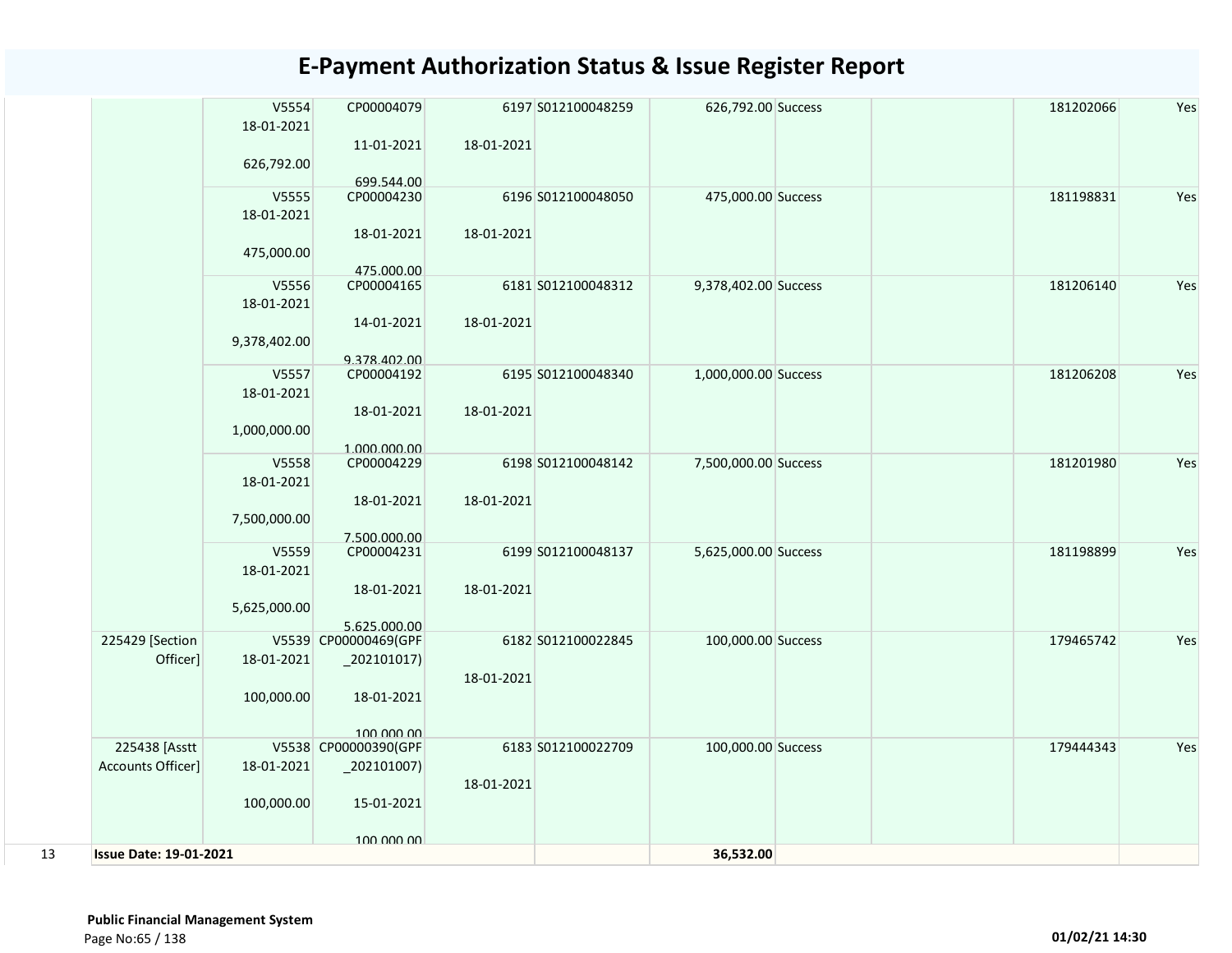# E-Payment Authorization Status & Issue Register Report

| | | | | | | | | | | | |
|---|---|---|---|---|---|---|---|---|---|---|---|
| | | V5554 18-01-2021 626,792.00 | CP00004079 11-01-2021 699,544.00 | 6197 18-01-2021 | S012100048259 | 626,792.00 | Success | | | 181202066 | Yes |
| | | V5555 18-01-2021 475,000.00 | CP00004230 18-01-2021 475,000.00 | 6196 18-01-2021 | S012100048050 | 475,000.00 | Success | | | 181198831 | Yes |
| | | V5556 18-01-2021 9,378,402.00 | CP00004165 14-01-2021 9,378,402.00 | 6181 18-01-2021 | S012100048312 | 9,378,402.00 | Success | | | 181206140 | Yes |
| | | V5557 18-01-2021 1,000,000.00 | CP00004192 18-01-2021 1,000,000.00 | 6195 18-01-2021 | S012100048340 | 1,000,000.00 | Success | | | 181206208 | Yes |
| | | V5558 18-01-2021 7,500,000.00 | CP00004229 18-01-2021 7,500,000.00 | 6198 18-01-2021 | S012100048142 | 7,500,000.00 | Success | | | 181201980 | Yes |
| | | V5559 18-01-2021 5,625,000.00 | CP00004231 18-01-2021 5,625,000.00 | 6199 18-01-2021 | S012100048137 | 5,625,000.00 | Success | | | 181198899 | Yes |
| | 225429 [Section Officer] | V5539 18-01-2021 100,000.00 | CP00000469(GPF _202101017) 18-01-2021 100,000.00 | 6182 18-01-2021 | S012100022845 | 100,000.00 | Success | | | 179465742 | Yes |
| | 225438 [Asstt Accounts Officer] | V5538 18-01-2021 100,000.00 | CP00000390(GPF _202101007) 15-01-2021 100,000.00 | 6183 18-01-2021 | S012100022709 | 100,000.00 | Success | | | 179444343 | Yes |
| 13 | **Issue Date: 19-01-2021** | | | | | **36,532.00** | | | | | |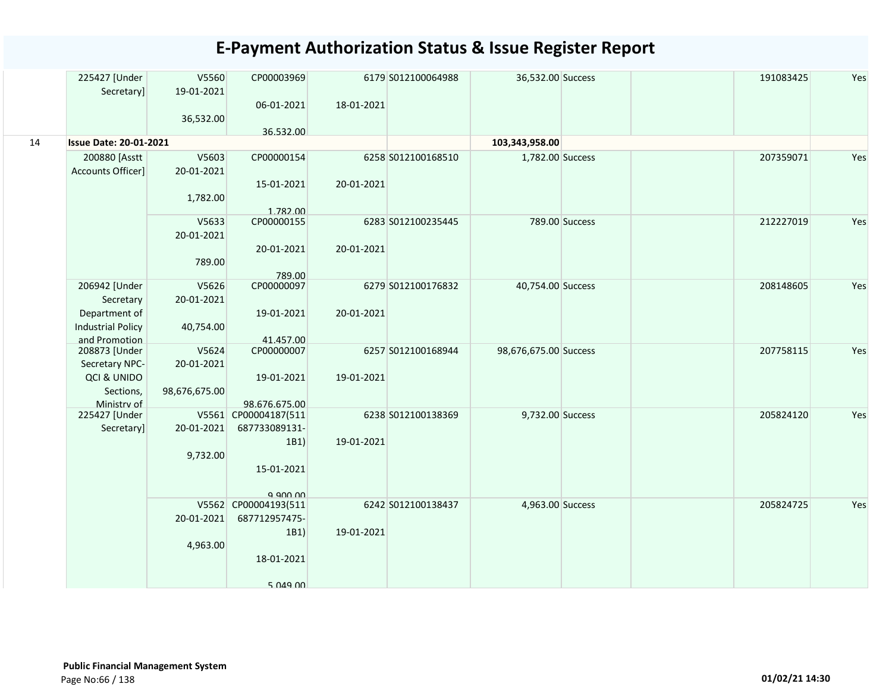# E-Payment Authorization Status & Issue Register Report

| | | | | | | | | | | |
|---|---|---|---|---|---|---|---|---|---|---|
| | 225427 [Under Secretary] | V5560 19-01-2021 36,532.00 | CP00003969 06-01-2021 36,532.00 | 6179 18-01-2021 | S012100064988 | 36,532.00 | Success | | 191083425 | Yes |
| 14 | **Issue Date: 20-01-2021** | | | | | **103,343,958.00** | | | | |
| | 200880 [Asstt Accounts Officer] | V5603 20-01-2021 1,782.00 | CP00000154 15-01-2021 1,782.00 | 6258 20-01-2021 | S012100168510 | 1,782.00 | Success | | 207359071 | Yes |
| | | V5633 20-01-2021 789.00 | CP00000155 20-01-2021 789.00 | 6283 20-01-2021 | S012100235445 | 789.00 | Success | | 212227019 | Yes |
| | 206942 [Under Secretary Department of Industrial Policy and Promotion | V5626 20-01-2021 40,754.00 | CP00000097 19-01-2021 41,457.00 | 6279 20-01-2021 | S012100176832 | 40,754.00 | Success | | 208148605 | Yes |
| | 208873 [Under Secretary NPC-QCI & UNIDO Sections, Ministry of | V5624 20-01-2021 98,676,675.00 | CP00000007 19-01-2021 98,676,675.00 | 6257 19-01-2021 | S012100168944 | 98,676,675.00 | Success | | 207758115 | Yes |
| | 225427 [Under Secretary] | V5561 20-01-2021 9,732.00 | CP00004187(511687733089131-1B1) 15-01-2021 9,900.00 | 6238 19-01-2021 | S012100138369 | 9,732.00 | Success | | 205824120 | Yes |
| | | V5562 20-01-2021 4,963.00 | CP00004193(511687712957475-1B1) 18-01-2021 5,049.00 | 6242 19-01-2021 | S012100138437 | 4,963.00 | Success | | 205824725 | Yes |

**Public Financial Management System**

01/02/21 14:30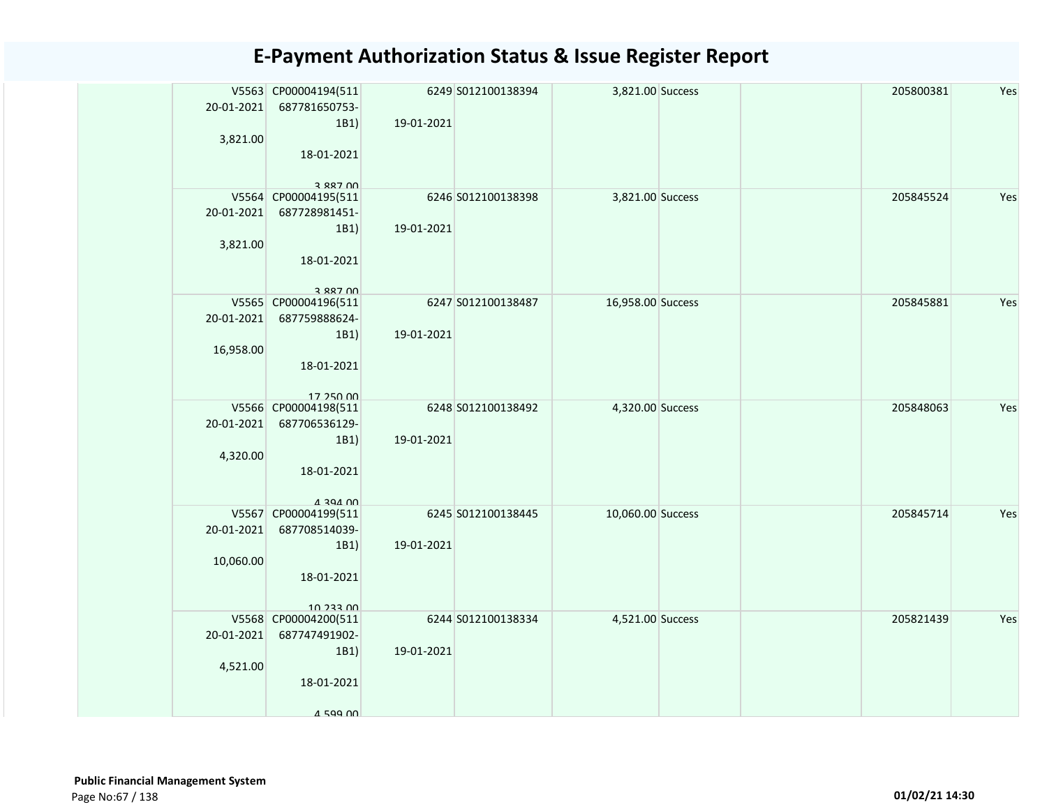# E-Payment Authorization Status & Issue Register Report

| | | | | | | | | | |
|---|---|---|---|---|---|---|---|---|---|
| | V5563 20-01-2021 3,821.00 | CP00004194(511 687781650753-1B1) 18-01-2021 3,887.00 | 6249 19-01-2021 | S012100138394 | 3,821.00 | Success | | 205800381 | Yes |
| | V5564 20-01-2021 3,821.00 | CP00004195(511 687728981451-1B1) 18-01-2021 3,887.00 | 6246 19-01-2021 | S012100138398 | 3,821.00 | Success | | 205845524 | Yes |
| | V5565 20-01-2021 16,958.00 | CP00004196(511 687759888624-1B1) 18-01-2021 17,250.00 | 6247 19-01-2021 | S012100138487 | 16,958.00 | Success | | 205845881 | Yes |
| | V5566 20-01-2021 4,320.00 | CP00004198(511 687706536129-1B1) 18-01-2021 4,394.00 | 6248 19-01-2021 | S012100138492 | 4,320.00 | Success | | 205848063 | Yes |
| | V5567 20-01-2021 10,060.00 | CP00004199(511 687708514039-1B1) 18-01-2021 10,233.00 | 6245 19-01-2021 | S012100138445 | 10,060.00 | Success | | 205845714 | Yes |
| | V5568 20-01-2021 4,521.00 | CP00004200(511 687747491902-1B1) 18-01-2021 4,599.00 | 6244 19-01-2021 | S012100138334 | 4,521.00 | Success | | 205821439 | Yes |

**Public Financial Management System**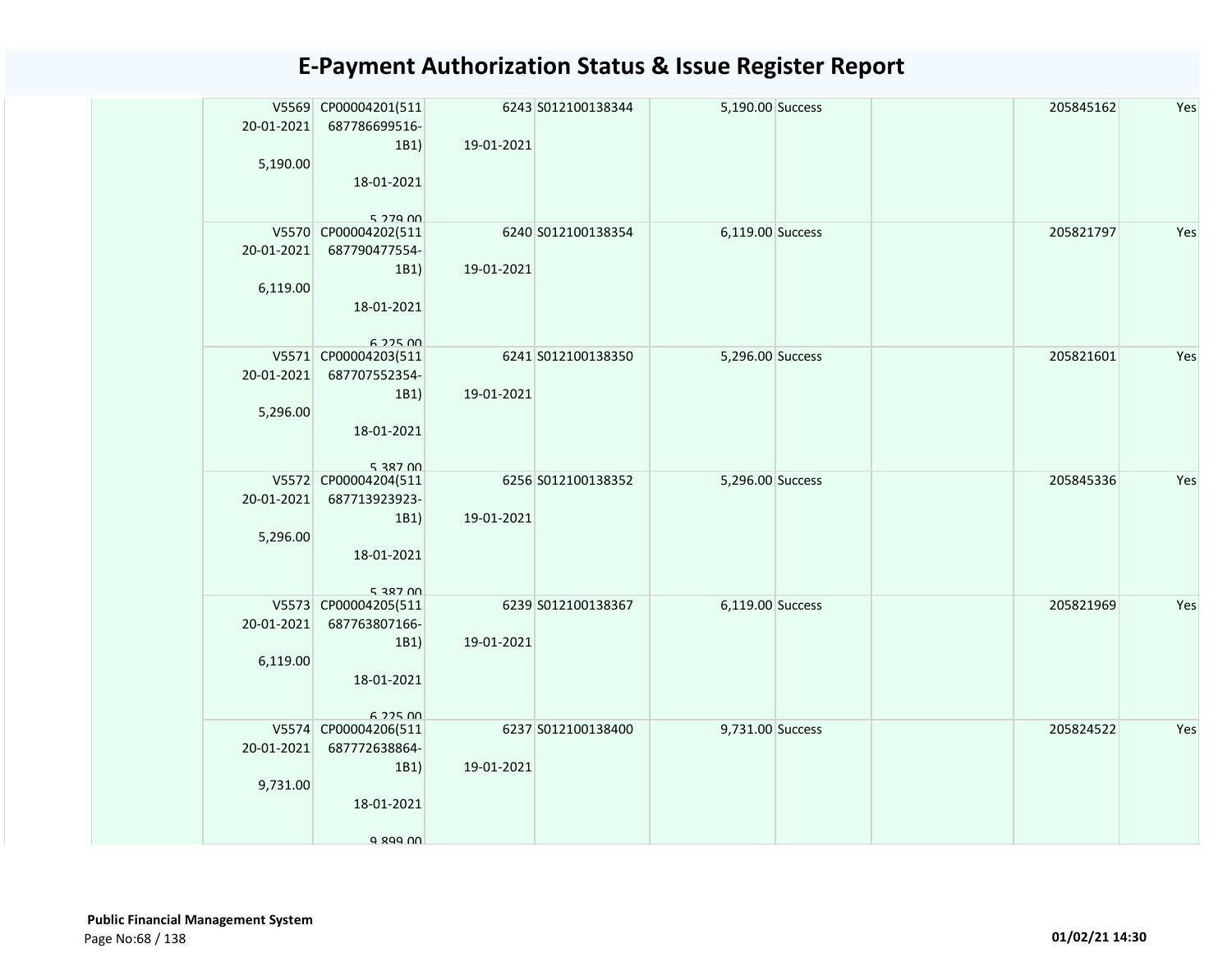# E-Payment Authorization Status & Issue Register Report

| | | | | | | | | |
|---|---|---|---|---|---|---|---|---|
| | V5569 20-01-2021 5,190.00 | CP00004201(511 687786699516-1B1) 18-01-2021 5,279.00 | 6243 19-01-2021 | S012100138344 | 5,190.00 | Success | | 205845162 | Yes |
| | V5570 20-01-2021 6,119.00 | CP00004202(511 687790477554-1B1) 18-01-2021 6,225.00 | 6240 19-01-2021 | S012100138354 | 6,119.00 | Success | | 205821797 | Yes |
| | V5571 20-01-2021 5,296.00 | CP00004203(511 687707552354-1B1) 18-01-2021 5,387.00 | 6241 19-01-2021 | S012100138350 | 5,296.00 | Success | | 205821601 | Yes |
| | V5572 20-01-2021 5,296.00 | CP00004204(511 687713923923-1B1) 18-01-2021 5,387.00 | 6256 19-01-2021 | S012100138352 | 5,296.00 | Success | | 205845336 | Yes |
| | V5573 20-01-2021 6,119.00 | CP00004205(511 687763807166-1B1) 18-01-2021 6,225.00 | 6239 19-01-2021 | S012100138367 | 6,119.00 | Success | | 205821969 | Yes |
| | V5574 20-01-2021 9,731.00 | CP00004206(511 687772638864-1B1) 18-01-2021 9,899.00 | 6237 19-01-2021 | S012100138400 | 9,731.00 | Success | | 205824522 | Yes |

**Public Financial Management System**

01/02/21 14:30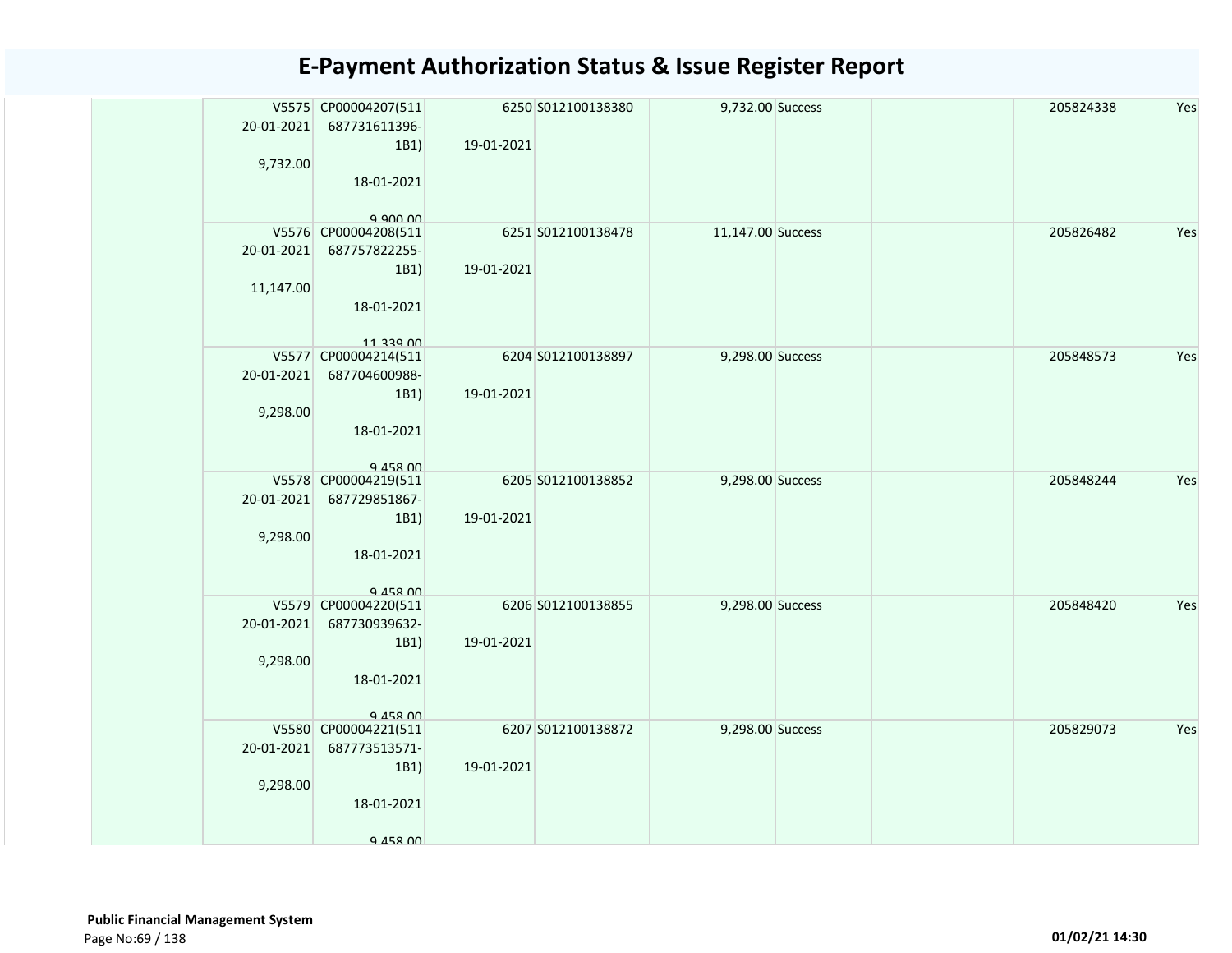# E-Payment Authorization Status & Issue Register Report

| | | | | | | | | | |
|---|---|---|---|---|---|---|---|---|---|
| | V5575 20-01-2021 9,732.00 | CP00004207(511687731611396-1B1) 18-01-2021 9,900.00 | 6250 19-01-2021 | S012100138380 | 9,732.00 | Success | | 205824338 | Yes |
| | V5576 20-01-2021 11,147.00 | CP00004208(511687757822255-1B1) 18-01-2021 11,339.00 | 6251 19-01-2021 | S012100138478 | 11,147.00 | Success | | 205826482 | Yes |
| | V5577 20-01-2021 9,298.00 | CP00004214(511687704600988-1B1) 18-01-2021 9,458.00 | 6204 19-01-2021 | S012100138897 | 9,298.00 | Success | | 205848573 | Yes |
| | V5578 20-01-2021 9,298.00 | CP00004219(511687729851867-1B1) 18-01-2021 9,458.00 | 6205 19-01-2021 | S012100138852 | 9,298.00 | Success | | 205848244 | Yes |
| | V5579 20-01-2021 9,298.00 | CP00004220(511687730939632-1B1) 18-01-2021 9,458.00 | 6206 19-01-2021 | S012100138855 | 9,298.00 | Success | | 205848420 | Yes |
| | V5580 20-01-2021 9,298.00 | CP00004221(511687773513571-1B1) 18-01-2021 9,458.00 | 6207 19-01-2021 | S012100138872 | 9,298.00 | Success | | 205829073 | Yes |

**Public Financial Management System**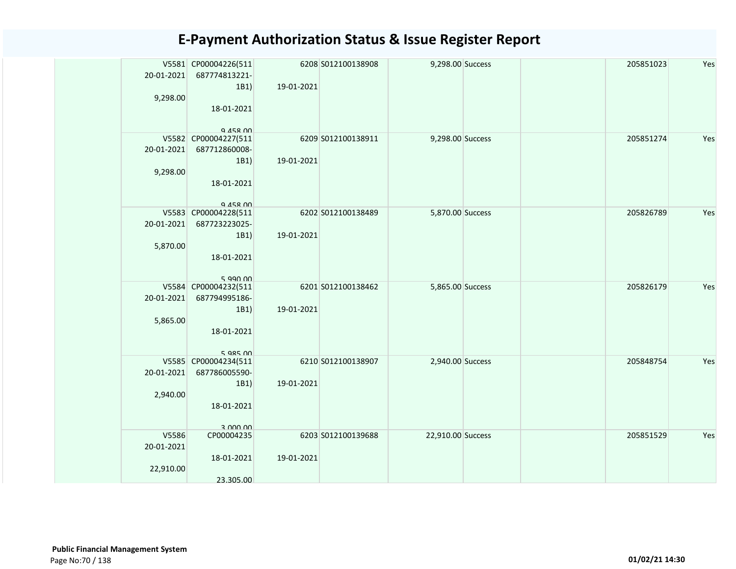# E-Payment Authorization Status & Issue Register Report

| | | | | | | | | | |
|---|---|---|---|---|---|---|---|---|---|
| | V5581 20-01-2021 9,298.00 | CP00004226(511 687774813221-1B1) 18-01-2021 9,458.00 | 6208 19-01-2021 | S012100138908 | 9,298.00 | Success | | 205851023 | Yes |
| | V5582 20-01-2021 9,298.00 | CP00004227(511 687712860008-1B1) 18-01-2021 9,458.00 | 6209 19-01-2021 | S012100138911 | 9,298.00 | Success | | 205851274 | Yes |
| | V5583 20-01-2021 5,870.00 | CP00004228(511 687723223025-1B1) 18-01-2021 5,990.00 | 6202 19-01-2021 | S012100138489 | 5,870.00 | Success | | 205826789 | Yes |
| | V5584 20-01-2021 5,865.00 | CP00004232(511 687794995186-1B1) 18-01-2021 5,985.00 | 6201 19-01-2021 | S012100138462 | 5,865.00 | Success | | 205826179 | Yes |
| | V5585 20-01-2021 2,940.00 | CP00004234(511 687786005590-1B1) 18-01-2021 3,000.00 | 6210 19-01-2021 | S012100138907 | 2,940.00 | Success | | 205848754 | Yes |
| | V5586 20-01-2021 22,910.00 | CP00004235 18-01-2021 23,305.00 | 6203 19-01-2021 | S012100139688 | 22,910.00 | Success | | 205851529 | Yes |

**Public Financial Management System**

01/02/21 14:30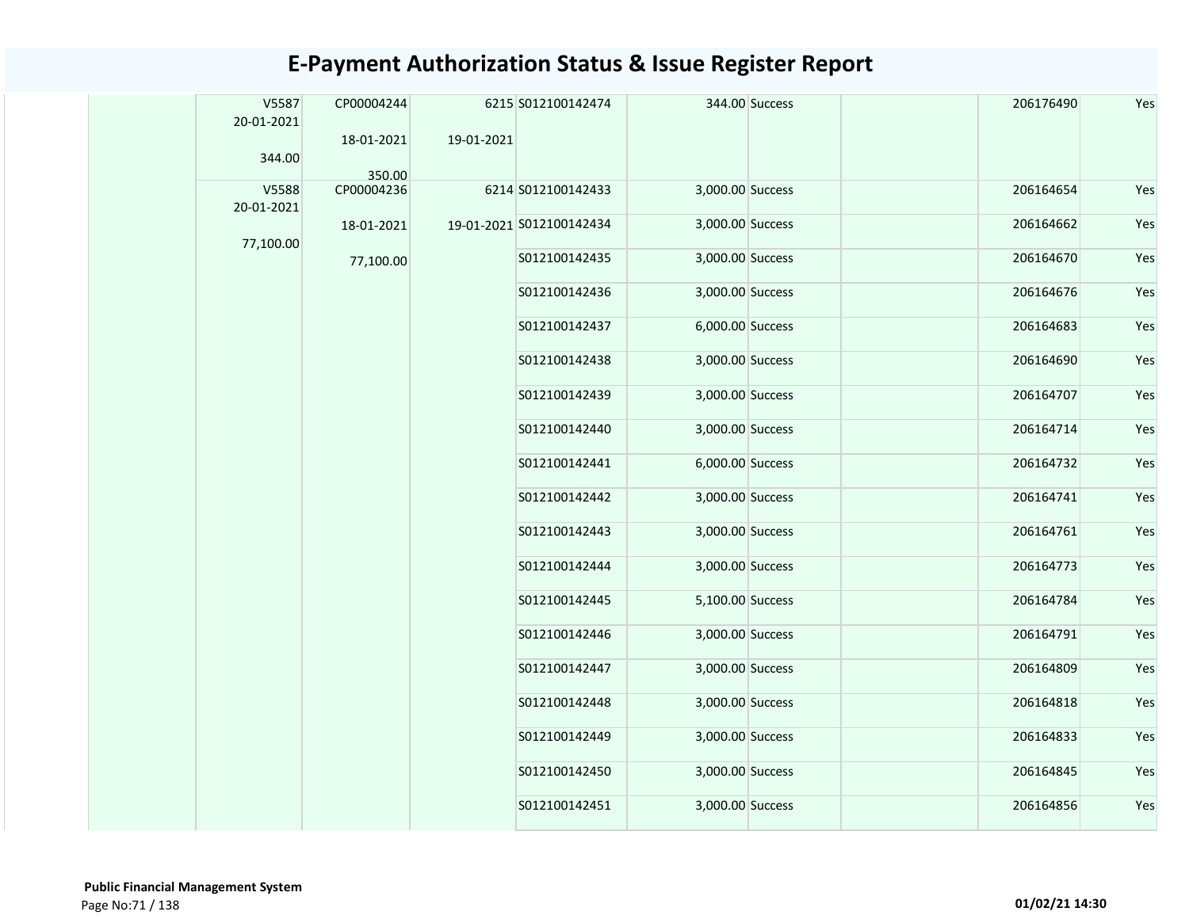# E-Payment Authorization Status & Issue Register Report

| | V5587<br>20-01-2021<br>344.00 | CP00004244<br>18-01-2021<br>350.00 | 6215<br>19-01-2021 | S012100142474 | 344.00 | Success | | 206176490 | Yes |
|---|---|---|---|---|---|---|---|---|---|
| | V5588<br>20-01-2021<br>77,100.00 | CP00004236<br>18-01-2021<br>77,100.00 | 6214<br>19-01-2021 | S012100142433 | 3,000.00 | Success | | 206164654 | Yes |
| | | | | S012100142434 | 3,000.00 | Success | | 206164662 | Yes |
| | | | | S012100142435 | 3,000.00 | Success | | 206164670 | Yes |
| | | | | S012100142436 | 3,000.00 | Success | | 206164676 | Yes |
| | | | | S012100142437 | 6,000.00 | Success | | 206164683 | Yes |
| | | | | S012100142438 | 3,000.00 | Success | | 206164690 | Yes |
| | | | | S012100142439 | 3,000.00 | Success | | 206164707 | Yes |
| | | | | S012100142440 | 3,000.00 | Success | | 206164714 | Yes |
| | | | | S012100142441 | 6,000.00 | Success | | 206164732 | Yes |
| | | | | S012100142442 | 3,000.00 | Success | | 206164741 | Yes |
| | | | | S012100142443 | 3,000.00 | Success | | 206164761 | Yes |
| | | | | S012100142444 | 3,000.00 | Success | | 206164773 | Yes |
| | | | | S012100142445 | 5,100.00 | Success | | 206164784 | Yes |
| | | | | S012100142446 | 3,000.00 | Success | | 206164791 | Yes |
| | | | | S012100142447 | 3,000.00 | Success | | 206164809 | Yes |
| | | | | S012100142448 | 3,000.00 | Success | | 206164818 | Yes |
| | | | | S012100142449 | 3,000.00 | Success | | 206164833 | Yes |
| | | | | S012100142450 | 3,000.00 | Success | | 206164845 | Yes |
| | | | | S012100142451 | 3,000.00 | Success | | 206164856 | Yes |

**Public Financial Management System**

01/02/21 14:30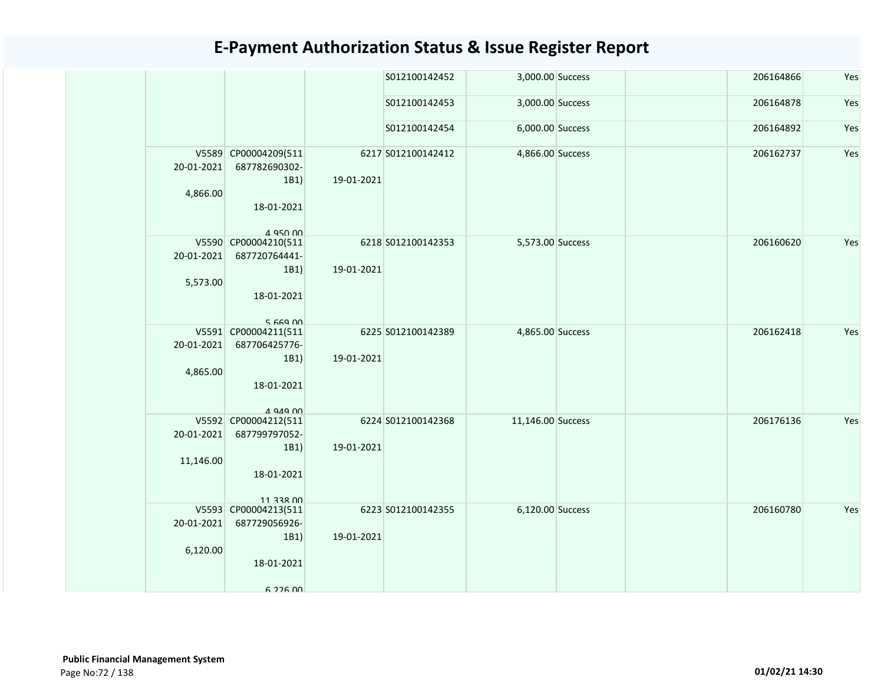# E-Payment Authorization Status & Issue Register Report

| | | | | | | | | | |
|---|---|---|---|---|---|---|---|---|---|
| | | | | S012100142452 | 3,000.00 | Success | | 206164866 | Yes |
| | | | | S012100142453 | 3,000.00 | Success | | 206164878 | Yes |
| | | | | S012100142454 | 6,000.00 | Success | | 206164892 | Yes |
| | V5589 20-01-2021 4,866.00 | CP00004209(511 687782690302-1B1) 18-01-2021 4,950.00 | 6217 19-01-2021 | S012100142412 | 4,866.00 | Success | | 206162737 | Yes |
| | V5590 20-01-2021 5,573.00 | CP00004210(511 687720764441-1B1) 18-01-2021 5,669.00 | 6218 19-01-2021 | S012100142353 | 5,573.00 | Success | | 206160620 | Yes |
| | V5591 20-01-2021 4,865.00 | CP00004211(511 687706425776-1B1) 18-01-2021 4,949.00 | 6225 19-01-2021 | S012100142389 | 4,865.00 | Success | | 206162418 | Yes |
| | V5592 20-01-2021 11,146.00 | CP00004212(511 687799797052-1B1) 18-01-2021 11,338.00 | 6224 19-01-2021 | S012100142368 | 11,146.00 | Success | | 206176136 | Yes |
| | V5593 20-01-2021 6,120.00 | CP00004213(511 687729056926-1B1) 18-01-2021 6,226.00 | 6223 19-01-2021 | S012100142355 | 6,120.00 | Success | | 206160780 | Yes |

**Public Financial Management System**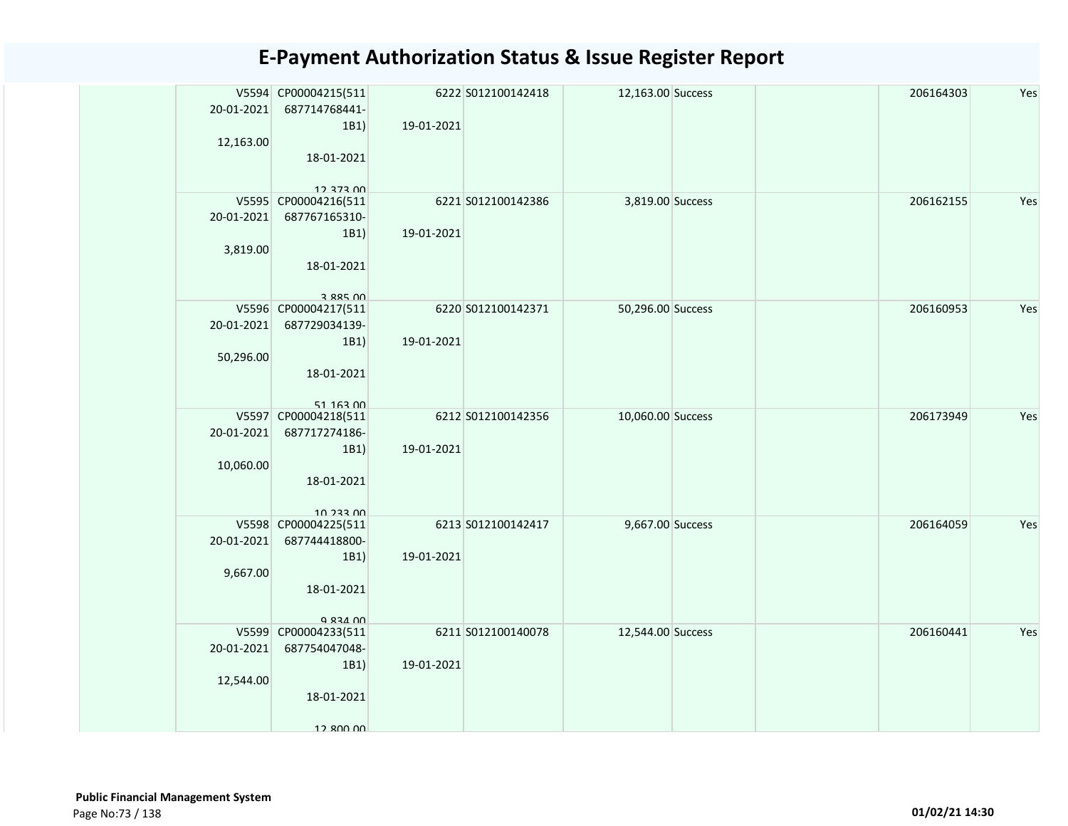# E-Payment Authorization Status & Issue Register Report

| | | | | | | | | | |
|---|---|---|---|---|---|---|---|---|---|
| | V5594 20-01-2021 12,163.00 | CP00004215(511 687714768441-1B1) 18-01-2021 12,373.00 | 6222 19-01-2021 | S012100142418 | 12,163.00 | Success | | 206164303 | Yes |
| | V5595 20-01-2021 3,819.00 | CP00004216(511 687767165310-1B1) 18-01-2021 3,885.00 | 6221 19-01-2021 | S012100142386 | 3,819.00 | Success | | 206162155 | Yes |
| | V5596 20-01-2021 50,296.00 | CP00004217(511 687729034139-1B1) 18-01-2021 51,163.00 | 6220 19-01-2021 | S012100142371 | 50,296.00 | Success | | 206160953 | Yes |
| | V5597 20-01-2021 10,060.00 | CP00004218(511 687717274186-1B1) 18-01-2021 10,233.00 | 6212 19-01-2021 | S012100142356 | 10,060.00 | Success | | 206173949 | Yes |
| | V5598 20-01-2021 9,667.00 | CP00004225(511 687744418800-1B1) 18-01-2021 9,834.00 | 6213 19-01-2021 | S012100142417 | 9,667.00 | Success | | 206164059 | Yes |
| | V5599 20-01-2021 12,544.00 | CP00004233(511 687754047048-1B1) 18-01-2021 12,800.00 | 6211 19-01-2021 | S012100140078 | 12,544.00 | Success | | 206160441 | Yes |

**Public Financial Management System**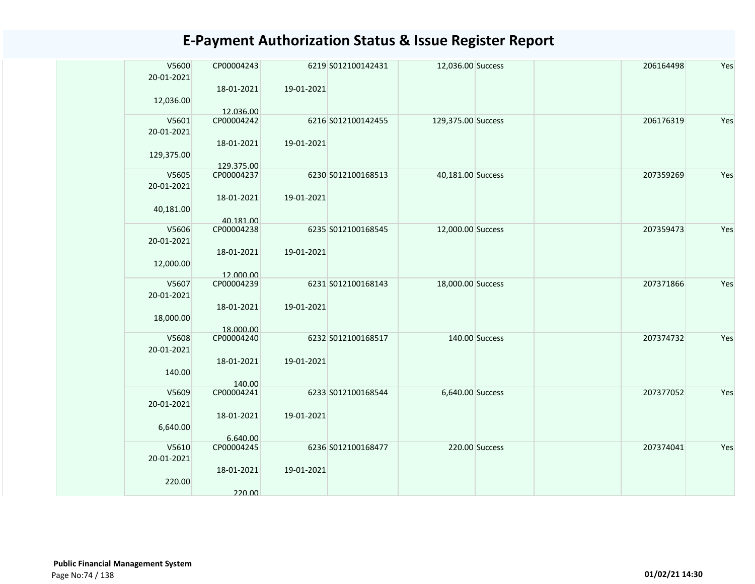# E-Payment Authorization Status & Issue Register Report

| | | | | | | | | | |
|---|---|---|---|---|---|---|---|---|---|
| | V5600<br>20-01-2021<br>12,036.00 | CP00004243<br>18-01-2021<br>12,036.00 | 6219<br>19-01-2021 | S012100142431 | 12,036.00 | Success | | 206164498 | Yes |
| | V5601<br>20-01-2021<br>129,375.00 | CP00004242<br>18-01-2021<br>129,375.00 | 6216<br>19-01-2021 | S012100142455 | 129,375.00 | Success | | 206176319 | Yes |
| | V5605<br>20-01-2021<br>40,181.00 | CP00004237<br>18-01-2021<br>40,181.00 | 6230<br>19-01-2021 | S012100168513 | 40,181.00 | Success | | 207359269 | Yes |
| | V5606<br>20-01-2021<br>12,000.00 | CP00004238<br>18-01-2021<br>12,000.00 | 6235<br>19-01-2021 | S012100168545 | 12,000.00 | Success | | 207359473 | Yes |
| | V5607<br>20-01-2021<br>18,000.00 | CP00004239<br>18-01-2021<br>18,000.00 | 6231<br>19-01-2021 | S012100168143 | 18,000.00 | Success | | 207371866 | Yes |
| | V5608<br>20-01-2021<br>140.00 | CP00004240<br>18-01-2021<br>140.00 | 6232<br>19-01-2021 | S012100168517 | 140.00 | Success | | 207374732 | Yes |
| | V5609<br>20-01-2021<br>6,640.00 | CP00004241<br>18-01-2021<br>6,640.00 | 6233<br>19-01-2021 | S012100168544 | 6,640.00 | Success | | 207377052 | Yes |
| | V5610<br>20-01-2021<br>220.00 | CP00004245<br>18-01-2021<br>220.00 | 6236<br>19-01-2021 | S012100168477 | 220.00 | Success | | 207374041 | Yes |

**Public Financial Management System**

01/02/21 14:30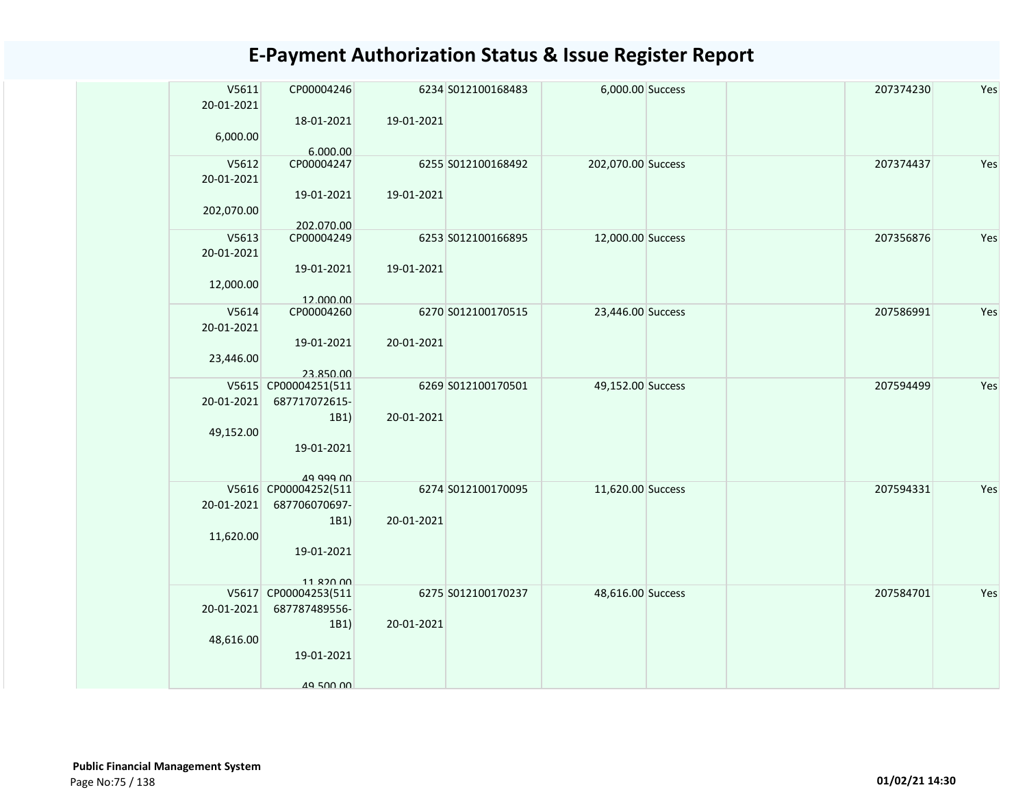# E-Payment Authorization Status & Issue Register Report

| | | | | | | | | | |
|---|---|---|---|---|---|---|---|---|---|
| | V5611 20-01-2021 6,000.00 | CP00004246 18-01-2021 6,000.00 | 6234 19-01-2021 | S012100168483 | 6,000.00 | Success | | 207374230 | Yes |
| | V5612 20-01-2021 202,070.00 | CP00004247 19-01-2021 202,070.00 | 6255 19-01-2021 | S012100168492 | 202,070.00 | Success | | 207374437 | Yes |
| | V5613 20-01-2021 12,000.00 | CP00004249 19-01-2021 12,000.00 | 6253 19-01-2021 | S012100166895 | 12,000.00 | Success | | 207356876 | Yes |
| | V5614 20-01-2021 23,446.00 | CP00004260 19-01-2021 23,850.00 | 6270 20-01-2021 | S012100170515 | 23,446.00 | Success | | 207586991 | Yes |
| | V5615 20-01-2021 49,152.00 | CP00004251(511687717072615-1B1) 19-01-2021 49,999.00 | 6269 20-01-2021 | S012100170501 | 49,152.00 | Success | | 207594499 | Yes |
| | V5616 20-01-2021 11,620.00 | CP00004252(511687706070697-1B1) 19-01-2021 11,820.00 | 6274 20-01-2021 | S012100170095 | 11,620.00 | Success | | 207594331 | Yes |
| | V5617 20-01-2021 48,616.00 | CP00004253(511687787489556-1B1) 19-01-2021 49,500.00 | 6275 20-01-2021 | S012100170237 | 48,616.00 | Success | | 207584701 | Yes |

**Public Financial Management System**

01/02/21 14:30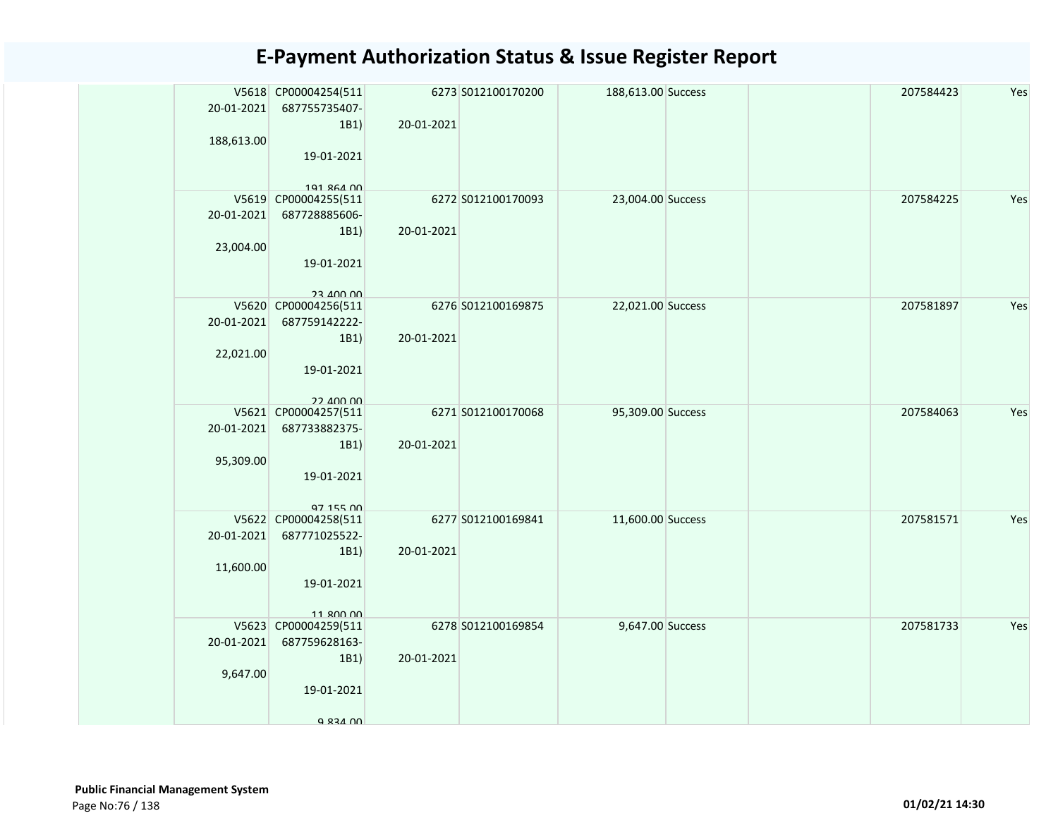# E-Payment Authorization Status & Issue Register Report

| | | | | | | | | |
|---|---|---|---|---|---|---|---|---|
| | V5618 20-01-2021 188,613.00 | CP00004254(511 687755735407-1B1) 19-01-2021 191,864.00 | 6273 20-01-2021 | S012100170200 | 188,613.00 | Success | | 207584423 | Yes |
| | V5619 20-01-2021 23,004.00 | CP00004255(511 687728885606-1B1) 19-01-2021 23,400.00 | 6272 20-01-2021 | S012100170093 | 23,004.00 | Success | | 207584225 | Yes |
| | V5620 20-01-2021 22,021.00 | CP00004256(511 687759142222-1B1) 19-01-2021 22,400.00 | 6276 20-01-2021 | S012100169875 | 22,021.00 | Success | | 207581897 | Yes |
| | V5621 20-01-2021 95,309.00 | CP00004257(511 687733882375-1B1) 19-01-2021 97,155.00 | 6271 20-01-2021 | S012100170068 | 95,309.00 | Success | | 207584063 | Yes |
| | V5622 20-01-2021 11,600.00 | CP00004258(511 687771025522-1B1) 19-01-2021 11,800.00 | 6277 20-01-2021 | S012100169841 | 11,600.00 | Success | | 207581571 | Yes |
| | V5623 20-01-2021 9,647.00 | CP00004259(511 687759628163-1B1) 19-01-2021 9,834.00 | 6278 20-01-2021 | S012100169854 | 9,647.00 | Success | | 207581733 | Yes |

**Public Financial Management System**

01/02/21 14:30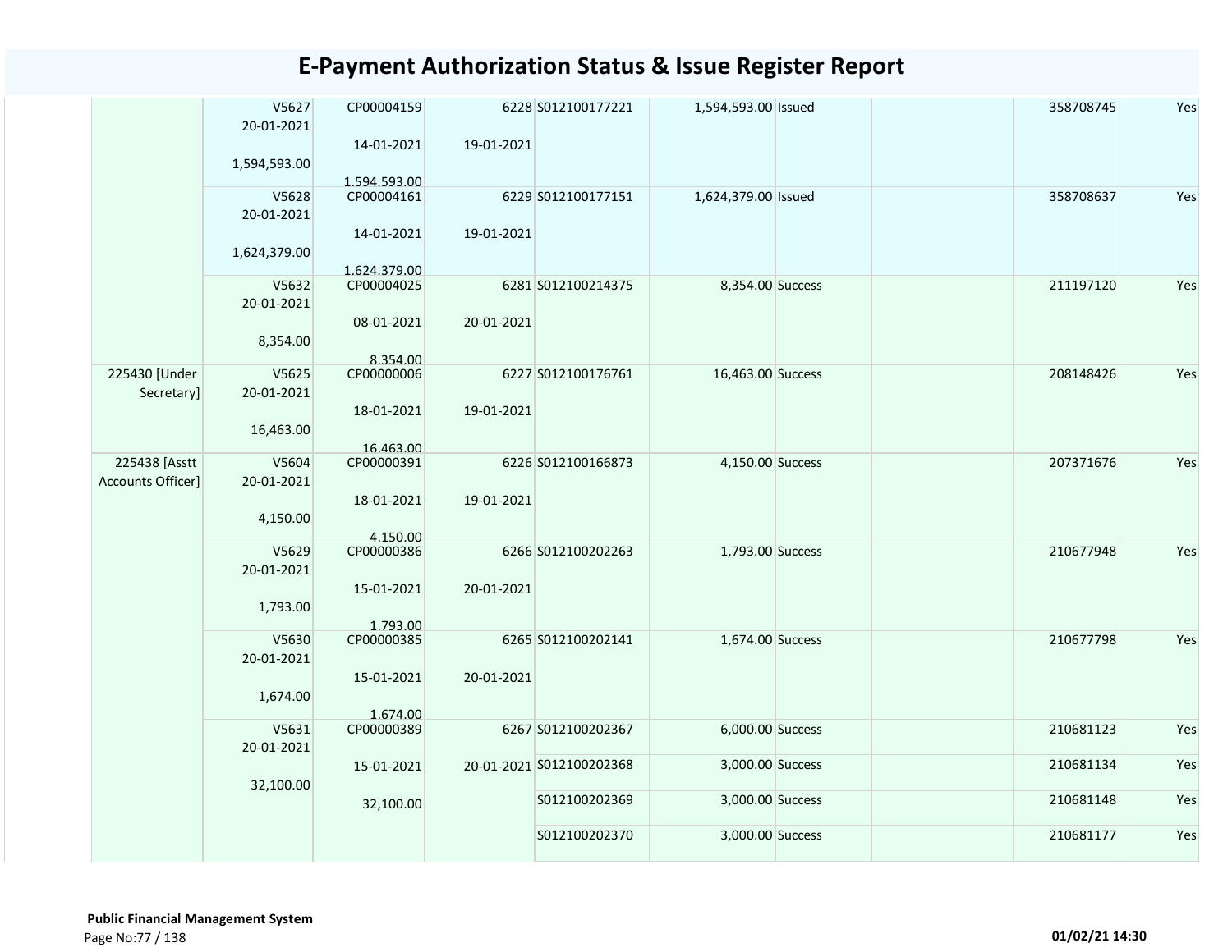# E-Payment Authorization Status & Issue Register Report

| | | | | | | | | | |
|---|---|---|---|---|---|---|---|---|---|
| | V5627<br>20-01-2021<br>1,594,593.00 | CP00004159<br>14-01-2021<br>1,594,593.00 | 6228<br>19-01-2021 | S012100177221 | 1,594,593.00 | Issued | | 358708745 | Yes |
| | V5628<br>20-01-2021<br>1,624,379.00 | CP00004161<br>14-01-2021<br>1,624,379.00 | 6229<br>19-01-2021 | S012100177151 | 1,624,379.00 | Issued | | 358708637 | Yes |
| | V5632<br>20-01-2021<br>8,354.00 | CP00004025<br>08-01-2021<br>8,354.00 | 6281<br>20-01-2021 | S012100214375 | 8,354.00 | Success | | 211197120 | Yes |
| 225430 [Under Secretary] | V5625<br>20-01-2021<br>16,463.00 | CP00000006<br>18-01-2021<br>16,463.00 | 6227<br>19-01-2021 | S012100176761 | 16,463.00 | Success | | 208148426 | Yes |
| 225438 [Asstt Accounts Officer] | V5604<br>20-01-2021<br>4,150.00 | CP00000391<br>18-01-2021<br>4,150.00 | 6226<br>19-01-2021 | S012100166873 | 4,150.00 | Success | | 207371676 | Yes |
| | V5629<br>20-01-2021<br>1,793.00 | CP00000386<br>15-01-2021<br>1,793.00 | 6266<br>20-01-2021 | S012100202263 | 1,793.00 | Success | | 210677948 | Yes |
| | V5630<br>20-01-2021<br>1,674.00 | CP00000385<br>15-01-2021<br>1,674.00 | 6265<br>20-01-2021 | S012100202141 | 1,674.00 | Success | | 210677798 | Yes |
| | V5631<br>20-01-2021<br>32,100.00 | CP00000389<br>15-01-2021<br>32,100.00 | 6267<br>20-01-2021 | S012100202367 | 6,000.00 | Success | | 210681123 | Yes |
| | | | | S012100202368 | 3,000.00 | Success | | 210681134 | Yes |
| | | | | S012100202369 | 3,000.00 | Success | | 210681148 | Yes |
| | | | | S012100202370 | 3,000.00 | Success | | 210681177 | Yes |

**Public Financial Management System**

01/02/21 14:30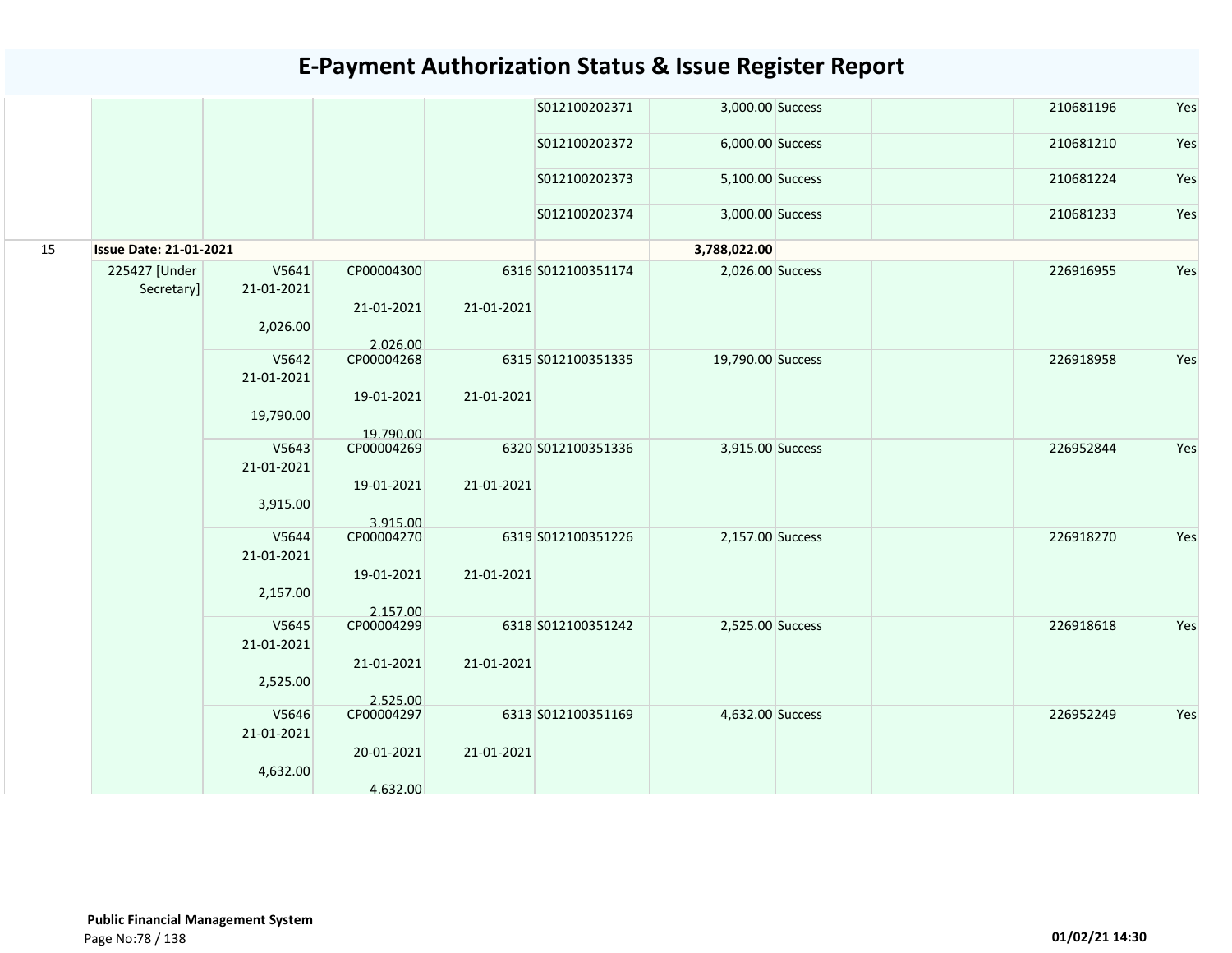# E-Payment Authorization Status & Issue Register Report

| | | | | | | | | | | |
|---|---|---|---|---|---|---|---|---|---|---|
| | | | | | S012100202371 | 3,000.00 | Success | | 210681196 | Yes |
| | | | | | S012100202372 | 6,000.00 | Success | | 210681210 | Yes |
| | | | | | S012100202373 | 5,100.00 | Success | | 210681224 | Yes |
| | | | | | S012100202374 | 3,000.00 | Success | | 210681233 | Yes |
| 15 | **Issue Date: 21-01-2021** | | | | | **3,788,022.00** | | | | |
| | 225427 [Under Secretary] | V5641 21-01-2021 2,026.00 | CP00004300 21-01-2021 2,026.00 | 6316 21-01-2021 | S012100351174 | 2,026.00 | Success | | 226916955 | Yes |
| | | V5642 21-01-2021 19,790.00 | CP00004268 19-01-2021 19,790.00 | 6315 21-01-2021 | S012100351335 | 19,790.00 | Success | | 226918958 | Yes |
| | | V5643 21-01-2021 3,915.00 | CP00004269 19-01-2021 3,915.00 | 6320 21-01-2021 | S012100351336 | 3,915.00 | Success | | 226952844 | Yes |
| | | V5644 21-01-2021 2,157.00 | CP00004270 19-01-2021 2,157.00 | 6319 21-01-2021 | S012100351226 | 2,157.00 | Success | | 226918270 | Yes |
| | | V5645 21-01-2021 2,525.00 | CP00004299 21-01-2021 2,525.00 | 6318 21-01-2021 | S012100351242 | 2,525.00 | Success | | 226918618 | Yes |
| | | V5646 21-01-2021 4,632.00 | CP00004297 20-01-2021 4,632.00 | 6313 21-01-2021 | S012100351169 | 4,632.00 | Success | | 226952249 | Yes |

**Public Financial Management System**

01/02/21 14:30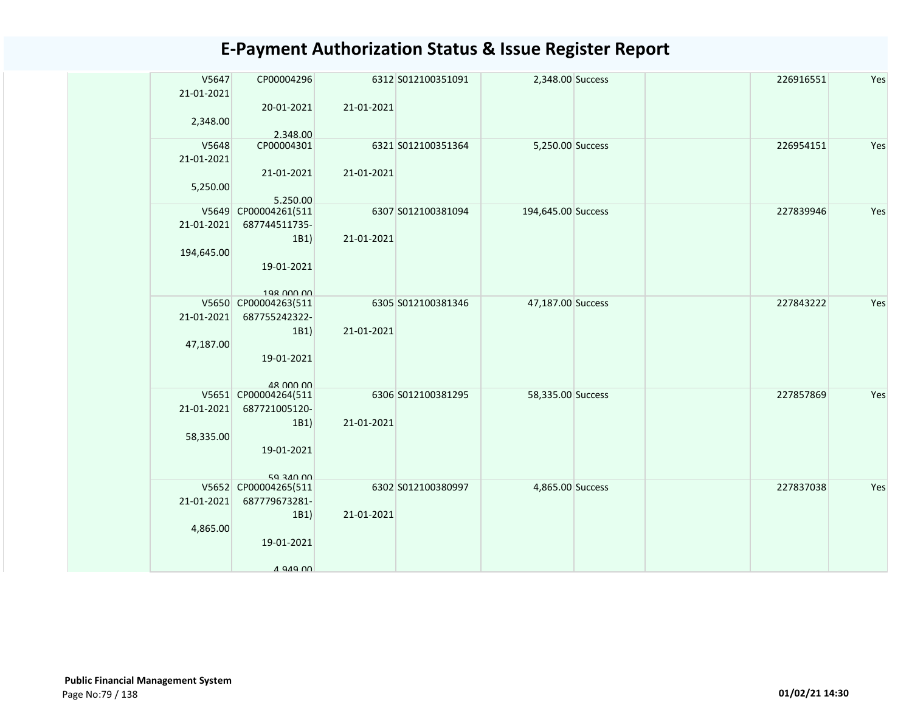# E-Payment Authorization Status & Issue Register Report

| | V5647 21-01-2021 2,348.00 | CP00004296 20-01-2021 2,348.00 | 6312 21-01-2021 | S012100351091 | 2,348.00 | Success | | 226916551 | Yes |
|---|---|---|---|---|---|---|---|---|---|
| | V5648 21-01-2021 5,250.00 | CP00004301 21-01-2021 5,250.00 | 6321 21-01-2021 | S012100351364 | 5,250.00 | Success | | 226954151 | Yes |
| | V5649 21-01-2021 194,645.00 | CP00004261(511 687744511735-1B1) 19-01-2021 198,000.00 | 6307 21-01-2021 | S012100381094 | 194,645.00 | Success | | 227839946 | Yes |
| | V5650 21-01-2021 47,187.00 | CP00004263(511 687755242322-1B1) 19-01-2021 48,000.00 | 6305 21-01-2021 | S012100381346 | 47,187.00 | Success | | 227843222 | Yes |
| | V5651 21-01-2021 58,335.00 | CP00004264(511 687721005120-1B1) 19-01-2021 59,340.00 | 6306 21-01-2021 | S012100381295 | 58,335.00 | Success | | 227857869 | Yes |
| | V5652 21-01-2021 4,865.00 | CP00004265(511 687779673281-1B1) 19-01-2021 4,949.00 | 6302 21-01-2021 | S012100380997 | 4,865.00 | Success | | 227837038 | Yes |

**Public Financial Management System**

01/02/21 14:30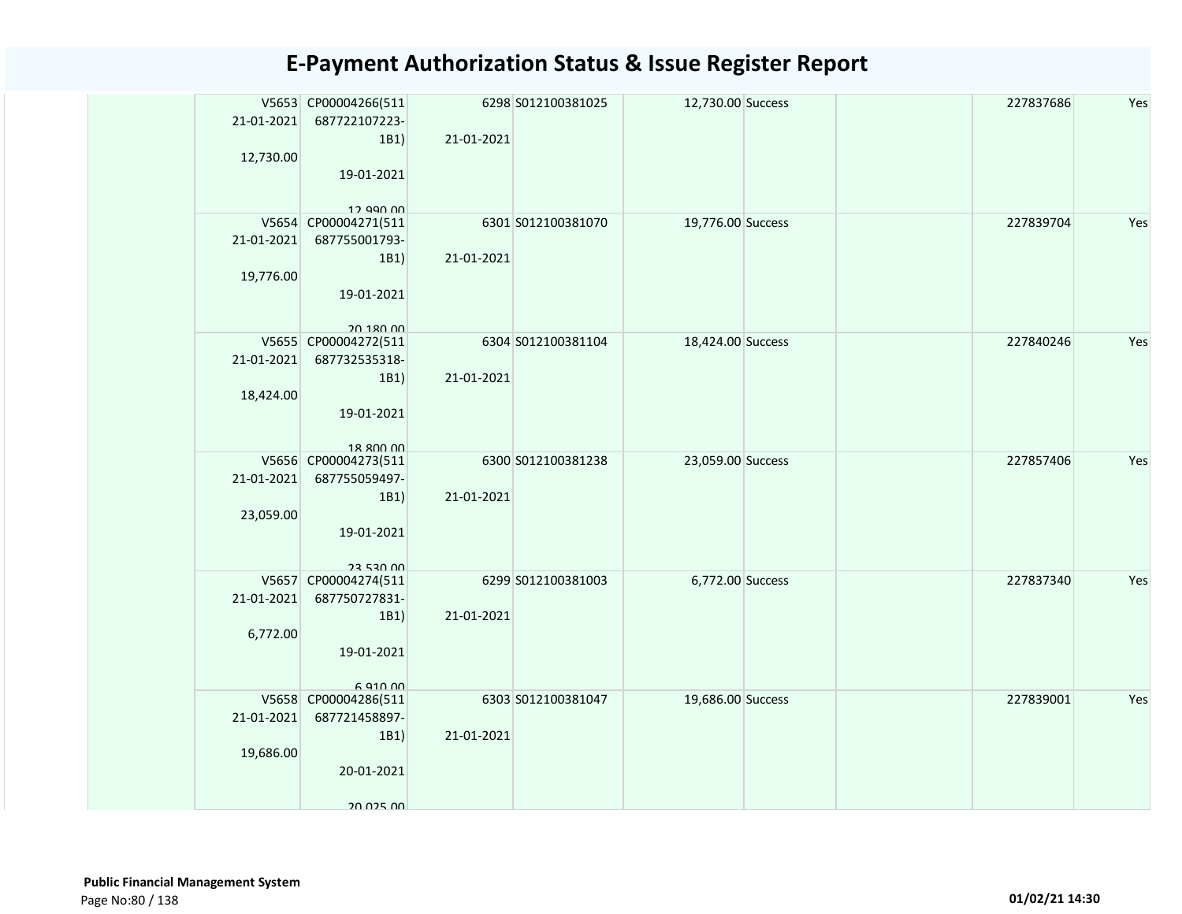# E-Payment Authorization Status & Issue Register Report

| | | | | | | | | | |
|---|---|---|---|---|---|---|---|---|---|
| | V5653 21-01-2021 12,730.00 | CP00004266(511 687722107223-1B1) 19-01-2021 12,990.00 | 6298 21-01-2021 | S012100381025 | 12,730.00 | Success | | 227837686 | Yes |
| | V5654 21-01-2021 19,776.00 | CP00004271(511 687755001793-1B1) 19-01-2021 20,180.00 | 6301 21-01-2021 | S012100381070 | 19,776.00 | Success | | 227839704 | Yes |
| | V5655 21-01-2021 18,424.00 | CP00004272(511 687732535318-1B1) 19-01-2021 18,800.00 | 6304 21-01-2021 | S012100381104 | 18,424.00 | Success | | 227840246 | Yes |
| | V5656 21-01-2021 23,059.00 | CP00004273(511 687755059497-1B1) 19-01-2021 23,530.00 | 6300 21-01-2021 | S012100381238 | 23,059.00 | Success | | 227857406 | Yes |
| | V5657 21-01-2021 6,772.00 | CP00004274(511 687750727831-1B1) 19-01-2021 6,910.00 | 6299 21-01-2021 | S012100381003 | 6,772.00 | Success | | 227837340 | Yes |
| | V5658 21-01-2021 19,686.00 | CP00004286(511 687721458897-1B1) 20-01-2021 20,025.00 | 6303 21-01-2021 | S012100381047 | 19,686.00 | Success | | 227839001 | Yes |

**Public Financial Management System**

01/02/21 14:30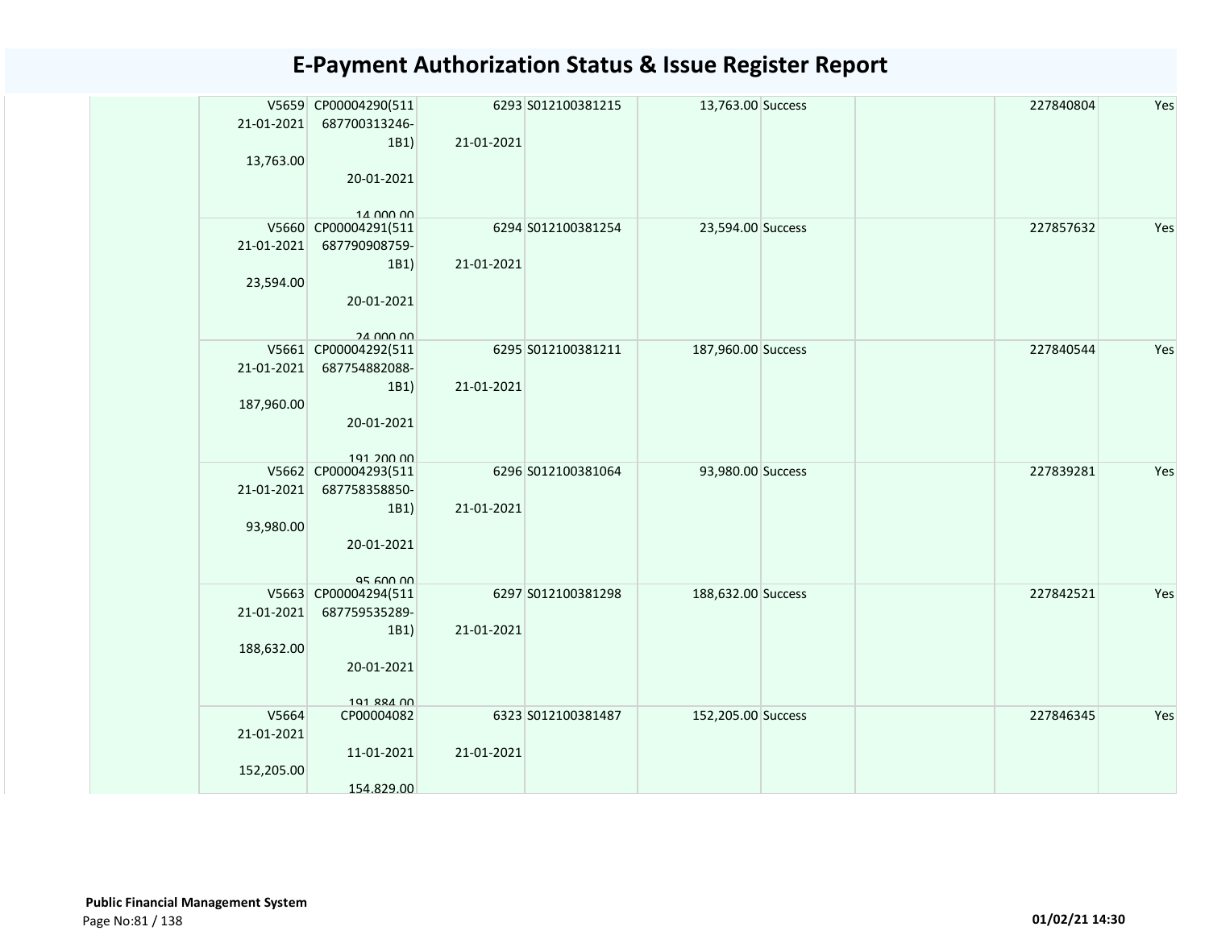# E-Payment Authorization Status & Issue Register Report

| | | | | | | | | | |
|---|---|---|---|---|---|---|---|---|---|
| | V5659 21-01-2021 13,763.00 | CP00004290(511 687700313246-1B1) 20-01-2021 14,000.00 | 6293 21-01-2021 | S012100381215 | 13,763.00 | Success | | 227840804 | Yes |
| | V5660 21-01-2021 23,594.00 | CP00004291(511 687790908759-1B1) 20-01-2021 24,000.00 | 6294 21-01-2021 | S012100381254 | 23,594.00 | Success | | 227857632 | Yes |
| | V5661 21-01-2021 187,960.00 | CP00004292(511 687754882088-1B1) 20-01-2021 191,200.00 | 6295 21-01-2021 | S012100381211 | 187,960.00 | Success | | 227840544 | Yes |
| | V5662 21-01-2021 93,980.00 | CP00004293(511 687758358850-1B1) 20-01-2021 95,600.00 | 6296 21-01-2021 | S012100381064 | 93,980.00 | Success | | 227839281 | Yes |
| | V5663 21-01-2021 188,632.00 | CP00004294(511 687759535289-1B1) 20-01-2021 191,884.00 | 6297 21-01-2021 | S012100381298 | 188,632.00 | Success | | 227842521 | Yes |
| | V5664 21-01-2021 152,205.00 | CP00004082 11-01-2021 154,829.00 | 6323 21-01-2021 | S012100381487 | 152,205.00 | Success | | 227846345 | Yes |

**Public Financial Management System**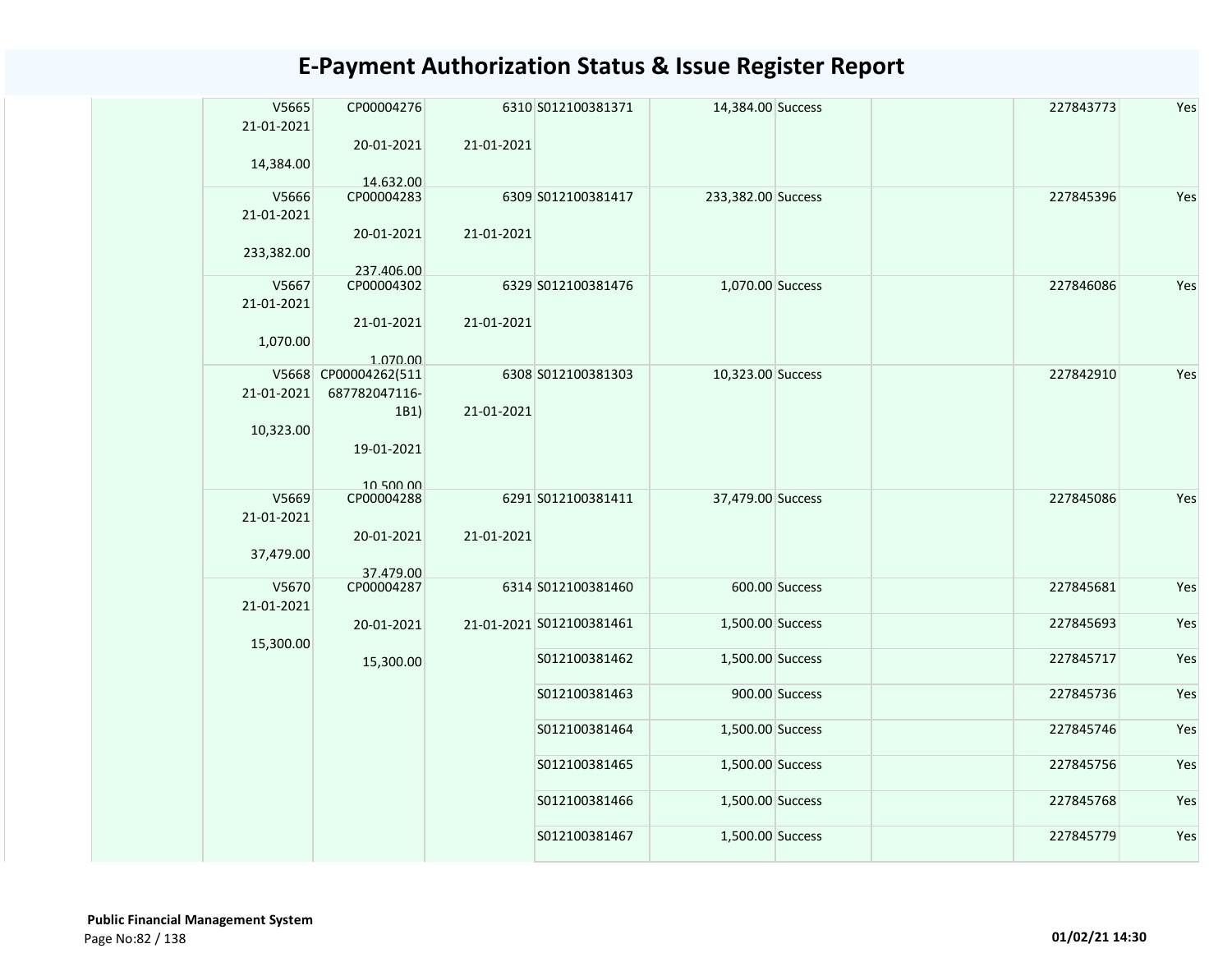# E-Payment Authorization Status & Issue Register Report

| | | | | | | | | | |
|---|---|---|---|---|---|---|---|---|---|
| | V5665 21-01-2021 14,384.00 | CP00004276 20-01-2021 14,632.00 | 6310 21-01-2021 | S012100381371 | 14,384.00 | Success | | 227843773 | Yes |
| | V5666 21-01-2021 233,382.00 | CP00004283 20-01-2021 237,406.00 | 6309 21-01-2021 | S012100381417 | 233,382.00 | Success | | 227845396 | Yes |
| | V5667 21-01-2021 1,070.00 | CP00004302 21-01-2021 1,070.00 | 6329 21-01-2021 | S012100381476 | 1,070.00 | Success | | 227846086 | Yes |
| | V5668 21-01-2021 10,323.00 | CP00004262(511687782047116-1B1) 19-01-2021 10,500.00 | 6308 21-01-2021 | S012100381303 | 10,323.00 | Success | | 227842910 | Yes |
| | V5669 21-01-2021 37,479.00 | CP00004288 20-01-2021 37,479.00 | 6291 21-01-2021 | S012100381411 | 37,479.00 | Success | | 227845086 | Yes |
| | V5670 21-01-2021 15,300.00 | CP00004287 20-01-2021 15,300.00 | 6314 21-01-2021 | S012100381460 | 600.00 | Success | | 227845681 | Yes |
| | | | | S012100381461 | 1,500.00 | Success | | 227845693 | Yes |
| | | | | S012100381462 | 1,500.00 | Success | | 227845717 | Yes |
| | | | | S012100381463 | 900.00 | Success | | 227845736 | Yes |
| | | | | S012100381464 | 1,500.00 | Success | | 227845746 | Yes |
| | | | | S012100381465 | 1,500.00 | Success | | 227845756 | Yes |
| | | | | S012100381466 | 1,500.00 | Success | | 227845768 | Yes |
| | | | | S012100381467 | 1,500.00 | Success | | 227845779 | Yes |

**Public Financial Management System**

01/02/21 14:30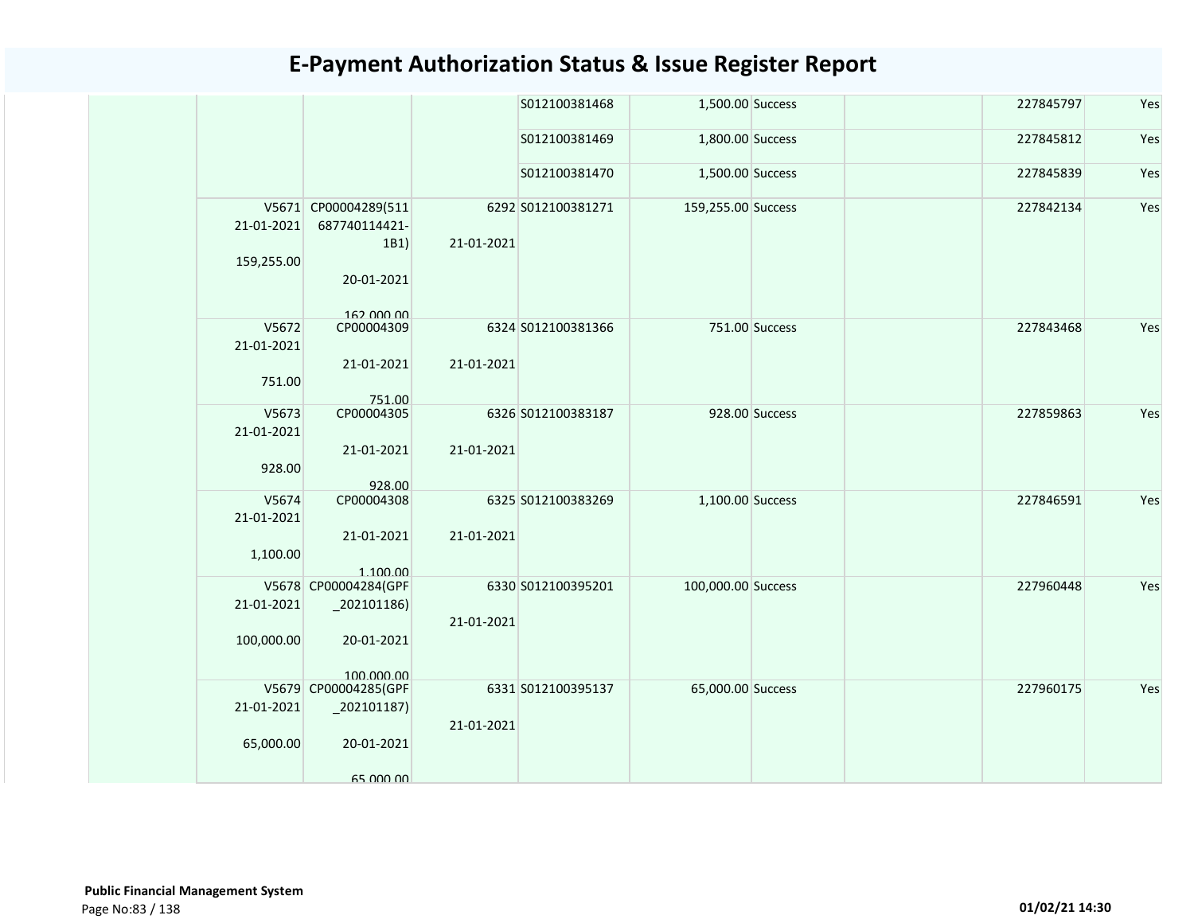# E-Payment Authorization Status & Issue Register Report

| | | | | | | | | | |
|---|---|---|---|---|---|---|---|---|---|
| | | | | S012100381468 | 1,500.00 | Success | | 227845797 | Yes |
| | | | | S012100381469 | 1,800.00 | Success | | 227845812 | Yes |
| | | | | S012100381470 | 1,500.00 | Success | | 227845839 | Yes |
| | V5671 21-01-2021 159,255.00 | CP00004289(511687740114421-1B1) 20-01-2021 162,000.00 | 6292 21-01-2021 | S012100381271 | 159,255.00 | Success | | 227842134 | Yes |
| | V5672 21-01-2021 751.00 | CP00004309 21-01-2021 751.00 | 6324 21-01-2021 | S012100381366 | 751.00 | Success | | 227843468 | Yes |
| | V5673 21-01-2021 928.00 | CP00004305 21-01-2021 928.00 | 6326 21-01-2021 | S012100383187 | 928.00 | Success | | 227859863 | Yes |
| | V5674 21-01-2021 1,100.00 | CP00004308 21-01-2021 1,100.00 | 6325 21-01-2021 | S012100383269 | 1,100.00 | Success | | 227846591 | Yes |
| | V5678 21-01-2021 100,000.00 | CP00004284(GPF_202101186) 20-01-2021 100,000.00 | 6330 21-01-2021 | S012100395201 | 100,000.00 | Success | | 227960448 | Yes |
| | V5679 21-01-2021 65,000.00 | CP00004285(GPF_202101187) 20-01-2021 65,000.00 | 6331 21-01-2021 | S012100395137 | 65,000.00 | Success | | 227960175 | Yes |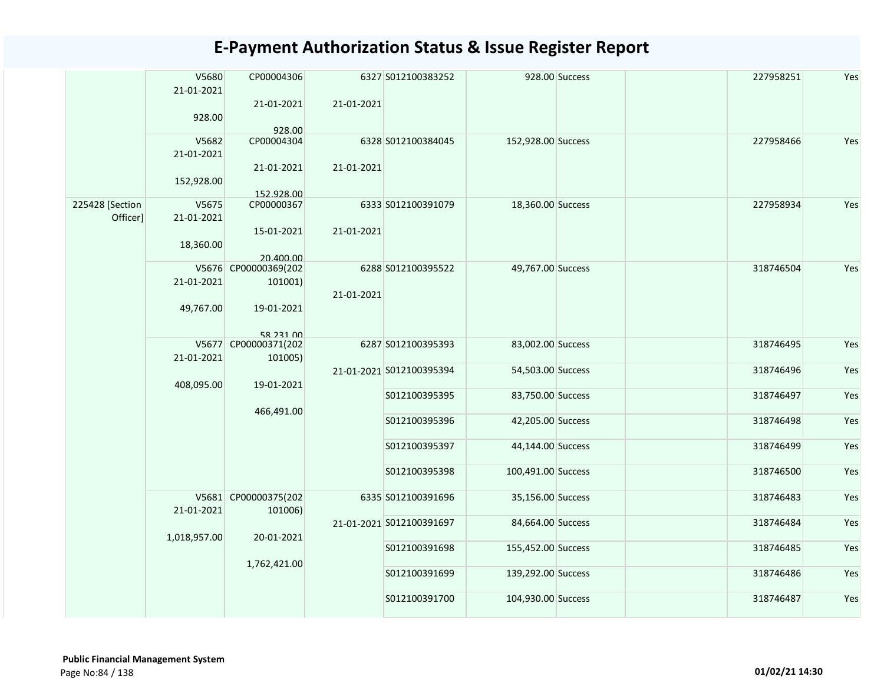# E-Payment Authorization Status & Issue Register Report

| | | | | | | | | | |
|---|---|---|---|---|---|---|---|---|---|
| | V5680 21-01-2021 928.00 | CP00004306 21-01-2021 928.00 | 6327 21-01-2021 | S012100383252 | 928.00 | Success | | 227958251 | Yes |
| | V5682 21-01-2021 152,928.00 | CP00004304 21-01-2021 152,928.00 | 6328 21-01-2021 | S012100384045 | 152,928.00 | Success | | 227958466 | Yes |
| 225428 [Section Officer] | V5675 21-01-2021 18,360.00 | CP00000367 15-01-2021 20,400.00 | 6333 21-01-2021 | S012100391079 | 18,360.00 | Success | | 227958934 | Yes |
| | V5676 21-01-2021 49,767.00 | CP00000369(202101001) 19-01-2021 58,231.00 | 6288 21-01-2021 | S012100395522 | 49,767.00 | Success | | 318746504 | Yes |
| | V5677 21-01-2021 408,095.00 | CP00000371(202101005) 19-01-2021 466,491.00 | 6287 21-01-2021 | S012100395393 | 83,002.00 | Success | | 318746495 | Yes |
| | | | | S012100395394 | 54,503.00 | Success | | 318746496 | Yes |
| | | | | S012100395395 | 83,750.00 | Success | | 318746497 | Yes |
| | | | | S012100395396 | 42,205.00 | Success | | 318746498 | Yes |
| | | | | S012100395397 | 44,144.00 | Success | | 318746499 | Yes |
| | | | | S012100395398 | 100,491.00 | Success | | 318746500 | Yes |
| | V5681 21-01-2021 1,018,957.00 | CP00000375(202101006) 20-01-2021 1,762,421.00 | 6335 21-01-2021 | S012100391696 | 35,156.00 | Success | | 318746483 | Yes |
| | | | | S012100391697 | 84,664.00 | Success | | 318746484 | Yes |
| | | | | S012100391698 | 155,452.00 | Success | | 318746485 | Yes |
| | | | | S012100391699 | 139,292.00 | Success | | 318746486 | Yes |
| | | | | S012100391700 | 104,930.00 | Success | | 318746487 | Yes |

**Public Financial Management System**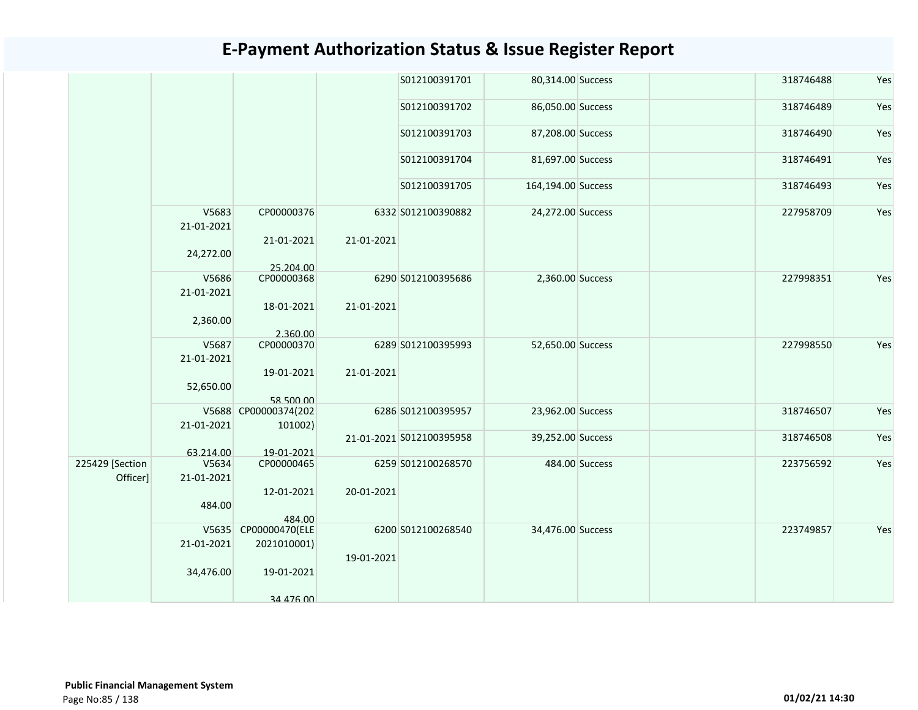# E-Payment Authorization Status & Issue Register Report

| | | | | | | | | | |
|---|---|---|---|---|---|---|---|---|---|
| | | | | S012100391701 | 80,314.00 | Success | | 318746488 | Yes |
| | | | | S012100391702 | 86,050.00 | Success | | 318746489 | Yes |
| | | | | S012100391703 | 87,208.00 | Success | | 318746490 | Yes |
| | | | | S012100391704 | 81,697.00 | Success | | 318746491 | Yes |
| | | | | S012100391705 | 164,194.00 | Success | | 318746493 | Yes |
| | V5683 21-01-2021 24,272.00 | CP00000376 21-01-2021 25,204.00 | 6332 21-01-2021 | S012100390882 | 24,272.00 | Success | | 227958709 | Yes |
| | V5686 21-01-2021 2,360.00 | CP00000368 18-01-2021 2,360.00 | 6290 21-01-2021 | S012100395686 | 2,360.00 | Success | | 227998351 | Yes |
| | V5687 21-01-2021 52,650.00 | CP00000370 19-01-2021 58,500.00 | 6289 21-01-2021 | S012100395993 | 52,650.00 | Success | | 227998550 | Yes |
| | V5688 21-01-2021 63,214.00 | CP00000374(202101002) 19-01-2021 | 6286 21-01-2021 | S012100395957 | 23,962.00 | Success | | 318746507 | Yes |
| | | | | S012100395958 | 39,252.00 | Success | | 318746508 | Yes |
| 225429 [Section Officer] | V5634 21-01-2021 484.00 | CP00000465 12-01-2021 484.00 | 6259 20-01-2021 | S012100268570 | 484.00 | Success | | 223756592 | Yes |
| | V5635 21-01-2021 34,476.00 | CP00000470(ELE2021010001) 19-01-2021 34,476.00 | 6200 19-01-2021 | S012100268540 | 34,476.00 | Success | | 223749857 | Yes |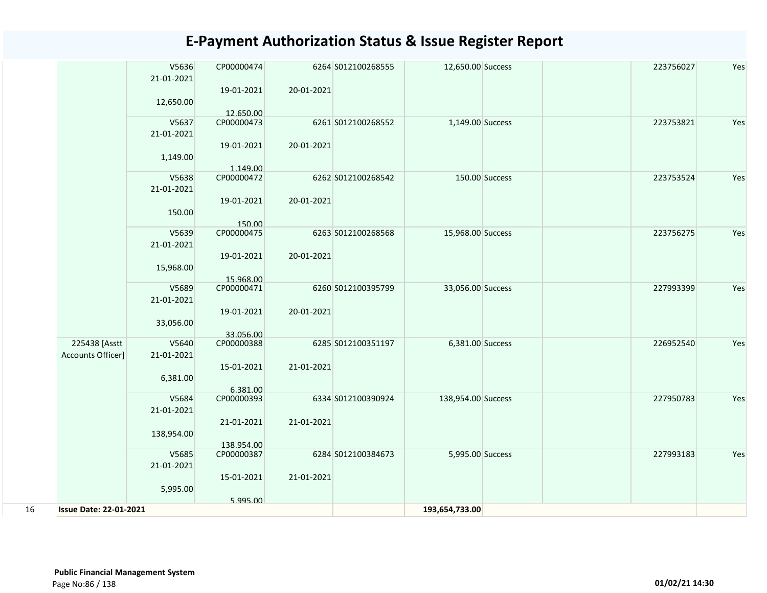# E-Payment Authorization Status & Issue Register Report

| | | | | | | | | | | |
|---|---|---|---|---|---|---|---|---|---|---|
| | | V5636<br>21-01-2021<br>12,650.00 | CP00000474<br>19-01-2021<br>12,650.00 | 6264<br>20-01-2021 | S012100268555 | 12,650.00 | Success | | 223756027 | Yes |
| | | V5637<br>21-01-2021<br>1,149.00 | CP00000473<br>19-01-2021<br>1,149.00 | 6261<br>20-01-2021 | S012100268552 | 1,149.00 | Success | | 223753821 | Yes |
| | | V5638<br>21-01-2021<br>150.00 | CP00000472<br>19-01-2021<br>150.00 | 6262<br>20-01-2021 | S012100268542 | 150.00 | Success | | 223753524 | Yes |
| | | V5639<br>21-01-2021<br>15,968.00 | CP00000475<br>19-01-2021<br>15,968.00 | 6263<br>20-01-2021 | S012100268568 | 15,968.00 | Success | | 223756275 | Yes |
| | | V5689<br>21-01-2021<br>33,056.00 | CP00000471<br>19-01-2021<br>33,056.00 | 6260<br>20-01-2021 | S012100395799 | 33,056.00 | Success | | 227993399 | Yes |
| | 225438 [Asstt Accounts Officer] | V5640<br>21-01-2021<br>6,381.00 | CP00000388<br>15-01-2021<br>6,381.00 | 6285<br>21-01-2021 | S012100351197 | 6,381.00 | Success | | 226952540 | Yes |
| | | V5684<br>21-01-2021<br>138,954.00 | CP00000393<br>21-01-2021<br>138,954.00 | 6334<br>21-01-2021 | S012100390924 | 138,954.00 | Success | | 227950783 | Yes |
| | | V5685<br>21-01-2021<br>5,995.00 | CP00000387<br>15-01-2021<br>5,995.00 | 6284<br>21-01-2021 | S012100384673 | 5,995.00 | Success | | 227993183 | Yes |
| 16 | **Issue Date: 22-01-2021** | | | | | **193,654,733.00** | | | | |

**Public Financial Management System**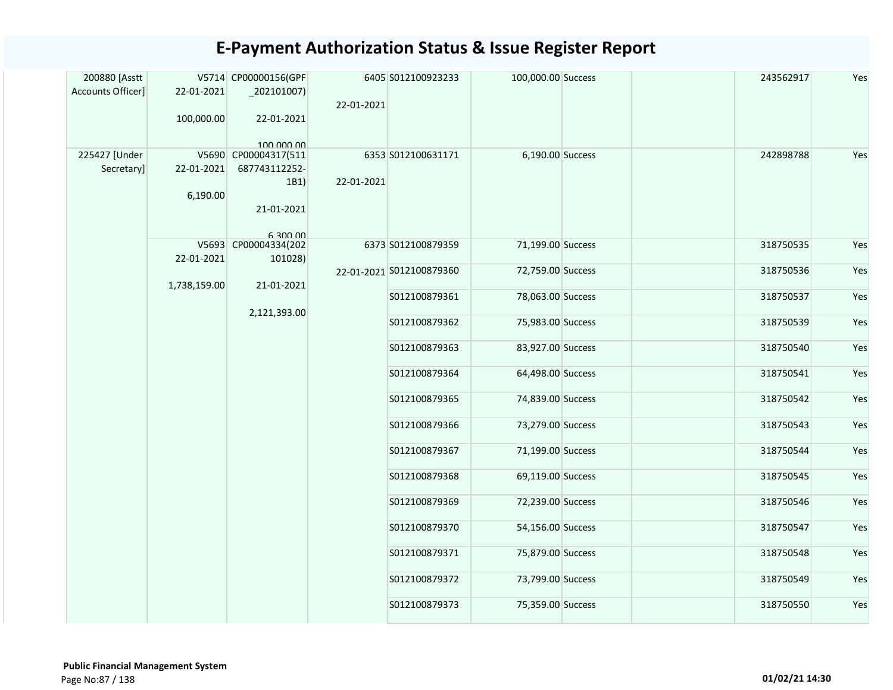# E-Payment Authorization Status & Issue Register Report

| | | | | | | | | | |
|---|---|---|---|---|---|---|---|---|---|
| 200880 [Asstt Accounts Officer] | V5714 22-01-2021 100,000.00 | CP00000156(GPF _202101007) 22-01-2021 100,000.00 | 6405 22-01-2021 | S012100923233 | 100,000.00 | Success | | 243562917 | Yes |
| 225427 [Under Secretary] | V5690 22-01-2021 6,190.00 | CP00004317(511 687743112252-1B1) 21-01-2021 6,300.00 | 6353 22-01-2021 | S012100631171 | 6,190.00 | Success | | 242898788 | Yes |
| | V5693 22-01-2021 1,738,159.00 | CP00004334(202 101028) 21-01-2021 2,121,393.00 | 6373 22-01-2021 | S012100879359 | 71,199.00 | Success | | 318750535 | Yes |
| | | | | S012100879360 | 72,759.00 | Success | | 318750536 | Yes |
| | | | | S012100879361 | 78,063.00 | Success | | 318750537 | Yes |
| | | | | S012100879362 | 75,983.00 | Success | | 318750539 | Yes |
| | | | | S012100879363 | 83,927.00 | Success | | 318750540 | Yes |
| | | | | S012100879364 | 64,498.00 | Success | | 318750541 | Yes |
| | | | | S012100879365 | 74,839.00 | Success | | 318750542 | Yes |
| | | | | S012100879366 | 73,279.00 | Success | | 318750543 | Yes |
| | | | | S012100879367 | 71,199.00 | Success | | 318750544 | Yes |
| | | | | S012100879368 | 69,119.00 | Success | | 318750545 | Yes |
| | | | | S012100879369 | 72,239.00 | Success | | 318750546 | Yes |
| | | | | S012100879370 | 54,156.00 | Success | | 318750547 | Yes |
| | | | | S012100879371 | 75,879.00 | Success | | 318750548 | Yes |
| | | | | S012100879372 | 73,799.00 | Success | | 318750549 | Yes |
| | | | | S012100879373 | 75,359.00 | Success | | 318750550 | Yes |

**Public Financial Management System**

01/02/21 14:30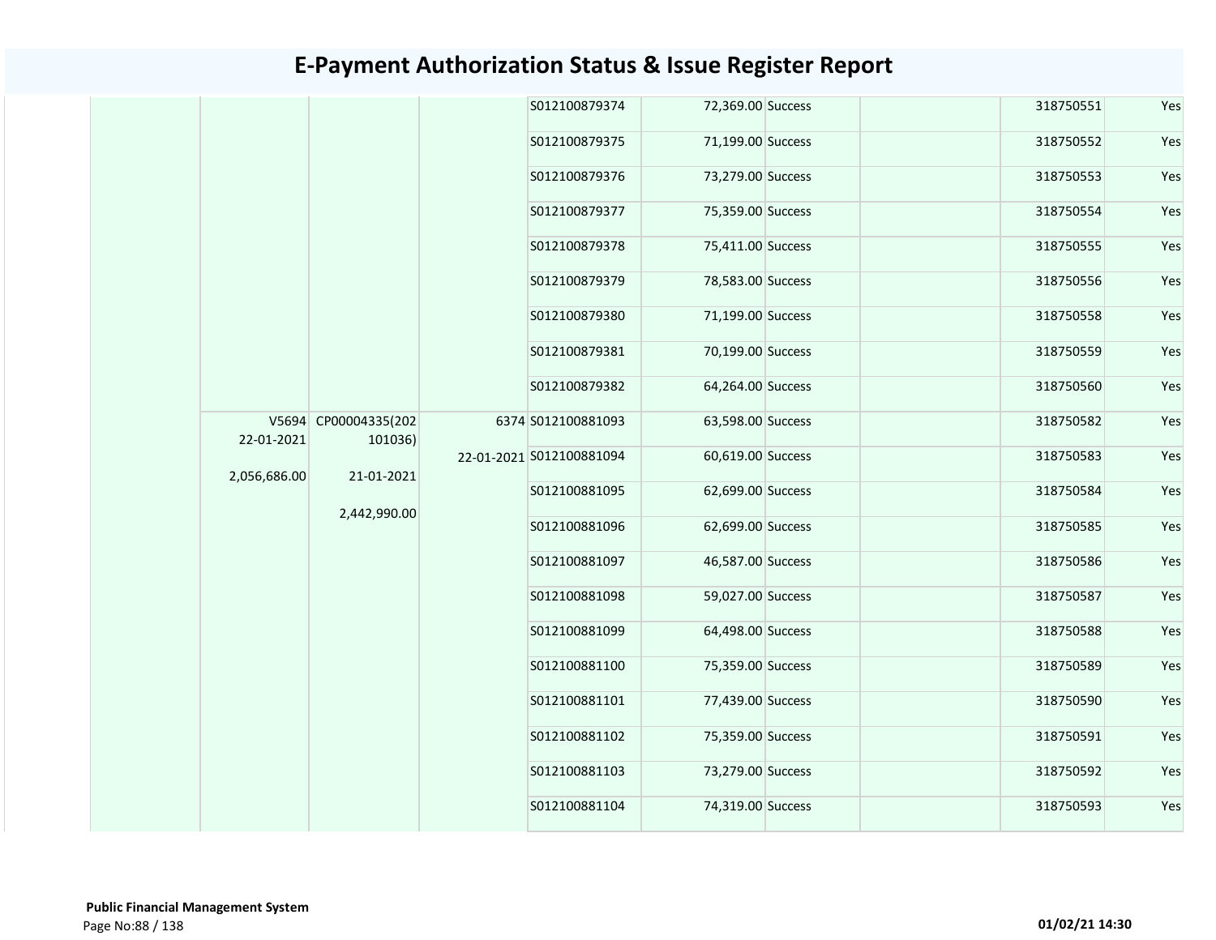# E-Payment Authorization Status & Issue Register Report

| | | | | | | | | | |
|---|---|---|---|---|---|---|---|---|---|
| | | | | S012100879374 | 72,369.00 | Success | | 318750551 | Yes |
| | | | | S012100879375 | 71,199.00 | Success | | 318750552 | Yes |
| | | | | S012100879376 | 73,279.00 | Success | | 318750553 | Yes |
| | | | | S012100879377 | 75,359.00 | Success | | 318750554 | Yes |
| | | | | S012100879378 | 75,411.00 | Success | | 318750555 | Yes |
| | | | | S012100879379 | 78,583.00 | Success | | 318750556 | Yes |
| | | | | S012100879380 | 71,199.00 | Success | | 318750558 | Yes |
| | | | | S012100879381 | 70,199.00 | Success | | 318750559 | Yes |
| | | | | S012100879382 | 64,264.00 | Success | | 318750560 | Yes |
| | V5694 22-01-2021 2,056,686.00 | CP00004335(202101036) 21-01-2021 2,442,990.00 | 6374 22-01-2021 | S012100881093 | 63,598.00 | Success | | 318750582 | Yes |
| | | | | S012100881094 | 60,619.00 | Success | | 318750583 | Yes |
| | | | | S012100881095 | 62,699.00 | Success | | 318750584 | Yes |
| | | | | S012100881096 | 62,699.00 | Success | | 318750585 | Yes |
| | | | | S012100881097 | 46,587.00 | Success | | 318750586 | Yes |
| | | | | S012100881098 | 59,027.00 | Success | | 318750587 | Yes |
| | | | | S012100881099 | 64,498.00 | Success | | 318750588 | Yes |
| | | | | S012100881100 | 75,359.00 | Success | | 318750589 | Yes |
| | | | | S012100881101 | 77,439.00 | Success | | 318750590 | Yes |
| | | | | S012100881102 | 75,359.00 | Success | | 318750591 | Yes |
| | | | | S012100881103 | 73,279.00 | Success | | 318750592 | Yes |
| | | | | S012100881104 | 74,319.00 | Success | | 318750593 | Yes |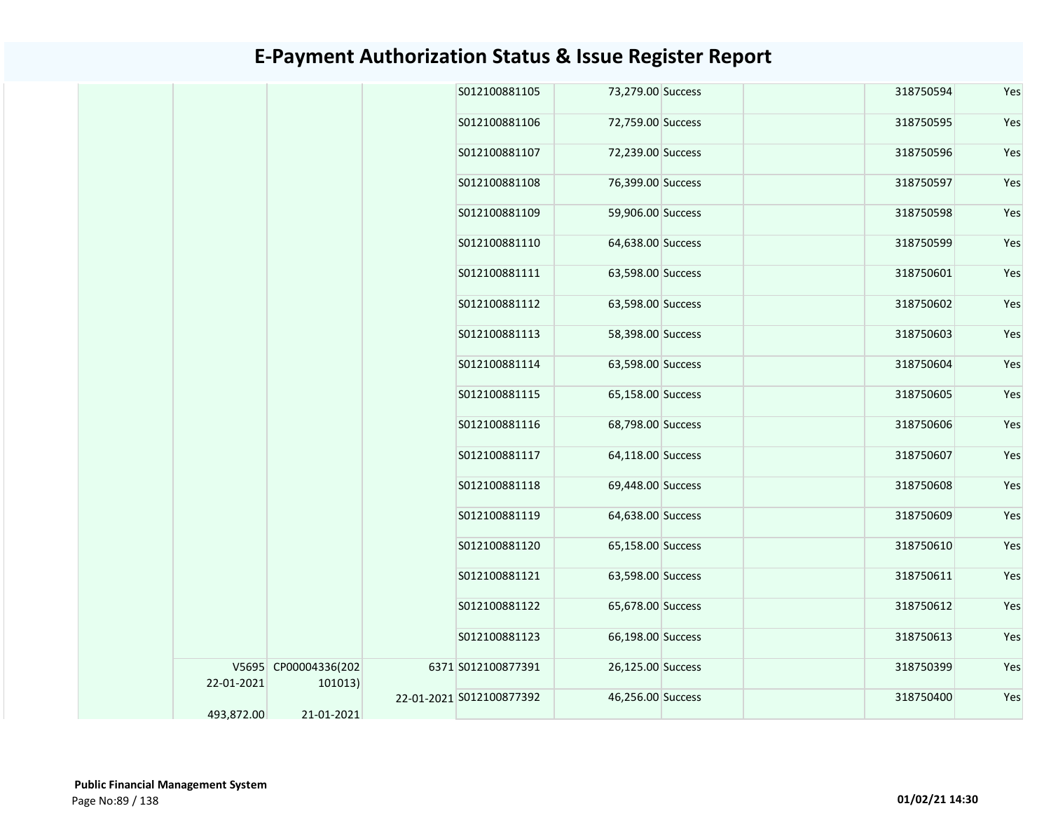# E-Payment Authorization Status & Issue Register Report

| | | | | | | | | | |
|---|---|---|---|---|---|---|---|---|---|
| | | | | S012100881105 | 73,279.00 | Success | | 318750594 | Yes |
| | | | | S012100881106 | 72,759.00 | Success | | 318750595 | Yes |
| | | | | S012100881107 | 72,239.00 | Success | | 318750596 | Yes |
| | | | | S012100881108 | 76,399.00 | Success | | 318750597 | Yes |
| | | | | S012100881109 | 59,906.00 | Success | | 318750598 | Yes |
| | | | | S012100881110 | 64,638.00 | Success | | 318750599 | Yes |
| | | | | S012100881111 | 63,598.00 | Success | | 318750601 | Yes |
| | | | | S012100881112 | 63,598.00 | Success | | 318750602 | Yes |
| | | | | S012100881113 | 58,398.00 | Success | | 318750603 | Yes |
| | | | | S012100881114 | 63,598.00 | Success | | 318750604 | Yes |
| | | | | S012100881115 | 65,158.00 | Success | | 318750605 | Yes |
| | | | | S012100881116 | 68,798.00 | Success | | 318750606 | Yes |
| | | | | S012100881117 | 64,118.00 | Success | | 318750607 | Yes |
| | | | | S012100881118 | 69,448.00 | Success | | 318750608 | Yes |
| | | | | S012100881119 | 64,638.00 | Success | | 318750609 | Yes |
| | | | | S012100881120 | 65,158.00 | Success | | 318750610 | Yes |
| | | | | S012100881121 | 63,598.00 | Success | | 318750611 | Yes |
| | | | | S012100881122 | 65,678.00 | Success | | 318750612 | Yes |
| | | | | S012100881123 | 66,198.00 | Success | | 318750613 | Yes |
| | V5695 22-01-2021 493,872.00 | CP00004336(202101013) 21-01-2021 | 6371 22-01-2021 | S012100877391 | 26,125.00 | Success | | 318750399 | Yes |
| | | | | S012100877392 | 46,256.00 | Success | | 318750400 | Yes |

**Public Financial Management System**

01/02/21 14:30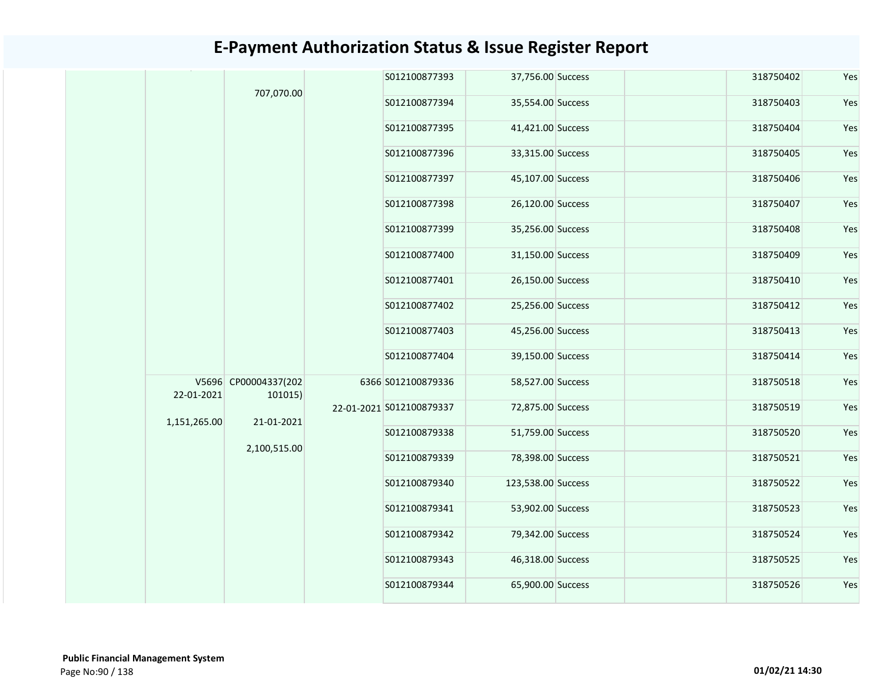# E-Payment Authorization Status & Issue Register Report

| | | | | | | | | | |
|---|---|---|---|---|---|---|---|---|---|
| | | 707,070.00 | | S012100877393 | 37,756.00 | Success | | 318750402 | Yes |
| | | | | S012100877394 | 35,554.00 | Success | | 318750403 | Yes |
| | | | | S012100877395 | 41,421.00 | Success | | 318750404 | Yes |
| | | | | S012100877396 | 33,315.00 | Success | | 318750405 | Yes |
| | | | | S012100877397 | 45,107.00 | Success | | 318750406 | Yes |
| | | | | S012100877398 | 26,120.00 | Success | | 318750407 | Yes |
| | | | | S012100877399 | 35,256.00 | Success | | 318750408 | Yes |
| | | | | S012100877400 | 31,150.00 | Success | | 318750409 | Yes |
| | | | | S012100877401 | 26,150.00 | Success | | 318750410 | Yes |
| | | | | S012100877402 | 25,256.00 | Success | | 318750412 | Yes |
| | | | | S012100877403 | 45,256.00 | Success | | 318750413 | Yes |
| | | | | S012100877404 | 39,150.00 | Success | | 318750414 | Yes |
| | V5696 22-01-2021 1,151,265.00 | CP00004337(202101015) 21-01-2021 2,100,515.00 | 6366 22-01-2021 | S012100879336 | 58,527.00 | Success | | 318750518 | Yes |
| | | | | S012100879337 | 72,875.00 | Success | | 318750519 | Yes |
| | | | | S012100879338 | 51,759.00 | Success | | 318750520 | Yes |
| | | | | S012100879339 | 78,398.00 | Success | | 318750521 | Yes |
| | | | | S012100879340 | 123,538.00 | Success | | 318750522 | Yes |
| | | | | S012100879341 | 53,902.00 | Success | | 318750523 | Yes |
| | | | | S012100879342 | 79,342.00 | Success | | 318750524 | Yes |
| | | | | S012100879343 | 46,318.00 | Success | | 318750525 | Yes |
| | | | | S012100879344 | 65,900.00 | Success | | 318750526 | Yes |

**Public Financial Management System**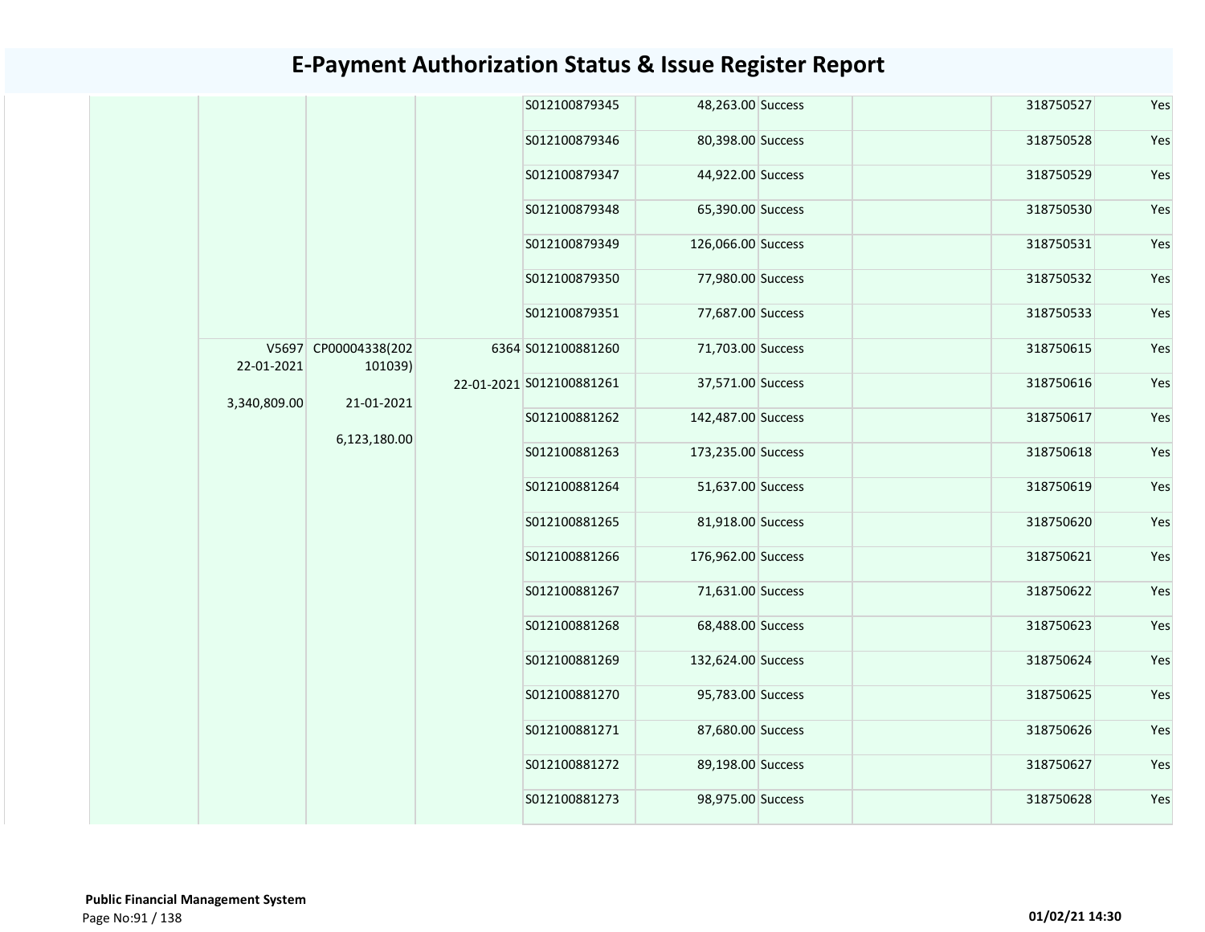# E-Payment Authorization Status & Issue Register Report

| | | | | | | | | | |
|---|---|---|---|---|---|---|---|---|---|
| | | | | S012100879345 | 48,263.00 | Success | | 318750527 | Yes |
| | | | | S012100879346 | 80,398.00 | Success | | 318750528 | Yes |
| | | | | S012100879347 | 44,922.00 | Success | | 318750529 | Yes |
| | | | | S012100879348 | 65,390.00 | Success | | 318750530 | Yes |
| | | | | S012100879349 | 126,066.00 | Success | | 318750531 | Yes |
| | | | | S012100879350 | 77,980.00 | Success | | 318750532 | Yes |
| | | | | S012100879351 | 77,687.00 | Success | | 318750533 | Yes |
| | V5697 22-01-2021 3,340,809.00 | CP00004338(202101039) 21-01-2021 6,123,180.00 | 6364 22-01-2021 | S012100881260 | 71,703.00 | Success | | 318750615 | Yes |
| | | | | S012100881261 | 37,571.00 | Success | | 318750616 | Yes |
| | | | | S012100881262 | 142,487.00 | Success | | 318750617 | Yes |
| | | | | S012100881263 | 173,235.00 | Success | | 318750618 | Yes |
| | | | | S012100881264 | 51,637.00 | Success | | 318750619 | Yes |
| | | | | S012100881265 | 81,918.00 | Success | | 318750620 | Yes |
| | | | | S012100881266 | 176,962.00 | Success | | 318750621 | Yes |
| | | | | S012100881267 | 71,631.00 | Success | | 318750622 | Yes |
| | | | | S012100881268 | 68,488.00 | Success | | 318750623 | Yes |
| | | | | S012100881269 | 132,624.00 | Success | | 318750624 | Yes |
| | | | | S012100881270 | 95,783.00 | Success | | 318750625 | Yes |
| | | | | S012100881271 | 87,680.00 | Success | | 318750626 | Yes |
| | | | | S012100881272 | 89,198.00 | Success | | 318750627 | Yes |
| | | | | S012100881273 | 98,975.00 | Success | | 318750628 | Yes |

**Public Financial Management System**

01/02/21 14:30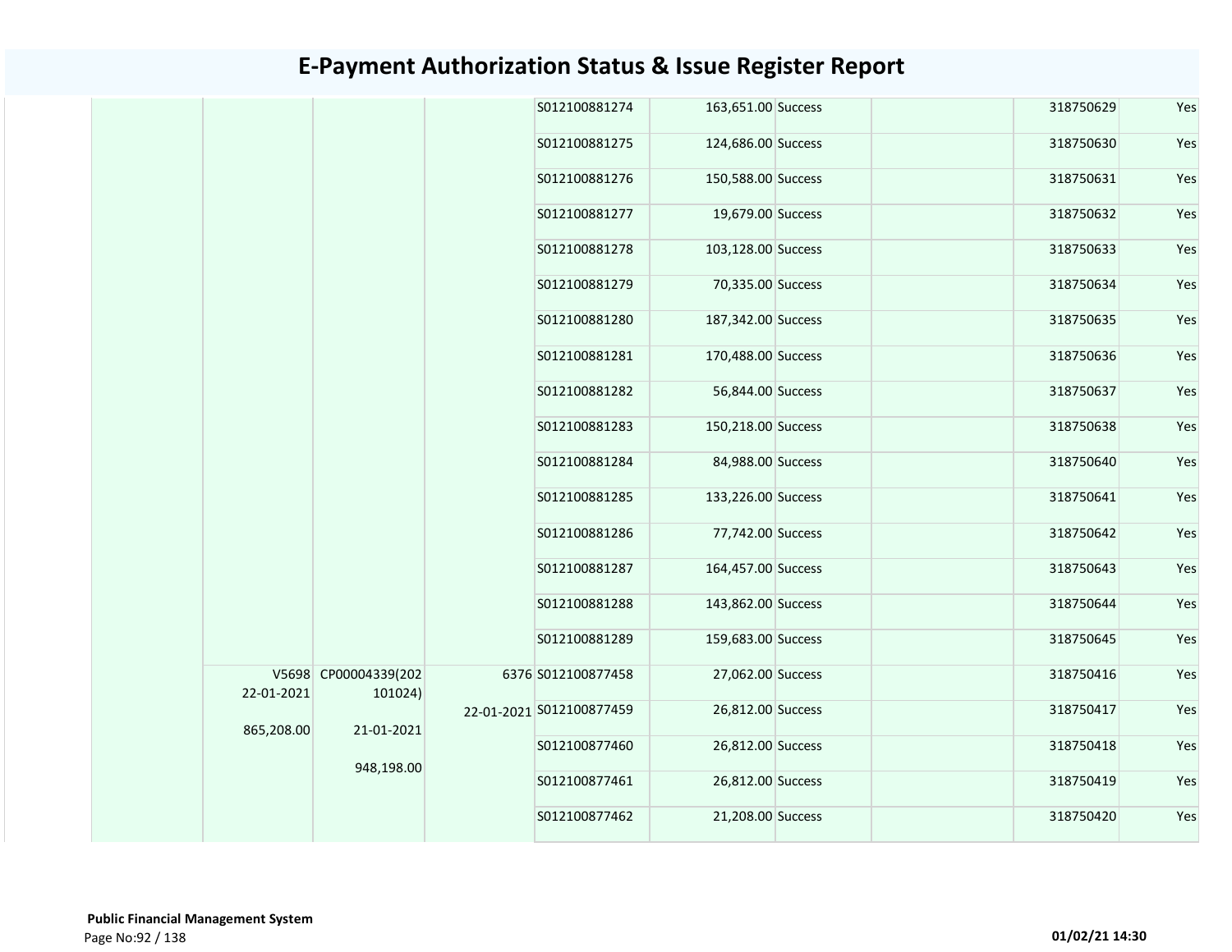# E-Payment Authorization Status & Issue Register Report

| | | | | | | | | | |
|---|---|---|---|---|---|---|---|---|---|
| | | | | S012100881274 | 163,651.00 | Success | | 318750629 | Yes |
| | | | | S012100881275 | 124,686.00 | Success | | 318750630 | Yes |
| | | | | S012100881276 | 150,588.00 | Success | | 318750631 | Yes |
| | | | | S012100881277 | 19,679.00 | Success | | 318750632 | Yes |
| | | | | S012100881278 | 103,128.00 | Success | | 318750633 | Yes |
| | | | | S012100881279 | 70,335.00 | Success | | 318750634 | Yes |
| | | | | S012100881280 | 187,342.00 | Success | | 318750635 | Yes |
| | | | | S012100881281 | 170,488.00 | Success | | 318750636 | Yes |
| | | | | S012100881282 | 56,844.00 | Success | | 318750637 | Yes |
| | | | | S012100881283 | 150,218.00 | Success | | 318750638 | Yes |
| | | | | S012100881284 | 84,988.00 | Success | | 318750640 | Yes |
| | | | | S012100881285 | 133,226.00 | Success | | 318750641 | Yes |
| | | | | S012100881286 | 77,742.00 | Success | | 318750642 | Yes |
| | | | | S012100881287 | 164,457.00 | Success | | 318750643 | Yes |
| | | | | S012100881288 | 143,862.00 | Success | | 318750644 | Yes |
| | | | | S012100881289 | 159,683.00 | Success | | 318750645 | Yes |
| | V5698 22-01-2021 865,208.00 | CP00004339(202101024) 21-01-2021 948,198.00 | 6376 22-01-2021 | S012100877458 | 27,062.00 | Success | | 318750416 | Yes |
| | | | | S012100877459 | 26,812.00 | Success | | 318750417 | Yes |
| | | | | S012100877460 | 26,812.00 | Success | | 318750418 | Yes |
| | | | | S012100877461 | 26,812.00 | Success | | 318750419 | Yes |
| | | | | S012100877462 | 21,208.00 | Success | | 318750420 | Yes |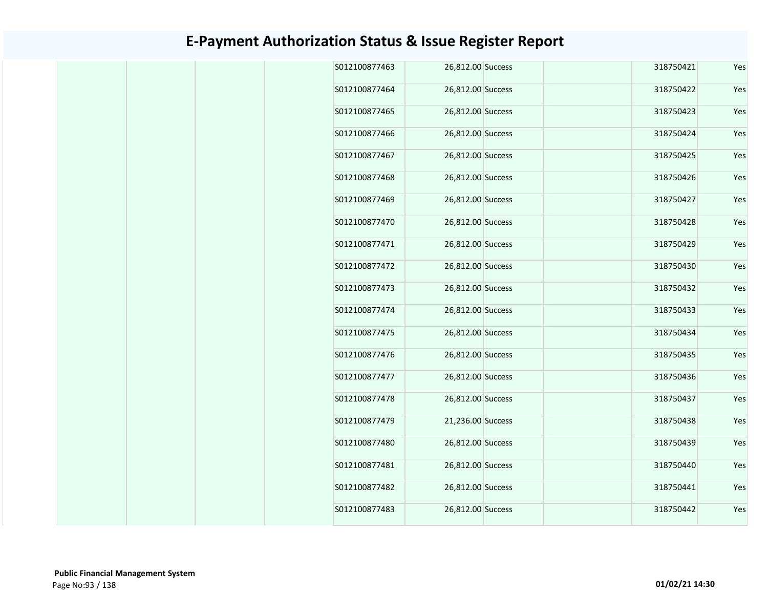# E-Payment Authorization Status & Issue Register Report

| | | | | | | | | | |
|---|---|---|---|---|---|---|---|---|---|
| | | | | S012100877463 | 26,812.00 | Success | | 318750421 | Yes |
| | | | | S012100877464 | 26,812.00 | Success | | 318750422 | Yes |
| | | | | S012100877465 | 26,812.00 | Success | | 318750423 | Yes |
| | | | | S012100877466 | 26,812.00 | Success | | 318750424 | Yes |
| | | | | S012100877467 | 26,812.00 | Success | | 318750425 | Yes |
| | | | | S012100877468 | 26,812.00 | Success | | 318750426 | Yes |
| | | | | S012100877469 | 26,812.00 | Success | | 318750427 | Yes |
| | | | | S012100877470 | 26,812.00 | Success | | 318750428 | Yes |
| | | | | S012100877471 | 26,812.00 | Success | | 318750429 | Yes |
| | | | | S012100877472 | 26,812.00 | Success | | 318750430 | Yes |
| | | | | S012100877473 | 26,812.00 | Success | | 318750432 | Yes |
| | | | | S012100877474 | 26,812.00 | Success | | 318750433 | Yes |
| | | | | S012100877475 | 26,812.00 | Success | | 318750434 | Yes |
| | | | | S012100877476 | 26,812.00 | Success | | 318750435 | Yes |
| | | | | S012100877477 | 26,812.00 | Success | | 318750436 | Yes |
| | | | | S012100877478 | 26,812.00 | Success | | 318750437 | Yes |
| | | | | S012100877479 | 21,236.00 | Success | | 318750438 | Yes |
| | | | | S012100877480 | 26,812.00 | Success | | 318750439 | Yes |
| | | | | S012100877481 | 26,812.00 | Success | | 318750440 | Yes |
| | | | | S012100877482 | 26,812.00 | Success | | 318750441 | Yes |
| | | | | S012100877483 | 26,812.00 | Success | | 318750442 | Yes |

**Public Financial Management System**

01/02/21 14:30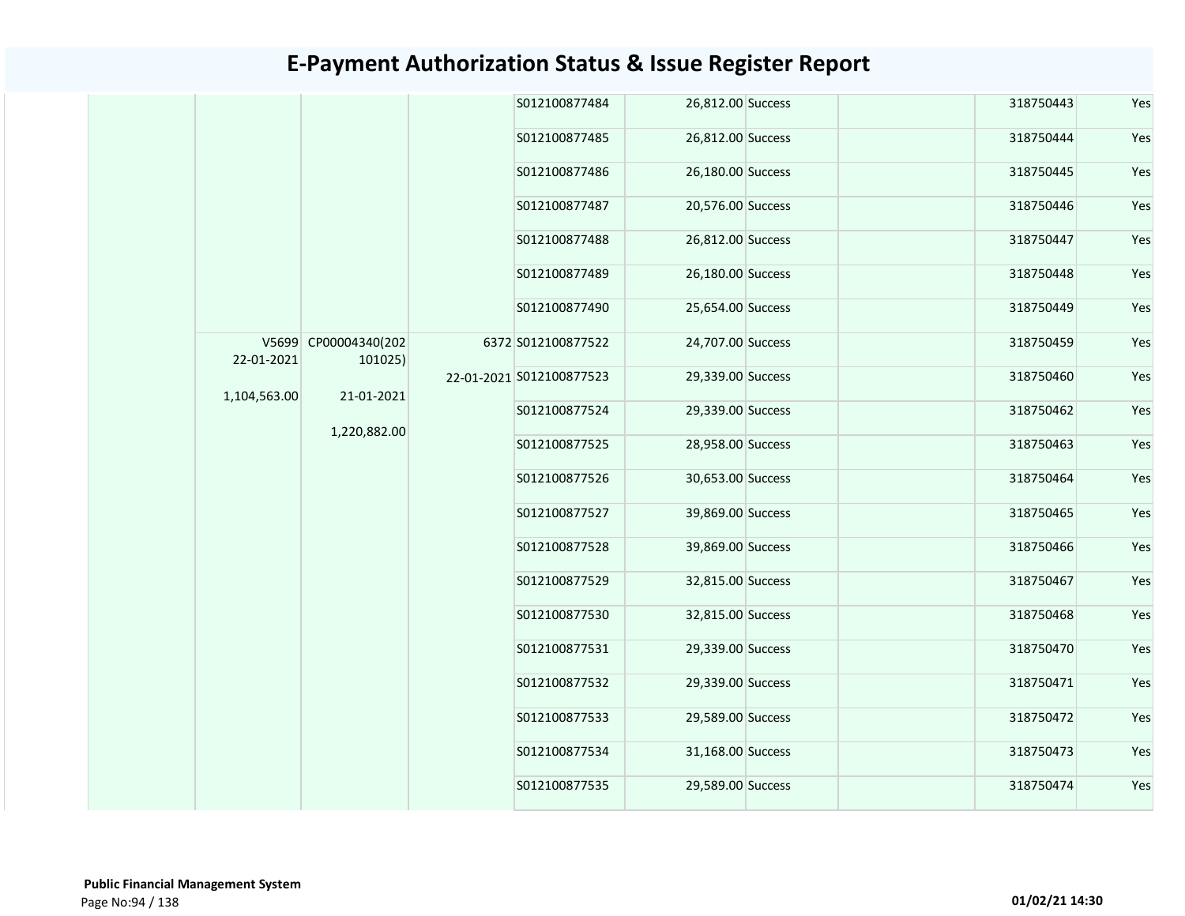# E-Payment Authorization Status & Issue Register Report

| | | | | | | | | | |
|---|---|---|---|---|---|---|---|---|---|
| | | | | S012100877484 | 26,812.00 | Success | | 318750443 | Yes |
| | | | | S012100877485 | 26,812.00 | Success | | 318750444 | Yes |
| | | | | S012100877486 | 26,180.00 | Success | | 318750445 | Yes |
| | | | | S012100877487 | 20,576.00 | Success | | 318750446 | Yes |
| | | | | S012100877488 | 26,812.00 | Success | | 318750447 | Yes |
| | | | | S012100877489 | 26,180.00 | Success | | 318750448 | Yes |
| | | | | S012100877490 | 25,654.00 | Success | | 318750449 | Yes |
| | V5699 22-01-2021 1,104,563.00 | CP00004340(202101025) 21-01-2021 1,220,882.00 | 6372 22-01-2021 | S012100877522 | 24,707.00 | Success | | 318750459 | Yes |
| | | | | S012100877523 | 29,339.00 | Success | | 318750460 | Yes |
| | | | | S012100877524 | 29,339.00 | Success | | 318750462 | Yes |
| | | | | S012100877525 | 28,958.00 | Success | | 318750463 | Yes |
| | | | | S012100877526 | 30,653.00 | Success | | 318750464 | Yes |
| | | | | S012100877527 | 39,869.00 | Success | | 318750465 | Yes |
| | | | | S012100877528 | 39,869.00 | Success | | 318750466 | Yes |
| | | | | S012100877529 | 32,815.00 | Success | | 318750467 | Yes |
| | | | | S012100877530 | 32,815.00 | Success | | 318750468 | Yes |
| | | | | S012100877531 | 29,339.00 | Success | | 318750470 | Yes |
| | | | | S012100877532 | 29,339.00 | Success | | 318750471 | Yes |
| | | | | S012100877533 | 29,589.00 | Success | | 318750472 | Yes |
| | | | | S012100877534 | 31,168.00 | Success | | 318750473 | Yes |
| | | | | S012100877535 | 29,589.00 | Success | | 318750474 | Yes |

**Public Financial Management System**

01/02/21 14:30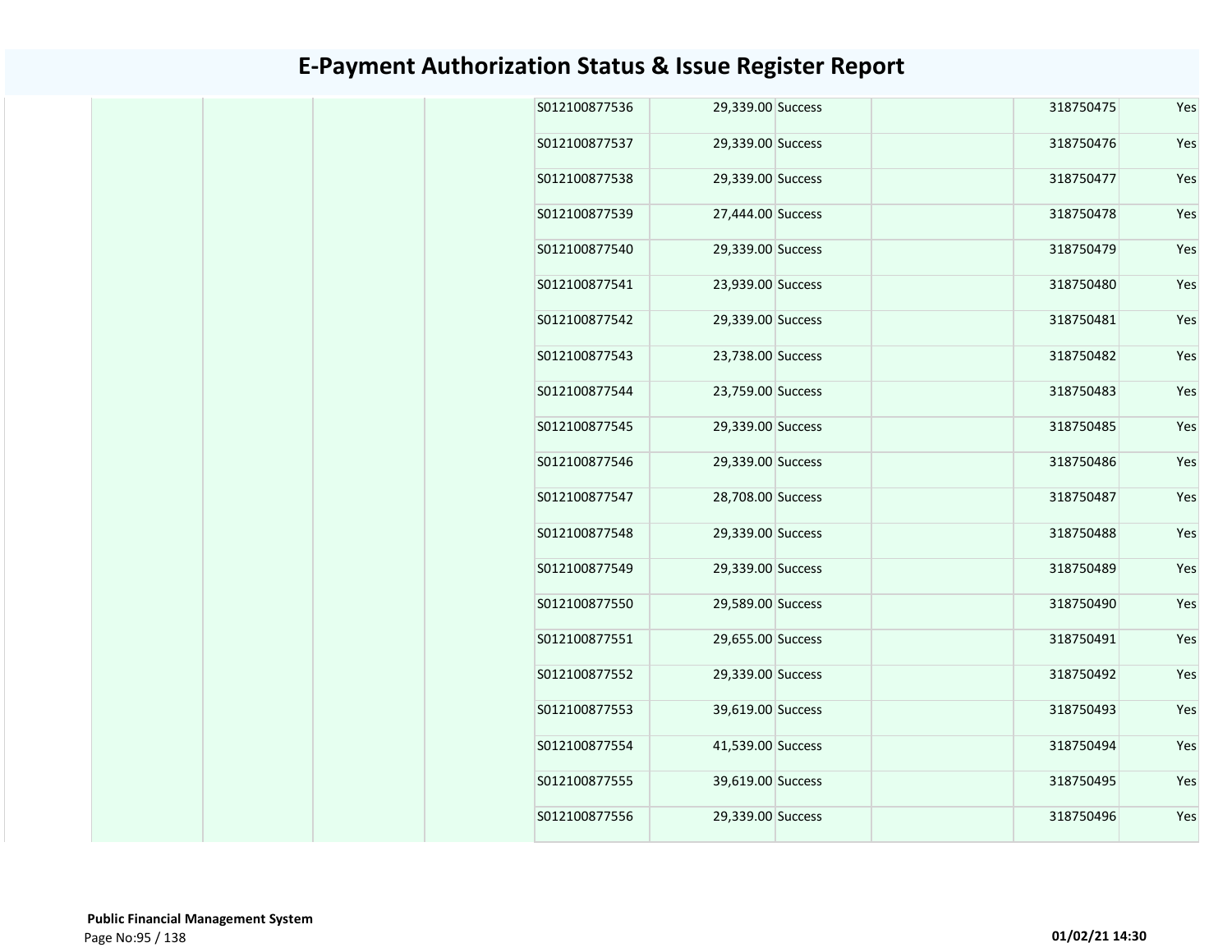# E-Payment Authorization Status & Issue Register Report

| | | | | | | | | | |
|---|---|---|---|---|---|---|---|---|---|
| | | | | S012100877536 | 29,339.00 | Success | | 318750475 | Yes |
| | | | | S012100877537 | 29,339.00 | Success | | 318750476 | Yes |
| | | | | S012100877538 | 29,339.00 | Success | | 318750477 | Yes |
| | | | | S012100877539 | 27,444.00 | Success | | 318750478 | Yes |
| | | | | S012100877540 | 29,339.00 | Success | | 318750479 | Yes |
| | | | | S012100877541 | 23,939.00 | Success | | 318750480 | Yes |
| | | | | S012100877542 | 29,339.00 | Success | | 318750481 | Yes |
| | | | | S012100877543 | 23,738.00 | Success | | 318750482 | Yes |
| | | | | S012100877544 | 23,759.00 | Success | | 318750483 | Yes |
| | | | | S012100877545 | 29,339.00 | Success | | 318750485 | Yes |
| | | | | S012100877546 | 29,339.00 | Success | | 318750486 | Yes |
| | | | | S012100877547 | 28,708.00 | Success | | 318750487 | Yes |
| | | | | S012100877548 | 29,339.00 | Success | | 318750488 | Yes |
| | | | | S012100877549 | 29,339.00 | Success | | 318750489 | Yes |
| | | | | S012100877550 | 29,589.00 | Success | | 318750490 | Yes |
| | | | | S012100877551 | 29,655.00 | Success | | 318750491 | Yes |
| | | | | S012100877552 | 29,339.00 | Success | | 318750492 | Yes |
| | | | | S012100877553 | 39,619.00 | Success | | 318750493 | Yes |
| | | | | S012100877554 | 41,539.00 | Success | | 318750494 | Yes |
| | | | | S012100877555 | 39,619.00 | Success | | 318750495 | Yes |
| | | | | S012100877556 | 29,339.00 | Success | | 318750496 | Yes |

**Public Financial Management System**

**01/02/21 14:30**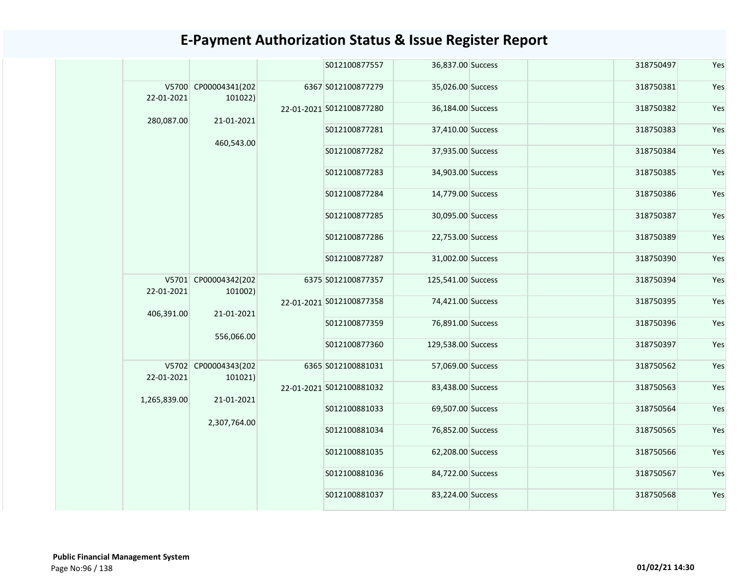# E-Payment Authorization Status & Issue Register Report

| | | | | | | | | | |
|---|---|---|---|---|---|---|---|---|---|
| | | | | S012100877557 | 36,837.00 | Success | | 318750497 | Yes |
| | V5700 22-01-2021 280,087.00 | CP00004341(202101022) 21-01-2021 460,543.00 | 6367 22-01-2021 | S012100877279 | 35,026.00 | Success | | 318750381 | Yes |
| | | | | S012100877280 | 36,184.00 | Success | | 318750382 | Yes |
| | | | | S012100877281 | 37,410.00 | Success | | 318750383 | Yes |
| | | | | S012100877282 | 37,935.00 | Success | | 318750384 | Yes |
| | | | | S012100877283 | 34,903.00 | Success | | 318750385 | Yes |
| | | | | S012100877284 | 14,779.00 | Success | | 318750386 | Yes |
| | | | | S012100877285 | 30,095.00 | Success | | 318750387 | Yes |
| | | | | S012100877286 | 22,753.00 | Success | | 318750389 | Yes |
| | | | | S012100877287 | 31,002.00 | Success | | 318750390 | Yes |
| | V5701 22-01-2021 406,391.00 | CP00004342(202101002) 21-01-2021 556,066.00 | 6375 22-01-2021 | S012100877357 | 125,541.00 | Success | | 318750394 | Yes |
| | | | | S012100877358 | 74,421.00 | Success | | 318750395 | Yes |
| | | | | S012100877359 | 76,891.00 | Success | | 318750396 | Yes |
| | | | | S012100877360 | 129,538.00 | Success | | 318750397 | Yes |
| | V5702 22-01-2021 1,265,839.00 | CP00004343(202101021) 21-01-2021 2,307,764.00 | 6365 22-01-2021 | S012100881031 | 57,069.00 | Success | | 318750562 | Yes |
| | | | | S012100881032 | 83,438.00 | Success | | 318750563 | Yes |
| | | | | S012100881033 | 69,507.00 | Success | | 318750564 | Yes |
| | | | | S012100881034 | 76,852.00 | Success | | 318750565 | Yes |
| | | | | S012100881035 | 62,208.00 | Success | | 318750566 | Yes |
| | | | | S012100881036 | 84,722.00 | Success | | 318750567 | Yes |
| | | | | S012100881037 | 83,224.00 | Success | | 318750568 | Yes |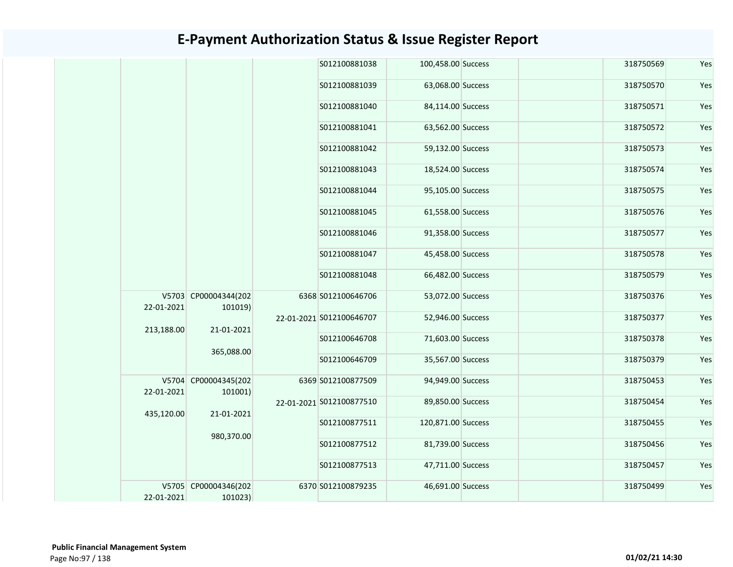# E-Payment Authorization Status & Issue Register Report

| | | | | | | | | | |
|---|---|---|---|---|---|---|---|---|---|
| | | | | S012100881038 | 100,458.00 | Success | | 318750569 | Yes |
| | | | | S012100881039 | 63,068.00 | Success | | 318750570 | Yes |
| | | | | S012100881040 | 84,114.00 | Success | | 318750571 | Yes |
| | | | | S012100881041 | 63,562.00 | Success | | 318750572 | Yes |
| | | | | S012100881042 | 59,132.00 | Success | | 318750573 | Yes |
| | | | | S012100881043 | 18,524.00 | Success | | 318750574 | Yes |
| | | | | S012100881044 | 95,105.00 | Success | | 318750575 | Yes |
| | | | | S012100881045 | 61,558.00 | Success | | 318750576 | Yes |
| | | | | S012100881046 | 91,358.00 | Success | | 318750577 | Yes |
| | | | | S012100881047 | 45,458.00 | Success | | 318750578 | Yes |
| | | | | S012100881048 | 66,482.00 | Success | | 318750579 | Yes |
| | V5703 22-01-2021 213,188.00 | CP00004344(202101019) 21-01-2021 365,088.00 | 6368 22-01-2021 | S012100646706 | 53,072.00 | Success | | 318750376 | Yes |
| | | | | S012100646707 | 52,946.00 | Success | | 318750377 | Yes |
| | | | | S012100646708 | 71,603.00 | Success | | 318750378 | Yes |
| | | | | S012100646709 | 35,567.00 | Success | | 318750379 | Yes |
| | V5704 22-01-2021 435,120.00 | CP00004345(202101001) 21-01-2021 980,370.00 | 6369 22-01-2021 | S012100877509 | 94,949.00 | Success | | 318750453 | Yes |
| | | | | S012100877510 | 89,850.00 | Success | | 318750454 | Yes |
| | | | | S012100877511 | 120,871.00 | Success | | 318750455 | Yes |
| | | | | S012100877512 | 81,739.00 | Success | | 318750456 | Yes |
| | | | | S012100877513 | 47,711.00 | Success | | 318750457 | Yes |
| | V5705 22-01-2021 | CP00004346(202101023) | 6370 | S012100879235 | 46,691.00 | Success | | 318750499 | Yes |

**Public Financial Management System**

01/02/21 14:30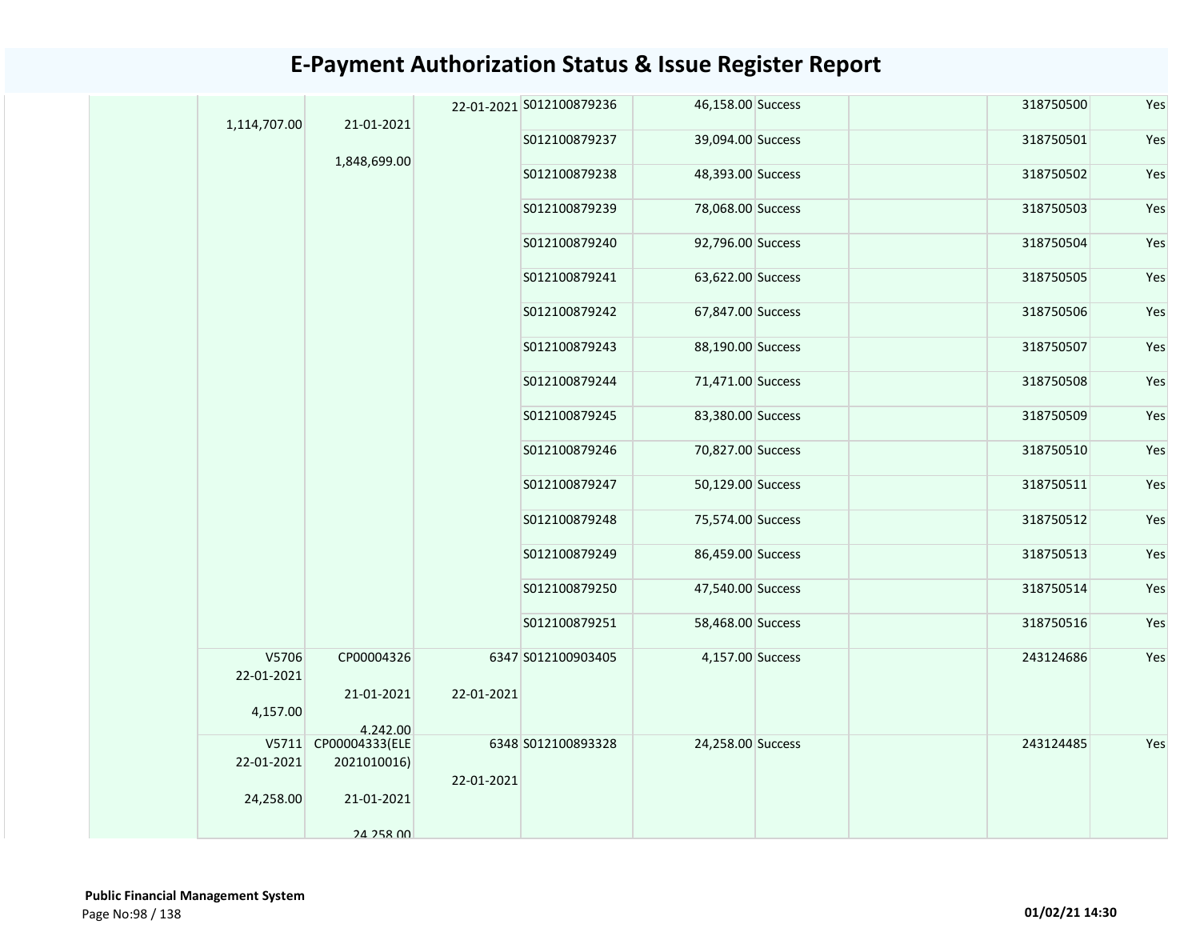# E-Payment Authorization Status & Issue Register Report

| | | | | | | | | | |
|---|---|---|---|---|---|---|---|---|---|
| | 1,114,707.00 | 21-01-2021<br><br>1,848,699.00 | 22-01-2021 | S012100879236 | 46,158.00 | Success | | 318750500 | Yes |
| | | | | S012100879237 | 39,094.00 | Success | | 318750501 | Yes |
| | | | | S012100879238 | 48,393.00 | Success | | 318750502 | Yes |
| | | | | S012100879239 | 78,068.00 | Success | | 318750503 | Yes |
| | | | | S012100879240 | 92,796.00 | Success | | 318750504 | Yes |
| | | | | S012100879241 | 63,622.00 | Success | | 318750505 | Yes |
| | | | | S012100879242 | 67,847.00 | Success | | 318750506 | Yes |
| | | | | S012100879243 | 88,190.00 | Success | | 318750507 | Yes |
| | | | | S012100879244 | 71,471.00 | Success | | 318750508 | Yes |
| | | | | S012100879245 | 83,380.00 | Success | | 318750509 | Yes |
| | | | | S012100879246 | 70,827.00 | Success | | 318750510 | Yes |
| | | | | S012100879247 | 50,129.00 | Success | | 318750511 | Yes |
| | | | | S012100879248 | 75,574.00 | Success | | 318750512 | Yes |
| | | | | S012100879249 | 86,459.00 | Success | | 318750513 | Yes |
| | | | | S012100879250 | 47,540.00 | Success | | 318750514 | Yes |
| | | | | S012100879251 | 58,468.00 | Success | | 318750516 | Yes |
| | V5706<br>22-01-2021<br><br>4,157.00 | CP00004326<br><br>21-01-2021<br><br>4,242.00 | 6347<br><br>22-01-2021 | S012100903405 | 4,157.00 | Success | | 243124686 | Yes |
| | V5711<br>22-01-2021<br><br>24,258.00 | CP00004333(ELE 2021010016)<br><br>21-01-2021<br><br>24,258.00 | 6348<br><br>22-01-2021 | S012100893328 | 24,258.00 | Success | | 243124485 | Yes |

**Public Financial Management System**

01/02/21 14:30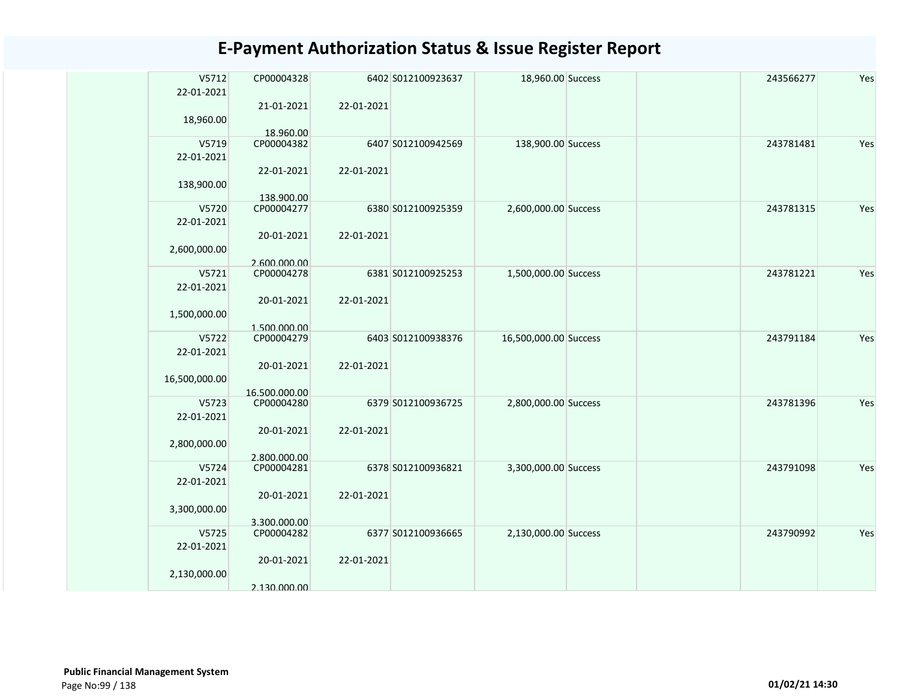# E-Payment Authorization Status & Issue Register Report

| | V5712<br>22-01-2021<br><br>18,960.00 | CP00004328<br><br>21-01-2021<br><br>18,960.00 | 6402<br><br>22-01-2021 | S012100923637 | 18,960.00 | Success | | 243566277 | Yes |
|---|---|---|---|---|---|---|---|---|---|
| | V5719<br>22-01-2021<br><br>138,900.00 | CP00004382<br><br>22-01-2021<br><br>138,900.00 | 6407<br><br>22-01-2021 | S012100942569 | 138,900.00 | Success | | 243781481 | Yes |
| | V5720<br>22-01-2021<br><br>2,600,000.00 | CP00004277<br><br>20-01-2021<br><br>2,600,000.00 | 6380<br><br>22-01-2021 | S012100925359 | 2,600,000.00 | Success | | 243781315 | Yes |
| | V5721<br>22-01-2021<br><br>1,500,000.00 | CP00004278<br><br>20-01-2021<br><br>1,500,000.00 | 6381<br><br>22-01-2021 | S012100925253 | 1,500,000.00 | Success | | 243781221 | Yes |
| | V5722<br>22-01-2021<br><br>16,500,000.00 | CP00004279<br><br>20-01-2021<br><br>16,500,000.00 | 6403<br><br>22-01-2021 | S012100938376 | 16,500,000.00 | Success | | 243791184 | Yes |
| | V5723<br>22-01-2021<br><br>2,800,000.00 | CP00004280<br><br>20-01-2021<br><br>2,800,000.00 | 6379<br><br>22-01-2021 | S012100936725 | 2,800,000.00 | Success | | 243781396 | Yes |
| | V5724<br>22-01-2021<br><br>3,300,000.00 | CP00004281<br><br>20-01-2021<br><br>3,300,000.00 | 6378<br><br>22-01-2021 | S012100936821 | 3,300,000.00 | Success | | 243791098 | Yes |
| | V5725<br>22-01-2021<br><br>2,130,000.00 | CP00004282<br><br>20-01-2021<br><br>2,130,000.00 | 6377<br><br>22-01-2021 | S012100936665 | 2,130,000.00 | Success | | 243790992 | Yes |

**Public Financial Management System**

01/02/21 14:30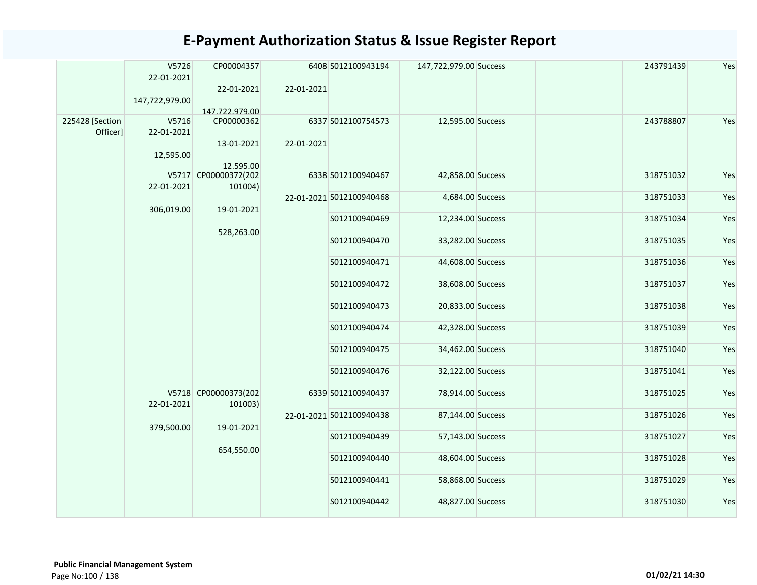# E-Payment Authorization Status & Issue Register Report

| | | | | | | | | | |
|---|---|---|---|---|---|---|---|---|---|
| | V5726<br>22-01-2021<br><br>147,722,979.00 | CP00004357<br><br>22-01-2021<br><br>147,722,979.00 | 6408<br><br>22-01-2021 | S012100943194 | 147,722,979.00 | Success | | 243791439 | Yes |
| 225428 [Section Officer] | V5716<br>22-01-2021<br><br>12,595.00 | CP00000362<br><br>13-01-2021<br><br>12,595.00 | 6337<br><br>22-01-2021 | S012100754573 | 12,595.00 | Success | | 243788807 | Yes |
| | V5717<br>22-01-2021<br><br>306,019.00 | CP00000372(202101004)<br><br>19-01-2021<br><br>528,263.00 | 6338<br><br>22-01-2021 | S012100940467 | 42,858.00 | Success | | 318751032 | Yes |
| | | | | S012100940468 | 4,684.00 | Success | | 318751033 | Yes |
| | | | | S012100940469 | 12,234.00 | Success | | 318751034 | Yes |
| | | | | S012100940470 | 33,282.00 | Success | | 318751035 | Yes |
| | | | | S012100940471 | 44,608.00 | Success | | 318751036 | Yes |
| | | | | S012100940472 | 38,608.00 | Success | | 318751037 | Yes |
| | | | | S012100940473 | 20,833.00 | Success | | 318751038 | Yes |
| | | | | S012100940474 | 42,328.00 | Success | | 318751039 | Yes |
| | | | | S012100940475 | 34,462.00 | Success | | 318751040 | Yes |
| | | | | S012100940476 | 32,122.00 | Success | | 318751041 | Yes |
| | V5718<br>22-01-2021<br><br>379,500.00 | CP00000373(202101003)<br><br>19-01-2021<br><br>654,550.00 | 6339<br><br>22-01-2021 | S012100940437 | 78,914.00 | Success | | 318751025 | Yes |
| | | | | S012100940438 | 87,144.00 | Success | | 318751026 | Yes |
| | | | | S012100940439 | 57,143.00 | Success | | 318751027 | Yes |
| | | | | S012100940440 | 48,604.00 | Success | | 318751028 | Yes |
| | | | | S012100940441 | 58,868.00 | Success | | 318751029 | Yes |
| | | | | S012100940442 | 48,827.00 | Success | | 318751030 | Yes |

**Public Financial Management System**

01/02/21 14:30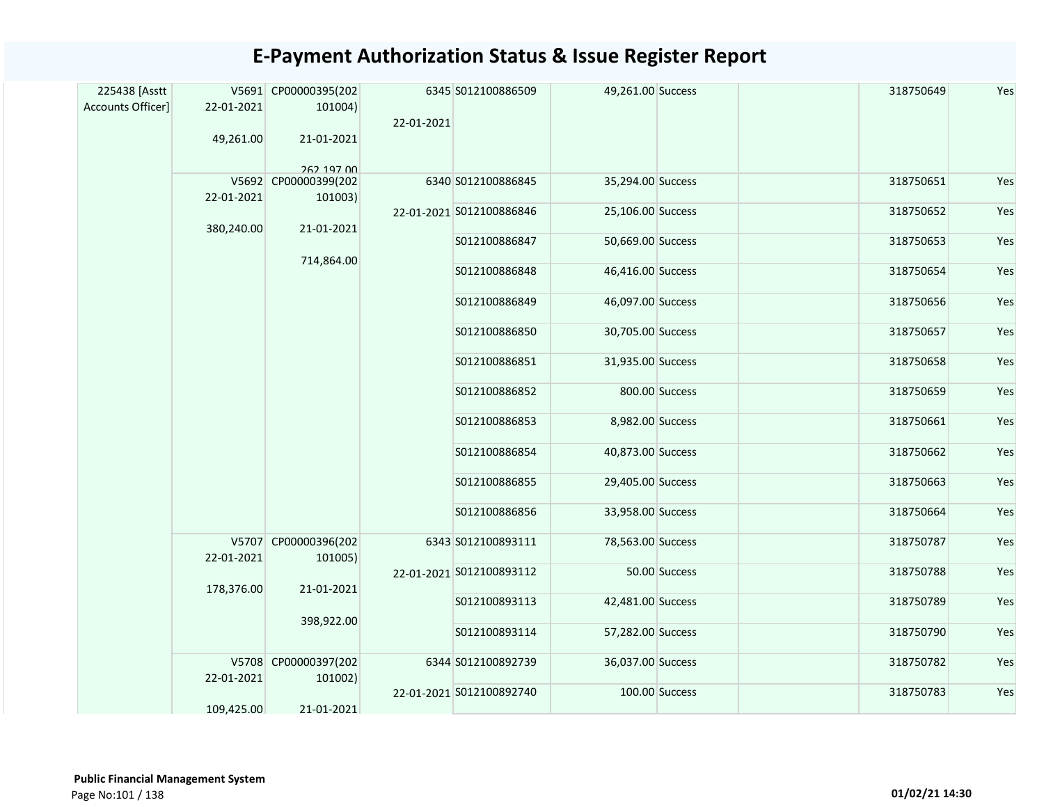# E-Payment Authorization Status & Issue Register Report

| | | | | | | | | | |
|---|---|---|---|---|---|---|---|---|---|
| 225438 [Asstt Accounts Officer] | V5691 22-01-2021 49,261.00 | CP00000395(202101004) 21-01-2021 262,197.00 | 6345 22-01-2021 | S012100886509 | 49,261.00 | Success | | 318750649 | Yes |
| | V5692 22-01-2021 380,240.00 | CP00000399(202101003) 21-01-2021 714,864.00 | 6340 22-01-2021 | S012100886845 | 35,294.00 | Success | | 318750651 | Yes |
| | | | | S012100886846 | 25,106.00 | Success | | 318750652 | Yes |
| | | | | S012100886847 | 50,669.00 | Success | | 318750653 | Yes |
| | | | | S012100886848 | 46,416.00 | Success | | 318750654 | Yes |
| | | | | S012100886849 | 46,097.00 | Success | | 318750656 | Yes |
| | | | | S012100886850 | 30,705.00 | Success | | 318750657 | Yes |
| | | | | S012100886851 | 31,935.00 | Success | | 318750658 | Yes |
| | | | | S012100886852 | 800.00 | Success | | 318750659 | Yes |
| | | | | S012100886853 | 8,982.00 | Success | | 318750661 | Yes |
| | | | | S012100886854 | 40,873.00 | Success | | 318750662 | Yes |
| | | | | S012100886855 | 29,405.00 | Success | | 318750663 | Yes |
| | | | | S012100886856 | 33,958.00 | Success | | 318750664 | Yes |
| | V5707 22-01-2021 178,376.00 | CP00000396(202101005) 21-01-2021 398,922.00 | 6343 22-01-2021 | S012100893111 | 78,563.00 | Success | | 318750787 | Yes |
| | | | | S012100893112 | 50.00 | Success | | 318750788 | Yes |
| | | | | S012100893113 | 42,481.00 | Success | | 318750789 | Yes |
| | | | | S012100893114 | 57,282.00 | Success | | 318750790 | Yes |
| | V5708 22-01-2021 109,425.00 | CP00000397(202101002) 21-01-2021 | 6344 22-01-2021 | S012100892739 | 36,037.00 | Success | | 318750782 | Yes |
| | | | | S012100892740 | 100.00 | Success | | 318750783 | Yes |

**Public Financial Management System**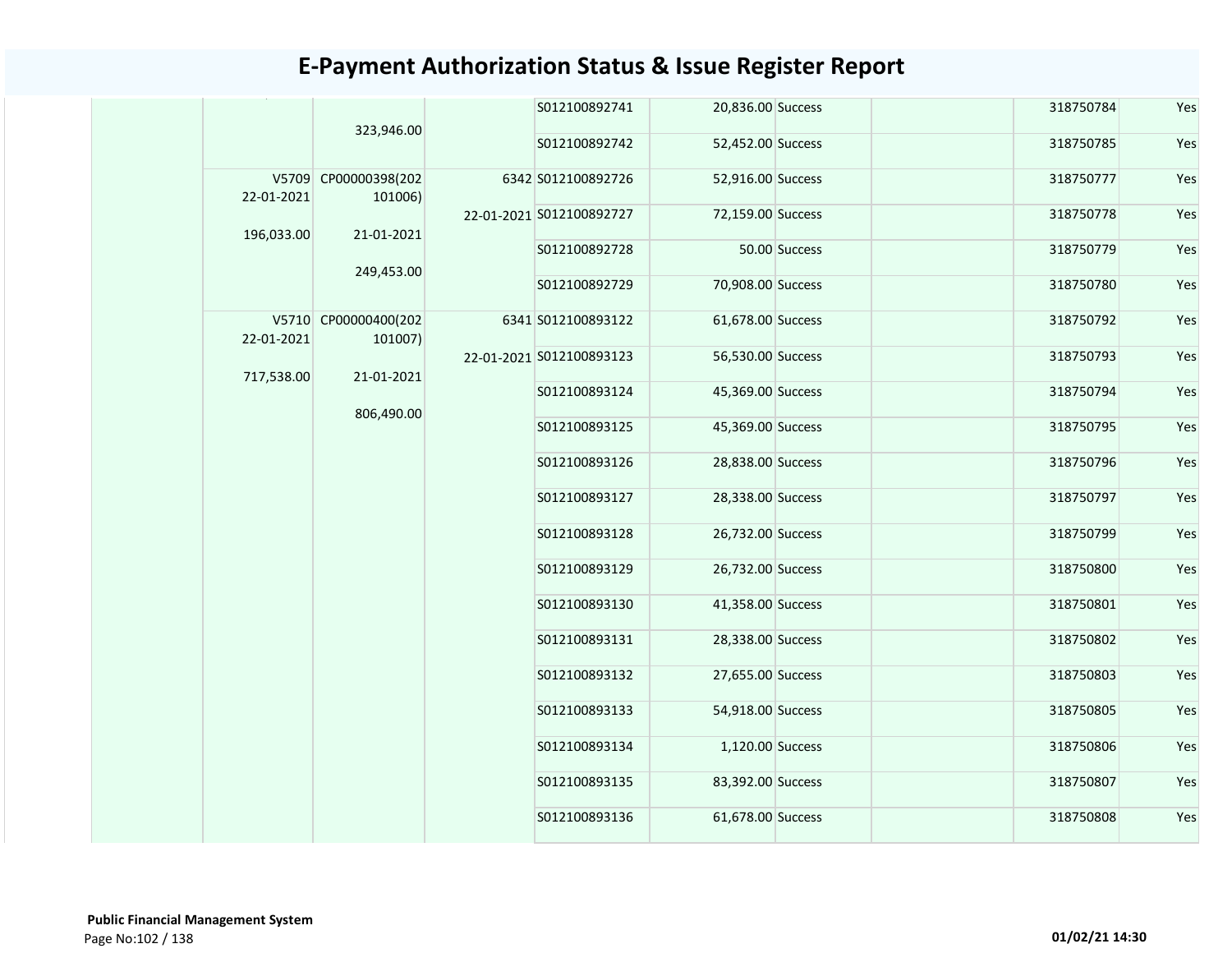# E-Payment Authorization Status & Issue Register Report

| | | | | | | | | | |
|---|---|---|---|---|---|---|---|---|---|
| | | 323,946.00 | | S012100892741 | 20,836.00 | Success | | 318750784 | Yes |
| | | | | S012100892742 | 52,452.00 | Success | | 318750785 | Yes |
| | V5709 22-01-2021 196,033.00 | CP00000398(202101006) 21-01-2021 249,453.00 | 6342 22-01-2021 | S012100892726 | 52,916.00 | Success | | 318750777 | Yes |
| | | | | S012100892727 | 72,159.00 | Success | | 318750778 | Yes |
| | | | | S012100892728 | 50.00 | Success | | 318750779 | Yes |
| | | | | S012100892729 | 70,908.00 | Success | | 318750780 | Yes |
| | V5710 22-01-2021 717,538.00 | CP00000400(202101007) 21-01-2021 806,490.00 | 6341 22-01-2021 | S012100893122 | 61,678.00 | Success | | 318750792 | Yes |
| | | | | S012100893123 | 56,530.00 | Success | | 318750793 | Yes |
| | | | | S012100893124 | 45,369.00 | Success | | 318750794 | Yes |
| | | | | S012100893125 | 45,369.00 | Success | | 318750795 | Yes |
| | | | | S012100893126 | 28,838.00 | Success | | 318750796 | Yes |
| | | | | S012100893127 | 28,338.00 | Success | | 318750797 | Yes |
| | | | | S012100893128 | 26,732.00 | Success | | 318750799 | Yes |
| | | | | S012100893129 | 26,732.00 | Success | | 318750800 | Yes |
| | | | | S012100893130 | 41,358.00 | Success | | 318750801 | Yes |
| | | | | S012100893131 | 28,338.00 | Success | | 318750802 | Yes |
| | | | | S012100893132 | 27,655.00 | Success | | 318750803 | Yes |
| | | | | S012100893133 | 54,918.00 | Success | | 318750805 | Yes |
| | | | | S012100893134 | 1,120.00 | Success | | 318750806 | Yes |
| | | | | S012100893135 | 83,392.00 | Success | | 318750807 | Yes |
| | | | | S012100893136 | 61,678.00 | Success | | 318750808 | Yes |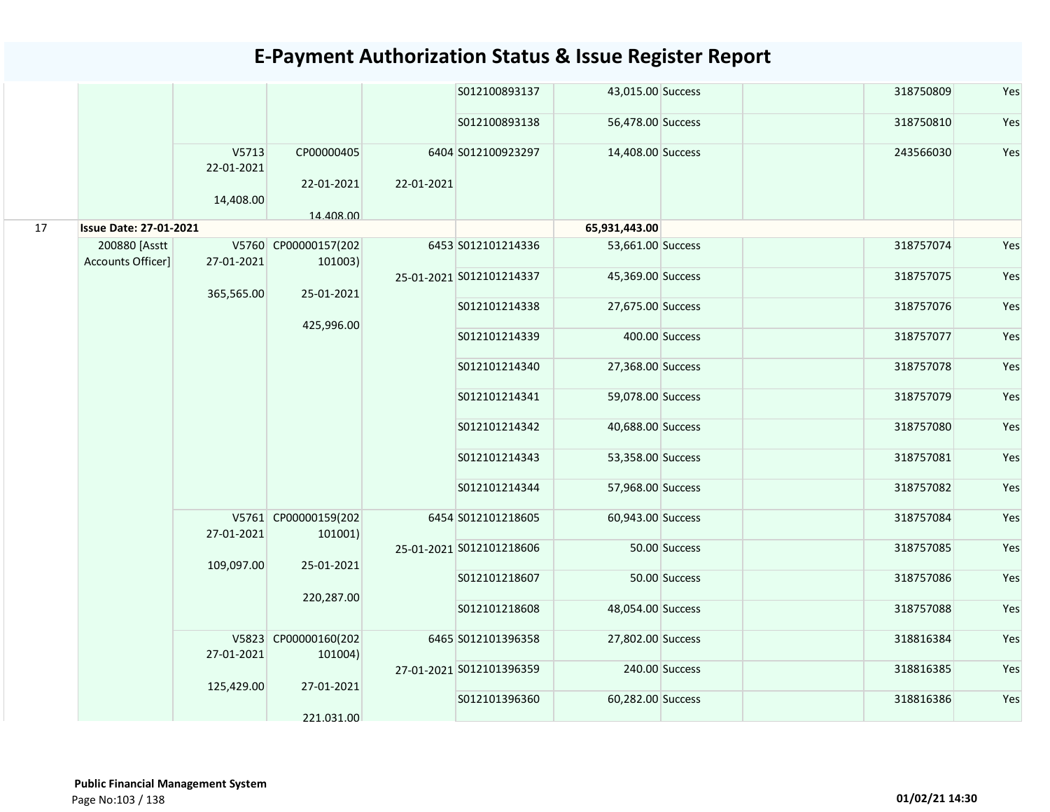# E-Payment Authorization Status & Issue Register Report

| | | | | | | | | | | |
|---|---|---|---|---|---|---|---|---|---|---|
| | | | | | S012100893137 | 43,015.00 | Success | | 318750809 | Yes |
| | | | | | S012100893138 | 56,478.00 | Success | | 318750810 | Yes |
| | | V5713 22-01-2021 14,408.00 | CP00000405 22-01-2021 14,408.00 | 6404 22-01-2021 | S012100923297 | 14,408.00 | Success | | 243566030 | Yes |
| 17 | **Issue Date: 27-01-2021** | | | | | 65,931,443.00 | | | | |
| | 200880 [Asstt Accounts Officer] | V5760 27-01-2021 365,565.00 | CP00000157(202101003) 25-01-2021 425,996.00 | 6453 25-01-2021 | S012101214336 | 53,661.00 | Success | | 318757074 | Yes |
| | | | | | S012101214337 | 45,369.00 | Success | | 318757075 | Yes |
| | | | | | S012101214338 | 27,675.00 | Success | | 318757076 | Yes |
| | | | | | S012101214339 | 400.00 | Success | | 318757077 | Yes |
| | | | | | S012101214340 | 27,368.00 | Success | | 318757078 | Yes |
| | | | | | S012101214341 | 59,078.00 | Success | | 318757079 | Yes |
| | | | | | S012101214342 | 40,688.00 | Success | | 318757080 | Yes |
| | | | | | S012101214343 | 53,358.00 | Success | | 318757081 | Yes |
| | | | | | S012101214344 | 57,968.00 | Success | | 318757082 | Yes |
| | | V5761 27-01-2021 109,097.00 | CP00000159(202101001) 25-01-2021 220,287.00 | 6454 25-01-2021 | S012101218605 | 60,943.00 | Success | | 318757084 | Yes |
| | | | | | S012101218606 | 50.00 | Success | | 318757085 | Yes |
| | | | | | S012101218607 | 50.00 | Success | | 318757086 | Yes |
| | | | | | S012101218608 | 48,054.00 | Success | | 318757088 | Yes |
| | | V5823 27-01-2021 125,429.00 | CP00000160(202101004) 27-01-2021 221,031.00 | 6465 27-01-2021 | S012101396358 | 27,802.00 | Success | | 318816384 | Yes |
| | | | | | S012101396359 | 240.00 | Success | | 318816385 | Yes |
| | | | | | S012101396360 | 60,282.00 | Success | | 318816386 | Yes |

**Public Financial Management System**

01/02/21 14:30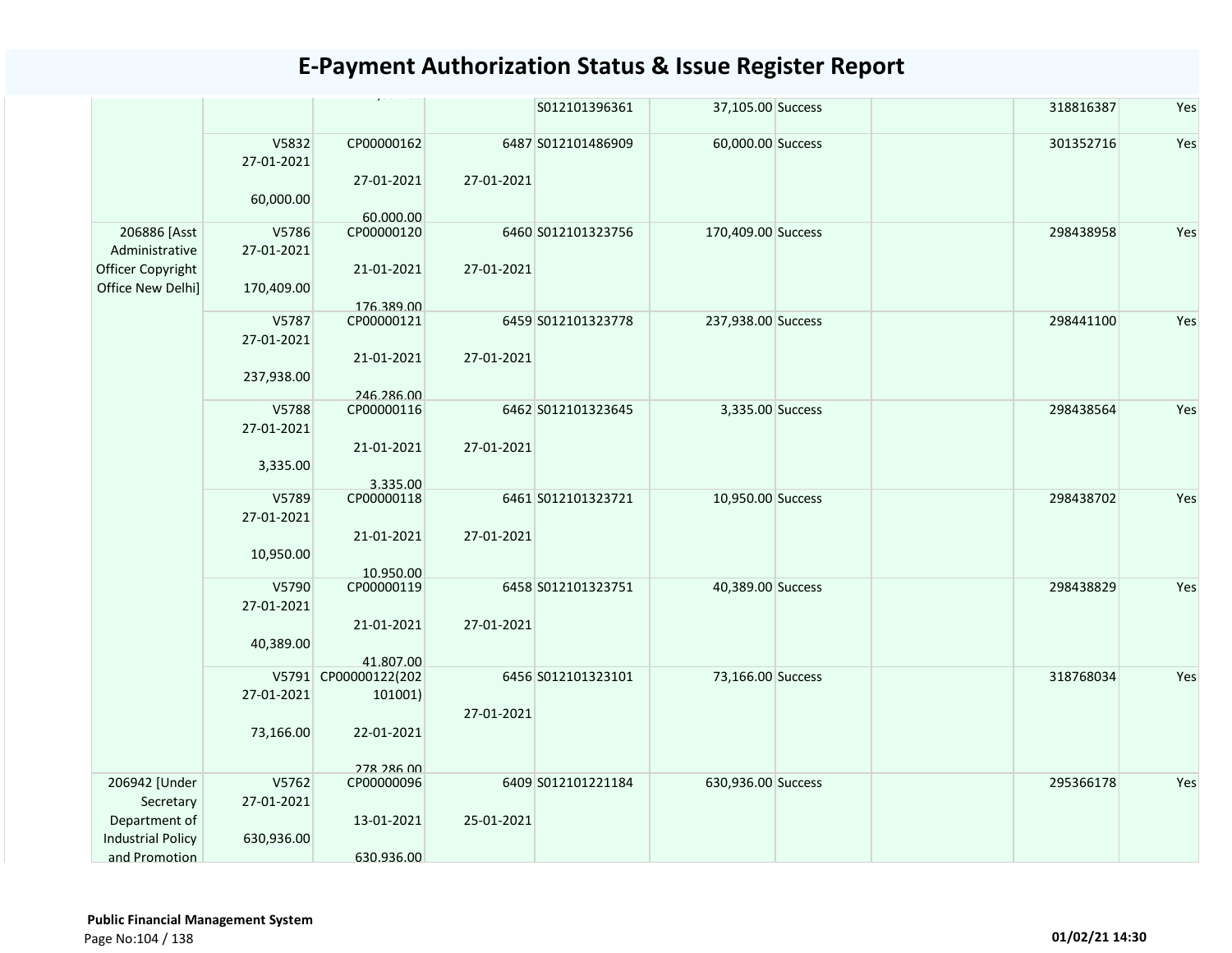# E-Payment Authorization Status & Issue Register Report

| | | | | | | | | | |
|---|---|---|---|---|---|---|---|---|---|
| | | | | S012101396361 | 37,105.00 | Success | | 318816387 | Yes |
| | V5832 27-01-2021 60,000.00 | CP00000162 27-01-2021 60,000.00 | 6487 27-01-2021 | S012101486909 | 60,000.00 | Success | | 301352716 | Yes |
| 206886 [Asst Administrative Officer Copyright Office New Delhi] | V5786 27-01-2021 170,409.00 | CP00000120 21-01-2021 176,389.00 | 6460 27-01-2021 | S012101323756 | 170,409.00 | Success | | 298438958 | Yes |
| | V5787 27-01-2021 237,938.00 | CP00000121 21-01-2021 246,286.00 | 6459 27-01-2021 | S012101323778 | 237,938.00 | Success | | 298441100 | Yes |
| | V5788 27-01-2021 3,335.00 | CP00000116 21-01-2021 3,335.00 | 6462 27-01-2021 | S012101323645 | 3,335.00 | Success | | 298438564 | Yes |
| | V5789 27-01-2021 10,950.00 | CP00000118 21-01-2021 10,950.00 | 6461 27-01-2021 | S012101323721 | 10,950.00 | Success | | 298438702 | Yes |
| | V5790 27-01-2021 40,389.00 | CP00000119 21-01-2021 41,807.00 | 6458 27-01-2021 | S012101323751 | 40,389.00 | Success | | 298438829 | Yes |
| | V5791 27-01-2021 73,166.00 | CP00000122(202101001) 22-01-2021 278,286.00 | 6456 27-01-2021 | S012101323101 | 73,166.00 | Success | | 318768034 | Yes |
| 206942 [Under Secretary Department of Industrial Policy and Promotion | V5762 27-01-2021 630,936.00 | CP00000096 13-01-2021 630,936.00 | 6409 25-01-2021 | S012101221184 | 630,936.00 | Success | | 295366178 | Yes |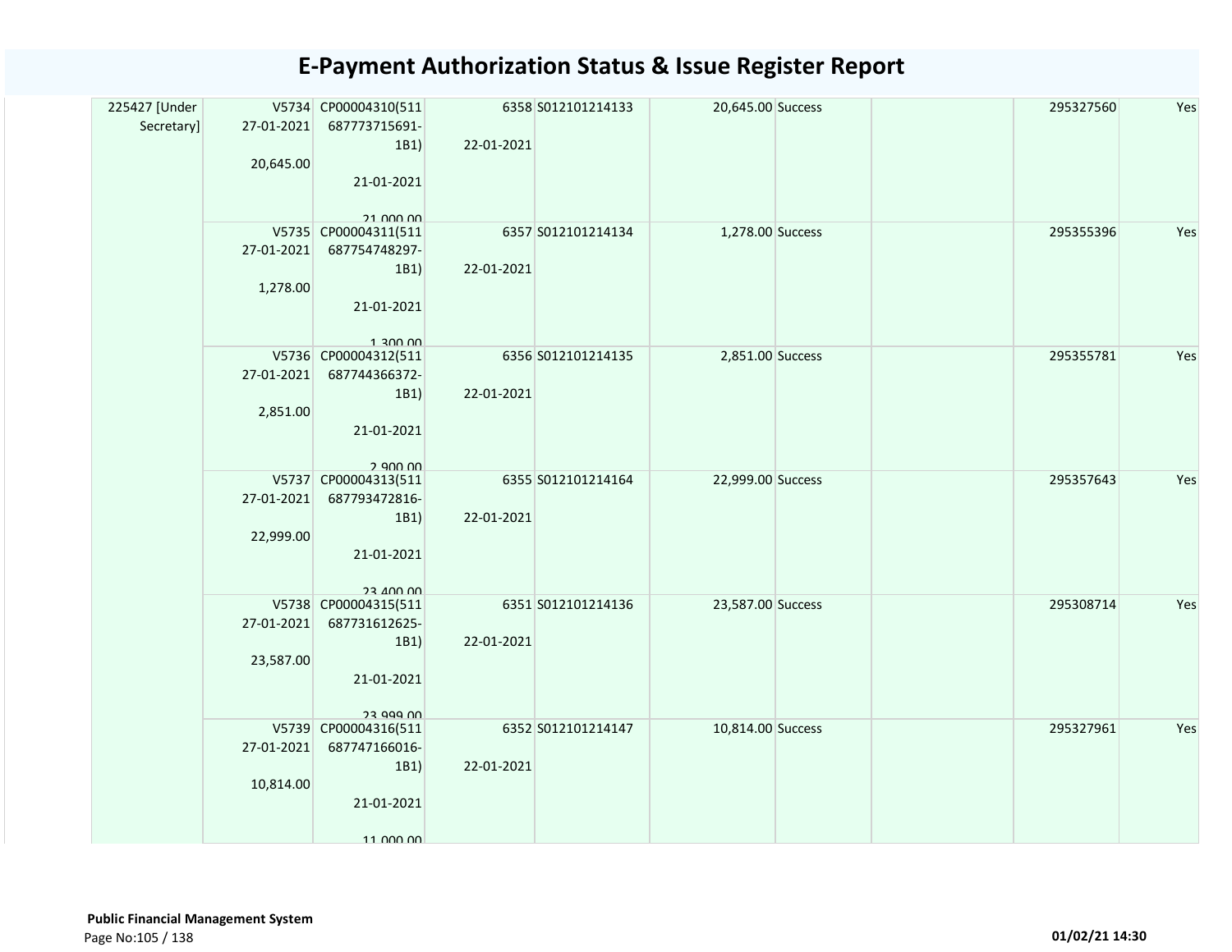# E-Payment Authorization Status & Issue Register Report

| | | | | | | | | | |
|---|---|---|---|---|---|---|---|---|---|
| 225427 [Under Secretary] | V5734 27-01-2021 20,645.00 | CP00004310(511687773715691-1B1) 21-01-2021 21,000.00 | 6358 22-01-2021 | S012101214133 | 20,645.00 | Success | | 295327560 | Yes |
| | V5735 27-01-2021 1,278.00 | CP00004311(511687754748297-1B1) 21-01-2021 1,300.00 | 6357 22-01-2021 | S012101214134 | 1,278.00 | Success | | 295355396 | Yes |
| | V5736 27-01-2021 2,851.00 | CP00004312(511687744366372-1B1) 21-01-2021 2,900.00 | 6356 22-01-2021 | S012101214135 | 2,851.00 | Success | | 295355781 | Yes |
| | V5737 27-01-2021 22,999.00 | CP00004313(511687793472816-1B1) 21-01-2021 23,400.00 | 6355 22-01-2021 | S012101214164 | 22,999.00 | Success | | 295357643 | Yes |
| | V5738 27-01-2021 23,587.00 | CP00004315(511687731612625-1B1) 21-01-2021 23,999.00 | 6351 22-01-2021 | S012101214136 | 23,587.00 | Success | | 295308714 | Yes |
| | V5739 27-01-2021 10,814.00 | CP00004316(511687747166016-1B1) 21-01-2021 11,000.00 | 6352 22-01-2021 | S012101214147 | 10,814.00 | Success | | 295327961 | Yes |

**Public Financial Management System**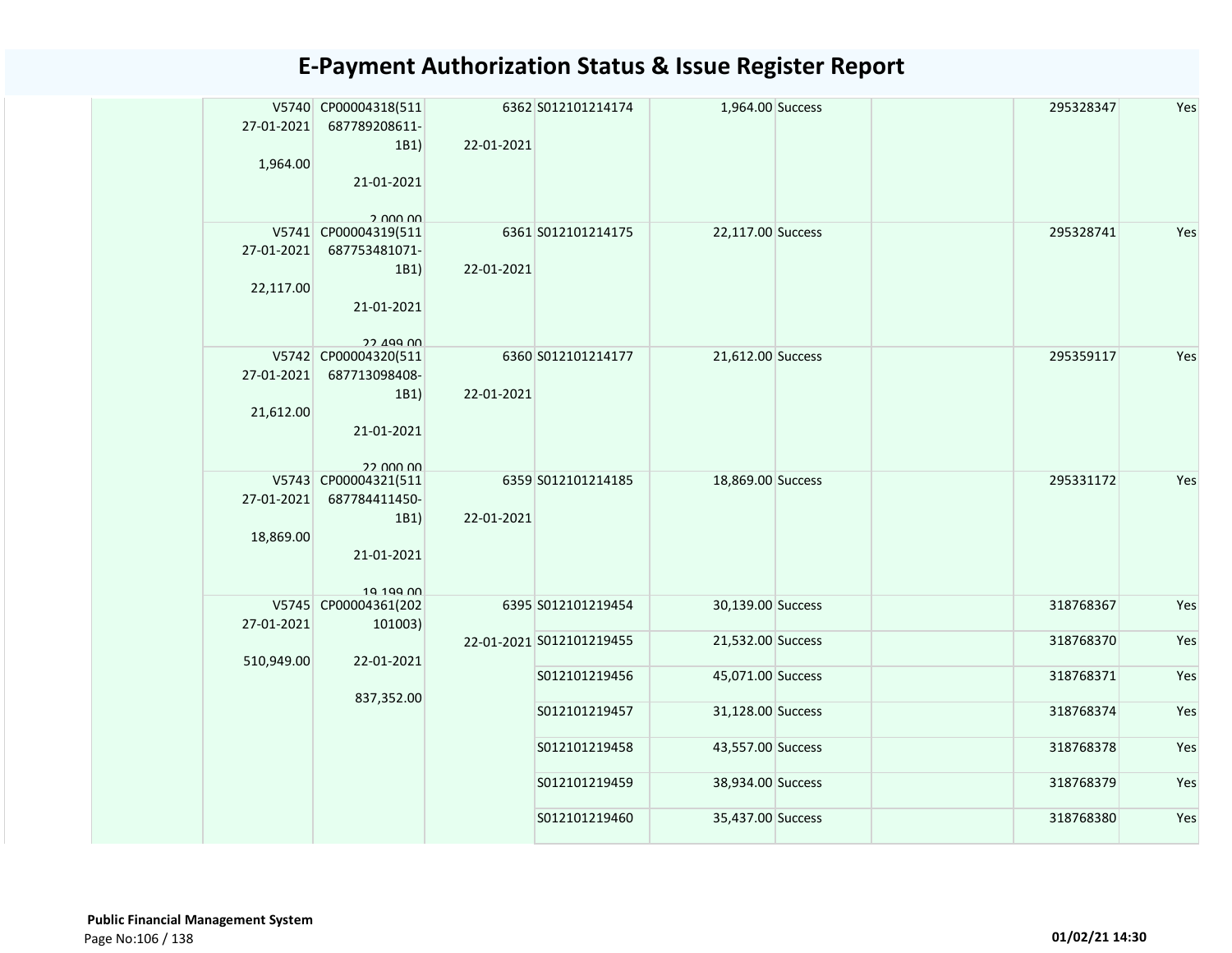# E-Payment Authorization Status & Issue Register Report

| | | | | | | | | | |
|---|---|---|---|---|---|---|---|---|---|
| | V5740 27-01-2021 1,964.00 | CP00004318(511687789208611-1B1) 21-01-2021 2,000.00 | 6362 22-01-2021 | S012101214174 | 1,964.00 | Success | | 295328347 | Yes |
| | V5741 27-01-2021 22,117.00 | CP00004319(511687753481071-1B1) 21-01-2021 22,499.00 | 6361 22-01-2021 | S012101214175 | 22,117.00 | Success | | 295328741 | Yes |
| | V5742 27-01-2021 21,612.00 | CP00004320(511687713098408-1B1) 21-01-2021 22,000.00 | 6360 22-01-2021 | S012101214177 | 21,612.00 | Success | | 295359117 | Yes |
| | V5743 27-01-2021 18,869.00 | CP00004321(511687784411450-1B1) 21-01-2021 19,199.00 | 6359 22-01-2021 | S012101214185 | 18,869.00 | Success | | 295331172 | Yes |
| | V5745 27-01-2021 510,949.00 | CP00004361(202101003) 22-01-2021 837,352.00 | 6395 22-01-2021 | S012101219454 | 30,139.00 | Success | | 318768367 | Yes |
| | | | | S012101219455 | 21,532.00 | Success | | 318768370 | Yes |
| | | | | S012101219456 | 45,071.00 | Success | | 318768371 | Yes |
| | | | | S012101219457 | 31,128.00 | Success | | 318768374 | Yes |
| | | | | S012101219458 | 43,557.00 | Success | | 318768378 | Yes |
| | | | | S012101219459 | 38,934.00 | Success | | 318768379 | Yes |
| | | | | S012101219460 | 35,437.00 | Success | | 318768380 | Yes |

**Public Financial Management System**

01/02/21 14:30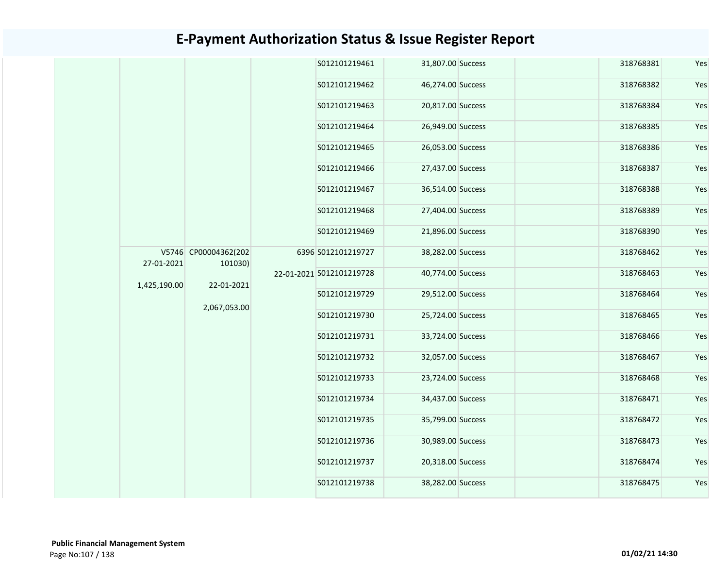# E-Payment Authorization Status & Issue Register Report

| | | | | | | | | | |
|---|---|---|---|---|---|---|---|---|---|
| | | | | S012101219461 | 31,807.00 | Success | | 318768381 | Yes |
| | | | | S012101219462 | 46,274.00 | Success | | 318768382 | Yes |
| | | | | S012101219463 | 20,817.00 | Success | | 318768384 | Yes |
| | | | | S012101219464 | 26,949.00 | Success | | 318768385 | Yes |
| | | | | S012101219465 | 26,053.00 | Success | | 318768386 | Yes |
| | | | | S012101219466 | 27,437.00 | Success | | 318768387 | Yes |
| | | | | S012101219467 | 36,514.00 | Success | | 318768388 | Yes |
| | | | | S012101219468 | 27,404.00 | Success | | 318768389 | Yes |
| | | | | S012101219469 | 21,896.00 | Success | | 318768390 | Yes |
| | V5746 27-01-2021 1,425,190.00 | CP00004362(202101030) 22-01-2021 2,067,053.00 | 6396 22-01-2021 | S012101219727 | 38,282.00 | Success | | 318768462 | Yes |
| | | | | S012101219728 | 40,774.00 | Success | | 318768463 | Yes |
| | | | | S012101219729 | 29,512.00 | Success | | 318768464 | Yes |
| | | | | S012101219730 | 25,724.00 | Success | | 318768465 | Yes |
| | | | | S012101219731 | 33,724.00 | Success | | 318768466 | Yes |
| | | | | S012101219732 | 32,057.00 | Success | | 318768467 | Yes |
| | | | | S012101219733 | 23,724.00 | Success | | 318768468 | Yes |
| | | | | S012101219734 | 34,437.00 | Success | | 318768471 | Yes |
| | | | | S012101219735 | 35,799.00 | Success | | 318768472 | Yes |
| | | | | S012101219736 | 30,989.00 | Success | | 318768473 | Yes |
| | | | | S012101219737 | 20,318.00 | Success | | 318768474 | Yes |
| | | | | S012101219738 | 38,282.00 | Success | | 318768475 | Yes |

**Public Financial Management System**

01/02/21 14:30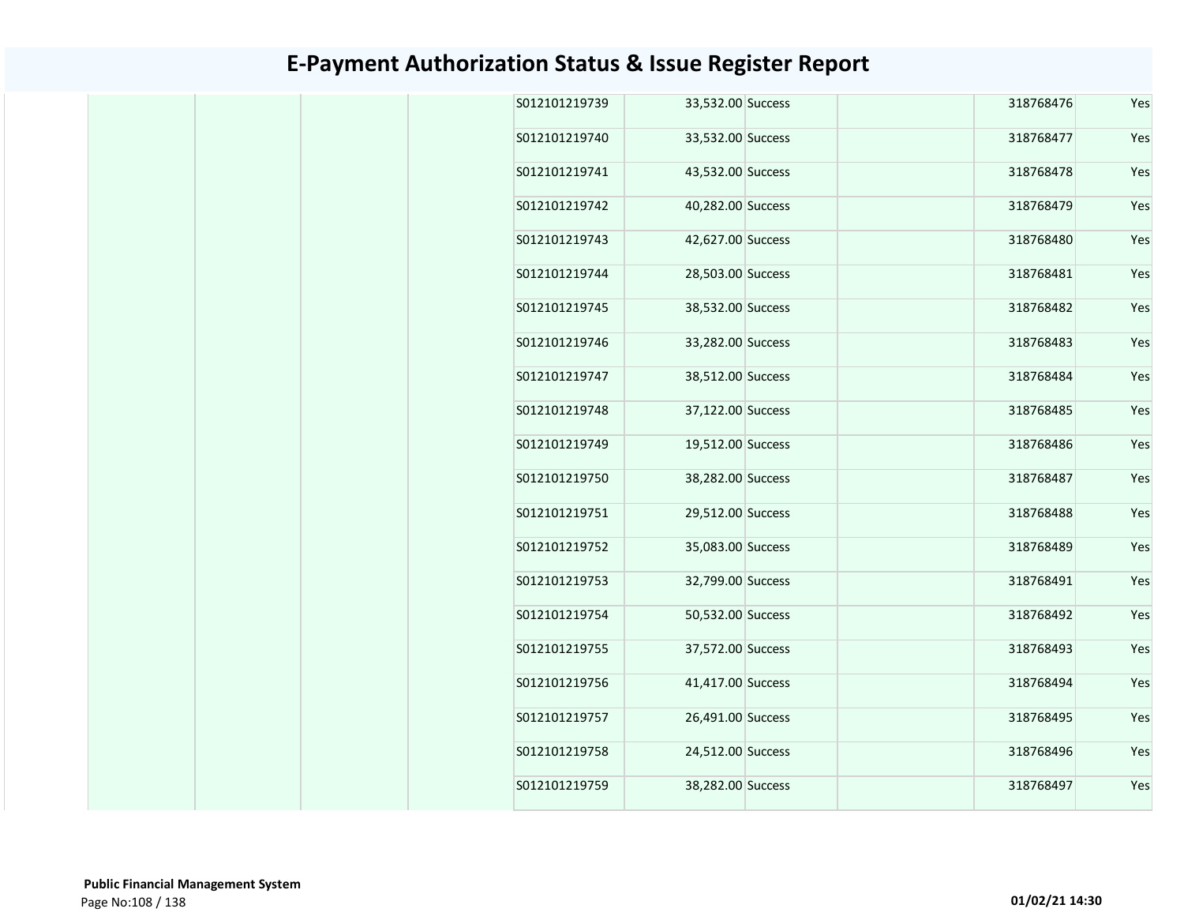# E-Payment Authorization Status & Issue Register Report

| | | | | | | | | | |
|---|---|---|---|---|---|---|---|---|---|
| | | | | S012101219739 | 33,532.00 | Success | | 318768476 | Yes |
| | | | | S012101219740 | 33,532.00 | Success | | 318768477 | Yes |
| | | | | S012101219741 | 43,532.00 | Success | | 318768478 | Yes |
| | | | | S012101219742 | 40,282.00 | Success | | 318768479 | Yes |
| | | | | S012101219743 | 42,627.00 | Success | | 318768480 | Yes |
| | | | | S012101219744 | 28,503.00 | Success | | 318768481 | Yes |
| | | | | S012101219745 | 38,532.00 | Success | | 318768482 | Yes |
| | | | | S012101219746 | 33,282.00 | Success | | 318768483 | Yes |
| | | | | S012101219747 | 38,512.00 | Success | | 318768484 | Yes |
| | | | | S012101219748 | 37,122.00 | Success | | 318768485 | Yes |
| | | | | S012101219749 | 19,512.00 | Success | | 318768486 | Yes |
| | | | | S012101219750 | 38,282.00 | Success | | 318768487 | Yes |
| | | | | S012101219751 | 29,512.00 | Success | | 318768488 | Yes |
| | | | | S012101219752 | 35,083.00 | Success | | 318768489 | Yes |
| | | | | S012101219753 | 32,799.00 | Success | | 318768491 | Yes |
| | | | | S012101219754 | 50,532.00 | Success | | 318768492 | Yes |
| | | | | S012101219755 | 37,572.00 | Success | | 318768493 | Yes |
| | | | | S012101219756 | 41,417.00 | Success | | 318768494 | Yes |
| | | | | S012101219757 | 26,491.00 | Success | | 318768495 | Yes |
| | | | | S012101219758 | 24,512.00 | Success | | 318768496 | Yes |
| | | | | S012101219759 | 38,282.00 | Success | | 318768497 | Yes |

**Public Financial Management System**

01/02/21 14:30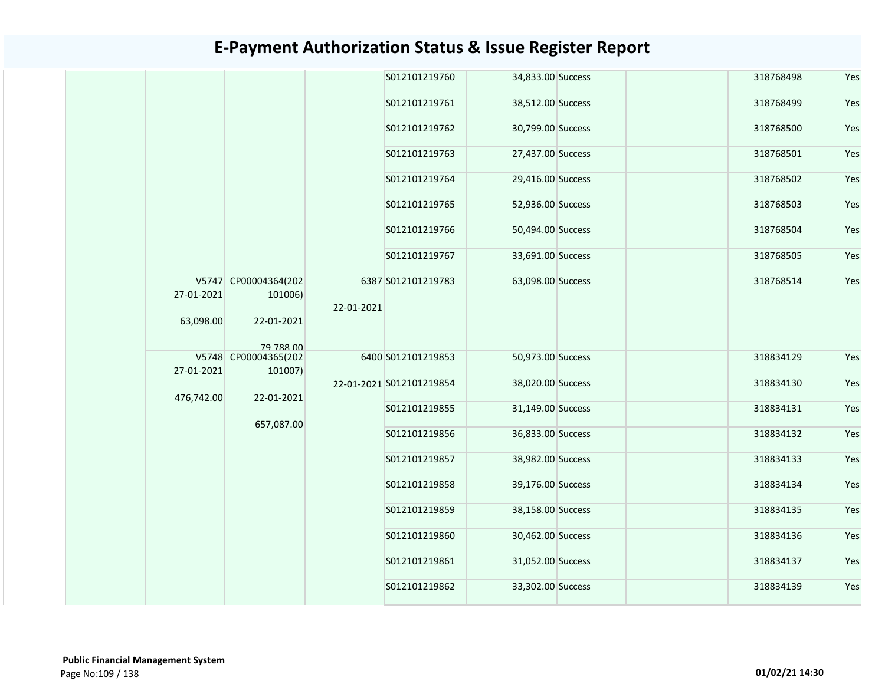# E-Payment Authorization Status & Issue Register Report

| | | | | | | | | | |
|---|---|---|---|---|---|---|---|---|---|
| | | | | S012101219760 | 34,833.00 | Success | | 318768498 | Yes |
| | | | | S012101219761 | 38,512.00 | Success | | 318768499 | Yes |
| | | | | S012101219762 | 30,799.00 | Success | | 318768500 | Yes |
| | | | | S012101219763 | 27,437.00 | Success | | 318768501 | Yes |
| | | | | S012101219764 | 29,416.00 | Success | | 318768502 | Yes |
| | | | | S012101219765 | 52,936.00 | Success | | 318768503 | Yes |
| | | | | S012101219766 | 50,494.00 | Success | | 318768504 | Yes |
| | | | | S012101219767 | 33,691.00 | Success | | 318768505 | Yes |
| | V5747 27-01-2021 63,098.00 | CP00004364(202101006) 22-01-2021 79,788.00 | 6387 22-01-2021 | S012101219783 | 63,098.00 | Success | | 318768514 | Yes |
| | V5748 27-01-2021 476,742.00 | CP00004365(202101007) 22-01-2021 657,087.00 | 6400 22-01-2021 | S012101219853 | 50,973.00 | Success | | 318834129 | Yes |
| | | | | S012101219854 | 38,020.00 | Success | | 318834130 | Yes |
| | | | | S012101219855 | 31,149.00 | Success | | 318834131 | Yes |
| | | | | S012101219856 | 36,833.00 | Success | | 318834132 | Yes |
| | | | | S012101219857 | 38,982.00 | Success | | 318834133 | Yes |
| | | | | S012101219858 | 39,176.00 | Success | | 318834134 | Yes |
| | | | | S012101219859 | 38,158.00 | Success | | 318834135 | Yes |
| | | | | S012101219860 | 30,462.00 | Success | | 318834136 | Yes |
| | | | | S012101219861 | 31,052.00 | Success | | 318834137 | Yes |
| | | | | S012101219862 | 33,302.00 | Success | | 318834139 | Yes |

**Public Financial Management System**

01/02/21 14:30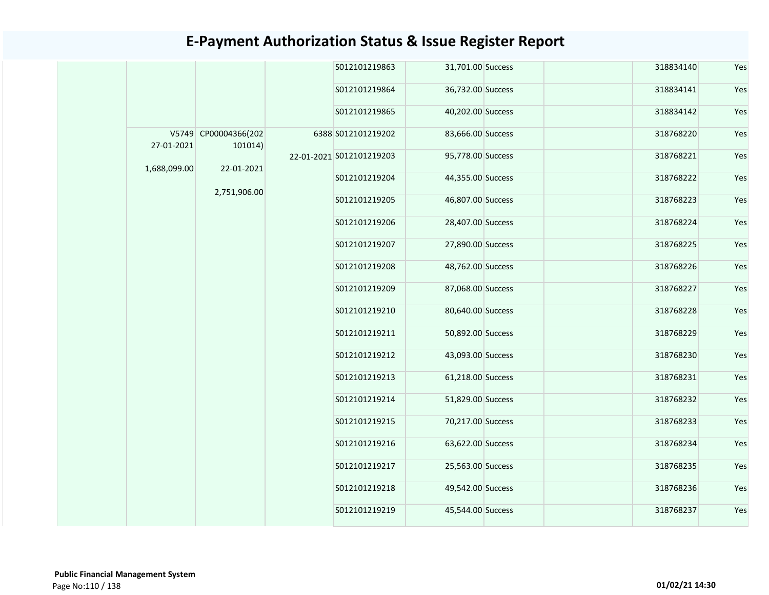# E-Payment Authorization Status & Issue Register Report

| | | | | | | | | | |
|---|---|---|---|---|---|---|---|---|---|
| | | | | S012101219863 | 31,701.00 | Success | | 318834140 | Yes |
| | | | | S012101219864 | 36,732.00 | Success | | 318834141 | Yes |
| | | | | S012101219865 | 40,202.00 | Success | | 318834142 | Yes |
| | V5749 27-01-2021 1,688,099.00 | CP00004366(202101014) 22-01-2021 2,751,906.00 | 6388 22-01-2021 | S012101219202 | 83,666.00 | Success | | 318768220 | Yes |
| | | | | S012101219203 | 95,778.00 | Success | | 318768221 | Yes |
| | | | | S012101219204 | 44,355.00 | Success | | 318768222 | Yes |
| | | | | S012101219205 | 46,807.00 | Success | | 318768223 | Yes |
| | | | | S012101219206 | 28,407.00 | Success | | 318768224 | Yes |
| | | | | S012101219207 | 27,890.00 | Success | | 318768225 | Yes |
| | | | | S012101219208 | 48,762.00 | Success | | 318768226 | Yes |
| | | | | S012101219209 | 87,068.00 | Success | | 318768227 | Yes |
| | | | | S012101219210 | 80,640.00 | Success | | 318768228 | Yes |
| | | | | S012101219211 | 50,892.00 | Success | | 318768229 | Yes |
| | | | | S012101219212 | 43,093.00 | Success | | 318768230 | Yes |
| | | | | S012101219213 | 61,218.00 | Success | | 318768231 | Yes |
| | | | | S012101219214 | 51,829.00 | Success | | 318768232 | Yes |
| | | | | S012101219215 | 70,217.00 | Success | | 318768233 | Yes |
| | | | | S012101219216 | 63,622.00 | Success | | 318768234 | Yes |
| | | | | S012101219217 | 25,563.00 | Success | | 318768235 | Yes |
| | | | | S012101219218 | 49,542.00 | Success | | 318768236 | Yes |
| | | | | S012101219219 | 45,544.00 | Success | | 318768237 | Yes |

**Public Financial Management System**

**01/02/21 14:30**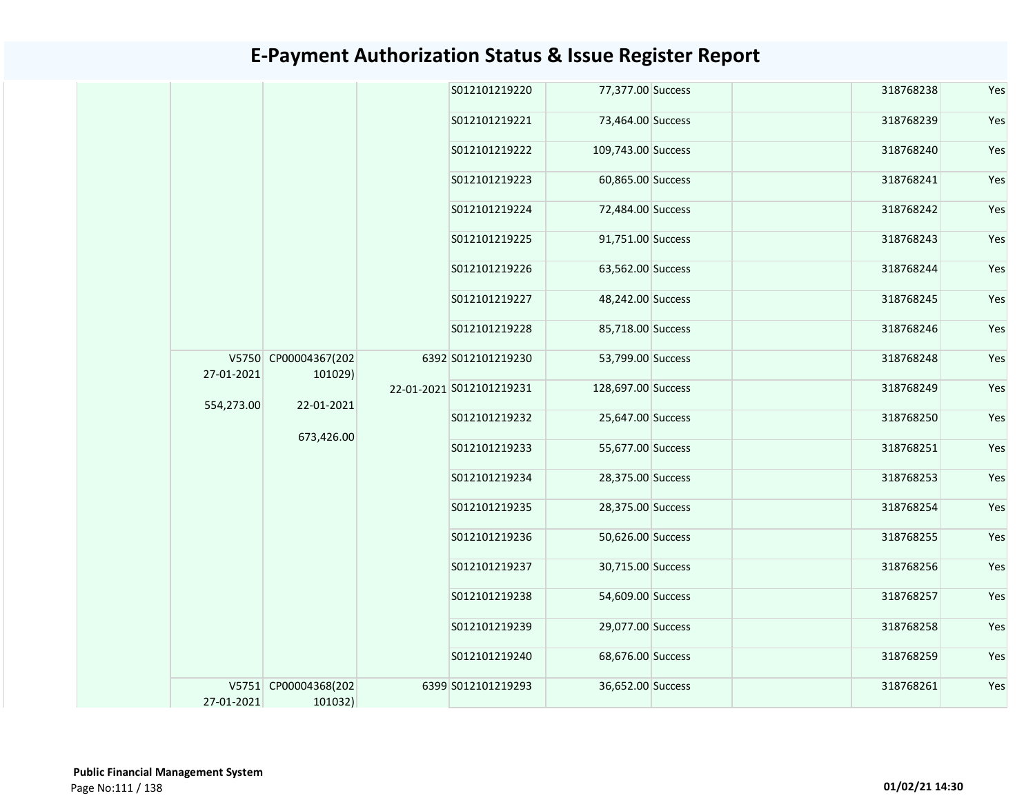# E-Payment Authorization Status & Issue Register Report

| | | | | | | | | | |
|---|---|---|---|---|---|---|---|---|---|
| | | | | S012101219220 | 77,377.00 | Success | | 318768238 | Yes |
| | | | | S012101219221 | 73,464.00 | Success | | 318768239 | Yes |
| | | | | S012101219222 | 109,743.00 | Success | | 318768240 | Yes |
| | | | | S012101219223 | 60,865.00 | Success | | 318768241 | Yes |
| | | | | S012101219224 | 72,484.00 | Success | | 318768242 | Yes |
| | | | | S012101219225 | 91,751.00 | Success | | 318768243 | Yes |
| | | | | S012101219226 | 63,562.00 | Success | | 318768244 | Yes |
| | | | | S012101219227 | 48,242.00 | Success | | 318768245 | Yes |
| | | | | S012101219228 | 85,718.00 | Success | | 318768246 | Yes |
| | V5750 27-01-2021 554,273.00 | CP00004367(202101029) 22-01-2021 673,426.00 | 6392 22-01-2021 | S012101219230 | 53,799.00 | Success | | 318768248 | Yes |
| | | | | S012101219231 | 128,697.00 | Success | | 318768249 | Yes |
| | | | | S012101219232 | 25,647.00 | Success | | 318768250 | Yes |
| | | | | S012101219233 | 55,677.00 | Success | | 318768251 | Yes |
| | | | | S012101219234 | 28,375.00 | Success | | 318768253 | Yes |
| | | | | S012101219235 | 28,375.00 | Success | | 318768254 | Yes |
| | | | | S012101219236 | 50,626.00 | Success | | 318768255 | Yes |
| | | | | S012101219237 | 30,715.00 | Success | | 318768256 | Yes |
| | | | | S012101219238 | 54,609.00 | Success | | 318768257 | Yes |
| | | | | S012101219239 | 29,077.00 | Success | | 318768258 | Yes |
| | | | | S012101219240 | 68,676.00 | Success | | 318768259 | Yes |
| | V5751 27-01-2021 | CP00004368(202101032) | 6399 | S012101219293 | 36,652.00 | Success | | 318768261 | Yes |

**Public Financial Management System**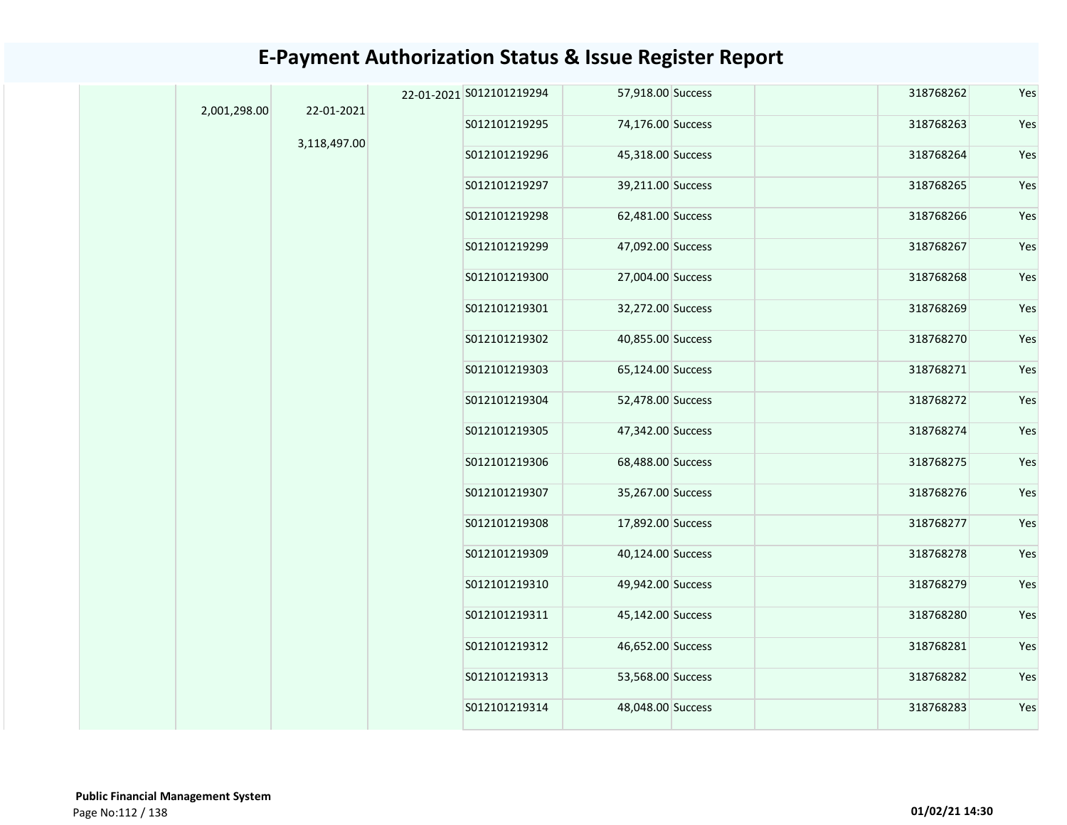# E-Payment Authorization Status & Issue Register Report

| | | | | | | | | | |
|---|---|---|---|---|---|---|---|---|---|
| | 2,001,298.00 | 22-01-2021<br>3,118,497.00 | 22-01-2021 | S012101219294 | 57,918.00 | Success | | 318768262 | Yes |
| | | | | S012101219295 | 74,176.00 | Success | | 318768263 | Yes |
| | | | | S012101219296 | 45,318.00 | Success | | 318768264 | Yes |
| | | | | S012101219297 | 39,211.00 | Success | | 318768265 | Yes |
| | | | | S012101219298 | 62,481.00 | Success | | 318768266 | Yes |
| | | | | S012101219299 | 47,092.00 | Success | | 318768267 | Yes |
| | | | | S012101219300 | 27,004.00 | Success | | 318768268 | Yes |
| | | | | S012101219301 | 32,272.00 | Success | | 318768269 | Yes |
| | | | | S012101219302 | 40,855.00 | Success | | 318768270 | Yes |
| | | | | S012101219303 | 65,124.00 | Success | | 318768271 | Yes |
| | | | | S012101219304 | 52,478.00 | Success | | 318768272 | Yes |
| | | | | S012101219305 | 47,342.00 | Success | | 318768274 | Yes |
| | | | | S012101219306 | 68,488.00 | Success | | 318768275 | Yes |
| | | | | S012101219307 | 35,267.00 | Success | | 318768276 | Yes |
| | | | | S012101219308 | 17,892.00 | Success | | 318768277 | Yes |
| | | | | S012101219309 | 40,124.00 | Success | | 318768278 | Yes |
| | | | | S012101219310 | 49,942.00 | Success | | 318768279 | Yes |
| | | | | S012101219311 | 45,142.00 | Success | | 318768280 | Yes |
| | | | | S012101219312 | 46,652.00 | Success | | 318768281 | Yes |
| | | | | S012101219313 | 53,568.00 | Success | | 318768282 | Yes |
| | | | | S012101219314 | 48,048.00 | Success | | 318768283 | Yes |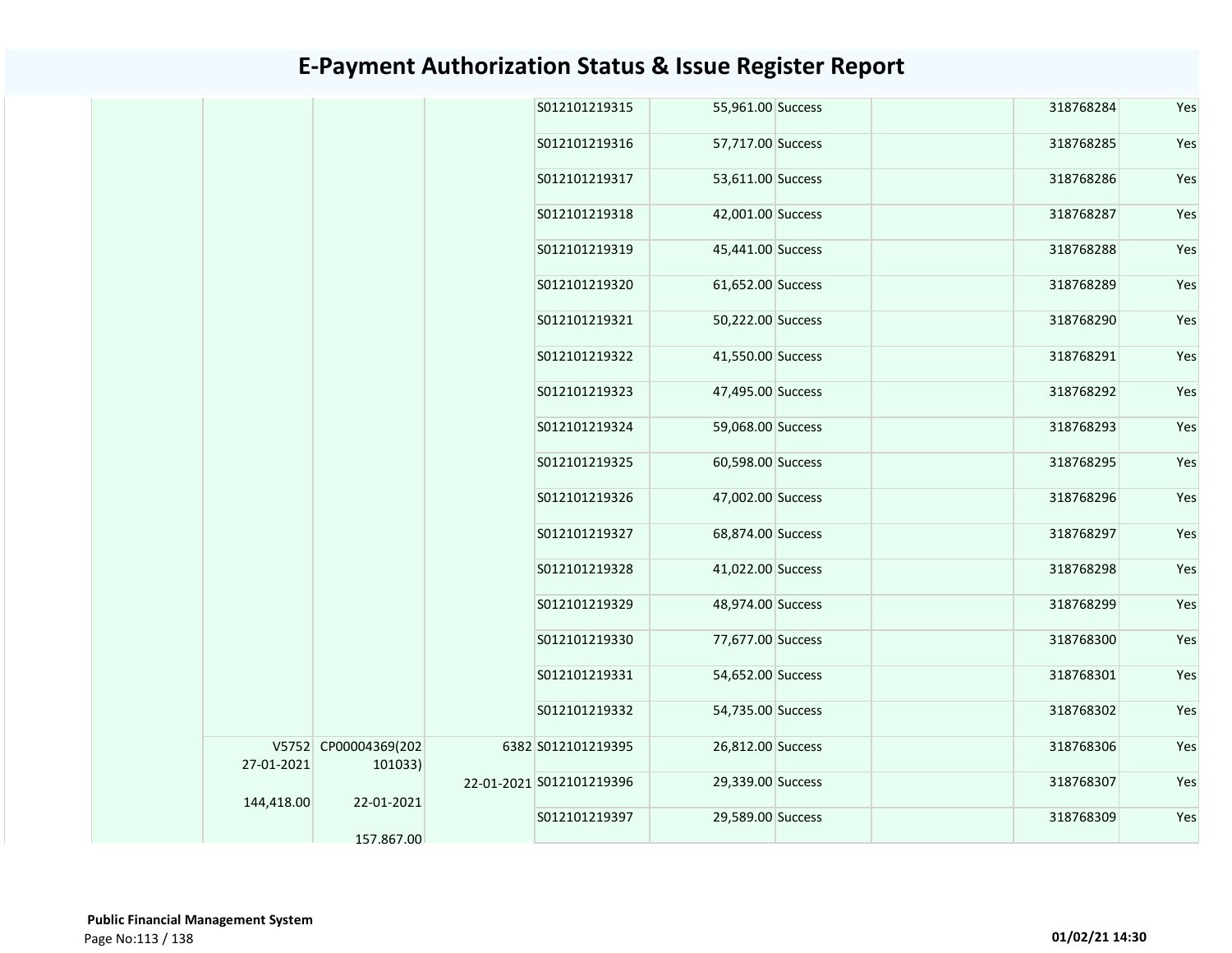# E-Payment Authorization Status & Issue Register Report

| | | | | | | | | | |
|---|---|---|---|---|---|---|---|---|---|
| | | | | S012101219315 | 55,961.00 | Success | | 318768284 | Yes |
| | | | | S012101219316 | 57,717.00 | Success | | 318768285 | Yes |
| | | | | S012101219317 | 53,611.00 | Success | | 318768286 | Yes |
| | | | | S012101219318 | 42,001.00 | Success | | 318768287 | Yes |
| | | | | S012101219319 | 45,441.00 | Success | | 318768288 | Yes |
| | | | | S012101219320 | 61,652.00 | Success | | 318768289 | Yes |
| | | | | S012101219321 | 50,222.00 | Success | | 318768290 | Yes |
| | | | | S012101219322 | 41,550.00 | Success | | 318768291 | Yes |
| | | | | S012101219323 | 47,495.00 | Success | | 318768292 | Yes |
| | | | | S012101219324 | 59,068.00 | Success | | 318768293 | Yes |
| | | | | S012101219325 | 60,598.00 | Success | | 318768295 | Yes |
| | | | | S012101219326 | 47,002.00 | Success | | 318768296 | Yes |
| | | | | S012101219327 | 68,874.00 | Success | | 318768297 | Yes |
| | | | | S012101219328 | 41,022.00 | Success | | 318768298 | Yes |
| | | | | S012101219329 | 48,974.00 | Success | | 318768299 | Yes |
| | | | | S012101219330 | 77,677.00 | Success | | 318768300 | Yes |
| | | | | S012101219331 | 54,652.00 | Success | | 318768301 | Yes |
| | | | | S012101219332 | 54,735.00 | Success | | 318768302 | Yes |
| | V5752 27-01-2021 144,418.00 | CP00004369(202101033) 22-01-2021 157,867.00 | 6382 22-01-2021 | S012101219395 | 26,812.00 | Success | | 318768306 | Yes |
| | | | | S012101219396 | 29,339.00 | Success | | 318768307 | Yes |
| | | | | S012101219397 | 29,589.00 | Success | | 318768309 | Yes |

**Public Financial Management System**

01/02/21 14:30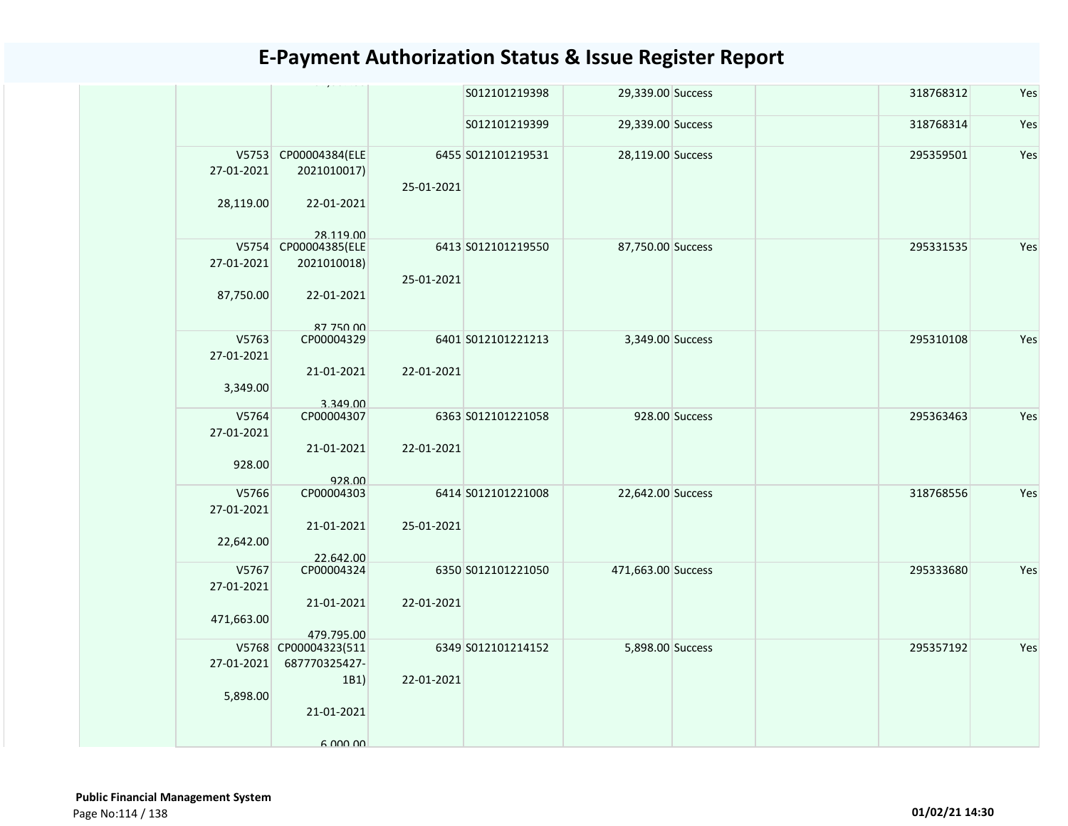# E-Payment Authorization Status & Issue Register Report

| | | | | | | | | | |
|---|---|---|---|---|---|---|---|---|---|
| | | | | S012101219398 | 29,339.00 | Success | | 318768312 | Yes |
| | | | | S012101219399 | 29,339.00 | Success | | 318768314 | Yes |
| | V5753 27-01-2021 28,119.00 | CP00004384(ELE 2021010017) 22-01-2021 28,119.00 | 6455 25-01-2021 | S012101219531 | 28,119.00 | Success | | 295359501 | Yes |
| | V5754 27-01-2021 87,750.00 | CP00004385(ELE 2021010018) 22-01-2021 87,750.00 | 6413 25-01-2021 | S012101219550 | 87,750.00 | Success | | 295331535 | Yes |
| | V5763 27-01-2021 3,349.00 | CP00004329 21-01-2021 3,349.00 | 6401 22-01-2021 | S012101221213 | 3,349.00 | Success | | 295310108 | Yes |
| | V5764 27-01-2021 928.00 | CP00004307 21-01-2021 928.00 | 6363 22-01-2021 | S012101221058 | 928.00 | Success | | 295363463 | Yes |
| | V5766 27-01-2021 22,642.00 | CP00004303 21-01-2021 22,642.00 | 6414 25-01-2021 | S012101221008 | 22,642.00 | Success | | 318768556 | Yes |
| | V5767 27-01-2021 471,663.00 | CP00004324 21-01-2021 479,795.00 | 6350 22-01-2021 | S012101221050 | 471,663.00 | Success | | 295333680 | Yes |
| | V5768 27-01-2021 5,898.00 | CP00004323(511 687770325427-1B1) 21-01-2021 6,000.00 | 6349 22-01-2021 | S012101214152 | 5,898.00 | Success | | 295357192 | Yes |

**Public Financial Management System**

01/02/21 14:30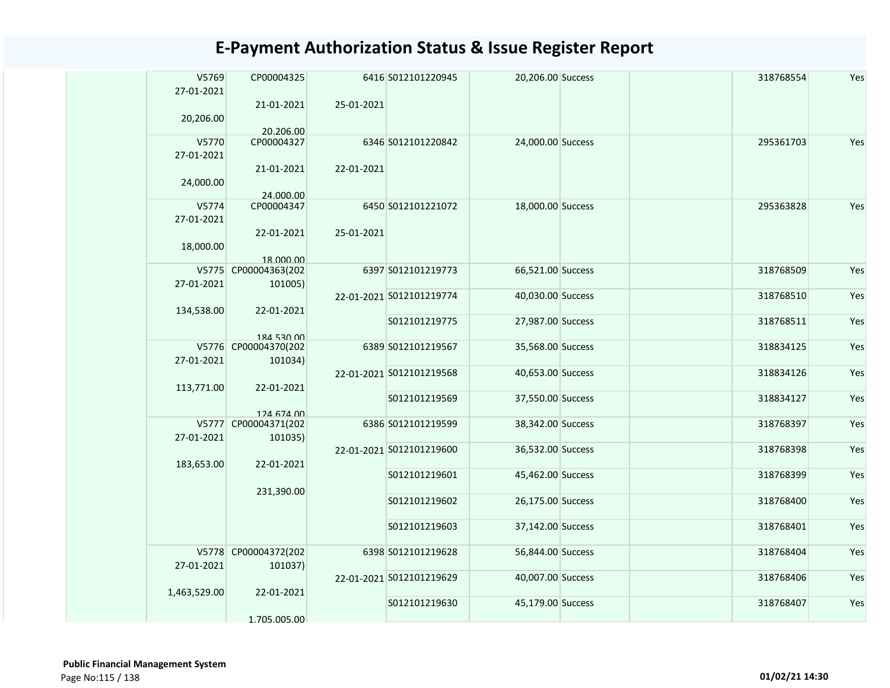# E-Payment Authorization Status & Issue Register Report

| | | | | | | | | | |
|---|---|---|---|---|---|---|---|---|---|
| | V5769 27-01-2021 20,206.00 | CP00004325 21-01-2021 20,206.00 | 6416 25-01-2021 | S012101220945 | 20,206.00 | Success | | 318768554 | Yes |
| | V5770 27-01-2021 24,000.00 | CP00004327 21-01-2021 24,000.00 | 6346 22-01-2021 | S012101220842 | 24,000.00 | Success | | 295361703 | Yes |
| | V5774 27-01-2021 18,000.00 | CP00004347 22-01-2021 18,000.00 | 6450 25-01-2021 | S012101221072 | 18,000.00 | Success | | 295363828 | Yes |
| | V5775 27-01-2021 134,538.00 | CP00004363(202101005) 22-01-2021 184,530.00 | 6397 22-01-2021 | S012101219773 | 66,521.00 | Success | | 318768509 | Yes |
| | | | | S012101219774 | 40,030.00 | Success | | 318768510 | Yes |
| | | | | S012101219775 | 27,987.00 | Success | | 318768511 | Yes |
| | V5776 27-01-2021 113,771.00 | CP00004370(202101034) 22-01-2021 124,674.00 | 6389 22-01-2021 | S012101219567 | 35,568.00 | Success | | 318834125 | Yes |
| | | | | S012101219568 | 40,653.00 | Success | | 318834126 | Yes |
| | | | | S012101219569 | 37,550.00 | Success | | 318834127 | Yes |
| | V5777 27-01-2021 183,653.00 | CP00004371(202101035) 22-01-2021 231,390.00 | 6386 22-01-2021 | S012101219599 | 38,342.00 | Success | | 318768397 | Yes |
| | | | | S012101219600 | 36,532.00 | Success | | 318768398 | Yes |
| | | | | S012101219601 | 45,462.00 | Success | | 318768399 | Yes |
| | | | | S012101219602 | 26,175.00 | Success | | 318768400 | Yes |
| | | | | S012101219603 | 37,142.00 | Success | | 318768401 | Yes |
| | V5778 27-01-2021 1,463,529.00 | CP00004372(202101037) 22-01-2021 1,705,005.00 | 6398 22-01-2021 | S012101219628 | 56,844.00 | Success | | 318768404 | Yes |
| | | | | S012101219629 | 40,007.00 | Success | | 318768406 | Yes |
| | | | | S012101219630 | 45,179.00 | Success | | 318768407 | Yes |

**Public Financial Management System**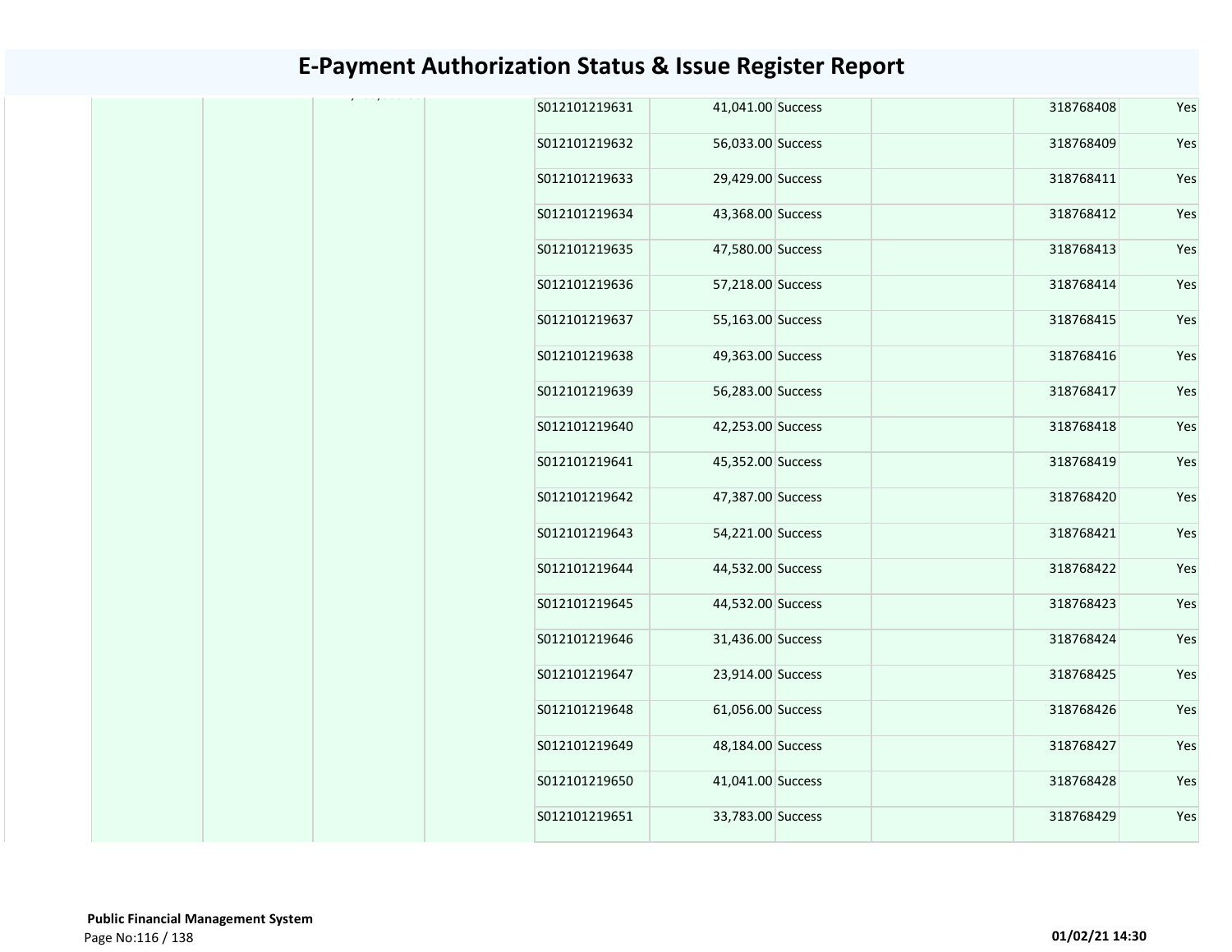# E-Payment Authorization Status & Issue Register Report

| | | | | | | | | | |
|---|---|---|---|---|---|---|---|---|---|
| | | | | S012101219631 | 41,041.00 | Success | | 318768408 | Yes |
| | | | | S012101219632 | 56,033.00 | Success | | 318768409 | Yes |
| | | | | S012101219633 | 29,429.00 | Success | | 318768411 | Yes |
| | | | | S012101219634 | 43,368.00 | Success | | 318768412 | Yes |
| | | | | S012101219635 | 47,580.00 | Success | | 318768413 | Yes |
| | | | | S012101219636 | 57,218.00 | Success | | 318768414 | Yes |
| | | | | S012101219637 | 55,163.00 | Success | | 318768415 | Yes |
| | | | | S012101219638 | 49,363.00 | Success | | 318768416 | Yes |
| | | | | S012101219639 | 56,283.00 | Success | | 318768417 | Yes |
| | | | | S012101219640 | 42,253.00 | Success | | 318768418 | Yes |
| | | | | S012101219641 | 45,352.00 | Success | | 318768419 | Yes |
| | | | | S012101219642 | 47,387.00 | Success | | 318768420 | Yes |
| | | | | S012101219643 | 54,221.00 | Success | | 318768421 | Yes |
| | | | | S012101219644 | 44,532.00 | Success | | 318768422 | Yes |
| | | | | S012101219645 | 44,532.00 | Success | | 318768423 | Yes |
| | | | | S012101219646 | 31,436.00 | Success | | 318768424 | Yes |
| | | | | S012101219647 | 23,914.00 | Success | | 318768425 | Yes |
| | | | | S012101219648 | 61,056.00 | Success | | 318768426 | Yes |
| | | | | S012101219649 | 48,184.00 | Success | | 318768427 | Yes |
| | | | | S012101219650 | 41,041.00 | Success | | 318768428 | Yes |
| | | | | S012101219651 | 33,783.00 | Success | | 318768429 | Yes |

**Public Financial Management System**

01/02/21 14:30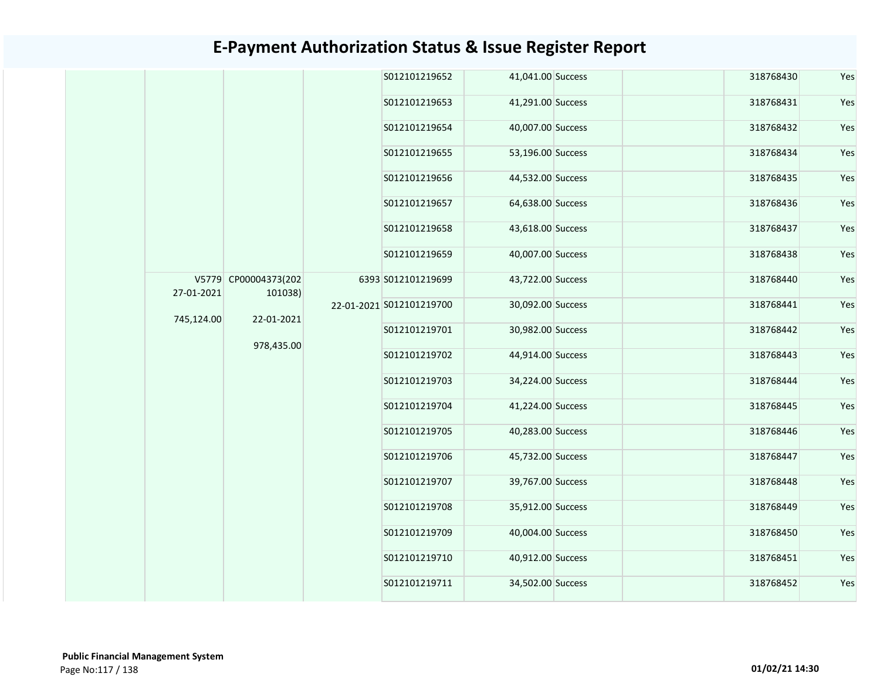# E-Payment Authorization Status & Issue Register Report

| | | | | | | | | | |
|---|---|---|---|---|---|---|---|---|---|
| | | | | S012101219652 | 41,041.00 | Success | | 318768430 | Yes |
| | | | | S012101219653 | 41,291.00 | Success | | 318768431 | Yes |
| | | | | S012101219654 | 40,007.00 | Success | | 318768432 | Yes |
| | | | | S012101219655 | 53,196.00 | Success | | 318768434 | Yes |
| | | | | S012101219656 | 44,532.00 | Success | | 318768435 | Yes |
| | | | | S012101219657 | 64,638.00 | Success | | 318768436 | Yes |
| | | | | S012101219658 | 43,618.00 | Success | | 318768437 | Yes |
| | | | | S012101219659 | 40,007.00 | Success | | 318768438 | Yes |
| | V5779 27-01-2021 745,124.00 | CP00004373(202101038) 22-01-2021 978,435.00 | 6393 22-01-2021 | S012101219699 | 43,722.00 | Success | | 318768440 | Yes |
| | | | | S012101219700 | 30,092.00 | Success | | 318768441 | Yes |
| | | | | S012101219701 | 30,982.00 | Success | | 318768442 | Yes |
| | | | | S012101219702 | 44,914.00 | Success | | 318768443 | Yes |
| | | | | S012101219703 | 34,224.00 | Success | | 318768444 | Yes |
| | | | | S012101219704 | 41,224.00 | Success | | 318768445 | Yes |
| | | | | S012101219705 | 40,283.00 | Success | | 318768446 | Yes |
| | | | | S012101219706 | 45,732.00 | Success | | 318768447 | Yes |
| | | | | S012101219707 | 39,767.00 | Success | | 318768448 | Yes |
| | | | | S012101219708 | 35,912.00 | Success | | 318768449 | Yes |
| | | | | S012101219709 | 40,004.00 | Success | | 318768450 | Yes |
| | | | | S012101219710 | 40,912.00 | Success | | 318768451 | Yes |
| | | | | S012101219711 | 34,502.00 | Success | | 318768452 | Yes |

**Public Financial Management System**

01/02/21 14:30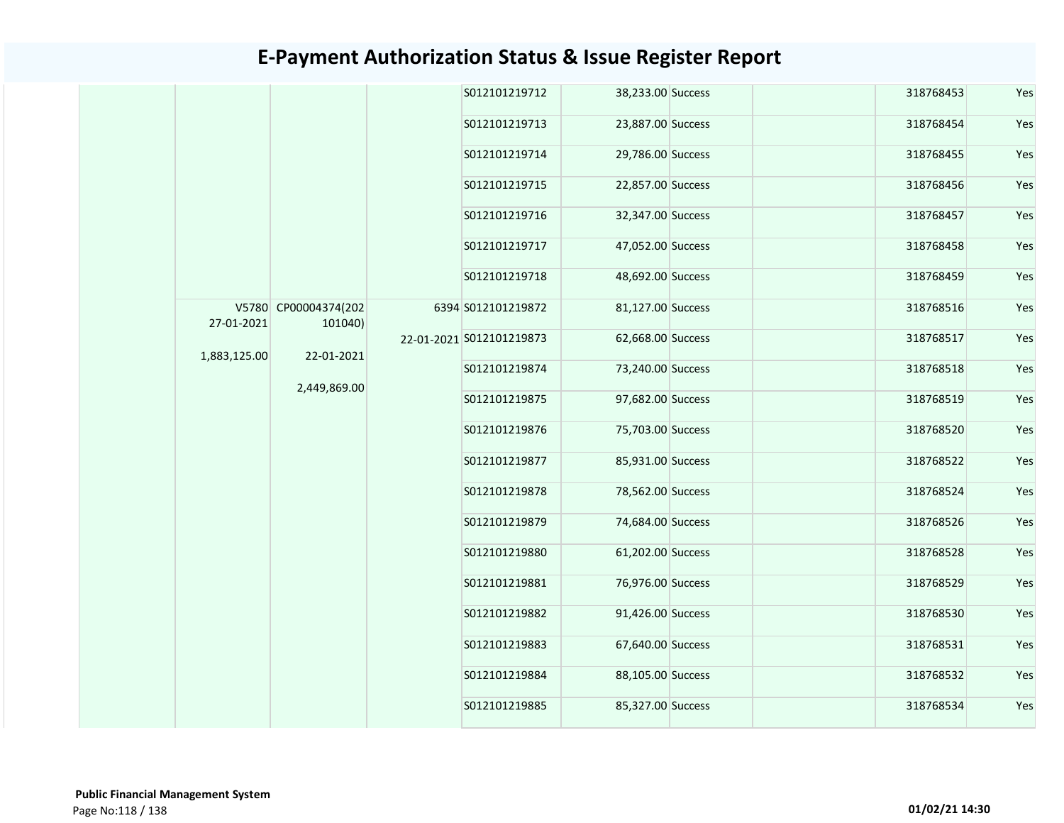# E-Payment Authorization Status & Issue Register Report

| | | | | | | | | | |
|---|---|---|---|---|---|---|---|---|---|
| | | | | S012101219712 | 38,233.00 | Success | | 318768453 | Yes |
| | | | | S012101219713 | 23,887.00 | Success | | 318768454 | Yes |
| | | | | S012101219714 | 29,786.00 | Success | | 318768455 | Yes |
| | | | | S012101219715 | 22,857.00 | Success | | 318768456 | Yes |
| | | | | S012101219716 | 32,347.00 | Success | | 318768457 | Yes |
| | | | | S012101219717 | 47,052.00 | Success | | 318768458 | Yes |
| | | | | S012101219718 | 48,692.00 | Success | | 318768459 | Yes |
| | V5780 27-01-2021 1,883,125.00 | CP00004374(202101040) 22-01-2021 2,449,869.00 | 6394 22-01-2021 | S012101219872 | 81,127.00 | Success | | 318768516 | Yes |
| | | | | S012101219873 | 62,668.00 | Success | | 318768517 | Yes |
| | | | | S012101219874 | 73,240.00 | Success | | 318768518 | Yes |
| | | | | S012101219875 | 97,682.00 | Success | | 318768519 | Yes |
| | | | | S012101219876 | 75,703.00 | Success | | 318768520 | Yes |
| | | | | S012101219877 | 85,931.00 | Success | | 318768522 | Yes |
| | | | | S012101219878 | 78,562.00 | Success | | 318768524 | Yes |
| | | | | S012101219879 | 74,684.00 | Success | | 318768526 | Yes |
| | | | | S012101219880 | 61,202.00 | Success | | 318768528 | Yes |
| | | | | S012101219881 | 76,976.00 | Success | | 318768529 | Yes |
| | | | | S012101219882 | 91,426.00 | Success | | 318768530 | Yes |
| | | | | S012101219883 | 67,640.00 | Success | | 318768531 | Yes |
| | | | | S012101219884 | 88,105.00 | Success | | 318768532 | Yes |
| | | | | S012101219885 | 85,327.00 | Success | | 318768534 | Yes |

**Public Financial Management System**

01/02/21 14:30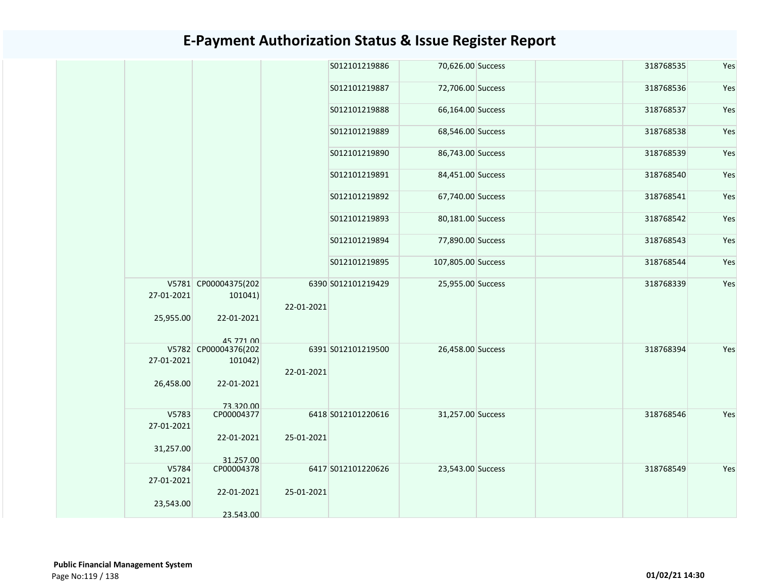# E-Payment Authorization Status & Issue Register Report

| | | | | | | | | | |
|---|---|---|---|---|---|---|---|---|---|
| | | | | S012101219886 | 70,626.00 | Success | | 318768535 | Yes |
| | | | | S012101219887 | 72,706.00 | Success | | 318768536 | Yes |
| | | | | S012101219888 | 66,164.00 | Success | | 318768537 | Yes |
| | | | | S012101219889 | 68,546.00 | Success | | 318768538 | Yes |
| | | | | S012101219890 | 86,743.00 | Success | | 318768539 | Yes |
| | | | | S012101219891 | 84,451.00 | Success | | 318768540 | Yes |
| | | | | S012101219892 | 67,740.00 | Success | | 318768541 | Yes |
| | | | | S012101219893 | 80,181.00 | Success | | 318768542 | Yes |
| | | | | S012101219894 | 77,890.00 | Success | | 318768543 | Yes |
| | | | | S012101219895 | 107,805.00 | Success | | 318768544 | Yes |
| | V5781 27-01-2021 25,955.00 | CP00004375(202101041) 22-01-2021 45,771.00 | 6390 22-01-2021 | S012101219429 | 25,955.00 | Success | | 318768339 | Yes |
| | V5782 27-01-2021 26,458.00 | CP00004376(202101042) 22-01-2021 73,320.00 | 6391 22-01-2021 | S012101219500 | 26,458.00 | Success | | 318768394 | Yes |
| | V5783 27-01-2021 31,257.00 | CP00004377 22-01-2021 31,257.00 | 6418 25-01-2021 | S012101220616 | 31,257.00 | Success | | 318768546 | Yes |
| | V5784 27-01-2021 23,543.00 | CP00004378 22-01-2021 23,543.00 | 6417 25-01-2021 | S012101220626 | 23,543.00 | Success | | 318768549 | Yes |

**Public Financial Management System**

01/02/21 14:30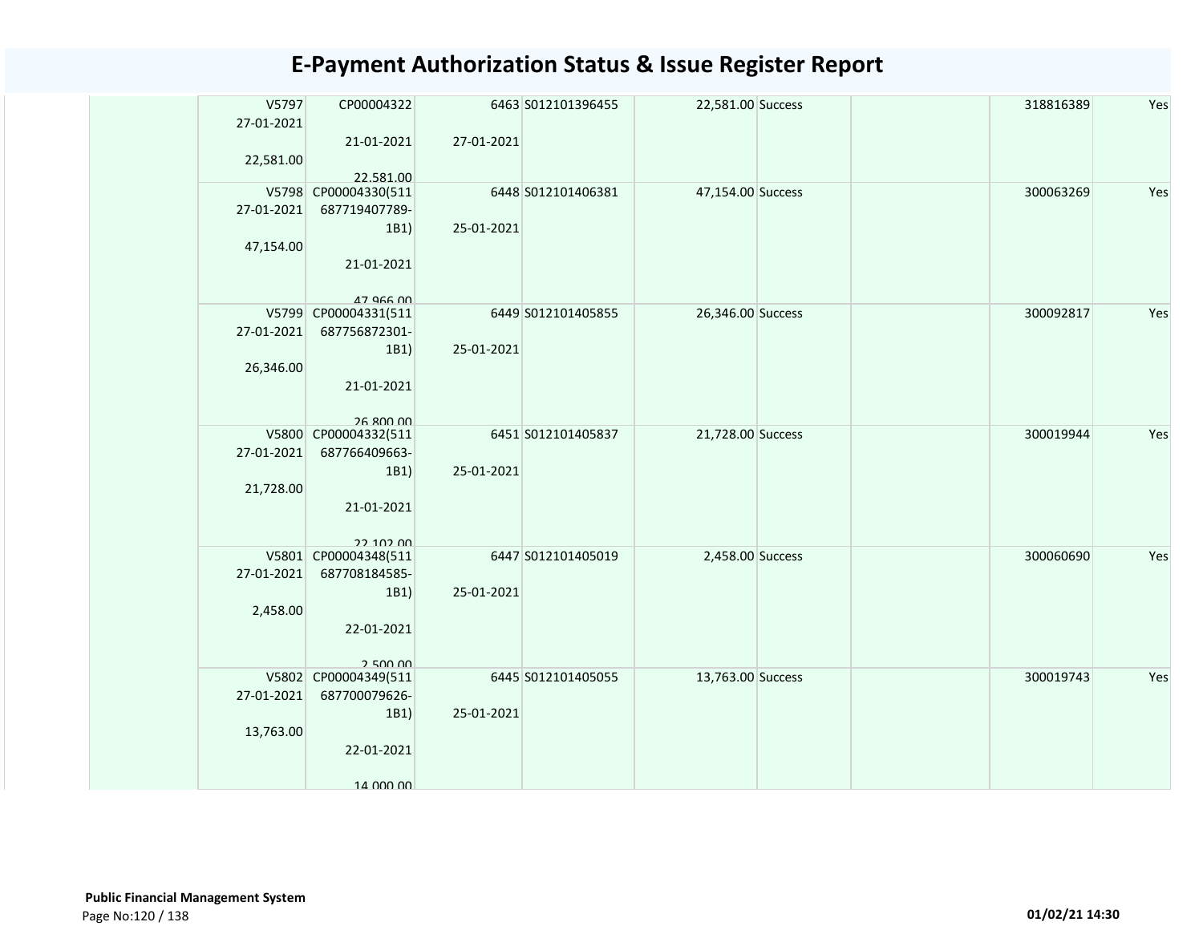# E-Payment Authorization Status & Issue Register Report

| | V5797 27-01-2021 22,581.00 | CP00004322 21-01-2021 22,581.00 | 6463 27-01-2021 | S012101396455 | 22,581.00 | Success | | 318816389 | Yes |
|---|---|---|---|---|---|---|---|---|---|
| | V5798 27-01-2021 47,154.00 | CP00004330(511687719407789-1B1) 21-01-2021 47,966.00 | 6448 25-01-2021 | S012101406381 | 47,154.00 | Success | | 300063269 | Yes |
| | V5799 27-01-2021 26,346.00 | CP00004331(511687756872301-1B1) 21-01-2021 26,800.00 | 6449 25-01-2021 | S012101405855 | 26,346.00 | Success | | 300092817 | Yes |
| | V5800 27-01-2021 21,728.00 | CP00004332(511687766409663-1B1) 21-01-2021 22,102.00 | 6451 25-01-2021 | S012101405837 | 21,728.00 | Success | | 300019944 | Yes |
| | V5801 27-01-2021 2,458.00 | CP00004348(511687708184585-1B1) 22-01-2021 2,500.00 | 6447 25-01-2021 | S012101405019 | 2,458.00 | Success | | 300060690 | Yes |
| | V5802 27-01-2021 13,763.00 | CP00004349(511687700079626-1B1) 22-01-2021 14,000.00 | 6445 25-01-2021 | S012101405055 | 13,763.00 | Success | | 300019743 | Yes |

**Public Financial Management System**

01/02/21 14:30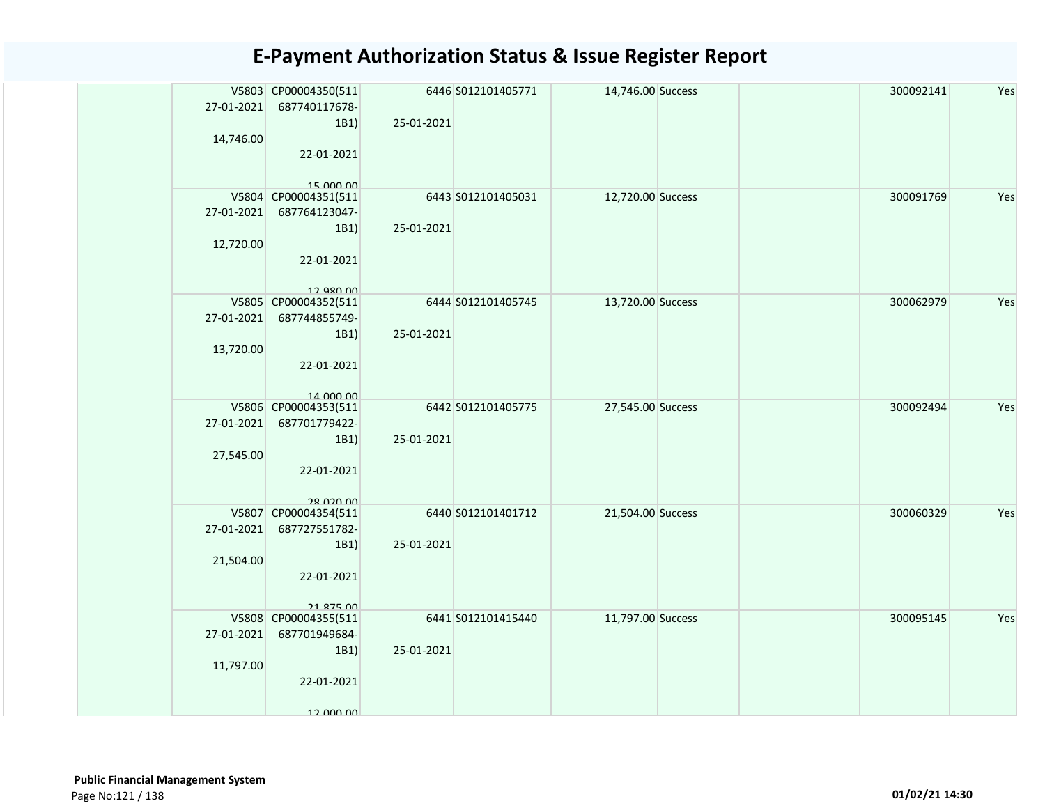# E-Payment Authorization Status & Issue Register Report

| | | | | | | | | | |
|---|---|---|---|---|---|---|---|---|---|
| | V5803 27-01-2021 14,746.00 | CP00004350(511687740117678-1B1) 22-01-2021 15,000.00 | 6446 25-01-2021 | S012101405771 | 14,746.00 | Success | | 300092141 | Yes |
| | V5804 27-01-2021 12,720.00 | CP00004351(511687764123047-1B1) 22-01-2021 12,980.00 | 6443 25-01-2021 | S012101405031 | 12,720.00 | Success | | 300091769 | Yes |
| | V5805 27-01-2021 13,720.00 | CP00004352(511687744855749-1B1) 22-01-2021 14,000.00 | 6444 25-01-2021 | S012101405745 | 13,720.00 | Success | | 300062979 | Yes |
| | V5806 27-01-2021 27,545.00 | CP00004353(511687701779422-1B1) 22-01-2021 28,020.00 | 6442 25-01-2021 | S012101405775 | 27,545.00 | Success | | 300092494 | Yes |
| | V5807 27-01-2021 21,504.00 | CP00004354(511687727551782-1B1) 22-01-2021 21,875.00 | 6440 25-01-2021 | S012101401712 | 21,504.00 | Success | | 300060329 | Yes |
| | V5808 27-01-2021 11,797.00 | CP00004355(511687701949684-1B1) 22-01-2021 12,000.00 | 6441 25-01-2021 | S012101415440 | 11,797.00 | Success | | 300095145 | Yes |

**Public Financial Management System**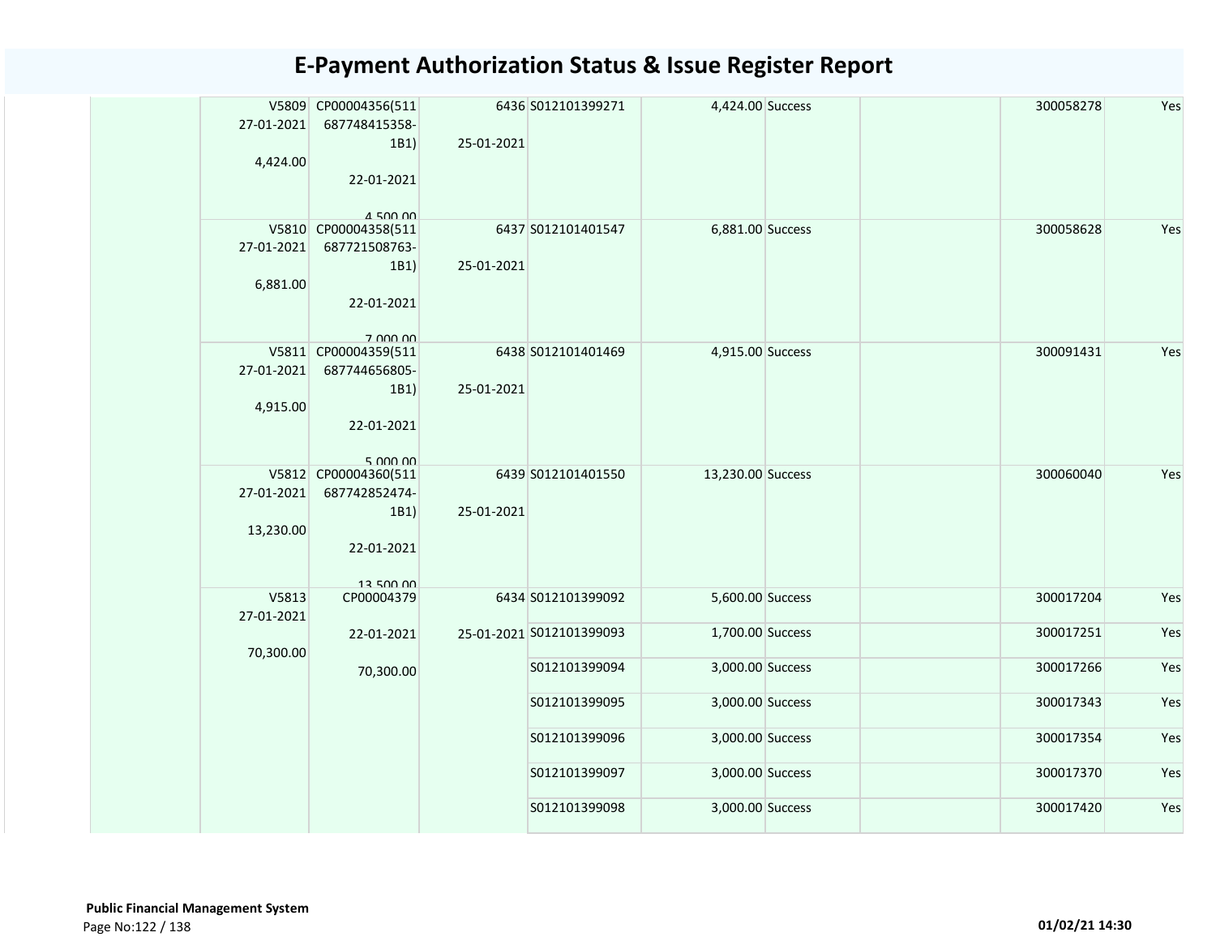# E-Payment Authorization Status & Issue Register Report

| | | | | | | | | | |
|---|---|---|---|---|---|---|---|---|---|
| | V5809 27-01-2021 4,424.00 | CP00004356(511687748415358-1B1) 22-01-2021 4,500.00 | 6436 25-01-2021 | S012101399271 | 4,424.00 | Success | | 300058278 | Yes |
| | V5810 27-01-2021 6,881.00 | CP00004358(511687721508763-1B1) 22-01-2021 7,000.00 | 6437 25-01-2021 | S012101401547 | 6,881.00 | Success | | 300058628 | Yes |
| | V5811 27-01-2021 4,915.00 | CP00004359(511687744656805-1B1) 22-01-2021 5,000.00 | 6438 25-01-2021 | S012101401469 | 4,915.00 | Success | | 300091431 | Yes |
| | V5812 27-01-2021 13,230.00 | CP00004360(511687742852474-1B1) 22-01-2021 13,500.00 | 6439 25-01-2021 | S012101401550 | 13,230.00 | Success | | 300060040 | Yes |
| | V5813 27-01-2021 70,300.00 | CP00004379 22-01-2021 70,300.00 | 6434 25-01-2021 | S012101399092 | 5,600.00 | Success | | 300017204 | Yes |
| | | | | S012101399093 | 1,700.00 | Success | | 300017251 | Yes |
| | | | | S012101399094 | 3,000.00 | Success | | 300017266 | Yes |
| | | | | S012101399095 | 3,000.00 | Success | | 300017343 | Yes |
| | | | | S012101399096 | 3,000.00 | Success | | 300017354 | Yes |
| | | | | S012101399097 | 3,000.00 | Success | | 300017370 | Yes |
| | | | | S012101399098 | 3,000.00 | Success | | 300017420 | Yes |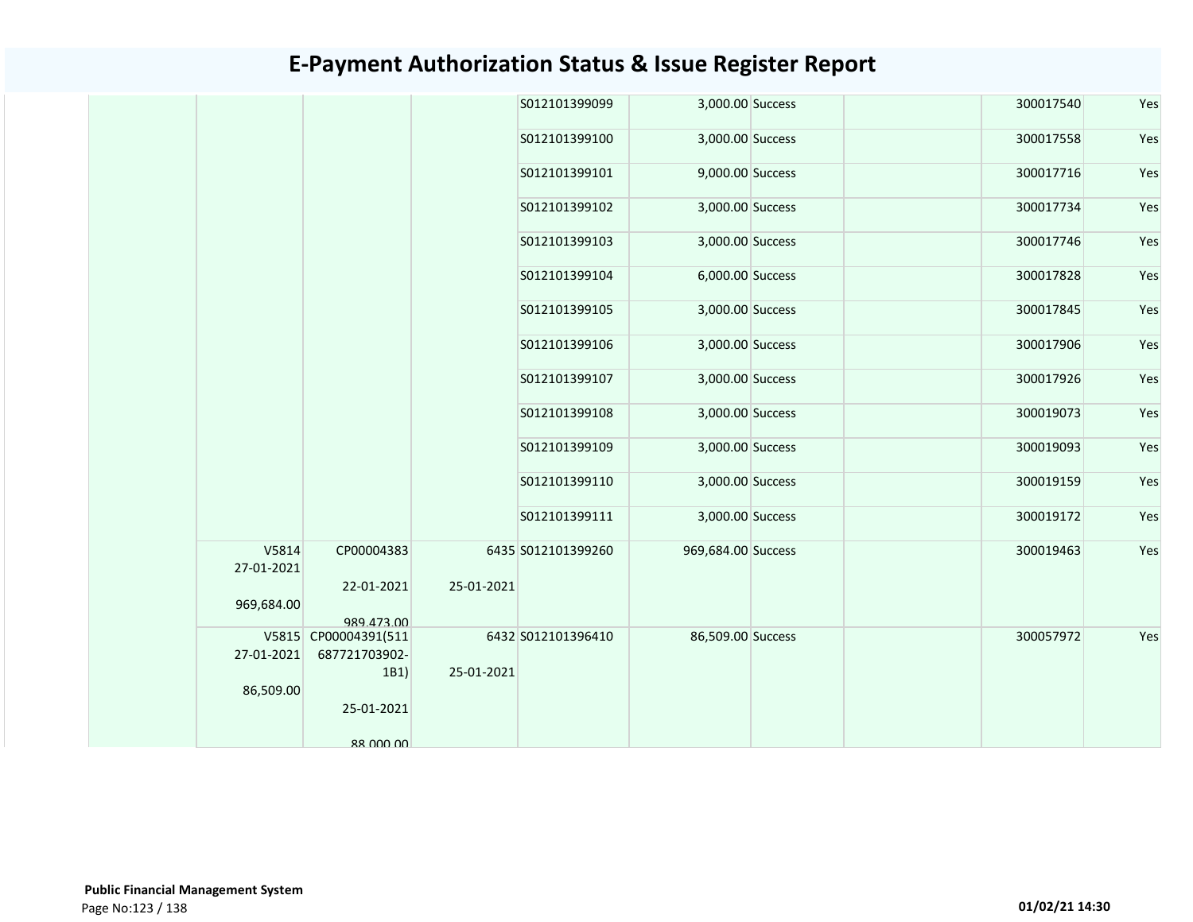# E-Payment Authorization Status & Issue Register Report

| | | | | | | | | | |
|---|---|---|---|---|---|---|---|---|---|
| | | | | S012101399099 | 3,000.00 | Success | | 300017540 | Yes |
| | | | | S012101399100 | 3,000.00 | Success | | 300017558 | Yes |
| | | | | S012101399101 | 9,000.00 | Success | | 300017716 | Yes |
| | | | | S012101399102 | 3,000.00 | Success | | 300017734 | Yes |
| | | | | S012101399103 | 3,000.00 | Success | | 300017746 | Yes |
| | | | | S012101399104 | 6,000.00 | Success | | 300017828 | Yes |
| | | | | S012101399105 | 3,000.00 | Success | | 300017845 | Yes |
| | | | | S012101399106 | 3,000.00 | Success | | 300017906 | Yes |
| | | | | S012101399107 | 3,000.00 | Success | | 300017926 | Yes |
| | | | | S012101399108 | 3,000.00 | Success | | 300019073 | Yes |
| | | | | S012101399109 | 3,000.00 | Success | | 300019093 | Yes |
| | | | | S012101399110 | 3,000.00 | Success | | 300019159 | Yes |
| | | | | S012101399111 | 3,000.00 | Success | | 300019172 | Yes |
| | V5814 27-01-2021 969,684.00 | CP00004383 22-01-2021 989,473.00 | 6435 25-01-2021 | S012101399260 | 969,684.00 | Success | | 300019463 | Yes |
| | V5815 27-01-2021 86,509.00 | CP00004391(511687721703902-1B1) 25-01-2021 88,000.00 | 6432 25-01-2021 | S012101396410 | 86,509.00 | Success | | 300057972 | Yes |

**Public Financial Management System**

01/02/21 14:30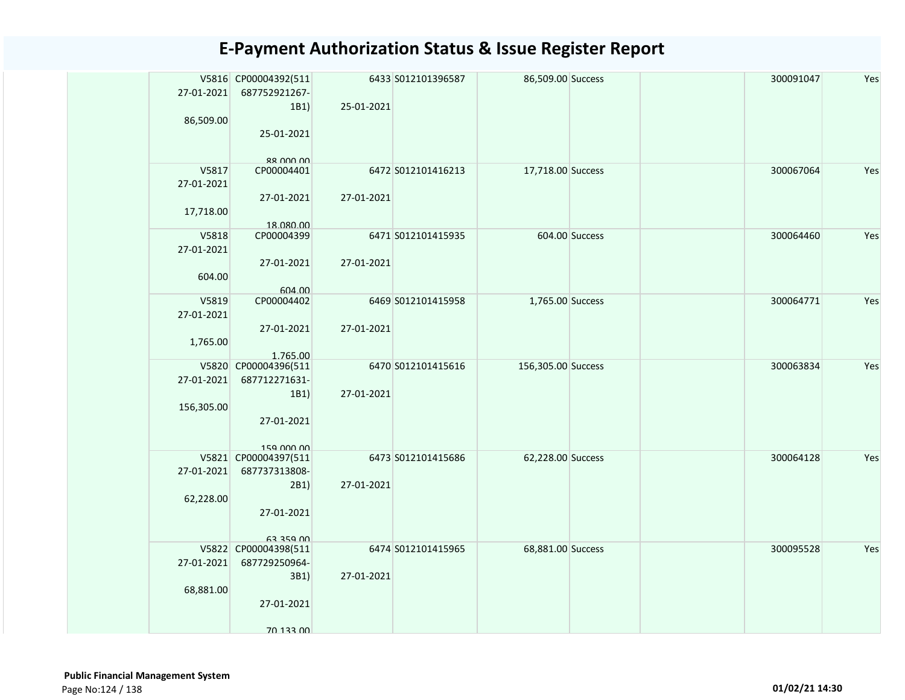# E-Payment Authorization Status & Issue Register Report

| | | | | | | | | | |
|---|---|---|---|---|---|---|---|---|---|
| | V5816 27-01-2021 86,509.00 | CP00004392(511687752921267-1B1) 25-01-2021 88,000.00 | 6433 25-01-2021 | S012101396587 | 86,509.00 | Success | | 300091047 | Yes |
| | V5817 27-01-2021 17,718.00 | CP00004401 27-01-2021 18,080.00 | 6472 27-01-2021 | S012101416213 | 17,718.00 | Success | | 300067064 | Yes |
| | V5818 27-01-2021 604.00 | CP00004399 27-01-2021 604.00 | 6471 27-01-2021 | S012101415935 | 604.00 | Success | | 300064460 | Yes |
| | V5819 27-01-2021 1,765.00 | CP00004402 27-01-2021 1,765.00 | 6469 27-01-2021 | S012101415958 | 1,765.00 | Success | | 300064771 | Yes |
| | V5820 27-01-2021 156,305.00 | CP00004396(511687712271631-1B1) 27-01-2021 159,000.00 | 6470 27-01-2021 | S012101415616 | 156,305.00 | Success | | 300063834 | Yes |
| | V5821 27-01-2021 62,228.00 | CP00004397(511687737313808-2B1) 27-01-2021 63,359.00 | 6473 27-01-2021 | S012101415686 | 62,228.00 | Success | | 300064128 | Yes |
| | V5822 27-01-2021 68,881.00 | CP00004398(511687729250964-3B1) 27-01-2021 70,133.00 | 6474 27-01-2021 | S012101415965 | 68,881.00 | Success | | 300095528 | Yes |

**Public Financial Management System**

01/02/21 14:30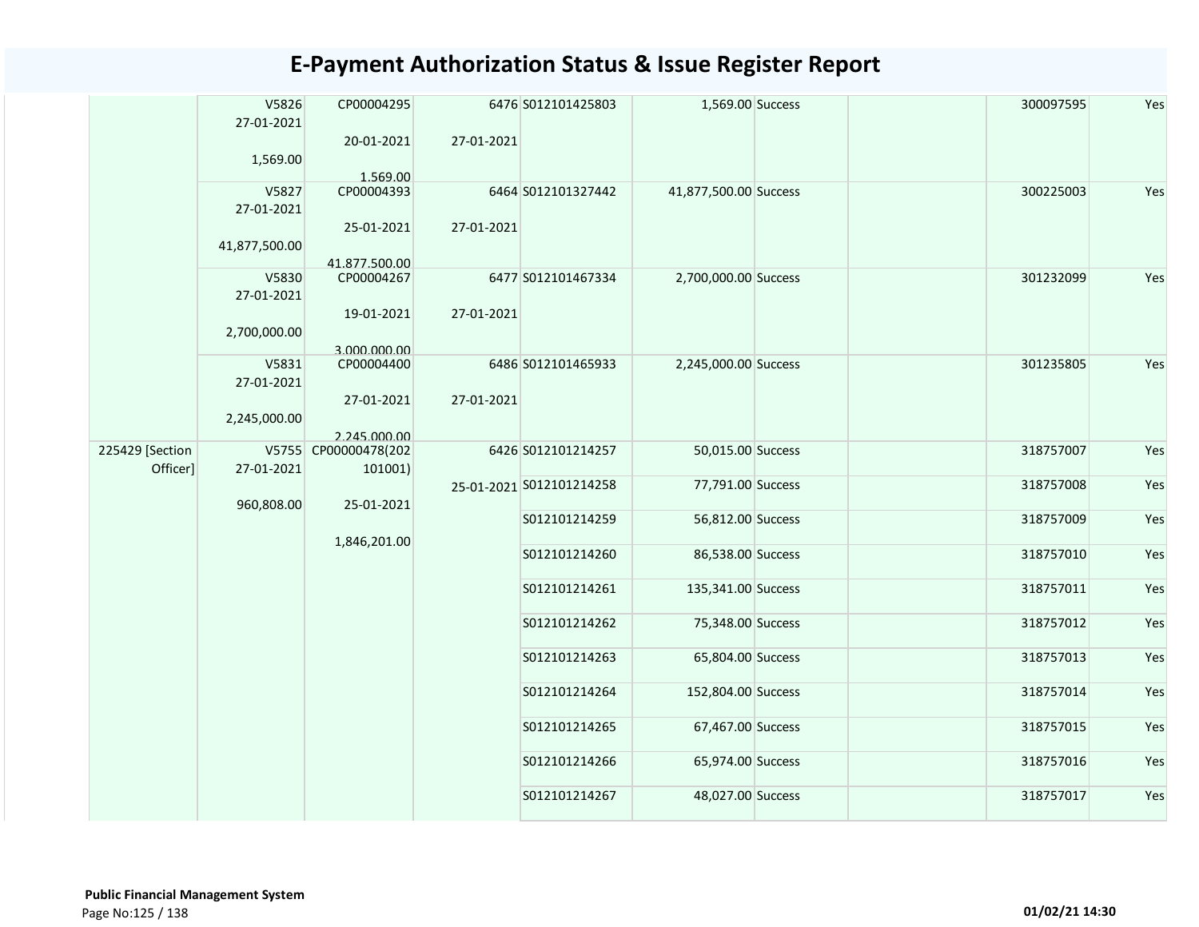# E-Payment Authorization Status & Issue Register Report

| | | | | | | | | | |
|---|---|---|---|---|---|---|---|---|---|
| | V5826 27-01-2021 1,569.00 | CP00004295 20-01-2021 1,569.00 | 6476 27-01-2021 | S012101425803 | 1,569.00 | Success | | 300097595 | Yes |
| | V5827 27-01-2021 41,877,500.00 | CP00004393 25-01-2021 41,877,500.00 | 6464 27-01-2021 | S012101327442 | 41,877,500.00 | Success | | 300225003 | Yes |
| | V5830 27-01-2021 2,700,000.00 | CP00004267 19-01-2021 3,000,000.00 | 6477 27-01-2021 | S012101467334 | 2,700,000.00 | Success | | 301232099 | Yes |
| | V5831 27-01-2021 2,245,000.00 | CP00004400 27-01-2021 2,245,000.00 | 6486 27-01-2021 | S012101465933 | 2,245,000.00 | Success | | 301235805 | Yes |
| 225429 [Section Officer] | V5755 27-01-2021 960,808.00 | CP00000478(202101001) 25-01-2021 1,846,201.00 | 6426 25-01-2021 | S012101214257 | 50,015.00 | Success | | 318757007 | Yes |
| | | | | S012101214258 | 77,791.00 | Success | | 318757008 | Yes |
| | | | | S012101214259 | 56,812.00 | Success | | 318757009 | Yes |
| | | | | S012101214260 | 86,538.00 | Success | | 318757010 | Yes |
| | | | | S012101214261 | 135,341.00 | Success | | 318757011 | Yes |
| | | | | S012101214262 | 75,348.00 | Success | | 318757012 | Yes |
| | | | | S012101214263 | 65,804.00 | Success | | 318757013 | Yes |
| | | | | S012101214264 | 152,804.00 | Success | | 318757014 | Yes |
| | | | | S012101214265 | 67,467.00 | Success | | 318757015 | Yes |
| | | | | S012101214266 | 65,974.00 | Success | | 318757016 | Yes |
| | | | | S012101214267 | 48,027.00 | Success | | 318757017 | Yes |

**Public Financial Management System**

01/02/21 14:30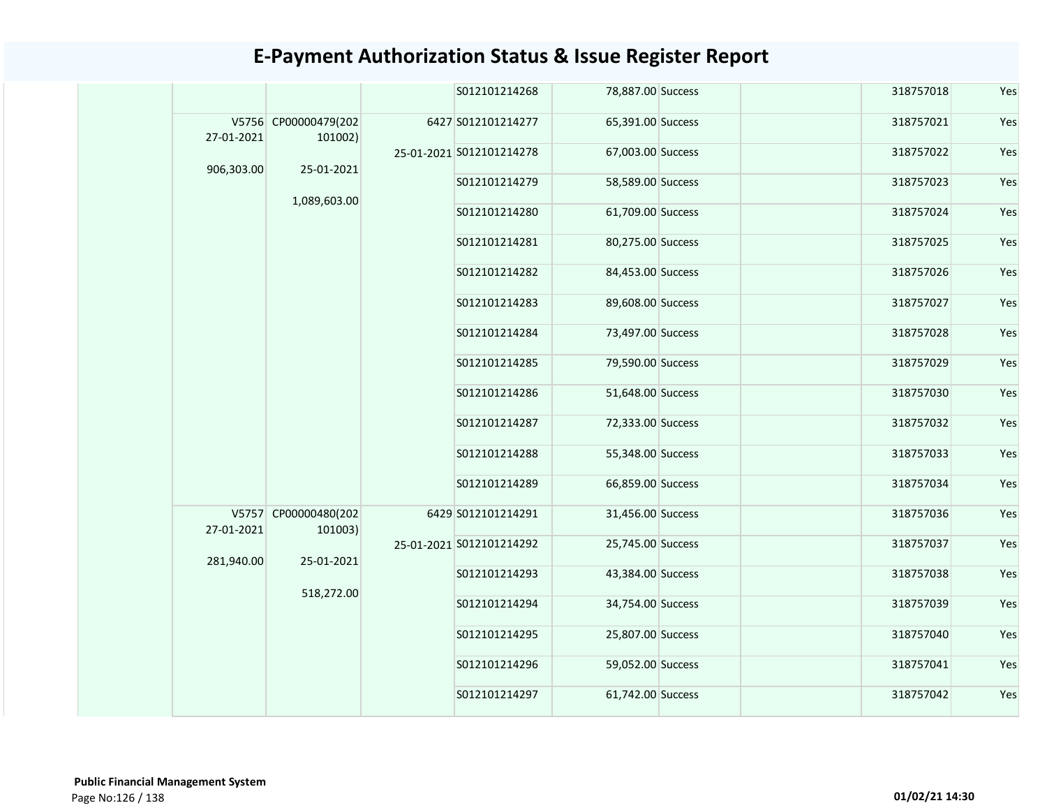# E-Payment Authorization Status & Issue Register Report

| | | | | | | | | | |
|---|---|---|---|---|---|---|---|---|---|
| | | | | S012101214268 | 78,887.00 | Success | | 318757018 | Yes |
| | V5756 27-01-2021 906,303.00 | CP00000479(202101002) 25-01-2021 1,089,603.00 | 6427 25-01-2021 | S012101214277 | 65,391.00 | Success | | 318757021 | Yes |
| | | | | S012101214278 | 67,003.00 | Success | | 318757022 | Yes |
| | | | | S012101214279 | 58,589.00 | Success | | 318757023 | Yes |
| | | | | S012101214280 | 61,709.00 | Success | | 318757024 | Yes |
| | | | | S012101214281 | 80,275.00 | Success | | 318757025 | Yes |
| | | | | S012101214282 | 84,453.00 | Success | | 318757026 | Yes |
| | | | | S012101214283 | 89,608.00 | Success | | 318757027 | Yes |
| | | | | S012101214284 | 73,497.00 | Success | | 318757028 | Yes |
| | | | | S012101214285 | 79,590.00 | Success | | 318757029 | Yes |
| | | | | S012101214286 | 51,648.00 | Success | | 318757030 | Yes |
| | | | | S012101214287 | 72,333.00 | Success | | 318757032 | Yes |
| | | | | S012101214288 | 55,348.00 | Success | | 318757033 | Yes |
| | | | | S012101214289 | 66,859.00 | Success | | 318757034 | Yes |
| | V5757 27-01-2021 281,940.00 | CP00000480(202101003) 25-01-2021 518,272.00 | 6429 25-01-2021 | S012101214291 | 31,456.00 | Success | | 318757036 | Yes |
| | | | | S012101214292 | 25,745.00 | Success | | 318757037 | Yes |
| | | | | S012101214293 | 43,384.00 | Success | | 318757038 | Yes |
| | | | | S012101214294 | 34,754.00 | Success | | 318757039 | Yes |
| | | | | S012101214295 | 25,807.00 | Success | | 318757040 | Yes |
| | | | | S012101214296 | 59,052.00 | Success | | 318757041 | Yes |
| | | | | S012101214297 | 61,742.00 | Success | | 318757042 | Yes |

**Public Financial Management System**

01/02/21 14:30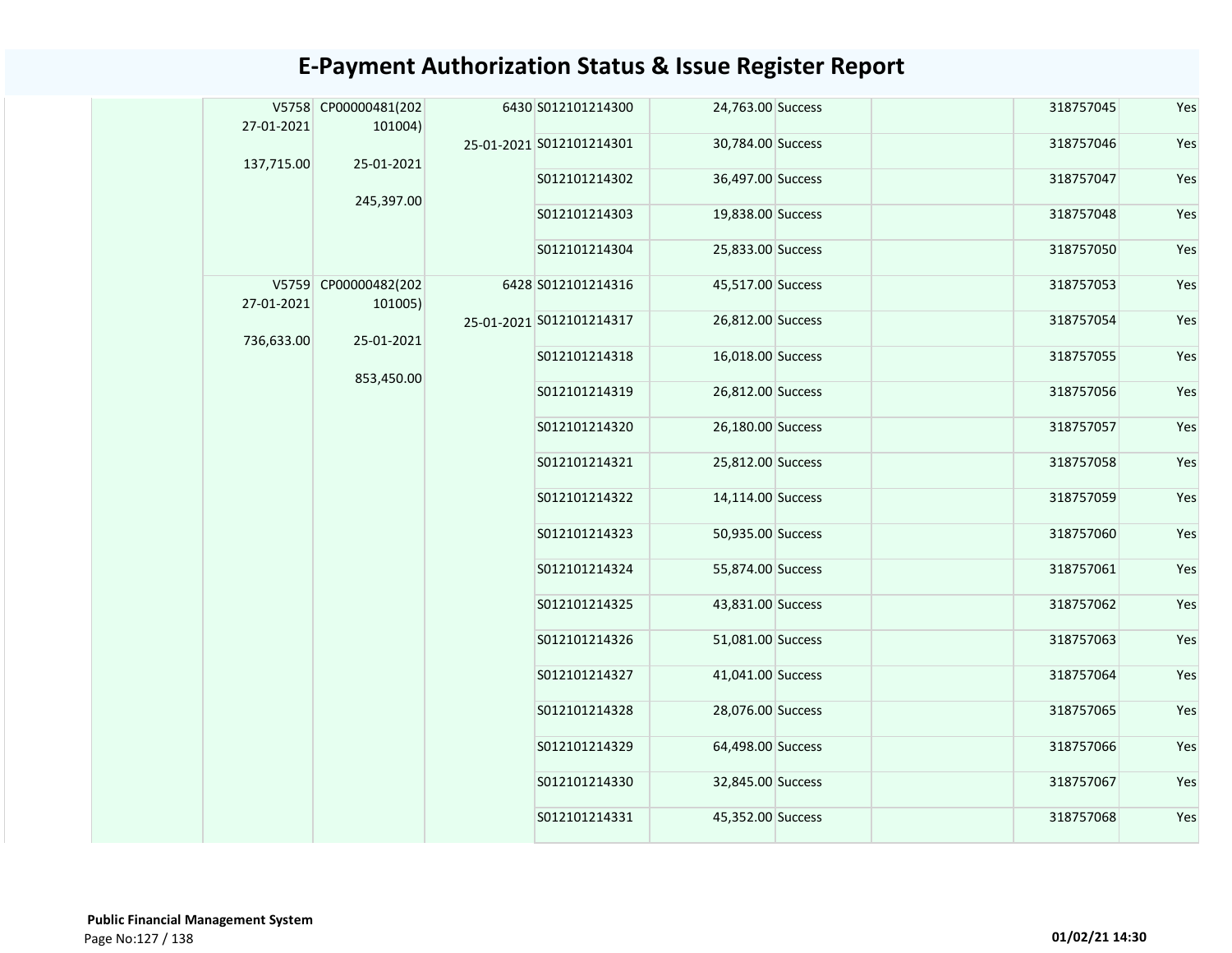# E-Payment Authorization Status & Issue Register Report

| | | | | | | | | | |
|---|---|---|---|---|---|---|---|---|---|
| | V5758 27-01-2021 137,715.00 | CP00000481(202101004) 25-01-2021 245,397.00 | 6430 25-01-2021 | S012101214300 | 24,763.00 | Success | | 318757045 | Yes |
| | | | | S012101214301 | 30,784.00 | Success | | 318757046 | Yes |
| | | | | S012101214302 | 36,497.00 | Success | | 318757047 | Yes |
| | | | | S012101214303 | 19,838.00 | Success | | 318757048 | Yes |
| | | | | S012101214304 | 25,833.00 | Success | | 318757050 | Yes |
| | V5759 27-01-2021 736,633.00 | CP00000482(202101005) 25-01-2021 853,450.00 | 6428 25-01-2021 | S012101214316 | 45,517.00 | Success | | 318757053 | Yes |
| | | | | S012101214317 | 26,812.00 | Success | | 318757054 | Yes |
| | | | | S012101214318 | 16,018.00 | Success | | 318757055 | Yes |
| | | | | S012101214319 | 26,812.00 | Success | | 318757056 | Yes |
| | | | | S012101214320 | 26,180.00 | Success | | 318757057 | Yes |
| | | | | S012101214321 | 25,812.00 | Success | | 318757058 | Yes |
| | | | | S012101214322 | 14,114.00 | Success | | 318757059 | Yes |
| | | | | S012101214323 | 50,935.00 | Success | | 318757060 | Yes |
| | | | | S012101214324 | 55,874.00 | Success | | 318757061 | Yes |
| | | | | S012101214325 | 43,831.00 | Success | | 318757062 | Yes |
| | | | | S012101214326 | 51,081.00 | Success | | 318757063 | Yes |
| | | | | S012101214327 | 41,041.00 | Success | | 318757064 | Yes |
| | | | | S012101214328 | 28,076.00 | Success | | 318757065 | Yes |
| | | | | S012101214329 | 64,498.00 | Success | | 318757066 | Yes |
| | | | | S012101214330 | 32,845.00 | Success | | 318757067 | Yes |
| | | | | S012101214331 | 45,352.00 | Success | | 318757068 | Yes |

**Public Financial Management System**

01/02/21 14:30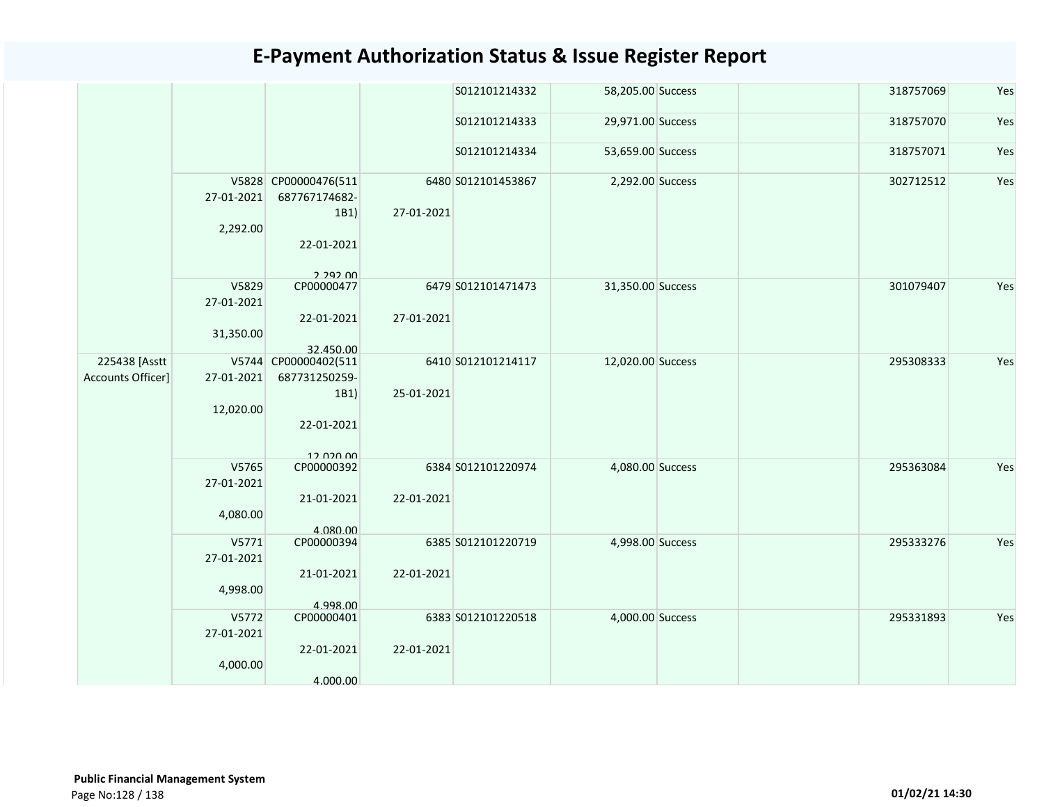# E-Payment Authorization Status & Issue Register Report

| | | | | | | | | | |
|---|---|---|---|---|---|---|---|---|---|
| | | | | S012101214332 | 58,205.00 | Success | | 318757069 | Yes |
| | | | | S012101214333 | 29,971.00 | Success | | 318757070 | Yes |
| | | | | S012101214334 | 53,659.00 | Success | | 318757071 | Yes |
| | V5828 27-01-2021 2,292.00 | CP00000476(511 687767174682-1B1) 22-01-2021 2,292.00 | 6480 27-01-2021 | S012101453867 | 2,292.00 | Success | | 302712512 | Yes |
| | V5829 27-01-2021 31,350.00 | CP00000477 22-01-2021 32,450.00 | 6479 27-01-2021 | S012101471473 | 31,350.00 | Success | | 301079407 | Yes |
| 225438 [Asstt Accounts Officer] | V5744 27-01-2021 12,020.00 | CP00000402(511 687731250259-1B1) 22-01-2021 12,020.00 | 6410 25-01-2021 | S012101214117 | 12,020.00 | Success | | 295308333 | Yes |
| | V5765 27-01-2021 4,080.00 | CP00000392 21-01-2021 4,080.00 | 6384 22-01-2021 | S012101220974 | 4,080.00 | Success | | 295363084 | Yes |
| | V5771 27-01-2021 4,998.00 | CP00000394 21-01-2021 4,998.00 | 6385 22-01-2021 | S012101220719 | 4,998.00 | Success | | 295333276 | Yes |
| | V5772 27-01-2021 4,000.00 | CP00000401 22-01-2021 4,000.00 | 6383 22-01-2021 | S012101220518 | 4,000.00 | Success | | 295331893 | Yes |

**Public Financial Management System**

01/02/21 14:30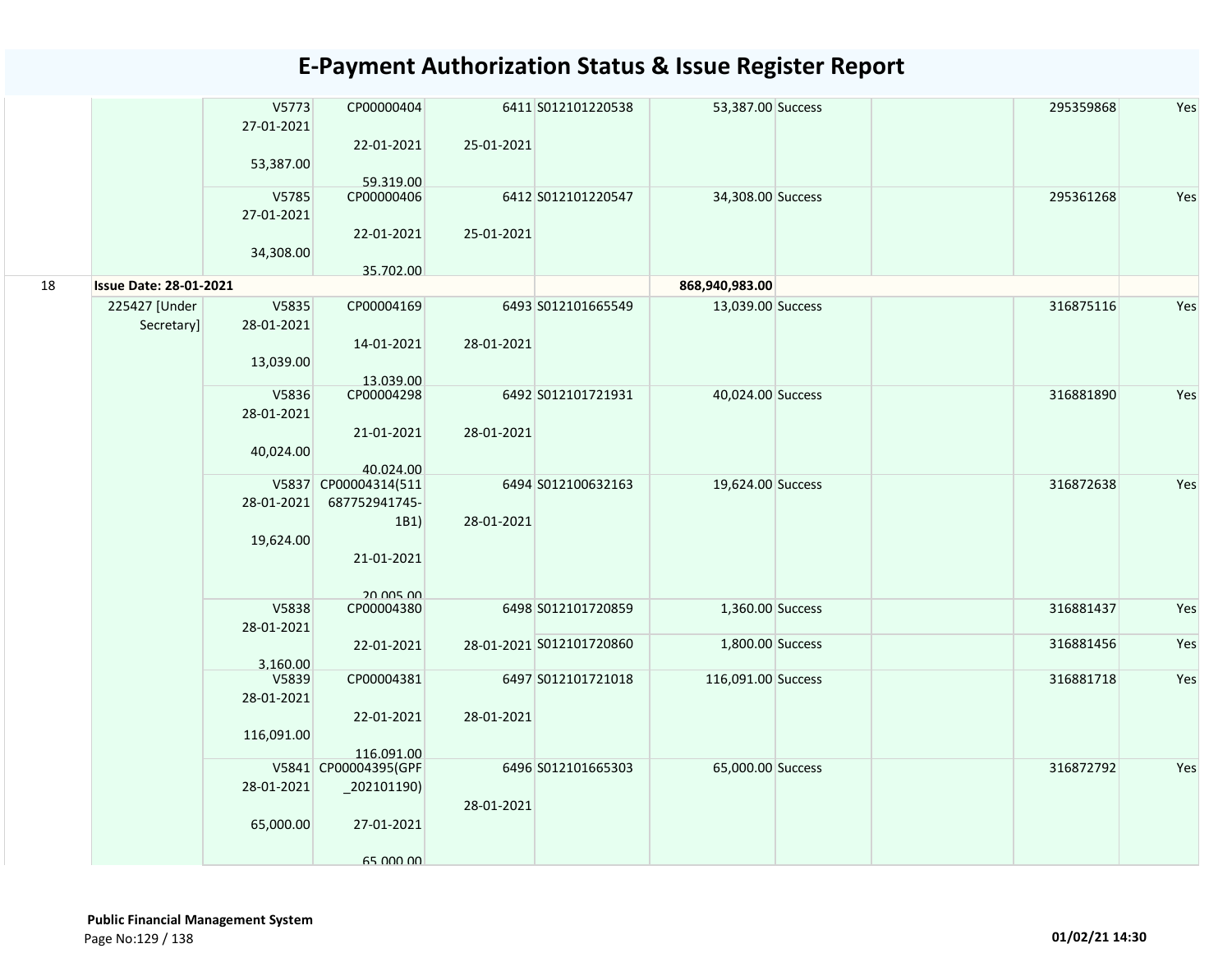# E-Payment Authorization Status & Issue Register Report

| | | | | | | | | | | |
|---|---|---|---|---|---|---|---|---|---|---|
| | | V5773<br>27-01-2021<br><br>53,387.00 | CP00000404<br><br>22-01-2021<br><br>59,319.00 | 6411<br><br>25-01-2021 | S012101220538 | 53,387.00 | Success | | 295359868 | Yes |
| | | V5785<br>27-01-2021<br><br>34,308.00 | CP00000406<br><br>22-01-2021<br><br>35,702.00 | 6412<br><br>25-01-2021 | S012101220547 | 34,308.00 | Success | | 295361268 | Yes |
| 18 | **Issue Date: 28-01-2021** | | | | | **868,940,983.00** | | | | |
| | 225427 [Under Secretary] | V5835<br>28-01-2021<br><br>13,039.00 | CP00004169<br><br>14-01-2021<br><br>13,039.00 | 6493<br><br>28-01-2021 | S012101665549 | 13,039.00 | Success | | 316875116 | Yes |
| | | V5836<br>28-01-2021<br><br>40,024.00 | CP00004298<br><br>21-01-2021<br><br>40,024.00 | 6492<br><br>28-01-2021 | S012101721931 | 40,024.00 | Success | | 316881890 | Yes |
| | | V5837<br>28-01-2021<br><br>19,624.00 | CP00004314(511687752941745-1B1)<br><br>21-01-2021<br><br>20,005.00 | 6494<br><br>28-01-2021 | S012100632163 | 19,624.00 | Success | | 316872638 | Yes |
| | | V5838<br>28-01-2021<br><br>3,160.00 | CP00004380<br><br>22-01-2021 | 6498<br><br>28-01-2021 | S012101720859 | 1,360.00 | Success | | 316881437 | Yes |
| | | | | | S012101720860 | 1,800.00 | Success | | 316881456 | Yes |
| | | V5839<br>28-01-2021<br><br>116,091.00 | CP00004381<br><br>22-01-2021<br><br>116,091.00 | 6497<br><br>28-01-2021 | S012101721018 | 116,091.00 | Success | | 316881718 | Yes |
| | | V5841<br>28-01-2021<br><br>65,000.00 | CP00004395(GPF_202101190)<br><br>27-01-2021<br><br>65,000.00 | 6496<br><br>28-01-2021 | S012101665303 | 65,000.00 | Success | | 316872792 | Yes |

**Public Financial Management System**

01/02/21 14:30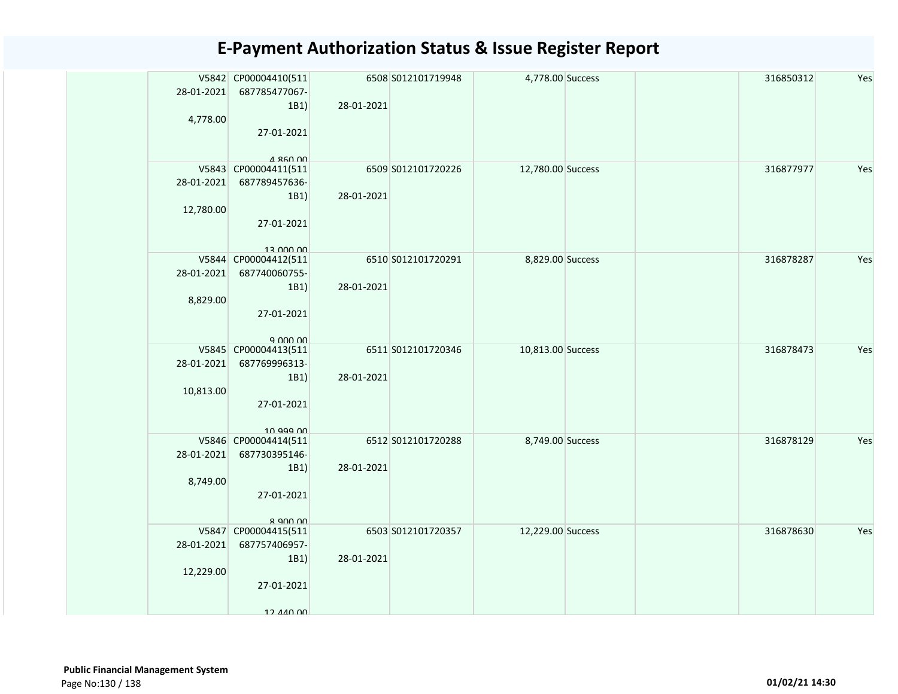# E-Payment Authorization Status & Issue Register Report

| | | | | | | | | | |
|---|---|---|---|---|---|---|---|---|---|
| | V5842 28-01-2021 4,778.00 | CP00004410(511687785477067-1B1) 27-01-2021 4,860.00 | 6508 28-01-2021 | S012101719948 | 4,778.00 | Success | | 316850312 | Yes |
| | V5843 28-01-2021 12,780.00 | CP00004411(511687789457636-1B1) 27-01-2021 13,000.00 | 6509 28-01-2021 | S012101720226 | 12,780.00 | Success | | 316877977 | Yes |
| | V5844 28-01-2021 8,829.00 | CP00004412(511687740060755-1B1) 27-01-2021 9,000.00 | 6510 28-01-2021 | S012101720291 | 8,829.00 | Success | | 316878287 | Yes |
| | V5845 28-01-2021 10,813.00 | CP00004413(511687769996313-1B1) 27-01-2021 10,999.00 | 6511 28-01-2021 | S012101720346 | 10,813.00 | Success | | 316878473 | Yes |
| | V5846 28-01-2021 8,749.00 | CP00004414(511687730395146-1B1) 27-01-2021 8,900.00 | 6512 28-01-2021 | S012101720288 | 8,749.00 | Success | | 316878129 | Yes |
| | V5847 28-01-2021 12,229.00 | CP00004415(511687757406957-1B1) 27-01-2021 12,440.00 | 6503 28-01-2021 | S012101720357 | 12,229.00 | Success | | 316878630 | Yes |

**Public Financial Management System**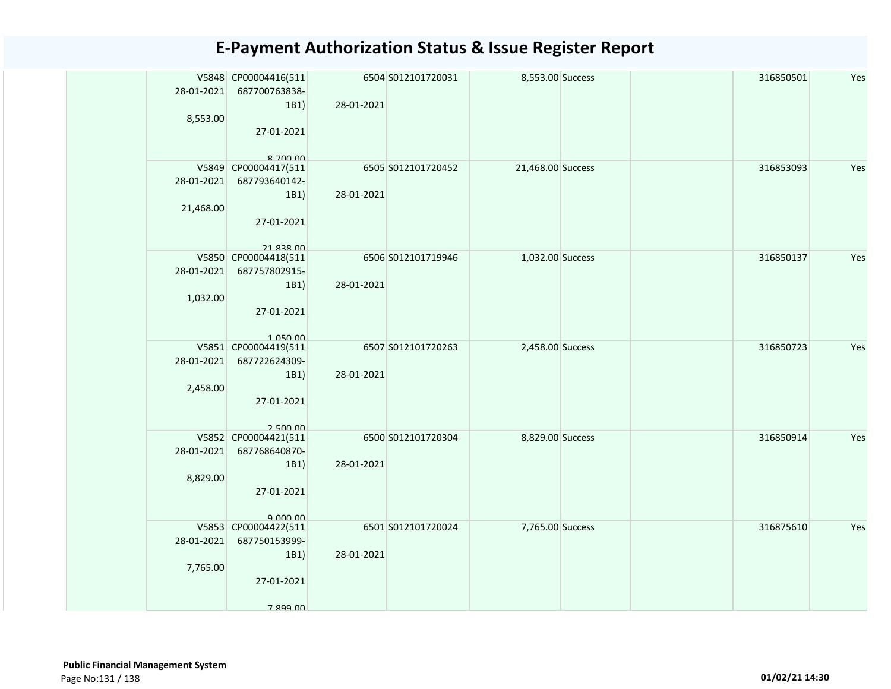# E-Payment Authorization Status & Issue Register Report

| | | | | | | | | | |
|---|---|---|---|---|---|---|---|---|---|
| | V5848 28-01-2021 8,553.00 | CP00004416(511687700763838-1B1) 27-01-2021 8,700.00 | 6504 28-01-2021 | S012101720031 | 8,553.00 | Success | | 316850501 | Yes |
| | V5849 28-01-2021 21,468.00 | CP00004417(511687793640142-1B1) 27-01-2021 21,838.00 | 6505 28-01-2021 | S012101720452 | 21,468.00 | Success | | 316853093 | Yes |
| | V5850 28-01-2021 1,032.00 | CP00004418(511687757802915-1B1) 27-01-2021 1,050.00 | 6506 28-01-2021 | S012101719946 | 1,032.00 | Success | | 316850137 | Yes |
| | V5851 28-01-2021 2,458.00 | CP00004419(511687722624309-1B1) 27-01-2021 2,500.00 | 6507 28-01-2021 | S012101720263 | 2,458.00 | Success | | 316850723 | Yes |
| | V5852 28-01-2021 8,829.00 | CP00004421(511687768640870-1B1) 27-01-2021 9,000.00 | 6500 28-01-2021 | S012101720304 | 8,829.00 | Success | | 316850914 | Yes |
| | V5853 28-01-2021 7,765.00 | CP00004422(511687750153999-1B1) 27-01-2021 7,899.00 | 6501 28-01-2021 | S012101720024 | 7,765.00 | Success | | 316875610 | Yes |

**Public Financial Management System**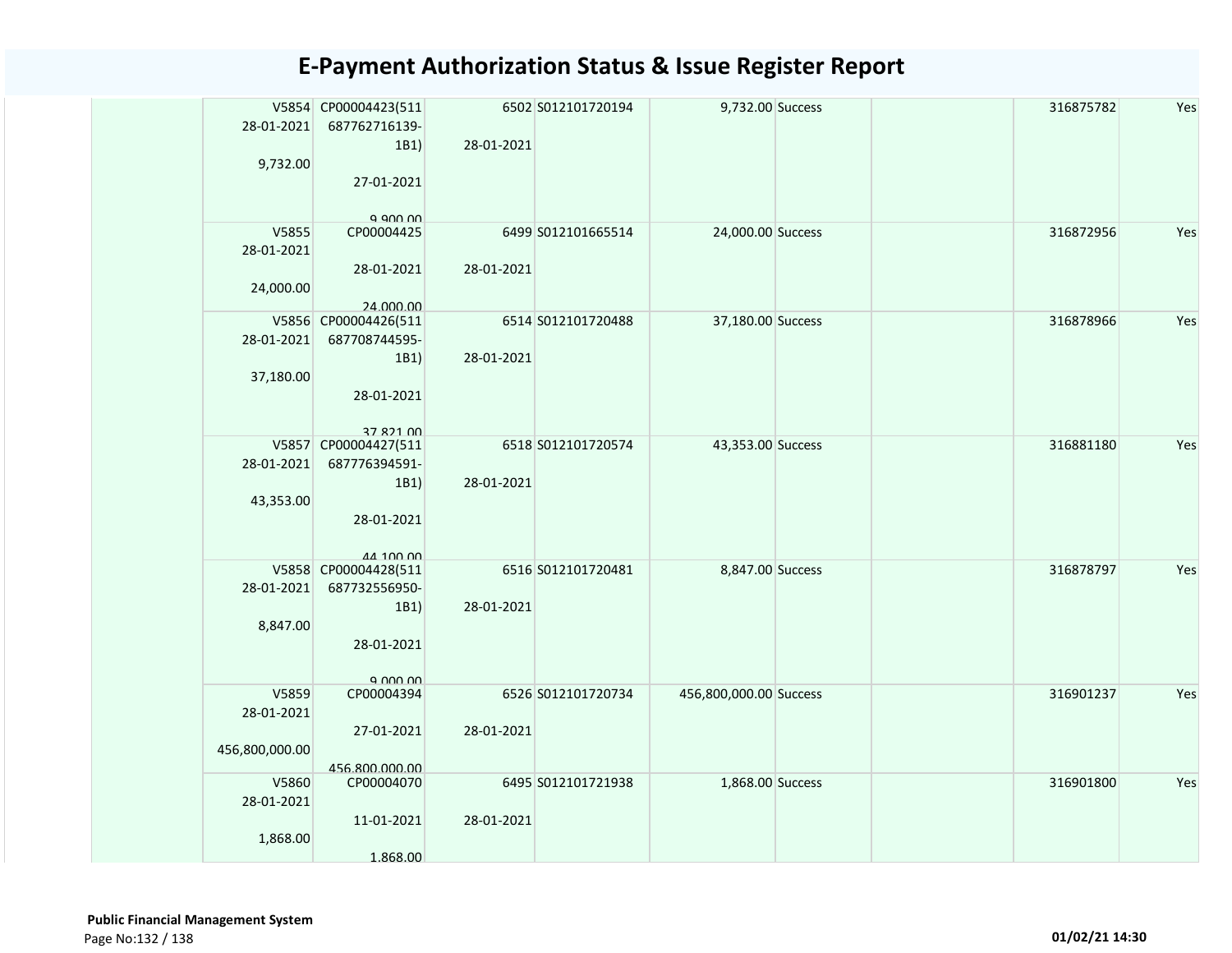# E-Payment Authorization Status & Issue Register Report

| | | | | | | | | | |
|---|---|---|---|---|---|---|---|---|---|
| | V5854 28-01-2021 9,732.00 | CP00004423(511687762716139-1B1) 27-01-2021 9,900.00 | 6502 28-01-2021 | S012101720194 | 9,732.00 | Success | | 316875782 | Yes |
| | V5855 28-01-2021 24,000.00 | CP00004425 28-01-2021 24,000.00 | 6499 28-01-2021 | S012101665514 | 24,000.00 | Success | | 316872956 | Yes |
| | V5856 28-01-2021 37,180.00 | CP00004426(511687708744595-1B1) 28-01-2021 37,821.00 | 6514 28-01-2021 | S012101720488 | 37,180.00 | Success | | 316878966 | Yes |
| | V5857 28-01-2021 43,353.00 | CP00004427(511687776394591-1B1) 28-01-2021 44,100.00 | 6518 28-01-2021 | S012101720574 | 43,353.00 | Success | | 316881180 | Yes |
| | V5858 28-01-2021 8,847.00 | CP00004428(511687732556950-1B1) 28-01-2021 9,000.00 | 6516 28-01-2021 | S012101720481 | 8,847.00 | Success | | 316878797 | Yes |
| | V5859 28-01-2021 456,800,000.00 | CP00004394 27-01-2021 456,800,000.00 | 6526 28-01-2021 | S012101720734 | 456,800,000.00 | Success | | 316901237 | Yes |
| | V5860 28-01-2021 1,868.00 | CP00004070 11-01-2021 1,868.00 | 6495 28-01-2021 | S012101721938 | 1,868.00 | Success | | 316901800 | Yes |

**Public Financial Management System**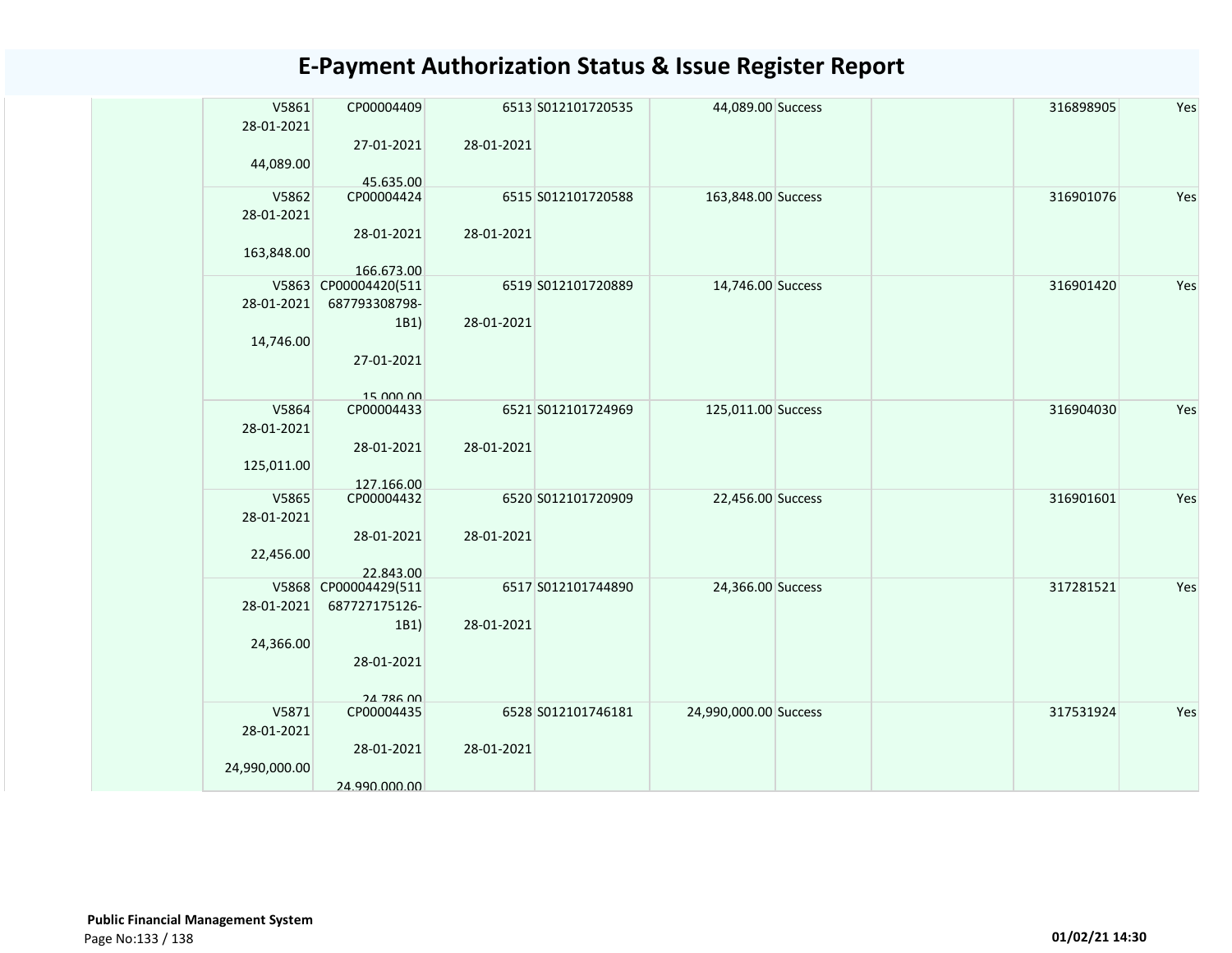# E-Payment Authorization Status & Issue Register Report

| | | | | | | | | | |
|---|---|---|---|---|---|---|---|---|---|
| | V5861 28-01-2021 44,089.00 | CP00004409 27-01-2021 45,635.00 | 6513 28-01-2021 | S012101720535 | 44,089.00 | Success | | 316898905 | Yes |
| | V5862 28-01-2021 163,848.00 | CP00004424 28-01-2021 166,673.00 | 6515 28-01-2021 | S012101720588 | 163,848.00 | Success | | 316901076 | Yes |
| | V5863 28-01-2021 14,746.00 | CP00004420(511687793308798-1B1) 27-01-2021 15,000.00 | 6519 28-01-2021 | S012101720889 | 14,746.00 | Success | | 316901420 | Yes |
| | V5864 28-01-2021 125,011.00 | CP00004433 28-01-2021 127,166.00 | 6521 28-01-2021 | S012101724969 | 125,011.00 | Success | | 316904030 | Yes |
| | V5865 28-01-2021 22,456.00 | CP00004432 28-01-2021 22,843.00 | 6520 28-01-2021 | S012101720909 | 22,456.00 | Success | | 316901601 | Yes |
| | V5868 28-01-2021 24,366.00 | CP00004429(511687727175126-1B1) 28-01-2021 24,786.00 | 6517 28-01-2021 | S012101744890 | 24,366.00 | Success | | 317281521 | Yes |
| | V5871 28-01-2021 24,990,000.00 | CP00004435 28-01-2021 24,990,000.00 | 6528 28-01-2021 | S012101746181 | 24,990,000.00 | Success | | 317531924 | Yes |

**Public Financial Management System**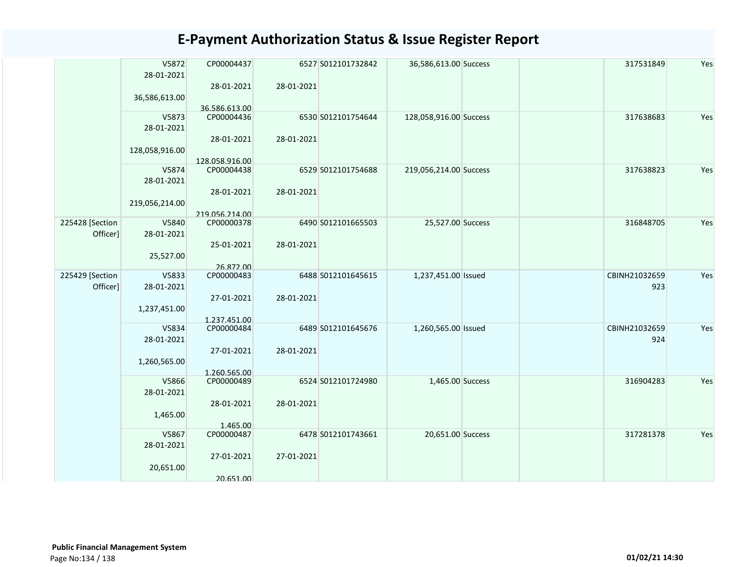# E-Payment Authorization Status & Issue Register Report

| | | | | | | | | | |
|---|---|---|---|---|---|---|---|---|---|
| | V5872<br>28-01-2021<br><br>36,586,613.00 | CP00004437<br><br>28-01-2021<br><br>36,586,613.00 | 6527<br><br>28-01-2021 | S012101732842 | 36,586,613.00 | Success | | 317531849 | Yes |
| | V5873<br>28-01-2021<br><br>128,058,916.00 | CP00004436<br><br>28-01-2021<br><br>128,058,916.00 | 6530<br><br>28-01-2021 | S012101754644 | 128,058,916.00 | Success | | 317638683 | Yes |
| | V5874<br>28-01-2021<br><br>219,056,214.00 | CP00004438<br><br>28-01-2021<br><br>219,056,214.00 | 6529<br><br>28-01-2021 | S012101754688 | 219,056,214.00 | Success | | 317638823 | Yes |
| 225428 [Section Officer] | V5840<br>28-01-2021<br><br>25,527.00 | CP00000378<br><br>25-01-2021<br><br>26,872.00 | 6490<br><br>28-01-2021 | S012101665503 | 25,527.00 | Success | | 316848705 | Yes |
| 225429 [Section Officer] | V5833<br>28-01-2021<br><br>1,237,451.00 | CP00000483<br><br>27-01-2021<br><br>1,237,451.00 | 6488<br><br>28-01-2021 | S012101645615 | 1,237,451.00 | Issued | | CBINH21032659923 | Yes |
| | V5834<br>28-01-2021<br><br>1,260,565.00 | CP00000484<br><br>27-01-2021<br><br>1,260,565.00 | 6489<br><br>28-01-2021 | S012101645676 | 1,260,565.00 | Issued | | CBINH21032659924 | Yes |
| | V5866<br>28-01-2021<br><br>1,465.00 | CP00000489<br><br>28-01-2021<br><br>1,465.00 | 6524<br><br>28-01-2021 | S012101724980 | 1,465.00 | Success | | 316904283 | Yes |
| | V5867<br>28-01-2021<br><br>20,651.00 | CP00000487<br><br>27-01-2021<br><br>20,651.00 | 6478<br><br>27-01-2021 | S012101743661 | 20,651.00 | Success | | 317281378 | Yes |

**Public Financial Management System**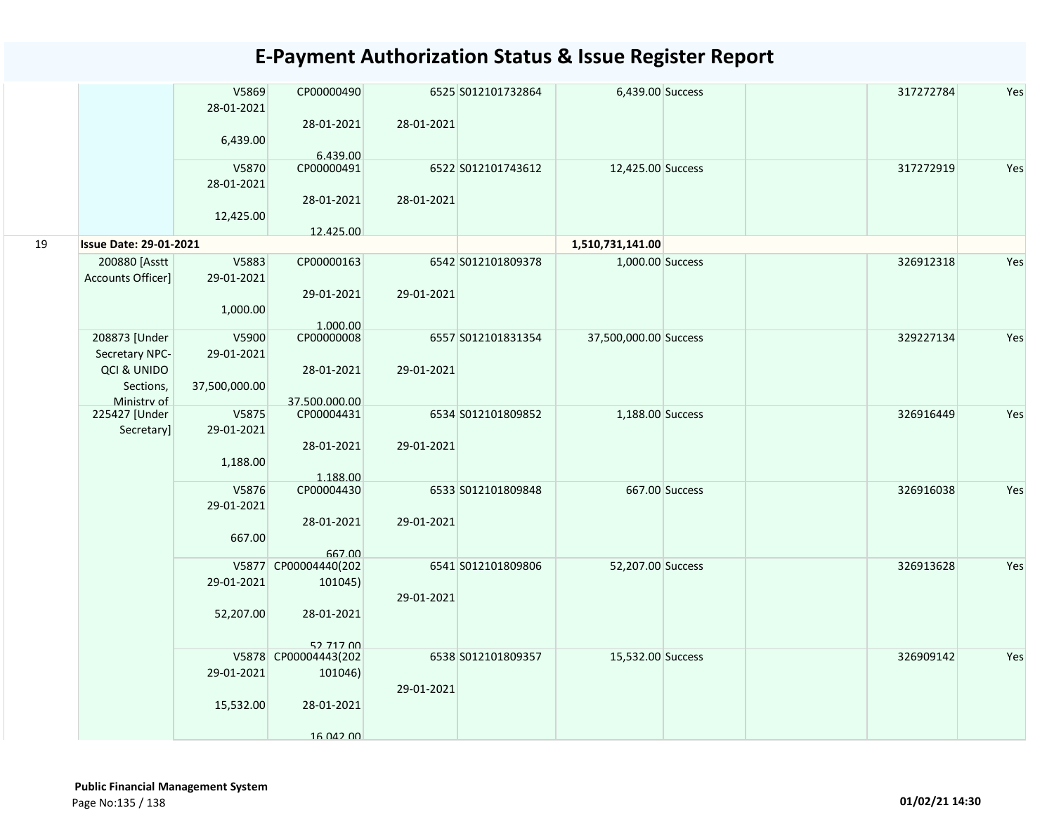# E-Payment Authorization Status & Issue Register Report

| | | | | | | | | | | |
|---|---|---|---|---|---|---|---|---|---|---|
| | | V5869 28-01-2021 6,439.00 | CP00000490 28-01-2021 6,439.00 | 6525 28-01-2021 | S012101732864 | 6,439.00 | Success | | 317272784 | Yes |
| | | V5870 28-01-2021 12,425.00 | CP00000491 28-01-2021 12,425.00 | 6522 28-01-2021 | S012101743612 | 12,425.00 | Success | | 317272919 | Yes |
| 19 | **Issue Date: 29-01-2021** | | | | | **1,510,731,141.00** | | | | |
| | 200880 [Asstt Accounts Officer] | V5883 29-01-2021 1,000.00 | CP00000163 29-01-2021 1,000.00 | 6542 29-01-2021 | S012101809378 | 1,000.00 | Success | | 326912318 | Yes |
| | 208873 [Under Secretary NPC-QCI & UNIDO Sections, Ministry of | V5900 29-01-2021 37,500,000.00 | CP00000008 28-01-2021 37,500,000.00 | 6557 29-01-2021 | S012101831354 | 37,500,000.00 | Success | | 329227134 | Yes |
| | 225427 [Under Secretary] | V5875 29-01-2021 1,188.00 | CP00004431 28-01-2021 1,188.00 | 6534 29-01-2021 | S012101809852 | 1,188.00 | Success | | 326916449 | Yes |
| | | V5876 29-01-2021 667.00 | CP00004430 28-01-2021 667.00 | 6533 29-01-2021 | S012101809848 | 667.00 | Success | | 326916038 | Yes |
| | | V5877 29-01-2021 52,207.00 | CP00004440(202101045) 28-01-2021 52,717.00 | 6541 29-01-2021 | S012101809806 | 52,207.00 | Success | | 326913628 | Yes |
| | | V5878 29-01-2021 15,532.00 | CP00004443(202101046) 28-01-2021 16,042.00 | 6538 29-01-2021 | S012101809357 | 15,532.00 | Success | | 326909142 | Yes |

**Public Financial Management System**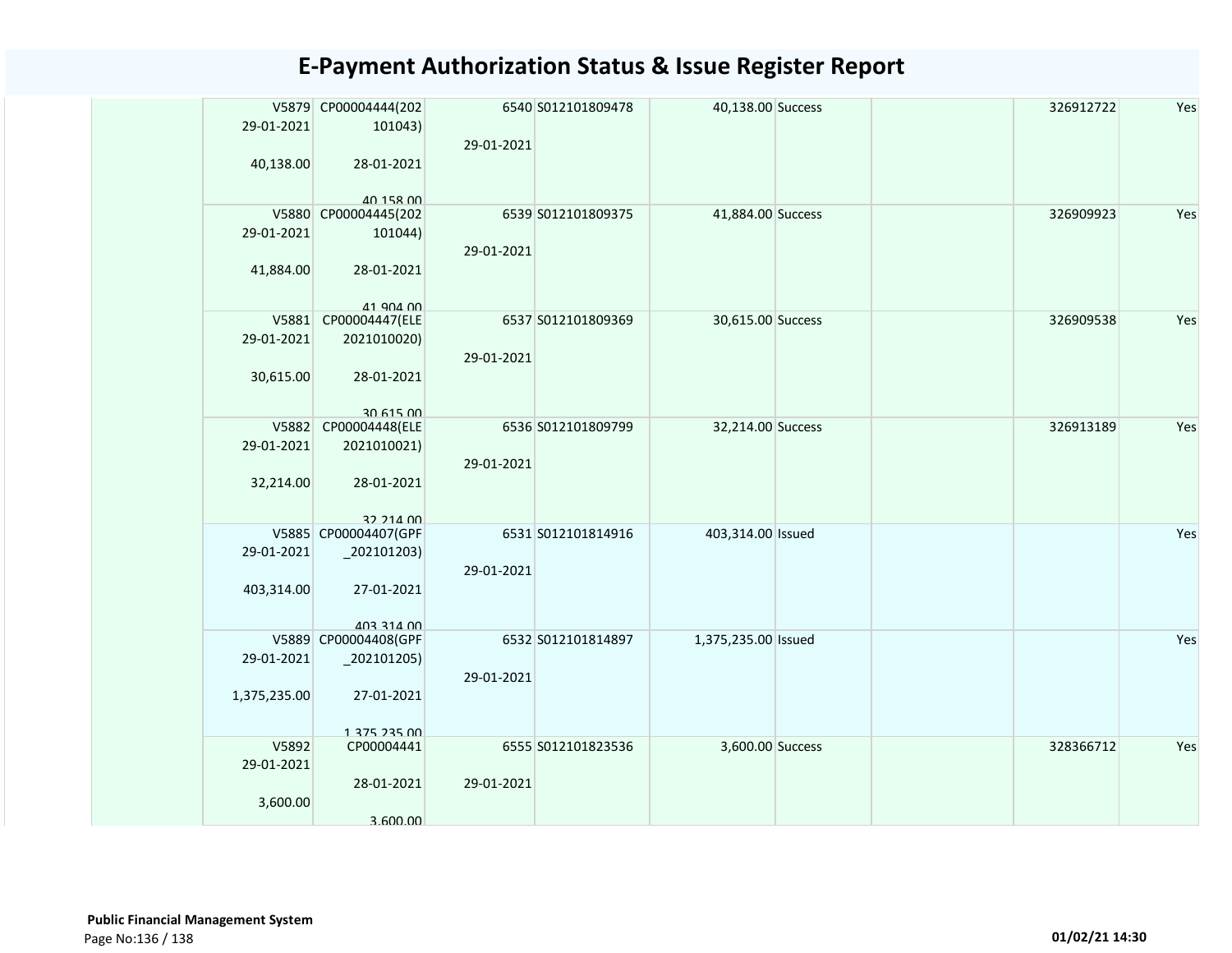# E-Payment Authorization Status & Issue Register Report

| | | | | | | | | |
|---|---|---|---|---|---|---|---|---|
| | V5879<br>29-01-2021<br><br>40,138.00 | CP00004444(202101043)<br><br>28-01-2021<br><br>40,158.00 | 6540<br><br>29-01-2021 | S012101809478 | 40,138.00 | Success | | 326912722 | Yes |
| | V5880<br>29-01-2021<br><br>41,884.00 | CP00004445(202101044)<br><br>28-01-2021<br><br>41,904.00 | 6539<br><br>29-01-2021 | S012101809375 | 41,884.00 | Success | | 326909923 | Yes |
| | V5881<br>29-01-2021<br><br>30,615.00 | CP00004447(ELE2021010020)<br><br>28-01-2021<br><br>30,615.00 | 6537<br><br>29-01-2021 | S012101809369 | 30,615.00 | Success | | 326909538 | Yes |
| | V5882<br>29-01-2021<br><br>32,214.00 | CP00004448(ELE2021010021)<br><br>28-01-2021<br><br>32,214.00 | 6536<br><br>29-01-2021 | S012101809799 | 32,214.00 | Success | | 326913189 | Yes |
| | V5885<br>29-01-2021<br><br>403,314.00 | CP00004407(GPF_202101203)<br><br>27-01-2021<br><br>403,314.00 | 6531<br><br>29-01-2021 | S012101814916 | 403,314.00 | Issued | | | Yes |
| | V5889<br>29-01-2021<br><br>1,375,235.00 | CP00004408(GPF_202101205)<br><br>27-01-2021<br><br>1,375,235.00 | 6532<br><br>29-01-2021 | S012101814897 | 1,375,235.00 | Issued | | | Yes |
| | V5892<br>29-01-2021<br><br>3,600.00 | CP00004441<br><br>28-01-2021<br><br>3,600.00 | 6555<br><br>29-01-2021 | S012101823536 | 3,600.00 | Success | | 328366712 | Yes |

**Public Financial Management System**

01/02/21 14:30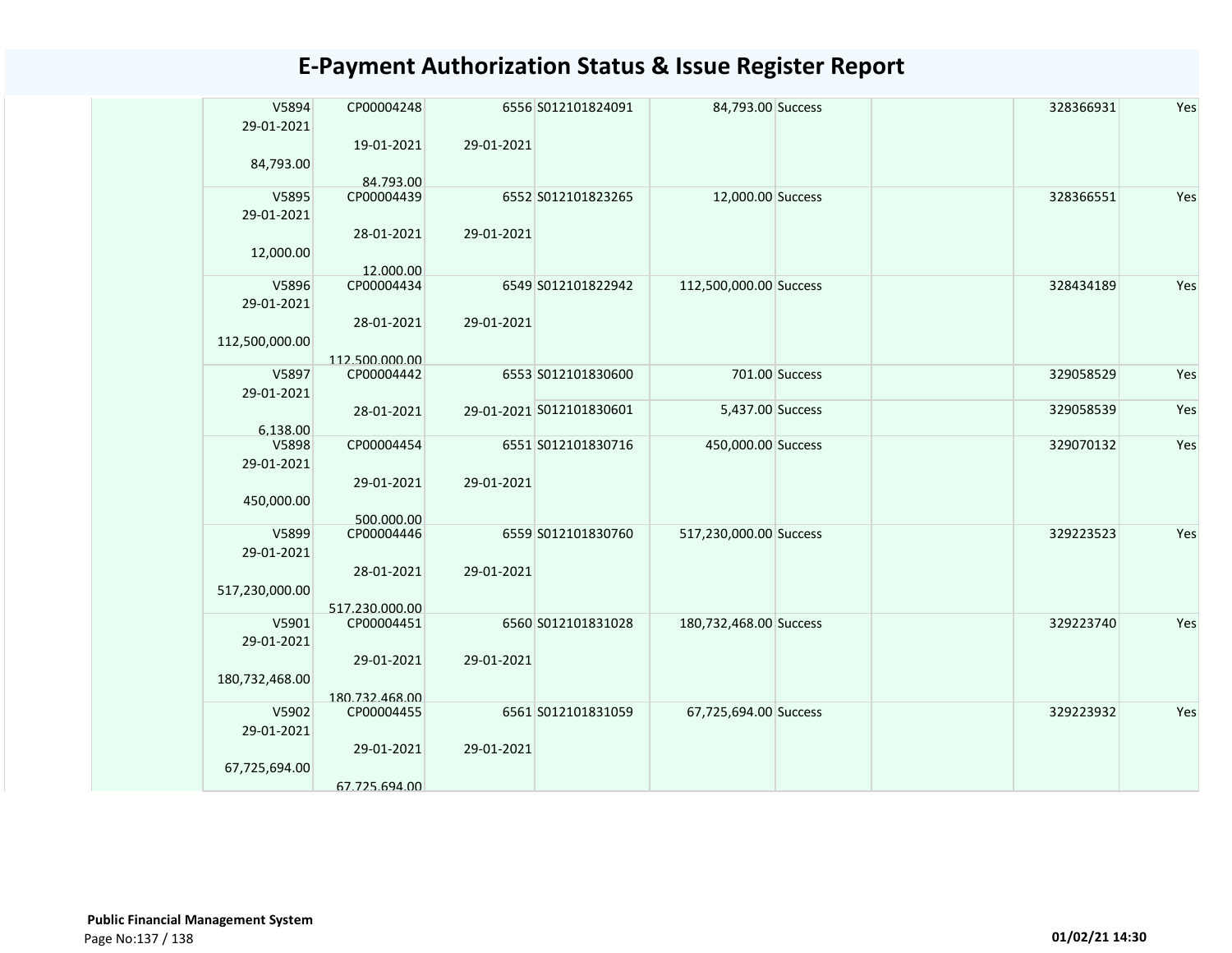# E-Payment Authorization Status & Issue Register Report

| | | | | | | | | | |
|---|---|---|---|---|---|---|---|---|---|
| | V5894<br>29-01-2021<br><br>84,793.00 | CP00004248<br><br>19-01-2021<br><br>84,793.00 | 6556<br><br>29-01-2021 | S012101824091 | 84,793.00 | Success | | 328366931 | Yes |
| | V5895<br>29-01-2021<br><br>12,000.00 | CP00004439<br><br>28-01-2021<br><br>12,000.00 | 6552<br><br>29-01-2021 | S012101823265 | 12,000.00 | Success | | 328366551 | Yes |
| | V5896<br>29-01-2021<br><br>112,500,000.00 | CP00004434<br><br>28-01-2021<br><br>112,500,000.00 | 6549<br><br>29-01-2021 | S012101822942 | 112,500,000.00 | Success | | 328434189 | Yes |
| | V5897<br>29-01-2021<br><br>6,138.00 | CP00004442<br><br>28-01-2021 | 6553<br><br>29-01-2021 | S012101830600 | 701.00 | Success | | 329058529 | Yes |
| | | | | S012101830601 | 5,437.00 | Success | | 329058539 | Yes |
| | V5898<br>29-01-2021<br><br>450,000.00 | CP00004454<br><br>29-01-2021<br><br>500,000.00 | 6551<br><br>29-01-2021 | S012101830716 | 450,000.00 | Success | | 329070132 | Yes |
| | V5899<br>29-01-2021<br><br>517,230,000.00 | CP00004446<br><br>28-01-2021<br><br>517,230,000.00 | 6559<br><br>29-01-2021 | S012101830760 | 517,230,000.00 | Success | | 329223523 | Yes |
| | V5901<br>29-01-2021<br><br>180,732,468.00 | CP00004451<br><br>29-01-2021<br><br>180,732,468.00 | 6560<br><br>29-01-2021 | S012101831028 | 180,732,468.00 | Success | | 329223740 | Yes |
| | V5902<br>29-01-2021<br><br>67,725,694.00 | CP00004455<br><br>29-01-2021<br><br>67,725,694.00 | 6561<br><br>29-01-2021 | S012101831059 | 67,725,694.00 | Success | | 329223932 | Yes |

**Public Financial Management System**

01/02/21 14:30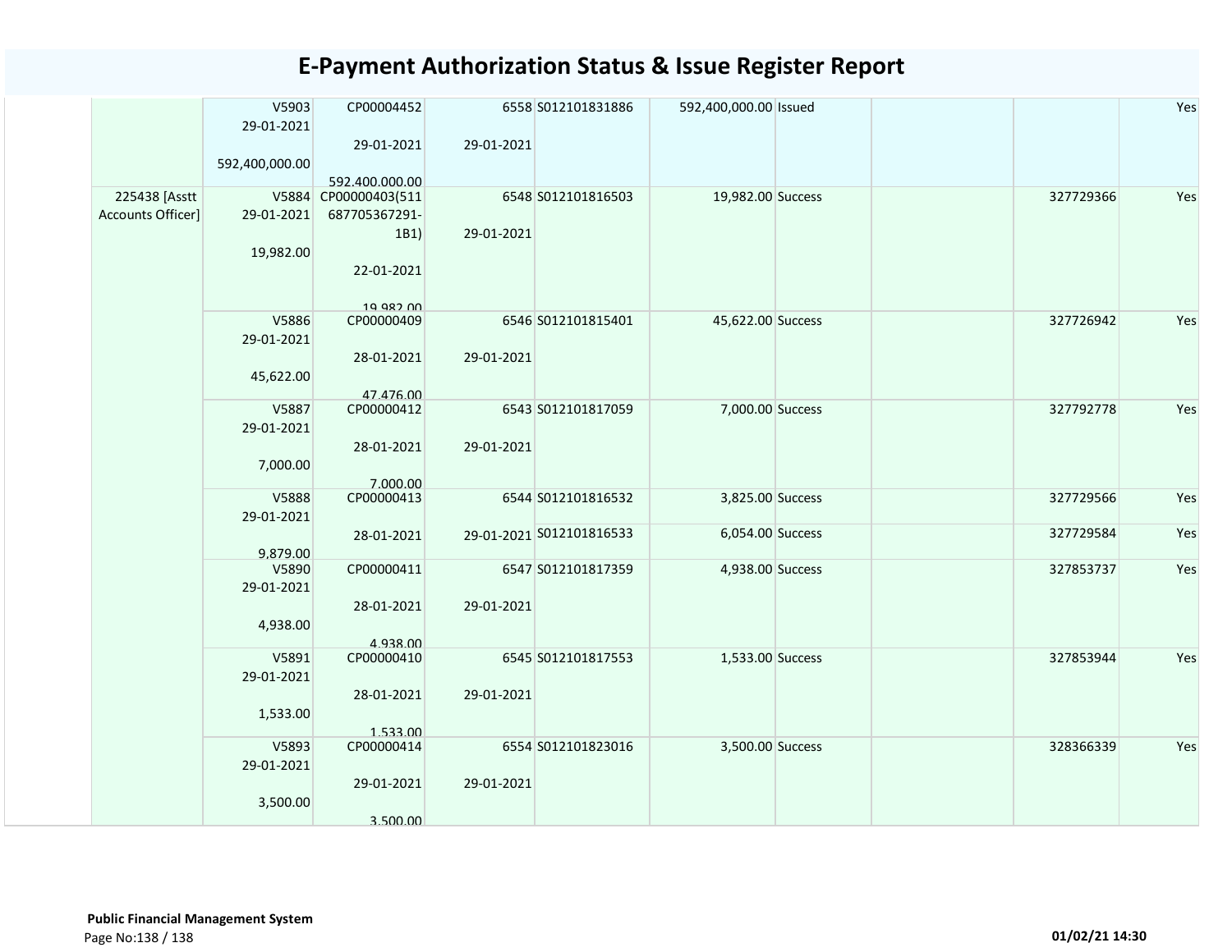# E-Payment Authorization Status & Issue Register Report

| | | | | | | | | | | |
|---|---|---|---|---|---|---|---|---|---|---|
| | | V5903 29-01-2021 592,400,000.00 | CP00004452 29-01-2021 592,400,000.00 | 6558 29-01-2021 | S012101831886 | 592,400,000.00 | Issued | | | Yes |
| | 225438 [Asstt Accounts Officer] | V5884 29-01-2021 19,982.00 | CP00000403(511687705367291-1B1) 22-01-2021 19,982.00 | 6548 29-01-2021 | S012101816503 | 19,982.00 | Success | | 327729366 | Yes |
| | | V5886 29-01-2021 45,622.00 | CP00000409 28-01-2021 47,476.00 | 6546 29-01-2021 | S012101815401 | 45,622.00 | Success | | 327726942 | Yes |
| | | V5887 29-01-2021 7,000.00 | CP00000412 28-01-2021 7,000.00 | 6543 29-01-2021 | S012101817059 | 7,000.00 | Success | | 327792778 | Yes |
| | | V5888 29-01-2021 9,879.00 | CP00000413 28-01-2021 | 6544 29-01-2021 | S012101816532 | 3,825.00 | Success | | 327729566 | Yes |
| | | | | | S012101816533 | 6,054.00 | Success | | 327729584 | Yes |
| | | V5890 29-01-2021 4,938.00 | CP00000411 28-01-2021 4,938.00 | 6547 29-01-2021 | S012101817359 | 4,938.00 | Success | | 327853737 | Yes |
| | | V5891 29-01-2021 1,533.00 | CP00000410 28-01-2021 1,533.00 | 6545 29-01-2021 | S012101817553 | 1,533.00 | Success | | 327853944 | Yes |
| | | V5893 29-01-2021 3,500.00 | CP00000414 29-01-2021 3,500.00 | 6554 29-01-2021 | S012101823016 | 3,500.00 | Success | | 328366339 | Yes |

**Public Financial Management System**

01/02/21 14:30